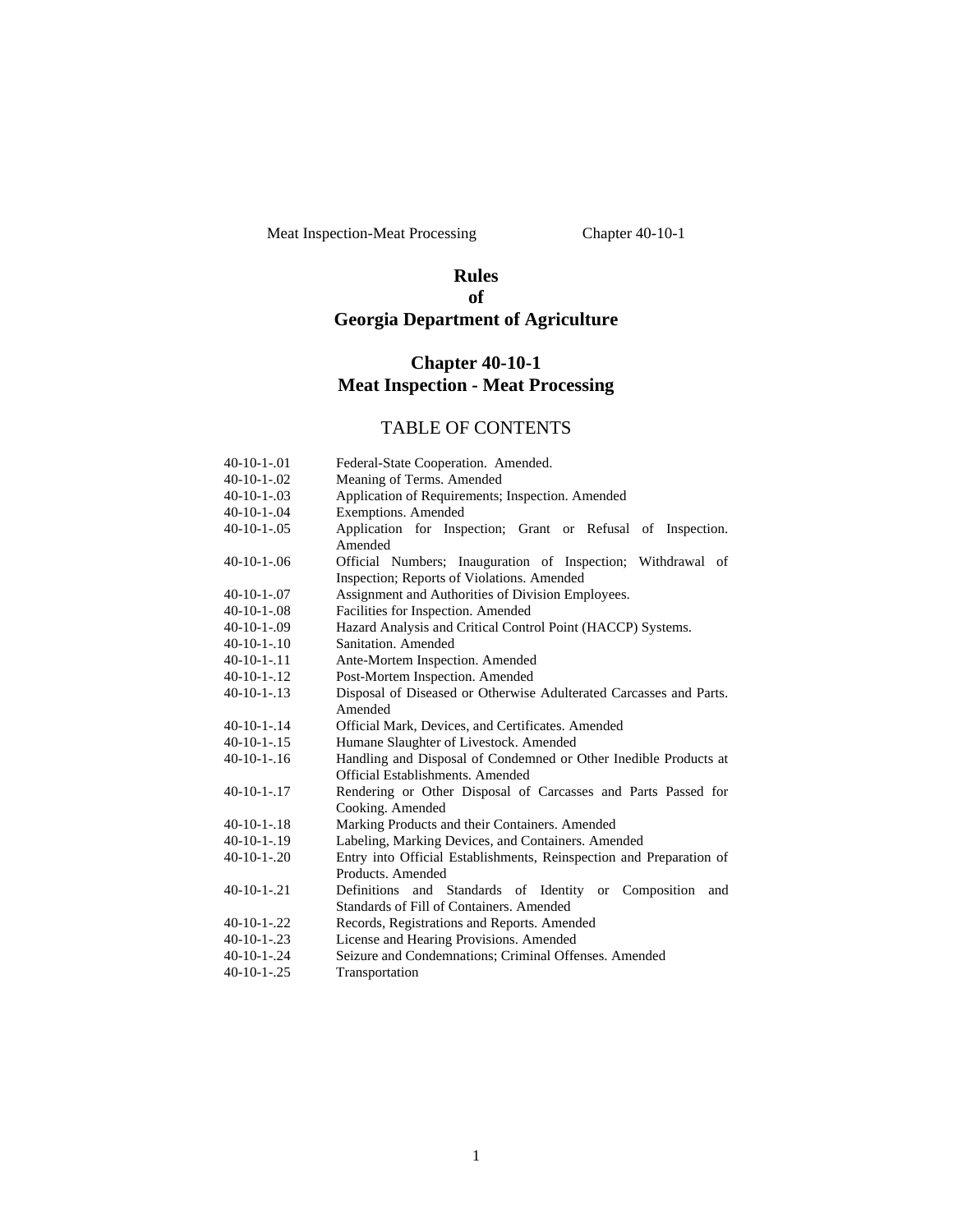Meat Inspection-Meat Processing Chapter 40-10-1

# Rules of Georgia Department of Agriculture

## Chapter 40-10-1 Meat Inspection - Meat Processing

### TABLE OF CONTENTS

| | |
|---|---|
| 40-10-1-.01 | Federal-State Cooperation. Amended. |
| 40-10-1-.02 | Meaning of Terms. Amended |
| 40-10-1-.03 | Application of Requirements; Inspection. Amended |
| 40-10-1-.04 | Exemptions. Amended |
| 40-10-1-.05 | Application for Inspection; Grant or Refusal of Inspection. Amended |
| 40-10-1-.06 | Official Numbers; Inauguration of Inspection; Withdrawal of Inspection; Reports of Violations. Amended |
| 40-10-1-.07 | Assignment and Authorities of Division Employees. |
| 40-10-1-.08 | Facilities for Inspection. Amended |
| 40-10-1-.09 | Hazard Analysis and Critical Control Point (HACCP) Systems. |
| 40-10-1-.10 | Sanitation. Amended |
| 40-10-1-.11 | Ante-Mortem Inspection. Amended |
| 40-10-1-.12 | Post-Mortem Inspection. Amended |
| 40-10-1-.13 | Disposal of Diseased or Otherwise Adulterated Carcasses and Parts. Amended |
| 40-10-1-.14 | Official Mark, Devices, and Certificates. Amended |
| 40-10-1-.15 | Humane Slaughter of Livestock. Amended |
| 40-10-1-.16 | Handling and Disposal of Condemned or Other Inedible Products at Official Establishments. Amended |
| 40-10-1-.17 | Rendering or Other Disposal of Carcasses and Parts Passed for Cooking. Amended |
| 40-10-1-.18 | Marking Products and their Containers. Amended |
| 40-10-1-.19 | Labeling, Marking Devices, and Containers. Amended |
| 40-10-1-.20 | Entry into Official Establishments, Reinspection and Preparation of Products. Amended |
| 40-10-1-.21 | Definitions and Standards of Identity or Composition and Standards of Fill of Containers. Amended |
| 40-10-1-.22 | Records, Registrations and Reports. Amended |
| 40-10-1-.23 | License and Hearing Provisions. Amended |
| 40-10-1-.24 | Seizure and Condemnations; Criminal Offenses. Amended |
| 40-10-1-.25 | Transportation |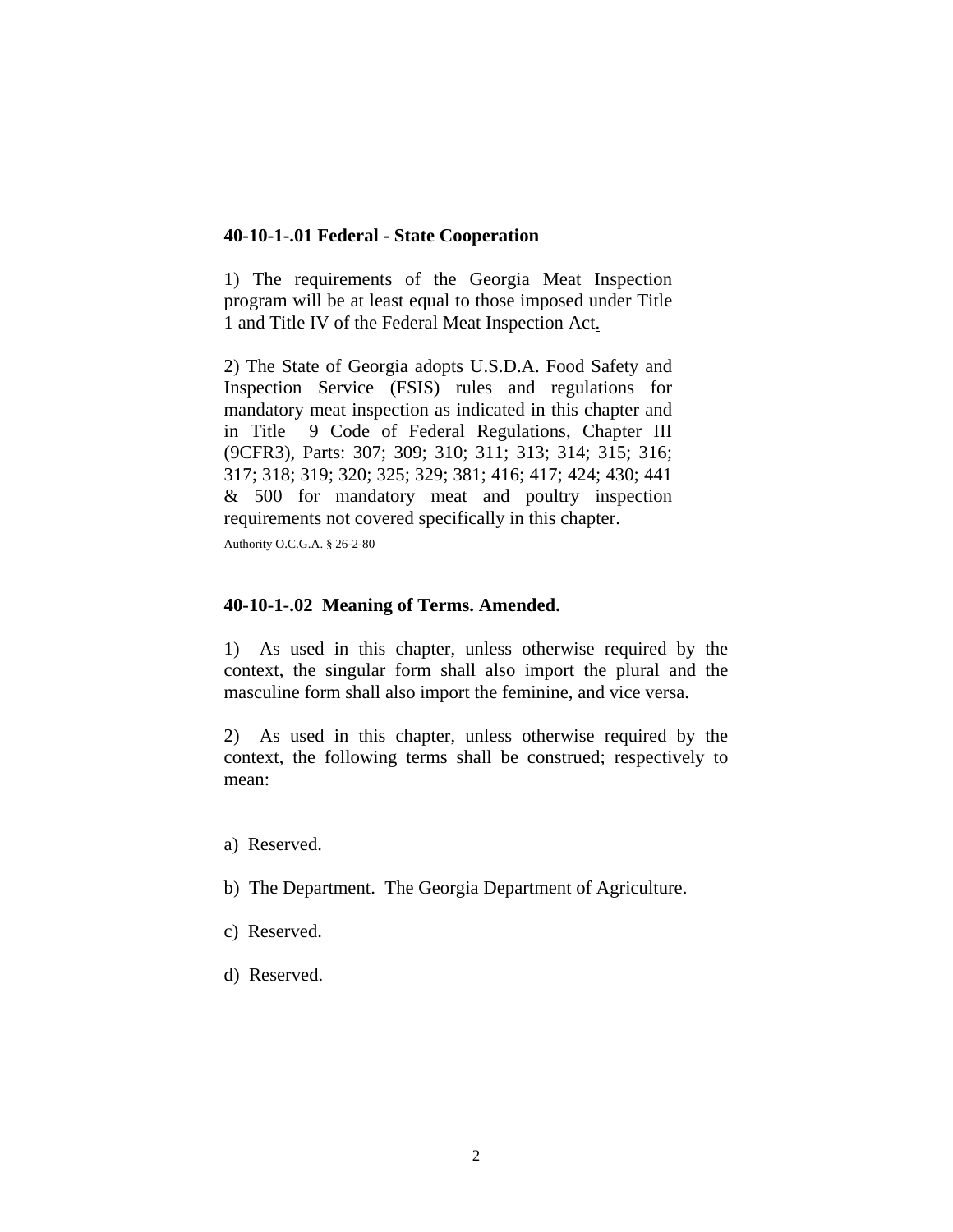**40-10-1-.01 Federal - State Cooperation**

1) The requirements of the Georgia Meat Inspection program will be at least equal to those imposed under Title 1 and Title IV of the Federal Meat Inspection Act.

2) The State of Georgia adopts U.S.D.A. Food Safety and Inspection Service (FSIS) rules and regulations for mandatory meat inspection as indicated in this chapter and in Title 9 Code of Federal Regulations, Chapter III (9CFR3), Parts: 307; 309; 310; 311; 313; 314; 315; 316; 317; 318; 319; 320; 325; 329; 381; 416; 417; 424; 430; 441 & 500 for mandatory meat and poultry inspection requirements not covered specifically in this chapter.

Authority O.C.G.A. § 26-2-80

**40-10-1-.02 Meaning of Terms. Amended.**

1) As used in this chapter, unless otherwise required by the context, the singular form shall also import the plural and the masculine form shall also import the feminine, and vice versa.

2) As used in this chapter, unless otherwise required by the context, the following terms shall be construed; respectively to mean:

a) Reserved.

b) The Department. The Georgia Department of Agriculture.

c) Reserved.

d) Reserved.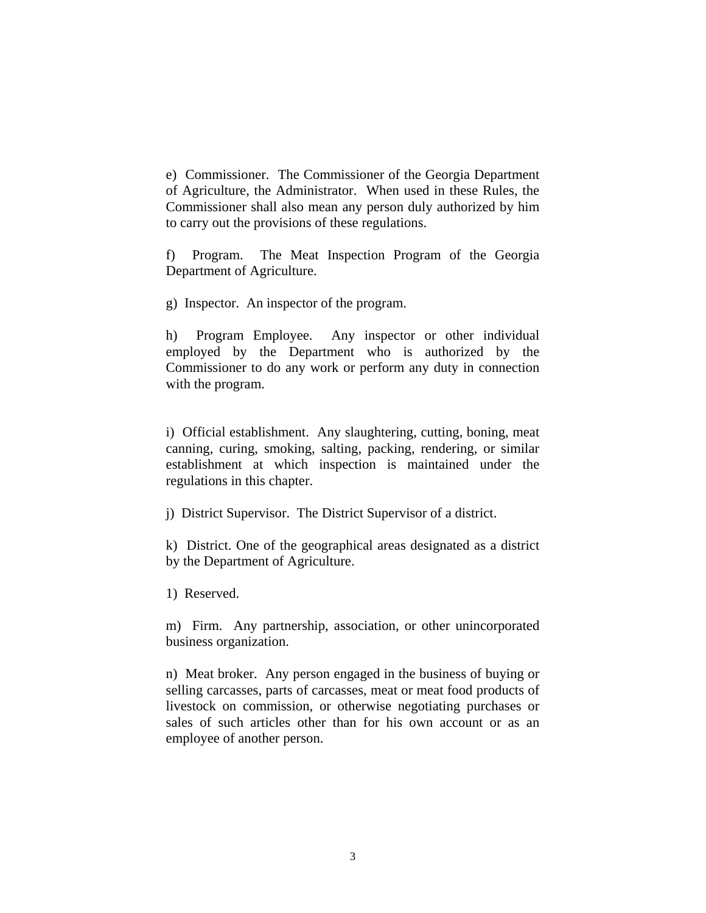e) Commissioner. The Commissioner of the Georgia Department of Agriculture, the Administrator. When used in these Rules, the Commissioner shall also mean any person duly authorized by him to carry out the provisions of these regulations.

f) Program. The Meat Inspection Program of the Georgia Department of Agriculture.

g) Inspector. An inspector of the program.

h) Program Employee. Any inspector or other individual employed by the Department who is authorized by the Commissioner to do any work or perform any duty in connection with the program.

i) Official establishment. Any slaughtering, cutting, boning, meat canning, curing, smoking, salting, packing, rendering, or similar establishment at which inspection is maintained under the regulations in this chapter.

j) District Supervisor. The District Supervisor of a district.

k) District. One of the geographical areas designated as a district by the Department of Agriculture.

1) Reserved.

m) Firm. Any partnership, association, or other unincorporated business organization.

n) Meat broker. Any person engaged in the business of buying or selling carcasses, parts of carcasses, meat or meat food products of livestock on commission, or otherwise negotiating purchases or sales of such articles other than for his own account or as an employee of another person.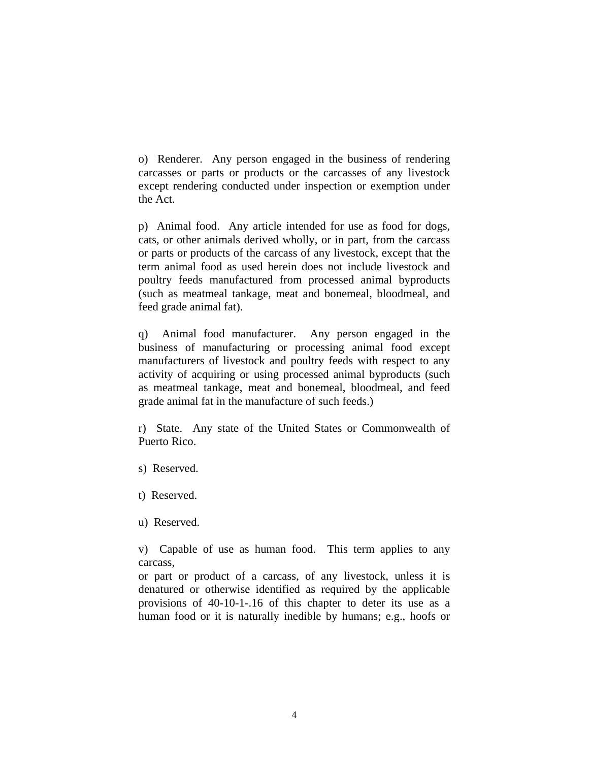o) Renderer. Any person engaged in the business of rendering carcasses or parts or products or the carcasses of any livestock except rendering conducted under inspection or exemption under the Act.

p) Animal food. Any article intended for use as food for dogs, cats, or other animals derived wholly, or in part, from the carcass or parts or products of the carcass of any livestock, except that the term animal food as used herein does not include livestock and poultry feeds manufactured from processed animal byproducts (such as meatmeal tankage, meat and bonemeal, bloodmeal, and feed grade animal fat).

q) Animal food manufacturer. Any person engaged in the business of manufacturing or processing animal food except manufacturers of livestock and poultry feeds with respect to any activity of acquiring or using processed animal byproducts (such as meatmeal tankage, meat and bonemeal, bloodmeal, and feed grade animal fat in the manufacture of such feeds.)

r) State. Any state of the United States or Commonwealth of Puerto Rico.

s) Reserved.

t) Reserved.

u) Reserved.

v) Capable of use as human food. This term applies to any carcass,
or part or product of a carcass, of any livestock, unless it is denatured or otherwise identified as required by the applicable provisions of 40-10-1-.16 of this chapter to deter its use as a human food or it is naturally inedible by humans; e.g., hoofs or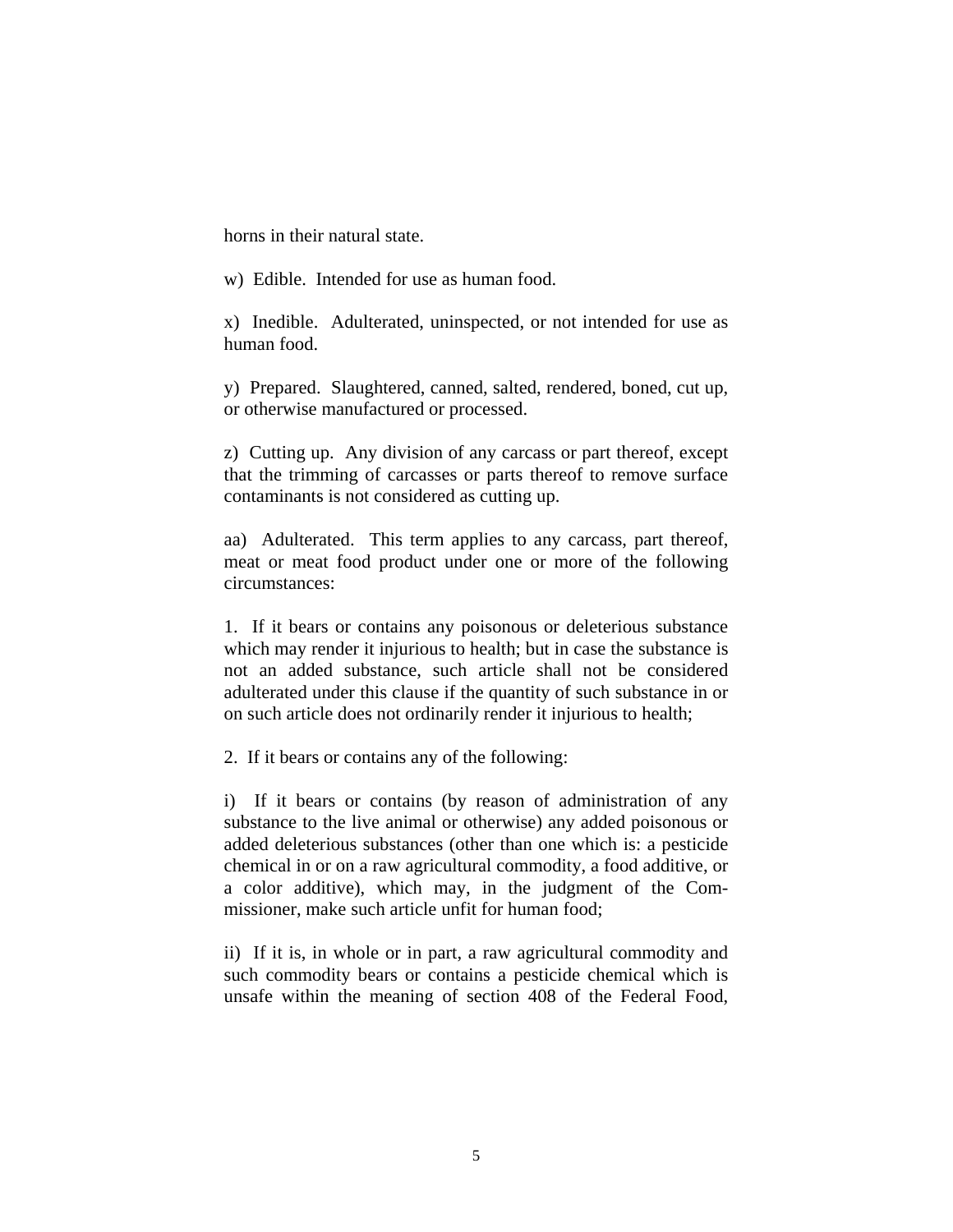horns in their natural state.

w) Edible. Intended for use as human food.

x) Inedible. Adulterated, uninspected, or not intended for use as human food.

y) Prepared. Slaughtered, canned, salted, rendered, boned, cut up, or otherwise manufactured or processed.

z) Cutting up. Any division of any carcass or part thereof, except that the trimming of carcasses or parts thereof to remove surface contaminants is not considered as cutting up.

aa) Adulterated. This term applies to any carcass, part thereof, meat or meat food product under one or more of the following circumstances:

1. If it bears or contains any poisonous or deleterious substance which may render it injurious to health; but in case the substance is not an added substance, such article shall not be considered adulterated under this clause if the quantity of such substance in or on such article does not ordinarily render it injurious to health;

2. If it bears or contains any of the following:

i) If it bears or contains (by reason of administration of any substance to the live animal or otherwise) any added poisonous or added deleterious substances (other than one which is: a pesticide chemical in or on a raw agricultural commodity, a food additive, or a color additive), which may, in the judgment of the Commissioner, make such article unfit for human food;

ii) If it is, in whole or in part, a raw agricultural commodity and such commodity bears or contains a pesticide chemical which is unsafe within the meaning of section 408 of the Federal Food,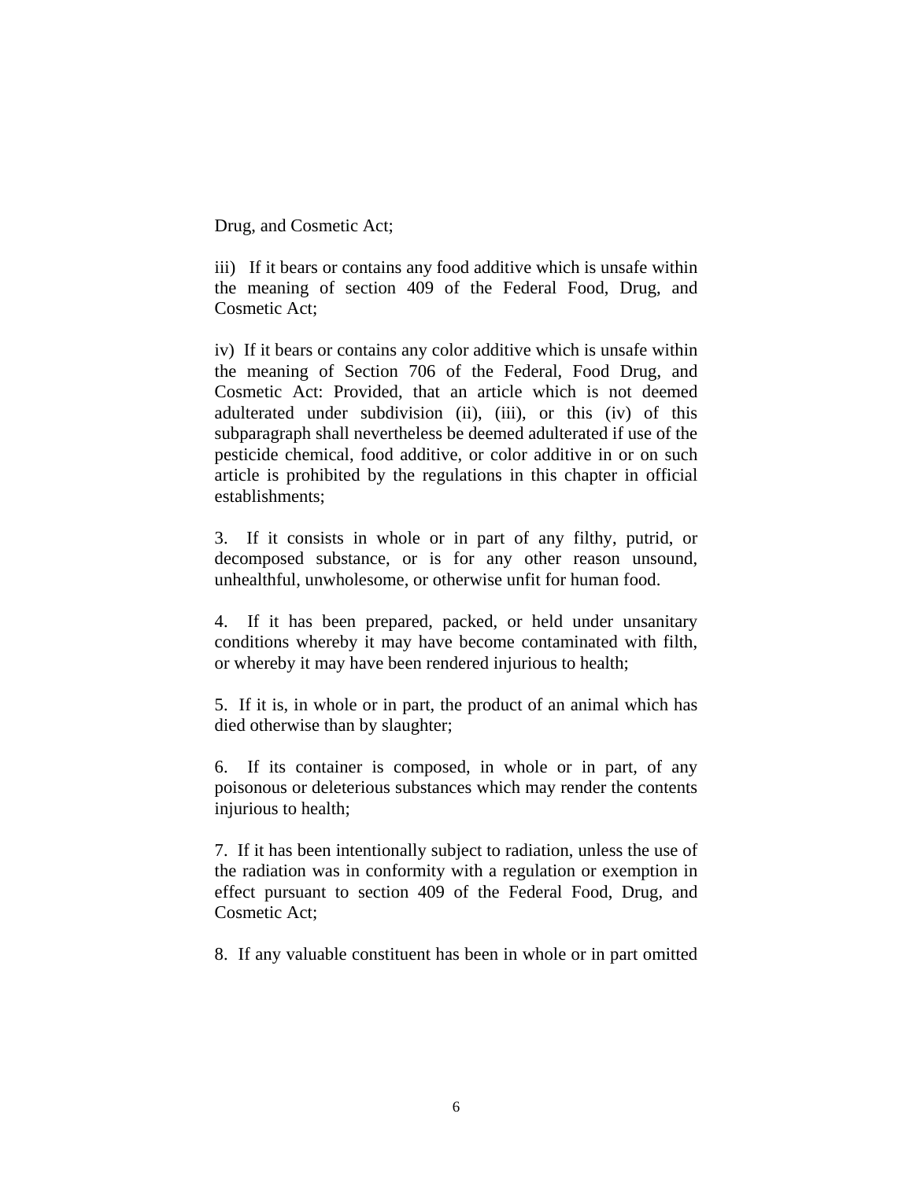Drug, and Cosmetic Act;

iii) If it bears or contains any food additive which is unsafe within the meaning of section 409 of the Federal Food, Drug, and Cosmetic Act;

iv) If it bears or contains any color additive which is unsafe within the meaning of Section 706 of the Federal, Food Drug, and Cosmetic Act: Provided, that an article which is not deemed adulterated under subdivision (ii), (iii), or this (iv) of this subparagraph shall nevertheless be deemed adulterated if use of the pesticide chemical, food additive, or color additive in or on such article is prohibited by the regulations in this chapter in official establishments;

3. If it consists in whole or in part of any filthy, putrid, or decomposed substance, or is for any other reason unsound, unhealthful, unwholesome, or otherwise unfit for human food.

4. If it has been prepared, packed, or held under unsanitary conditions whereby it may have become contaminated with filth, or whereby it may have been rendered injurious to health;

5. If it is, in whole or in part, the product of an animal which has died otherwise than by slaughter;

6. If its container is composed, in whole or in part, of any poisonous or deleterious substances which may render the contents injurious to health;

7. If it has been intentionally subject to radiation, unless the use of the radiation was in conformity with a regulation or exemption in effect pursuant to section 409 of the Federal Food, Drug, and Cosmetic Act;

8. If any valuable constituent has been in whole or in part omitted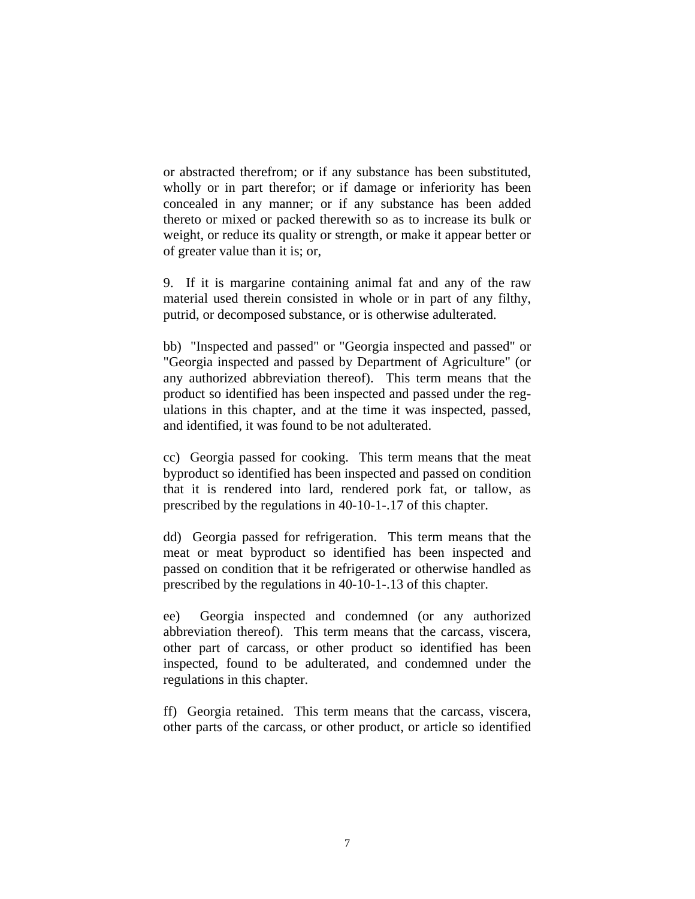or abstracted therefrom; or if any substance has been substituted, wholly or in part therefor; or if damage or inferiority has been concealed in any manner; or if any substance has been added thereto or mixed or packed therewith so as to increase its bulk or weight, or reduce its quality or strength, or make it appear better or of greater value than it is; or,

9. If it is margarine containing animal fat and any of the raw material used therein consisted in whole or in part of any filthy, putrid, or decomposed substance, or is otherwise adulterated.

bb) "Inspected and passed" or "Georgia inspected and passed" or "Georgia inspected and passed by Department of Agriculture" (or any authorized abbreviation thereof). This term means that the product so identified has been inspected and passed under the regulations in this chapter, and at the time it was inspected, passed, and identified, it was found to be not adulterated.

cc) Georgia passed for cooking. This term means that the meat byproduct so identified has been inspected and passed on condition that it is rendered into lard, rendered pork fat, or tallow, as prescribed by the regulations in 40-10-1-.17 of this chapter.

dd) Georgia passed for refrigeration. This term means that the meat or meat byproduct so identified has been inspected and passed on condition that it be refrigerated or otherwise handled as prescribed by the regulations in 40-10-1-.13 of this chapter.

ee) Georgia inspected and condemned (or any authorized abbreviation thereof). This term means that the carcass, viscera, other part of carcass, or other product so identified has been inspected, found to be adulterated, and condemned under the regulations in this chapter.

ff) Georgia retained. This term means that the carcass, viscera, other parts of the carcass, or other product, or article so identified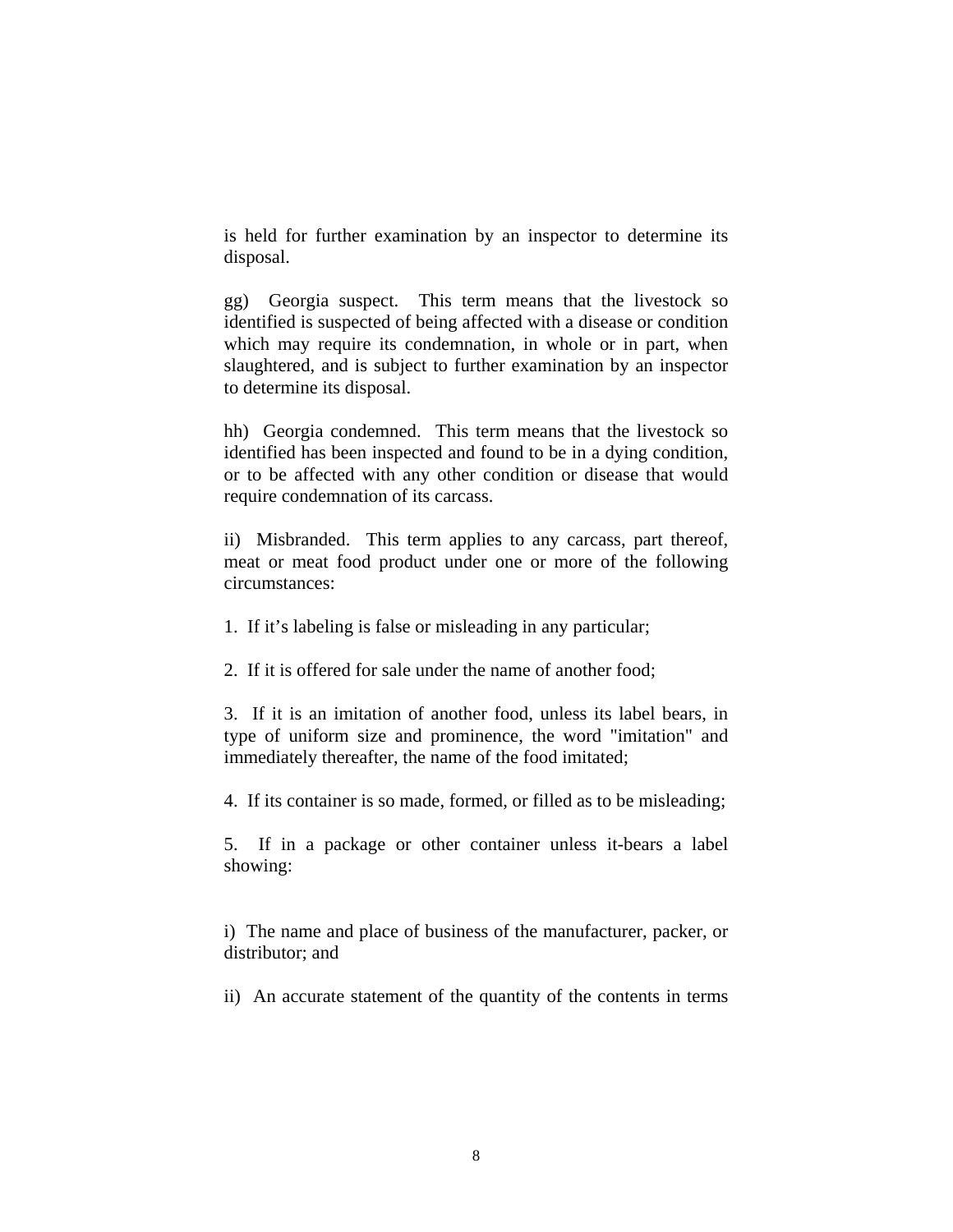is held for further examination by an inspector to determine its disposal.

gg) Georgia suspect. This term means that the livestock so identified is suspected of being affected with a disease or condition which may require its condemnation, in whole or in part, when slaughtered, and is subject to further examination by an inspector to determine its disposal.

hh) Georgia condemned. This term means that the livestock so identified has been inspected and found to be in a dying condition, or to be affected with any other condition or disease that would require condemnation of its carcass.

ii) Misbranded. This term applies to any carcass, part thereof, meat or meat food product under one or more of the following circumstances:

1. If it's labeling is false or misleading in any particular;

2. If it is offered for sale under the name of another food;

3. If it is an imitation of another food, unless its label bears, in type of uniform size and prominence, the word "imitation" and immediately thereafter, the name of the food imitated;

4. If its container is so made, formed, or filled as to be misleading;

5. If in a package or other container unless it-bears a label showing:

i) The name and place of business of the manufacturer, packer, or distributor; and

ii) An accurate statement of the quantity of the contents in terms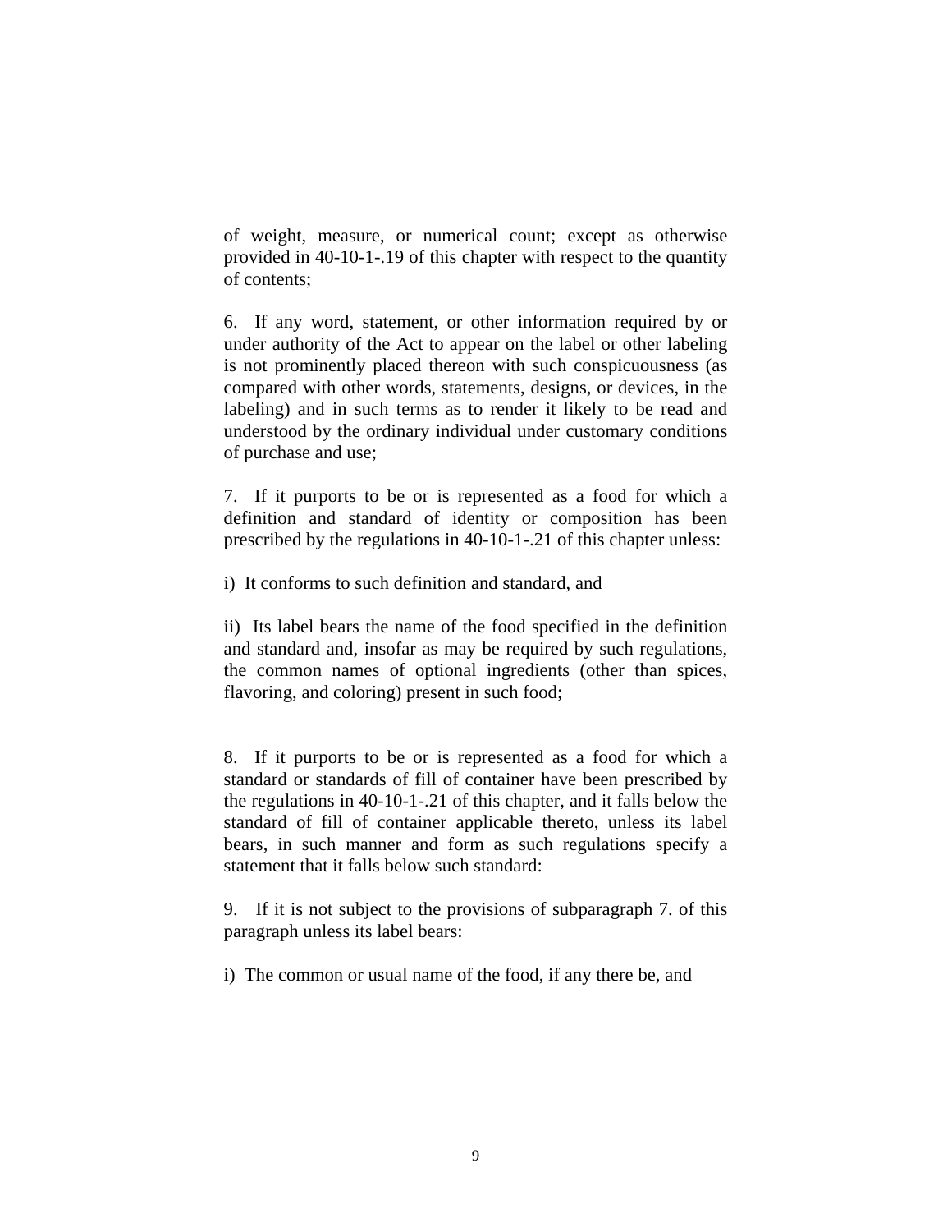of weight, measure, or numerical count; except as otherwise provided in 40-10-1-.19 of this chapter with respect to the quantity of contents;

6. If any word, statement, or other information required by or under authority of the Act to appear on the label or other labeling is not prominently placed thereon with such conspicuousness (as compared with other words, statements, designs, or devices, in the labeling) and in such terms as to render it likely to be read and understood by the ordinary individual under customary conditions of purchase and use;

7. If it purports to be or is represented as a food for which a definition and standard of identity or composition has been prescribed by the regulations in 40-10-1-.21 of this chapter unless:

i) It conforms to such definition and standard, and

ii) Its label bears the name of the food specified in the definition and standard and, insofar as may be required by such regulations, the common names of optional ingredients (other than spices, flavoring, and coloring) present in such food;

8. If it purports to be or is represented as a food for which a standard or standards of fill of container have been prescribed by the regulations in 40-10-1-.21 of this chapter, and it falls below the standard of fill of container applicable thereto, unless its label bears, in such manner and form as such regulations specify a statement that it falls below such standard:

9. If it is not subject to the provisions of subparagraph 7. of this paragraph unless its label bears:

i) The common or usual name of the food, if any there be, and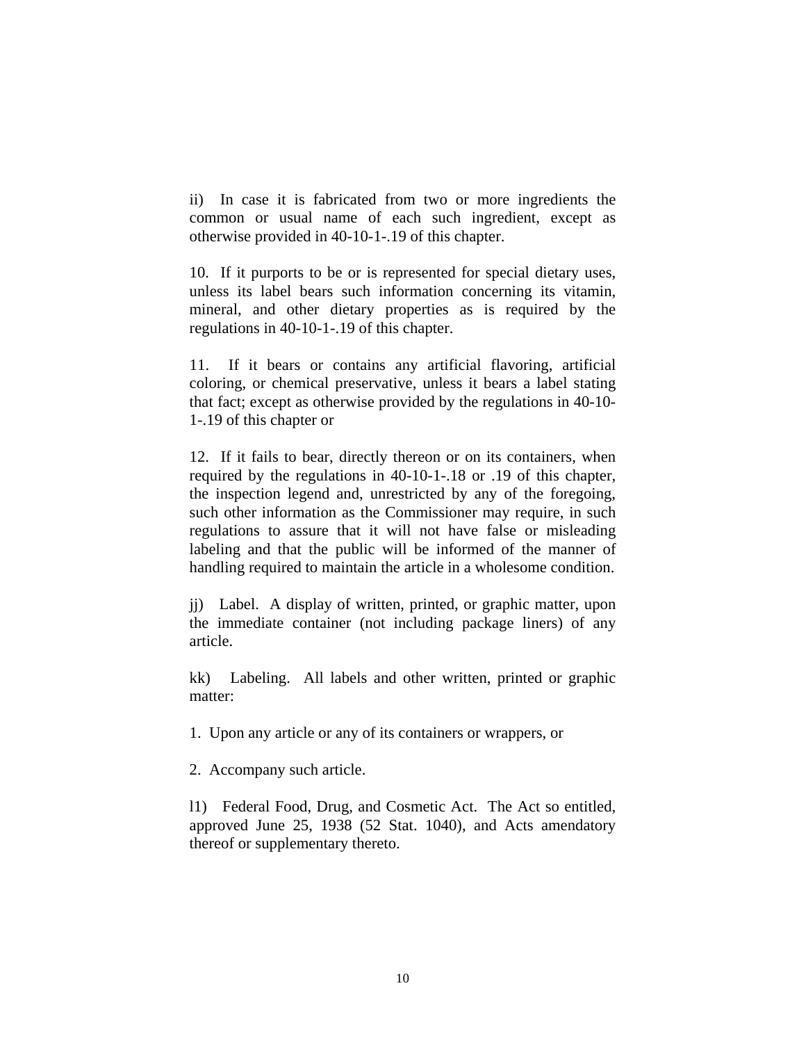ii) In case it is fabricated from two or more ingredients the common or usual name of each such ingredient, except as otherwise provided in 40-10-1-.19 of this chapter.

10. If it purports to be or is represented for special dietary uses, unless its label bears such information concerning its vitamin, mineral, and other dietary properties as is required by the regulations in 40-10-1-.19 of this chapter.

11. If it bears or contains any artificial flavoring, artificial coloring, or chemical preservative, unless it bears a label stating that fact; except as otherwise provided by the regulations in 40-10-1-.19 of this chapter or

12. If it fails to bear, directly thereon or on its containers, when required by the regulations in 40-10-1-.18 or .19 of this chapter, the inspection legend and, unrestricted by any of the foregoing, such other information as the Commissioner may require, in such regulations to assure that it will not have false or misleading labeling and that the public will be informed of the manner of handling required to maintain the article in a wholesome condition.

jj) Label. A display of written, printed, or graphic matter, upon the immediate container (not including package liners) of any article.

kk) Labeling. All labels and other written, printed or graphic matter:

1. Upon any article or any of its containers or wrappers, or

2. Accompany such article.

l1) Federal Food, Drug, and Cosmetic Act. The Act so entitled, approved June 25, 1938 (52 Stat. 1040), and Acts amendatory thereof or supplementary thereto.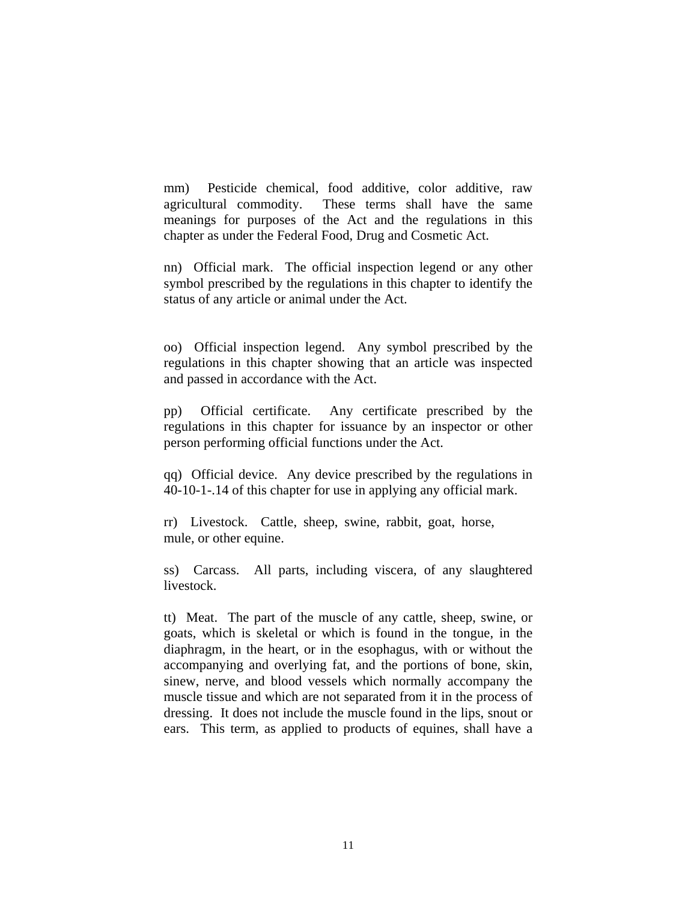mm) Pesticide chemical, food additive, color additive, raw agricultural commodity. These terms shall have the same meanings for purposes of the Act and the regulations in this chapter as under the Federal Food, Drug and Cosmetic Act.

nn) Official mark. The official inspection legend or any other symbol prescribed by the regulations in this chapter to identify the status of any article or animal under the Act.

oo) Official inspection legend. Any symbol prescribed by the regulations in this chapter showing that an article was inspected and passed in accordance with the Act.

pp) Official certificate. Any certificate prescribed by the regulations in this chapter for issuance by an inspector or other person performing official functions under the Act.

qq) Official device. Any device prescribed by the regulations in 40-10-1-.14 of this chapter for use in applying any official mark.

rr) Livestock. Cattle, sheep, swine, rabbit, goat, horse, mule, or other equine.

ss) Carcass. All parts, including viscera, of any slaughtered livestock.

tt) Meat. The part of the muscle of any cattle, sheep, swine, or goats, which is skeletal or which is found in the tongue, in the diaphragm, in the heart, or in the esophagus, with or without the accompanying and overlying fat, and the portions of bone, skin, sinew, nerve, and blood vessels which normally accompany the muscle tissue and which are not separated from it in the process of dressing. It does not include the muscle found in the lips, snout or ears. This term, as applied to products of equines, shall have a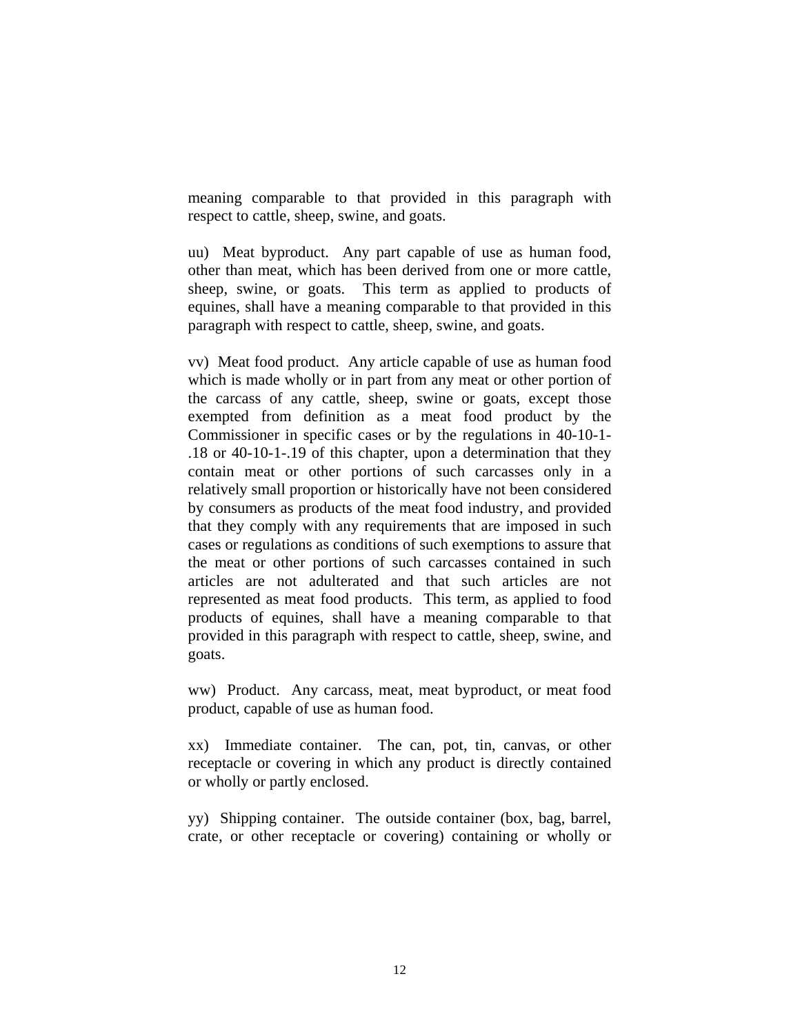meaning comparable to that provided in this paragraph with respect to cattle, sheep, swine, and goats.

uu) Meat byproduct. Any part capable of use as human food, other than meat, which has been derived from one or more cattle, sheep, swine, or goats. This term as applied to products of equines, shall have a meaning comparable to that provided in this paragraph with respect to cattle, sheep, swine, and goats.

vv) Meat food product. Any article capable of use as human food which is made wholly or in part from any meat or other portion of the carcass of any cattle, sheep, swine or goats, except those exempted from definition as a meat food product by the Commissioner in specific cases or by the regulations in 40-10-1-.18 or 40-10-1-.19 of this chapter, upon a determination that they contain meat or other portions of such carcasses only in a relatively small proportion or historically have not been considered by consumers as products of the meat food industry, and provided that they comply with any requirements that are imposed in such cases or regulations as conditions of such exemptions to assure that the meat or other portions of such carcasses contained in such articles are not adulterated and that such articles are not represented as meat food products. This term, as applied to food products of equines, shall have a meaning comparable to that provided in this paragraph with respect to cattle, sheep, swine, and goats.

ww) Product. Any carcass, meat, meat byproduct, or meat food product, capable of use as human food.

xx) Immediate container. The can, pot, tin, canvas, or other receptacle or covering in which any product is directly contained or wholly or partly enclosed.

yy) Shipping container. The outside container (box, bag, barrel, crate, or other receptacle or covering) containing or wholly or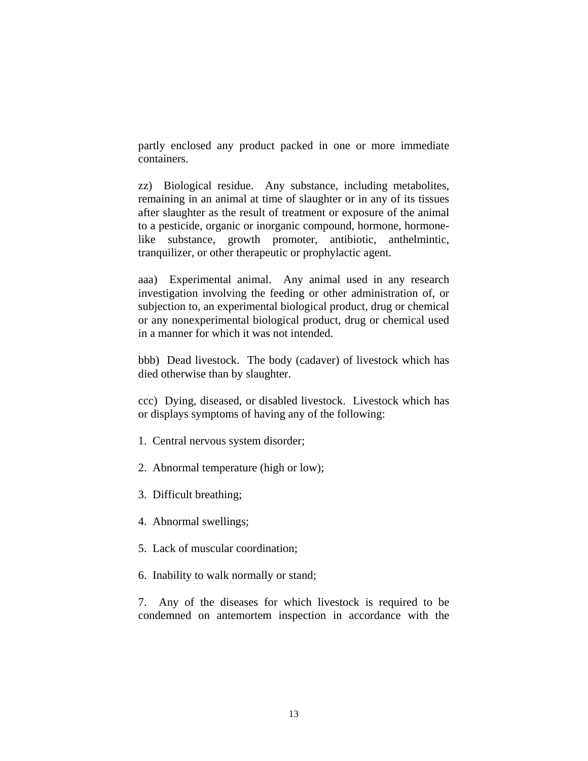partly enclosed any product packed in one or more immediate containers.

zz) Biological residue. Any substance, including metabolites, remaining in an animal at time of slaughter or in any of its tissues after slaughter as the result of treatment or exposure of the animal to a pesticide, organic or inorganic compound, hormone, hormone-like substance, growth promoter, antibiotic, anthelmintic, tranquilizer, or other therapeutic or prophylactic agent.

aaa) Experimental animal. Any animal used in any research investigation involving the feeding or other administration of, or subjection to, an experimental biological product, drug or chemical or any nonexperimental biological product, drug or chemical used in a manner for which it was not intended.

bbb) Dead livestock. The body (cadaver) of livestock which has died otherwise than by slaughter.

ccc) Dying, diseased, or disabled livestock. Livestock which has or displays symptoms of having any of the following:

1. Central nervous system disorder;

2. Abnormal temperature (high or low);

3. Difficult breathing;

4. Abnormal swellings;

5. Lack of muscular coordination;

6. Inability to walk normally or stand;

7. Any of the diseases for which livestock is required to be condemned on antemortem inspection in accordance with the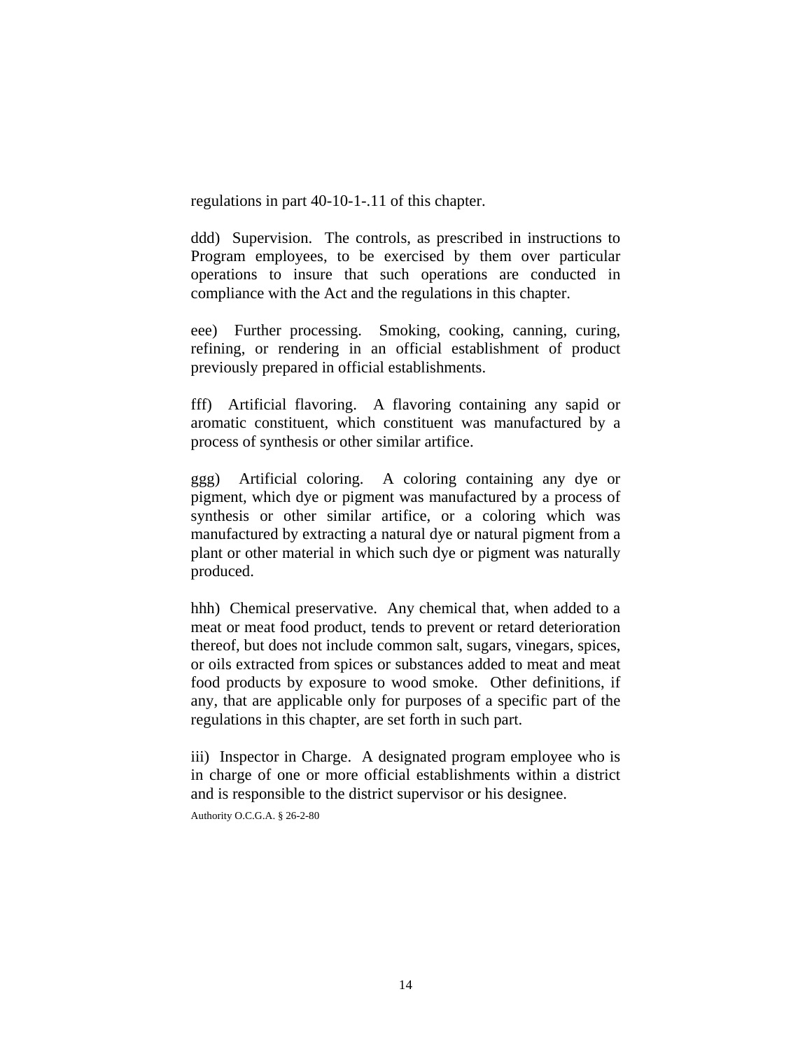regulations in part 40-10-1-.11 of this chapter.

ddd) Supervision. The controls, as prescribed in instructions to Program employees, to be exercised by them over particular operations to insure that such operations are conducted in compliance with the Act and the regulations in this chapter.

eee) Further processing. Smoking, cooking, canning, curing, refining, or rendering in an official establishment of product previously prepared in official establishments.

fff) Artificial flavoring. A flavoring containing any sapid or aromatic constituent, which constituent was manufactured by a process of synthesis or other similar artifice.

ggg) Artificial coloring. A coloring containing any dye or pigment, which dye or pigment was manufactured by a process of synthesis or other similar artifice, or a coloring which was manufactured by extracting a natural dye or natural pigment from a plant or other material in which such dye or pigment was naturally produced.

hhh) Chemical preservative. Any chemical that, when added to a meat or meat food product, tends to prevent or retard deterioration thereof, but does not include common salt, sugars, vinegars, spices, or oils extracted from spices or substances added to meat and meat food products by exposure to wood smoke. Other definitions, if any, that are applicable only for purposes of a specific part of the regulations in this chapter, are set forth in such part.

iii) Inspector in Charge. A designated program employee who is in charge of one or more official establishments within a district and is responsible to the district supervisor or his designee.

Authority O.C.G.A. § 26-2-80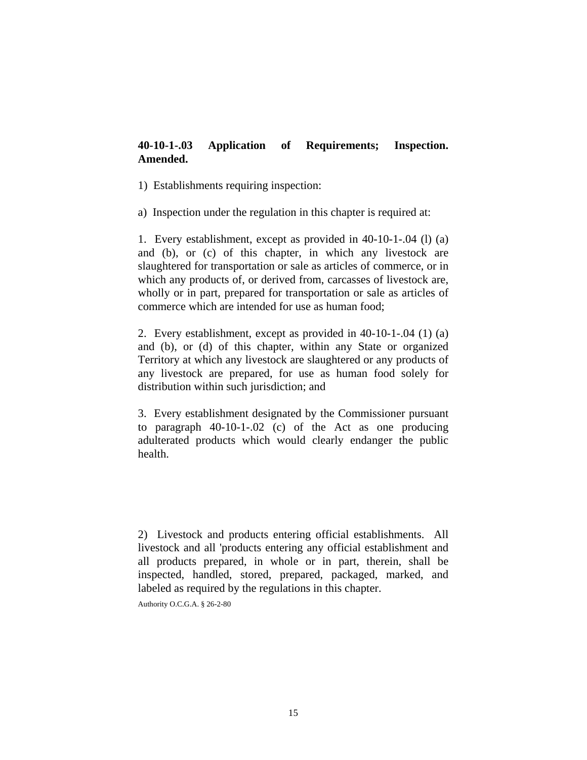**40-10-1-.03 Application of Requirements; Inspection. Amended.**

1) Establishments requiring inspection:

a) Inspection under the regulation in this chapter is required at:

1. Every establishment, except as provided in 40-10-1-.04 (l) (a) and (b), or (c) of this chapter, in which any livestock are slaughtered for transportation or sale as articles of commerce, or in which any products of, or derived from, carcasses of livestock are, wholly or in part, prepared for transportation or sale as articles of commerce which are intended for use as human food;

2. Every establishment, except as provided in 40-10-1-.04 (1) (a) and (b), or (d) of this chapter, within any State or organized Territory at which any livestock are slaughtered or any products of any livestock are prepared, for use as human food solely for distribution within such jurisdiction; and

3. Every establishment designated by the Commissioner pursuant to paragraph 40-10-1-.02 (c) of the Act as one producing adulterated products which would clearly endanger the public health.

2) Livestock and products entering official establishments. All livestock and all 'products entering any official establishment and all products prepared, in whole or in part, therein, shall be inspected, handled, stored, prepared, packaged, marked, and labeled as required by the regulations in this chapter.

Authority O.C.G.A. § 26-2-80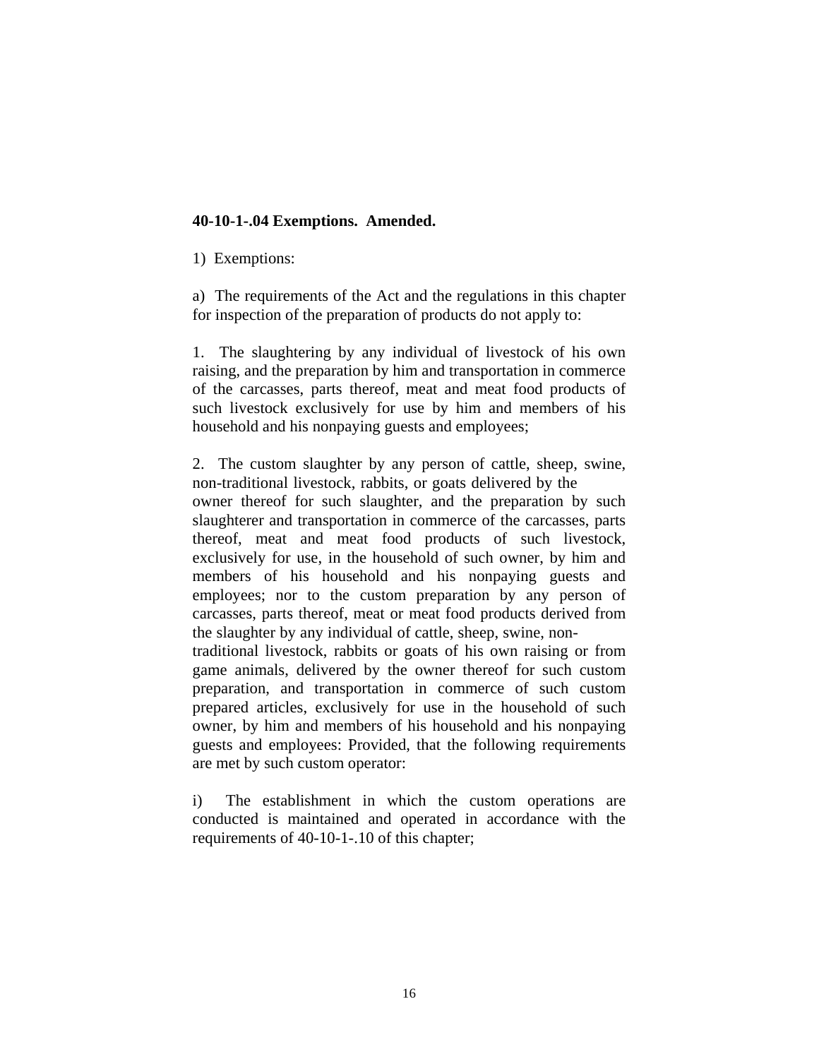**40-10-1-.04 Exemptions. Amended.**

1) Exemptions:

a) The requirements of the Act and the regulations in this chapter for inspection of the preparation of products do not apply to:

1. The slaughtering by any individual of livestock of his own raising, and the preparation by him and transportation in commerce of the carcasses, parts thereof, meat and meat food products of such livestock exclusively for use by him and members of his household and his nonpaying guests and employees;

2. The custom slaughter by any person of cattle, sheep, swine, non-traditional livestock, rabbits, or goats delivered by the owner thereof for such slaughter, and the preparation by such slaughterer and transportation in commerce of the carcasses, parts thereof, meat and meat food products of such livestock, exclusively for use, in the household of such owner, by him and members of his household and his nonpaying guests and employees; nor to the custom preparation by any person of carcasses, parts thereof, meat or meat food products derived from the slaughter by any individual of cattle, sheep, swine, non-traditional livestock, rabbits or goats of his own raising or from game animals, delivered by the owner thereof for such custom preparation, and transportation in commerce of such custom prepared articles, exclusively for use in the household of such owner, by him and members of his household and his nonpaying guests and employees: Provided, that the following requirements are met by such custom operator:

i) The establishment in which the custom operations are conducted is maintained and operated in accordance with the requirements of 40-10-1-.10 of this chapter;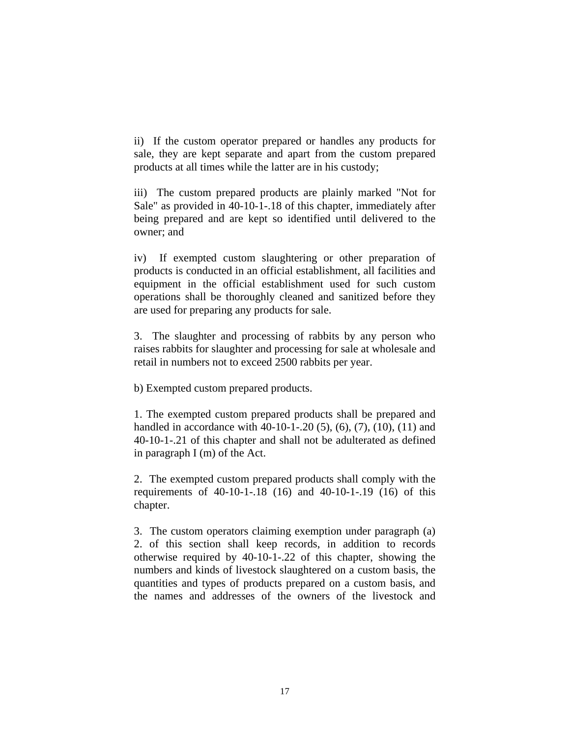ii) If the custom operator prepared or handles any products for sale, they are kept separate and apart from the custom prepared products at all times while the latter are in his custody;

iii) The custom prepared products are plainly marked "Not for Sale" as provided in 40-10-1-.18 of this chapter, immediately after being prepared and are kept so identified until delivered to the owner; and

iv) If exempted custom slaughtering or other preparation of products is conducted in an official establishment, all facilities and equipment in the official establishment used for such custom operations shall be thoroughly cleaned and sanitized before they are used for preparing any products for sale.

3. The slaughter and processing of rabbits by any person who raises rabbits for slaughter and processing for sale at wholesale and retail in numbers not to exceed 2500 rabbits per year.

b) Exempted custom prepared products.

1. The exempted custom prepared products shall be prepared and handled in accordance with 40-10-1-.20 (5), (6), (7), (10), (11) and 40-10-1-.21 of this chapter and shall not be adulterated as defined in paragraph I (m) of the Act.

2. The exempted custom prepared products shall comply with the requirements of 40-10-1-.18 (16) and 40-10-1-.19 (16) of this chapter.

3. The custom operators claiming exemption under paragraph (a) 2. of this section shall keep records, in addition to records otherwise required by 40-10-1-.22 of this chapter, showing the numbers and kinds of livestock slaughtered on a custom basis, the quantities and types of products prepared on a custom basis, and the names and addresses of the owners of the livestock and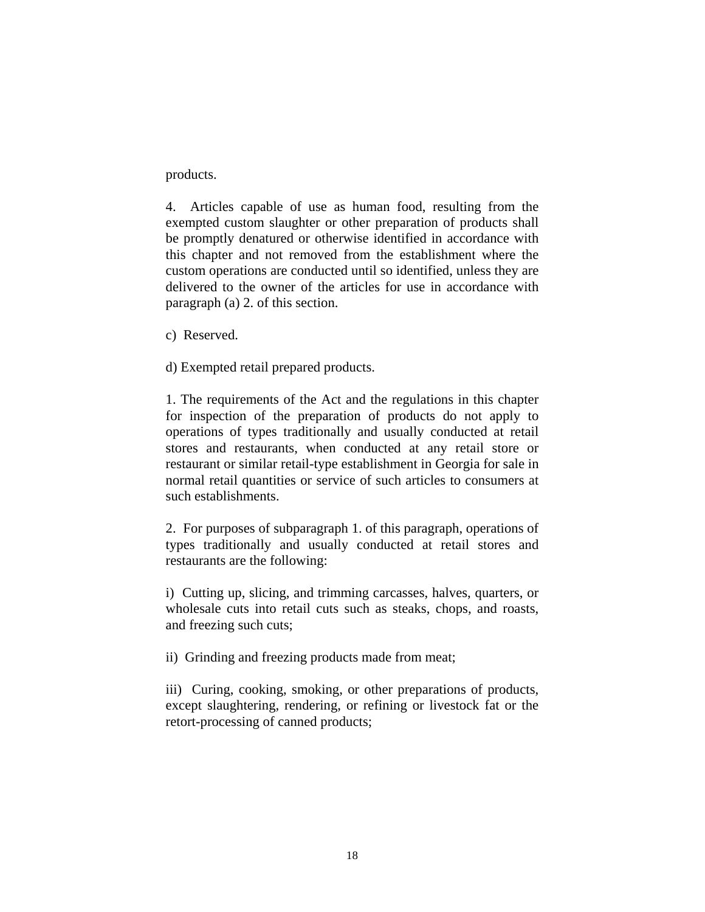products.

4. Articles capable of use as human food, resulting from the exempted custom slaughter or other preparation of products shall be promptly denatured or otherwise identified in accordance with this chapter and not removed from the establishment where the custom operations are conducted until so identified, unless they are delivered to the owner of the articles for use in accordance with paragraph (a) 2. of this section.

c) Reserved.

d) Exempted retail prepared products.

1. The requirements of the Act and the regulations in this chapter for inspection of the preparation of products do not apply to operations of types traditionally and usually conducted at retail stores and restaurants, when conducted at any retail store or restaurant or similar retail-type establishment in Georgia for sale in normal retail quantities or service of such articles to consumers at such establishments.

2. For purposes of subparagraph 1. of this paragraph, operations of types traditionally and usually conducted at retail stores and restaurants are the following:

i) Cutting up, slicing, and trimming carcasses, halves, quarters, or wholesale cuts into retail cuts such as steaks, chops, and roasts, and freezing such cuts;

ii) Grinding and freezing products made from meat;

iii) Curing, cooking, smoking, or other preparations of products, except slaughtering, rendering, or refining or livestock fat or the retort-processing of canned products;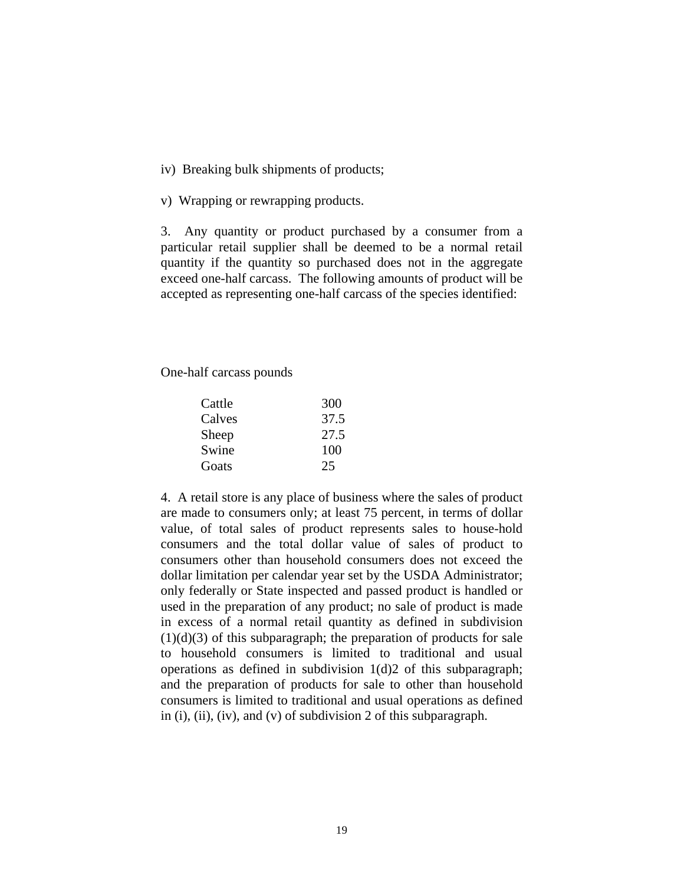iv)  Breaking bulk shipments of products;

v)  Wrapping or rewrapping products.

3.  Any quantity or product purchased by a consumer from a particular retail supplier shall be deemed to be a normal retail quantity if the quantity so purchased does not in the aggregate exceed one-half carcass.  The following amounts of product will be accepted as representing one-half carcass of the species identified:

| One-half carcass pounds | |
|---|---|
| Cattle | 300 |
| Calves | 37.5 |
| Sheep | 27.5 |
| Swine | 100 |
| Goats | 25 |

4.  A retail store is any place of business where the sales of product are made to consumers only; at least 75 percent, in terms of dollar value, of total sales of product represents sales to house-hold consumers and the total dollar value of sales of product to consumers other than household consumers does not exceed the dollar limitation per calendar year set by the USDA Administrator; only federally or State inspected and passed product is handled or used in the preparation of any product; no sale of product is made in excess of a normal retail quantity as defined in subdivision (1)(d)(3) of this subparagraph; the preparation of products for sale to household consumers is limited to traditional and usual operations as defined in subdivision 1(d)2 of this subparagraph; and the preparation of products for sale to other than household consumers is limited to traditional and usual operations as defined in (i), (ii), (iv), and (v) of subdivision 2 of this subparagraph.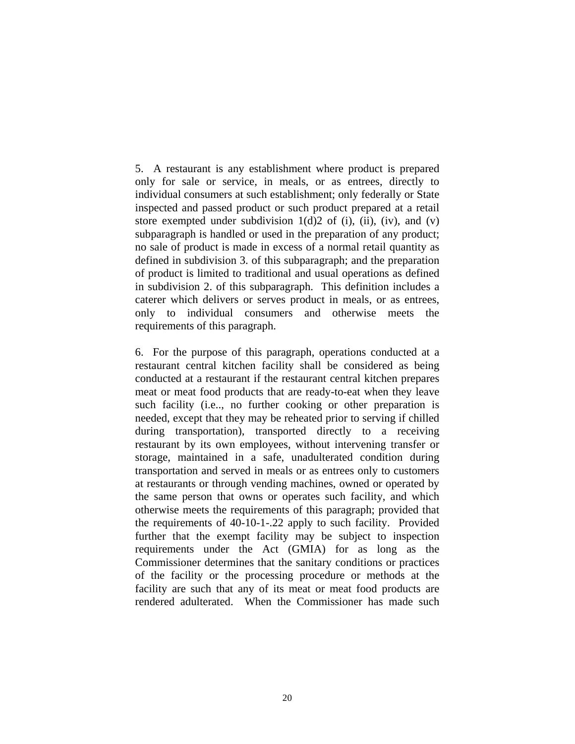5. A restaurant is any establishment where product is prepared only for sale or service, in meals, or as entrees, directly to individual consumers at such establishment; only federally or State inspected and passed product or such product prepared at a retail store exempted under subdivision 1(d)2 of (i), (ii), (iv), and (v) subparagraph is handled or used in the preparation of any product; no sale of product is made in excess of a normal retail quantity as defined in subdivision 3. of this subparagraph; and the preparation of product is limited to traditional and usual operations as defined in subdivision 2. of this subparagraph. This definition includes a caterer which delivers or serves product in meals, or as entrees, only to individual consumers and otherwise meets the requirements of this paragraph.

6. For the purpose of this paragraph, operations conducted at a restaurant central kitchen facility shall be considered as being conducted at a restaurant if the restaurant central kitchen prepares meat or meat food products that are ready-to-eat when they leave such facility (i.e.., no further cooking or other preparation is needed, except that they may be reheated prior to serving if chilled during transportation), transported directly to a receiving restaurant by its own employees, without intervening transfer or storage, maintained in a safe, unadulterated condition during transportation and served in meals or as entrees only to customers at restaurants or through vending machines, owned or operated by the same person that owns or operates such facility, and which otherwise meets the requirements of this paragraph; provided that the requirements of 40-10-1-.22 apply to such facility. Provided further that the exempt facility may be subject to inspection requirements under the Act (GMIA) for as long as the Commissioner determines that the sanitary conditions or practices of the facility or the processing procedure or methods at the facility are such that any of its meat or meat food products are rendered adulterated. When the Commissioner has made such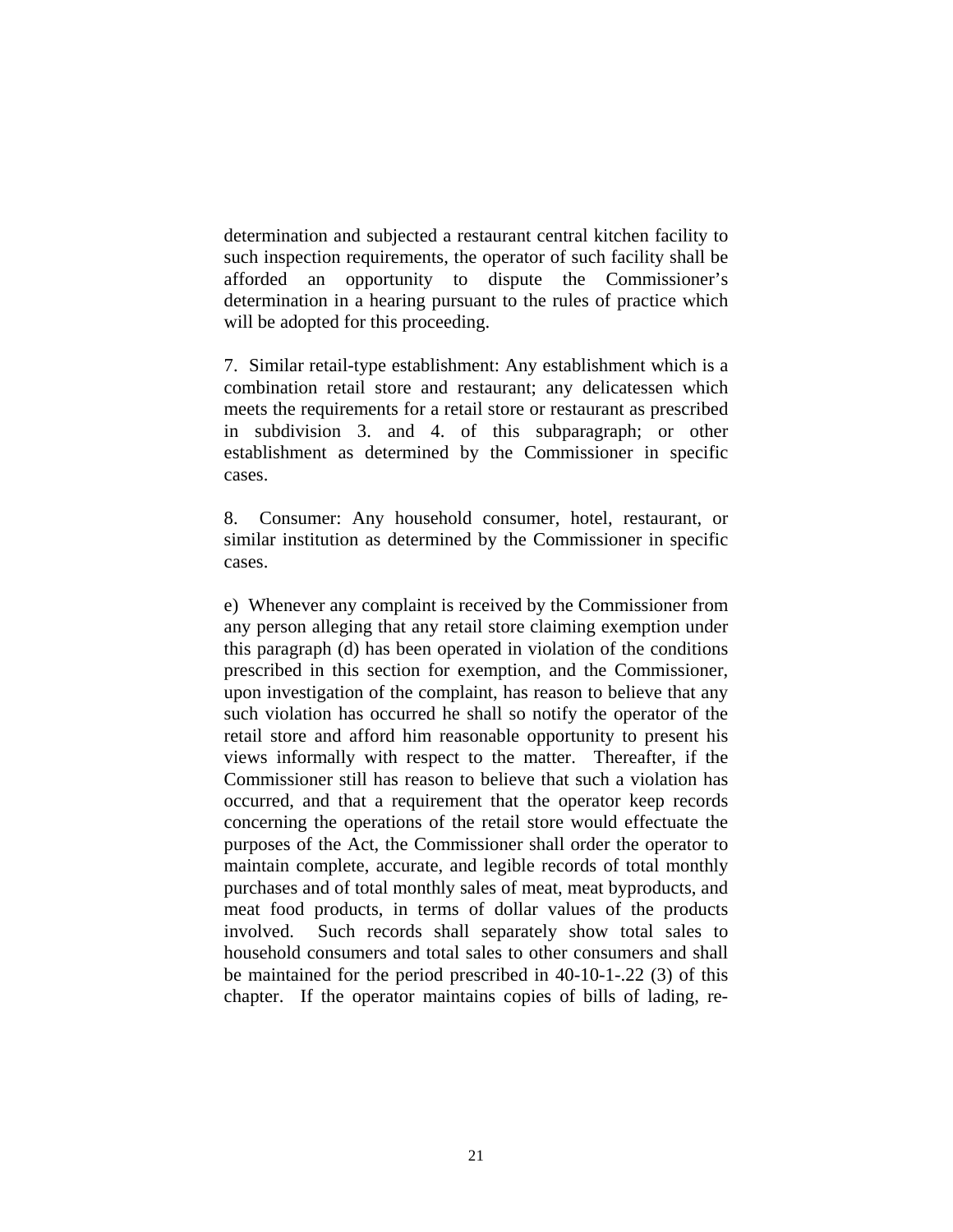determination and subjected a restaurant central kitchen facility to such inspection requirements, the operator of such facility shall be afforded an opportunity to dispute the Commissioner's determination in a hearing pursuant to the rules of practice which will be adopted for this proceeding.

7. Similar retail-type establishment: Any establishment which is a combination retail store and restaurant; any delicatessen which meets the requirements for a retail store or restaurant as prescribed in subdivision 3. and 4. of this subparagraph; or other establishment as determined by the Commissioner in specific cases.

8. Consumer: Any household consumer, hotel, restaurant, or similar institution as determined by the Commissioner in specific cases.

e) Whenever any complaint is received by the Commissioner from any person alleging that any retail store claiming exemption under this paragraph (d) has been operated in violation of the conditions prescribed in this section for exemption, and the Commissioner, upon investigation of the complaint, has reason to believe that any such violation has occurred he shall so notify the operator of the retail store and afford him reasonable opportunity to present his views informally with respect to the matter. Thereafter, if the Commissioner still has reason to believe that such a violation has occurred, and that a requirement that the operator keep records concerning the operations of the retail store would effectuate the purposes of the Act, the Commissioner shall order the operator to maintain complete, accurate, and legible records of total monthly purchases and of total monthly sales of meat, meat byproducts, and meat food products, in terms of dollar values of the products involved. Such records shall separately show total sales to household consumers and total sales to other consumers and shall be maintained for the period prescribed in 40-10-1-.22 (3) of this chapter. If the operator maintains copies of bills of lading, re-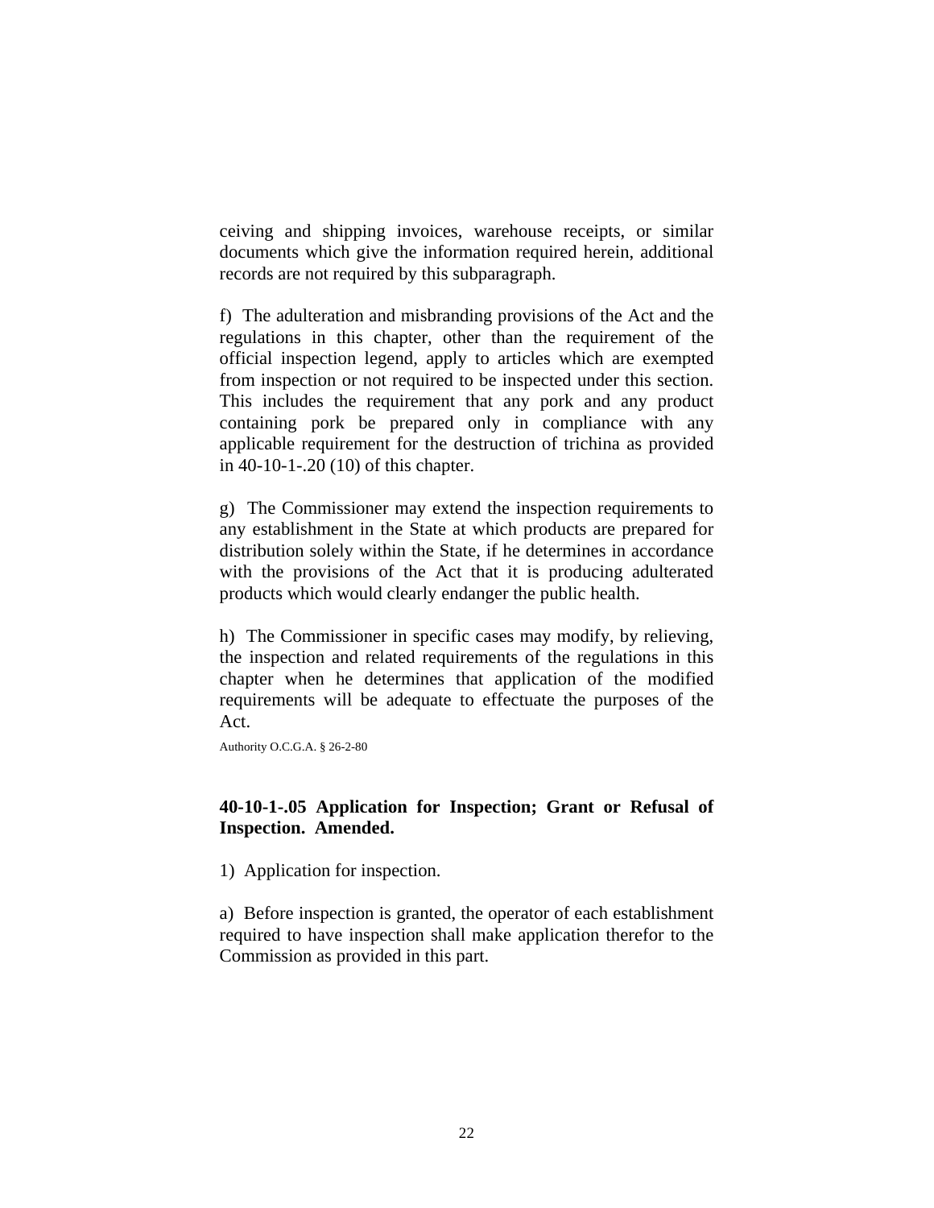ceiving and shipping invoices, warehouse receipts, or similar documents which give the information required herein, additional records are not required by this subparagraph.

f) The adulteration and misbranding provisions of the Act and the regulations in this chapter, other than the requirement of the official inspection legend, apply to articles which are exempted from inspection or not required to be inspected under this section. This includes the requirement that any pork and any product containing pork be prepared only in compliance with any applicable requirement for the destruction of trichina as provided in 40-10-1-.20 (10) of this chapter.

g) The Commissioner may extend the inspection requirements to any establishment in the State at which products are prepared for distribution solely within the State, if he determines in accordance with the provisions of the Act that it is producing adulterated products which would clearly endanger the public health.

h) The Commissioner in specific cases may modify, by relieving, the inspection and related requirements of the regulations in this chapter when he determines that application of the modified requirements will be adequate to effectuate the purposes of the Act.

Authority O.C.G.A. § 26-2-80

**40-10-1-.05 Application for Inspection; Grant or Refusal of Inspection. Amended.**

1) Application for inspection.

a) Before inspection is granted, the operator of each establishment required to have inspection shall make application therefor to the Commission as provided in this part.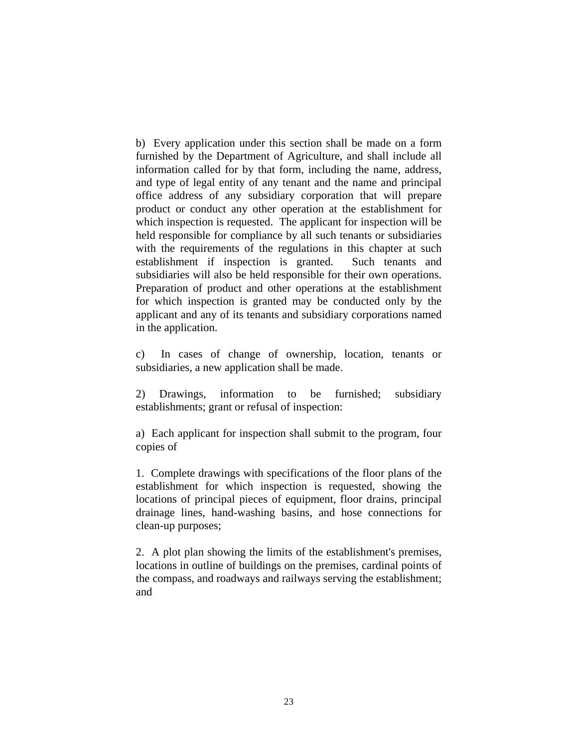b) Every application under this section shall be made on a form furnished by the Department of Agriculture, and shall include all information called for by that form, including the name, address, and type of legal entity of any tenant and the name and principal office address of any subsidiary corporation that will prepare product or conduct any other operation at the establishment for which inspection is requested. The applicant for inspection will be held responsible for compliance by all such tenants or subsidiaries with the requirements of the regulations in this chapter at such establishment if inspection is granted. Such tenants and subsidiaries will also be held responsible for their own operations. Preparation of product and other operations at the establishment for which inspection is granted may be conducted only by the applicant and any of its tenants and subsidiary corporations named in the application.

c) In cases of change of ownership, location, tenants or subsidiaries, a new application shall be made.

2) Drawings, information to be furnished; subsidiary establishments; grant or refusal of inspection:

a) Each applicant for inspection shall submit to the program, four copies of

1. Complete drawings with specifications of the floor plans of the establishment for which inspection is requested, showing the locations of principal pieces of equipment, floor drains, principal drainage lines, hand-washing basins, and hose connections for clean-up purposes;

2. A plot plan showing the limits of the establishment's premises, locations in outline of buildings on the premises, cardinal points of the compass, and roadways and railways serving the establishment; and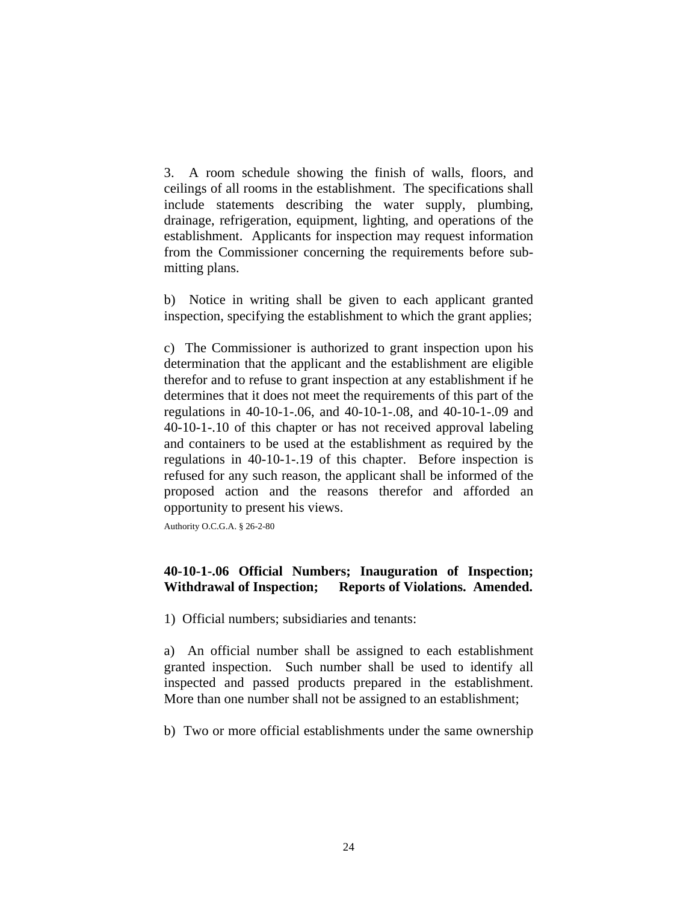3. A room schedule showing the finish of walls, floors, and ceilings of all rooms in the establishment. The specifications shall include statements describing the water supply, plumbing, drainage, refrigeration, equipment, lighting, and operations of the establishment. Applicants for inspection may request information from the Commissioner concerning the requirements before submitting plans.

b) Notice in writing shall be given to each applicant granted inspection, specifying the establishment to which the grant applies;

c) The Commissioner is authorized to grant inspection upon his determination that the applicant and the establishment are eligible therefor and to refuse to grant inspection at any establishment if he determines that it does not meet the requirements of this part of the regulations in 40-10-1-.06, and 40-10-1-.08, and 40-10-1-.09 and 40-10-1-.10 of this chapter or has not received approval labeling and containers to be used at the establishment as required by the regulations in 40-10-1-.19 of this chapter. Before inspection is refused for any such reason, the applicant shall be informed of the proposed action and the reasons therefor and afforded an opportunity to present his views.

Authority O.C.G.A. § 26-2-80

**40-10-1-.06 Official Numbers; Inauguration of Inspection; Withdrawal of Inspection; Reports of Violations. Amended.**

1) Official numbers; subsidiaries and tenants:

a) An official number shall be assigned to each establishment granted inspection. Such number shall be used to identify all inspected and passed products prepared in the establishment. More than one number shall not be assigned to an establishment;

b) Two or more official establishments under the same ownership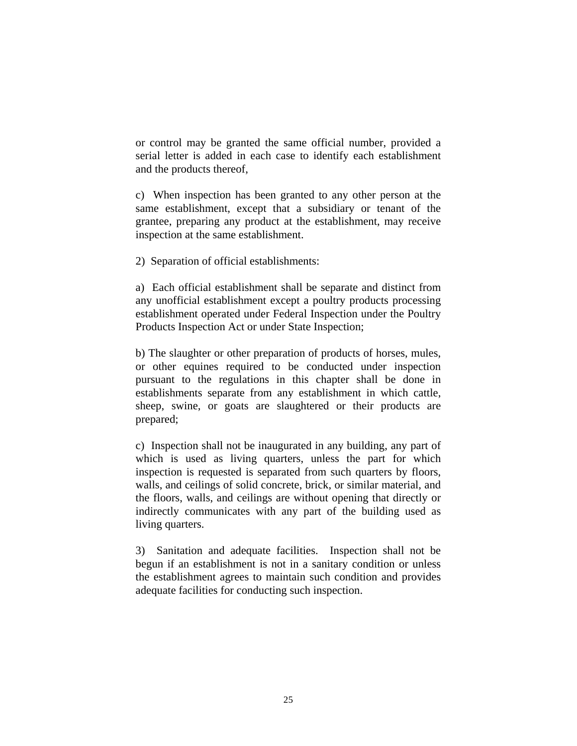or control may be granted the same official number, provided a serial letter is added in each case to identify each establishment and the products thereof,

c) When inspection has been granted to any other person at the same establishment, except that a subsidiary or tenant of the grantee, preparing any product at the establishment, may receive inspection at the same establishment.

2) Separation of official establishments:

a) Each official establishment shall be separate and distinct from any unofficial establishment except a poultry products processing establishment operated under Federal Inspection under the Poultry Products Inspection Act or under State Inspection;

b) The slaughter or other preparation of products of horses, mules, or other equines required to be conducted under inspection pursuant to the regulations in this chapter shall be done in establishments separate from any establishment in which cattle, sheep, swine, or goats are slaughtered or their products are prepared;

c) Inspection shall not be inaugurated in any building, any part of which is used as living quarters, unless the part for which inspection is requested is separated from such quarters by floors, walls, and ceilings of solid concrete, brick, or similar material, and the floors, walls, and ceilings are without opening that directly or indirectly communicates with any part of the building used as living quarters.

3) Sanitation and adequate facilities. Inspection shall not be begun if an establishment is not in a sanitary condition or unless the establishment agrees to maintain such condition and provides adequate facilities for conducting such inspection.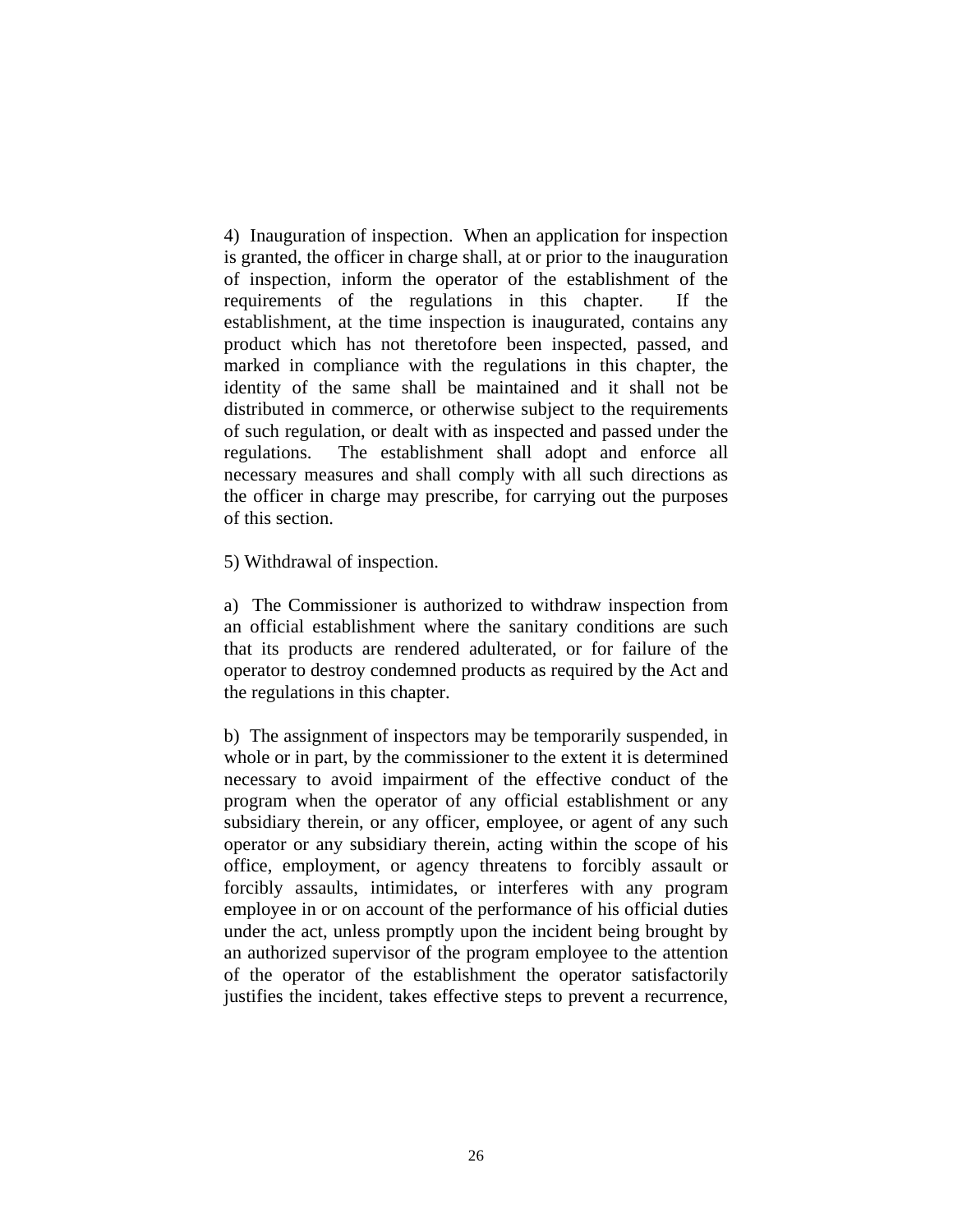4) Inauguration of inspection. When an application for inspection is granted, the officer in charge shall, at or prior to the inauguration of inspection, inform the operator of the establishment of the requirements of the regulations in this chapter. If the establishment, at the time inspection is inaugurated, contains any product which has not theretofore been inspected, passed, and marked in compliance with the regulations in this chapter, the identity of the same shall be maintained and it shall not be distributed in commerce, or otherwise subject to the requirements of such regulation, or dealt with as inspected and passed under the regulations. The establishment shall adopt and enforce all necessary measures and shall comply with all such directions as the officer in charge may prescribe, for carrying out the purposes of this section.

5) Withdrawal of inspection.

a) The Commissioner is authorized to withdraw inspection from an official establishment where the sanitary conditions are such that its products are rendered adulterated, or for failure of the operator to destroy condemned products as required by the Act and the regulations in this chapter.

b) The assignment of inspectors may be temporarily suspended, in whole or in part, by the commissioner to the extent it is determined necessary to avoid impairment of the effective conduct of the program when the operator of any official establishment or any subsidiary therein, or any officer, employee, or agent of any such operator or any subsidiary therein, acting within the scope of his office, employment, or agency threatens to forcibly assault or forcibly assaults, intimidates, or interferes with any program employee in or on account of the performance of his official duties under the act, unless promptly upon the incident being brought by an authorized supervisor of the program employee to the attention of the operator of the establishment the operator satisfactorily justifies the incident, takes effective steps to prevent a recurrence,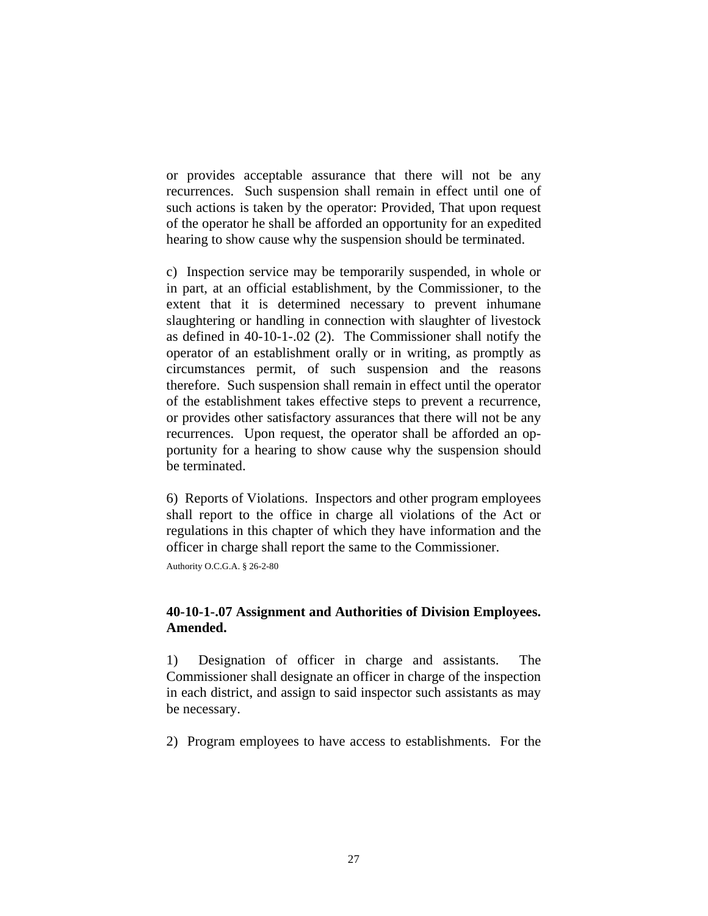or provides acceptable assurance that there will not be any recurrences. Such suspension shall remain in effect until one of such actions is taken by the operator: Provided, That upon request of the operator he shall be afforded an opportunity for an expedited hearing to show cause why the suspension should be terminated.

c) Inspection service may be temporarily suspended, in whole or in part, at an official establishment, by the Commissioner, to the extent that it is determined necessary to prevent inhumane slaughtering or handling in connection with slaughter of livestock as defined in 40-10-1-.02 (2). The Commissioner shall notify the operator of an establishment orally or in writing, as promptly as circumstances permit, of such suspension and the reasons therefore. Such suspension shall remain in effect until the operator of the establishment takes effective steps to prevent a recurrence, or provides other satisfactory assurances that there will not be any recurrences. Upon request, the operator shall be afforded an opportunity for a hearing to show cause why the suspension should be terminated.

6) Reports of Violations. Inspectors and other program employees shall report to the office in charge all violations of the Act or regulations in this chapter of which they have information and the officer in charge shall report the same to the Commissioner.

Authority O.C.G.A. § 26-2-80

### 40-10-1-.07 Assignment and Authorities of Division Employees. Amended.

1) Designation of officer in charge and assistants. The Commissioner shall designate an officer in charge of the inspection in each district, and assign to said inspector such assistants as may be necessary.

2) Program employees to have access to establishments. For the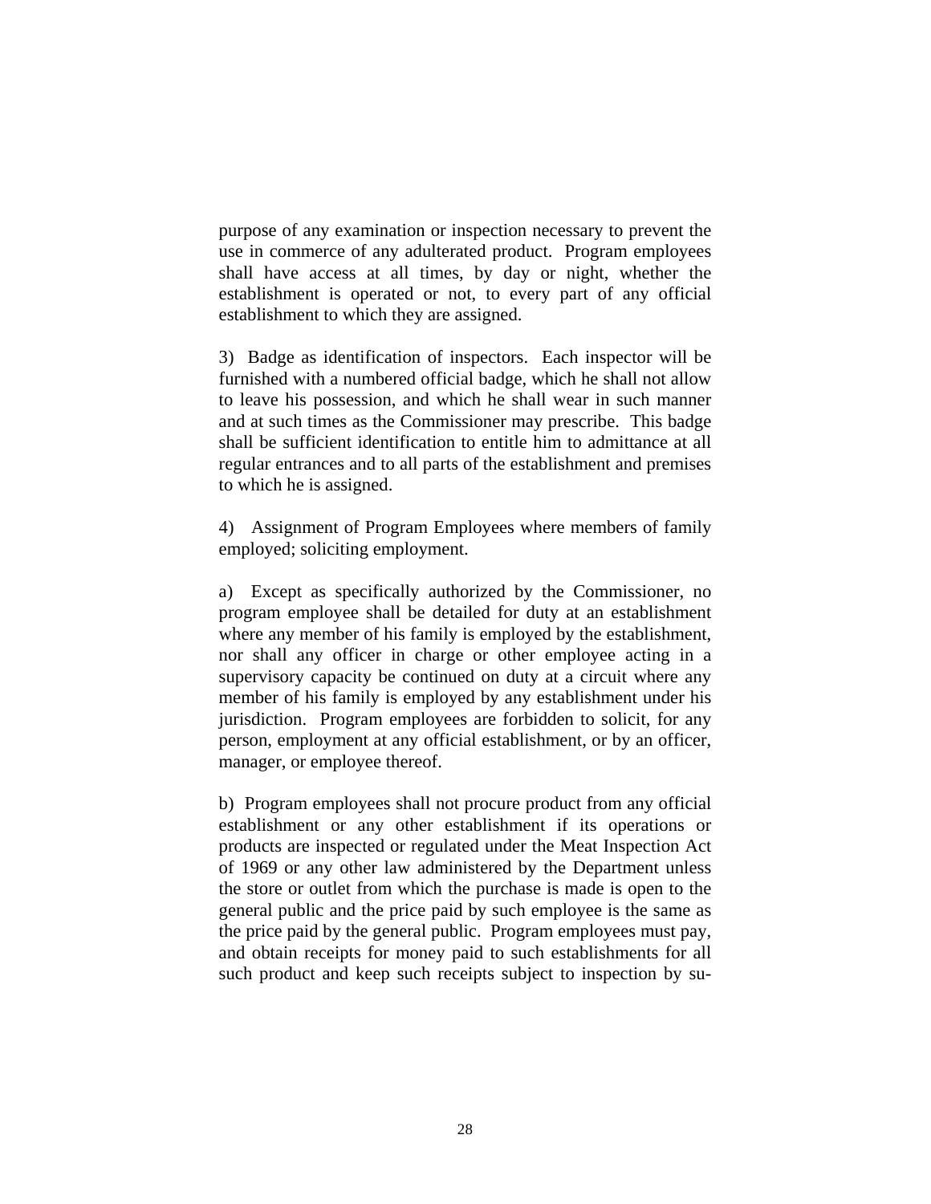purpose of any examination or inspection necessary to prevent the use in commerce of any adulterated product. Program employees shall have access at all times, by day or night, whether the establishment is operated or not, to every part of any official establishment to which they are assigned.

3) Badge as identification of inspectors. Each inspector will be furnished with a numbered official badge, which he shall not allow to leave his possession, and which he shall wear in such manner and at such times as the Commissioner may prescribe. This badge shall be sufficient identification to entitle him to admittance at all regular entrances and to all parts of the establishment and premises to which he is assigned.

4) Assignment of Program Employees where members of family employed; soliciting employment.

a) Except as specifically authorized by the Commissioner, no program employee shall be detailed for duty at an establishment where any member of his family is employed by the establishment, nor shall any officer in charge or other employee acting in a supervisory capacity be continued on duty at a circuit where any member of his family is employed by any establishment under his jurisdiction. Program employees are forbidden to solicit, for any person, employment at any official establishment, or by an officer, manager, or employee thereof.

b) Program employees shall not procure product from any official establishment or any other establishment if its operations or products are inspected or regulated under the Meat Inspection Act of 1969 or any other law administered by the Department unless the store or outlet from which the purchase is made is open to the general public and the price paid by such employee is the same as the price paid by the general public. Program employees must pay, and obtain receipts for money paid to such establishments for all such product and keep such receipts subject to inspection by su-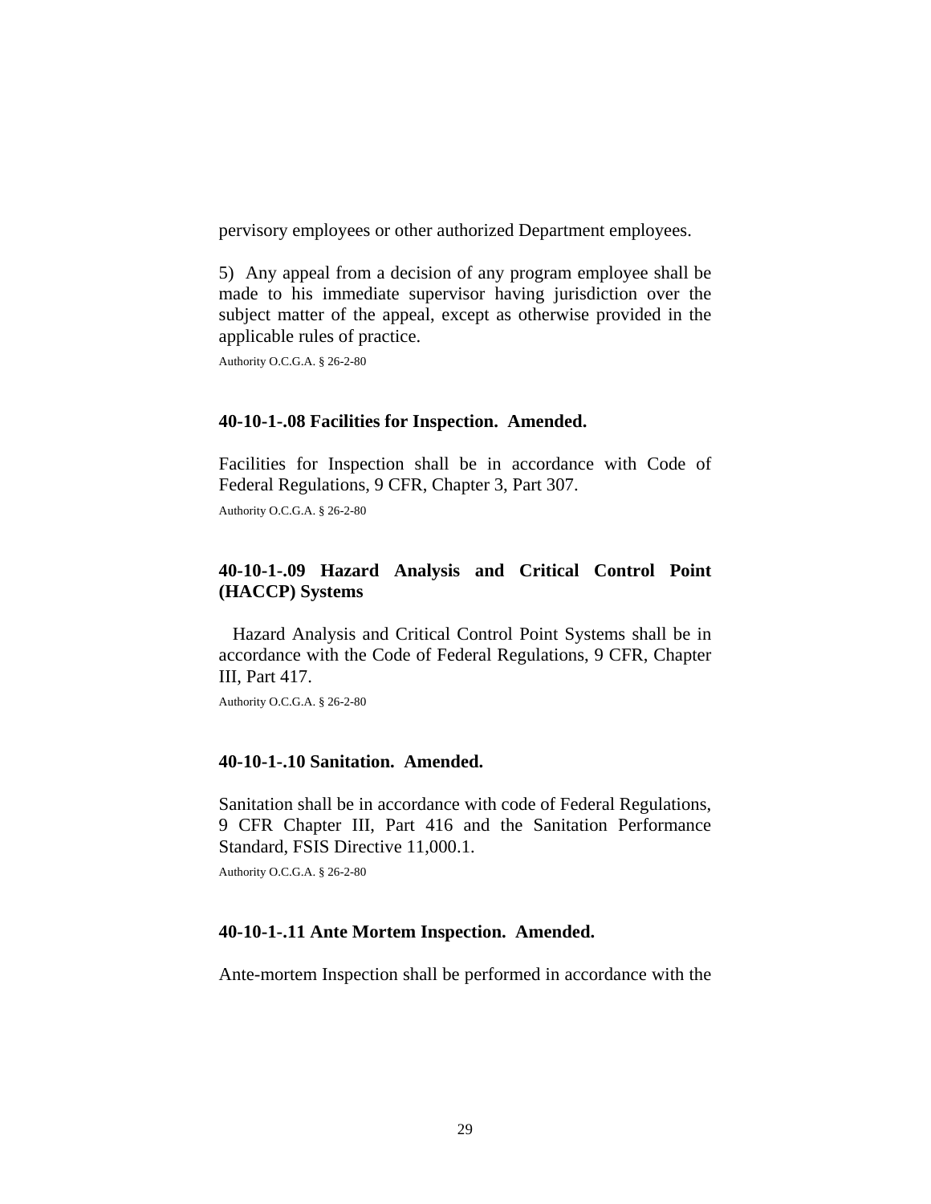pervisory employees or other authorized Department employees.

5) Any appeal from a decision of any program employee shall be made to his immediate supervisor having jurisdiction over the subject matter of the appeal, except as otherwise provided in the applicable rules of practice.

Authority O.C.G.A. § 26-2-80

### 40-10-1-.08 Facilities for Inspection. Amended.

Facilities for Inspection shall be in accordance with Code of Federal Regulations, 9 CFR, Chapter 3, Part 307.

Authority O.C.G.A. § 26-2-80

### 40-10-1-.09 Hazard Analysis and Critical Control Point (HACCP) Systems

Hazard Analysis and Critical Control Point Systems shall be in accordance with the Code of Federal Regulations, 9 CFR, Chapter III, Part 417.

Authority O.C.G.A. § 26-2-80

### 40-10-1-.10 Sanitation. Amended.

Sanitation shall be in accordance with code of Federal Regulations, 9 CFR Chapter III, Part 416 and the Sanitation Performance Standard, FSIS Directive 11,000.1.

Authority O.C.G.A. § 26-2-80

### 40-10-1-.11 Ante Mortem Inspection. Amended.

Ante-mortem Inspection shall be performed in accordance with the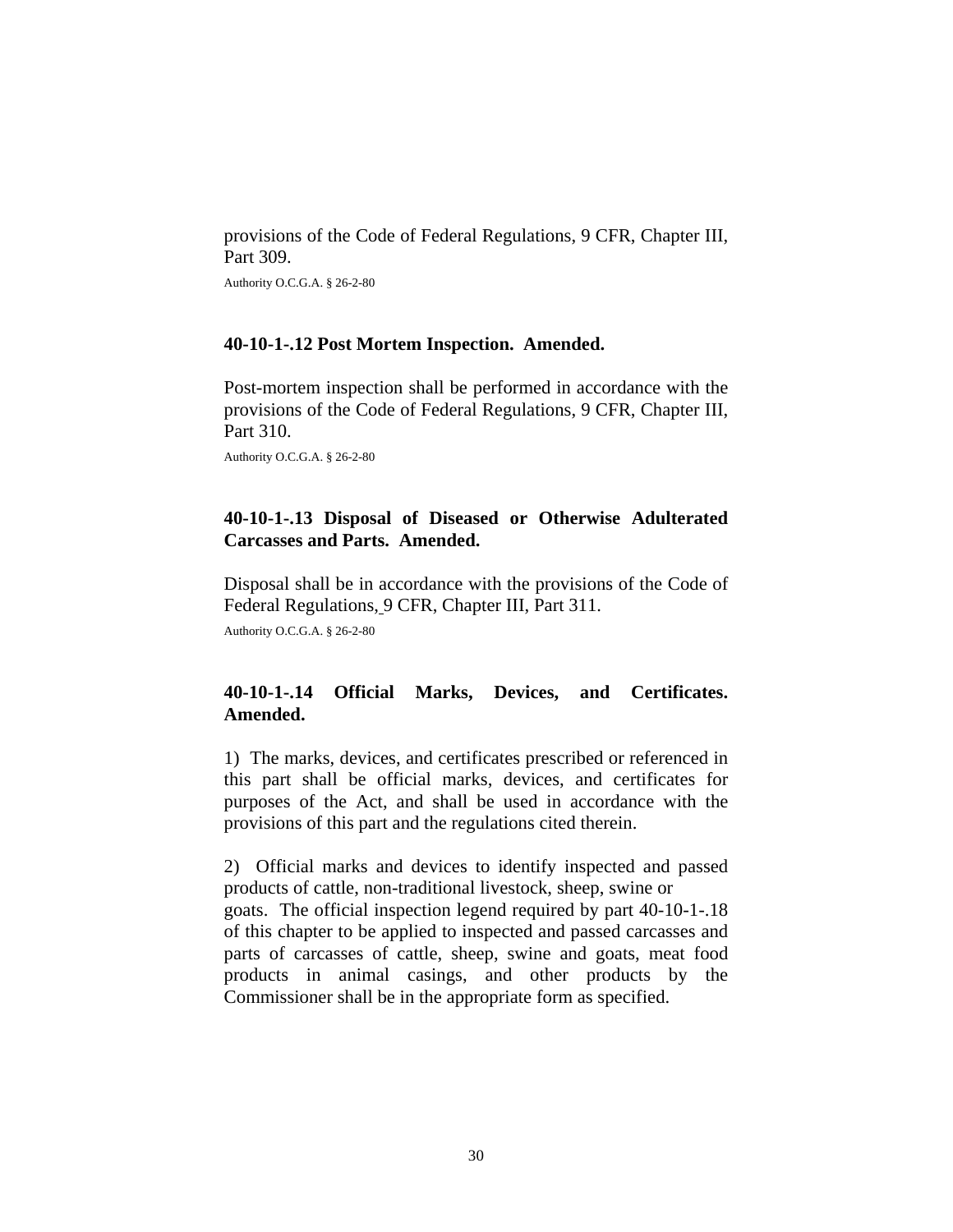provisions of the Code of Federal Regulations, 9 CFR, Chapter III, Part 309.

Authority O.C.G.A. § 26-2-80

**40-10-1-.12 Post Mortem Inspection. Amended.**

Post-mortem inspection shall be performed in accordance with the provisions of the Code of Federal Regulations, 9 CFR, Chapter III, Part 310.

Authority O.C.G.A. § 26-2-80

**40-10-1-.13 Disposal of Diseased or Otherwise Adulterated Carcasses and Parts. Amended.**

Disposal shall be in accordance with the provisions of the Code of Federal Regulations, 9 CFR, Chapter III, Part 311.

Authority O.C.G.A. § 26-2-80

**40-10-1-.14 Official Marks, Devices, and Certificates. Amended.**

1) The marks, devices, and certificates prescribed or referenced in this part shall be official marks, devices, and certificates for purposes of the Act, and shall be used in accordance with the provisions of this part and the regulations cited therein.

2) Official marks and devices to identify inspected and passed products of cattle, non-traditional livestock, sheep, swine or goats. The official inspection legend required by part 40-10-1-.18 of this chapter to be applied to inspected and passed carcasses and parts of carcasses of cattle, sheep, swine and goats, meat food products in animal casings, and other products by the Commissioner shall be in the appropriate form as specified.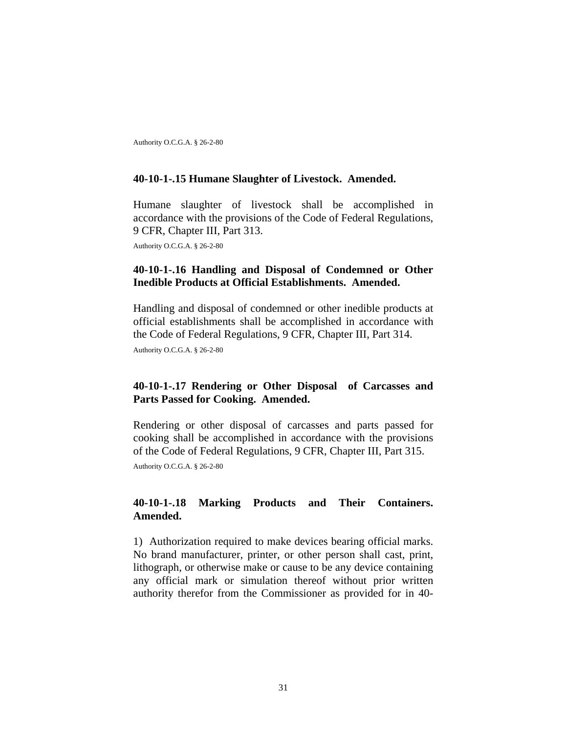Authority O.C.G.A. § 26-2-80

### 40-10-1-.15 Humane Slaughter of Livestock. Amended.

Humane slaughter of livestock shall be accomplished in accordance with the provisions of the Code of Federal Regulations, 9 CFR, Chapter III, Part 313.

Authority O.C.G.A. § 26-2-80

### 40-10-1-.16 Handling and Disposal of Condemned or Other Inedible Products at Official Establishments. Amended.

Handling and disposal of condemned or other inedible products at official establishments shall be accomplished in accordance with the Code of Federal Regulations, 9 CFR, Chapter III, Part 314.

Authority O.C.G.A. § 26-2-80

### 40-10-1-.17 Rendering or Other Disposal of Carcasses and Parts Passed for Cooking. Amended.

Rendering or other disposal of carcasses and parts passed for cooking shall be accomplished in accordance with the provisions of the Code of Federal Regulations, 9 CFR, Chapter III, Part 315.

Authority O.C.G.A. § 26-2-80

### 40-10-1-.18 Marking Products and Their Containers. Amended.

1) Authorization required to make devices bearing official marks. No brand manufacturer, printer, or other person shall cast, print, lithograph, or otherwise make or cause to be any device containing any official mark or simulation thereof without prior written authority therefor from the Commissioner as provided for in 40-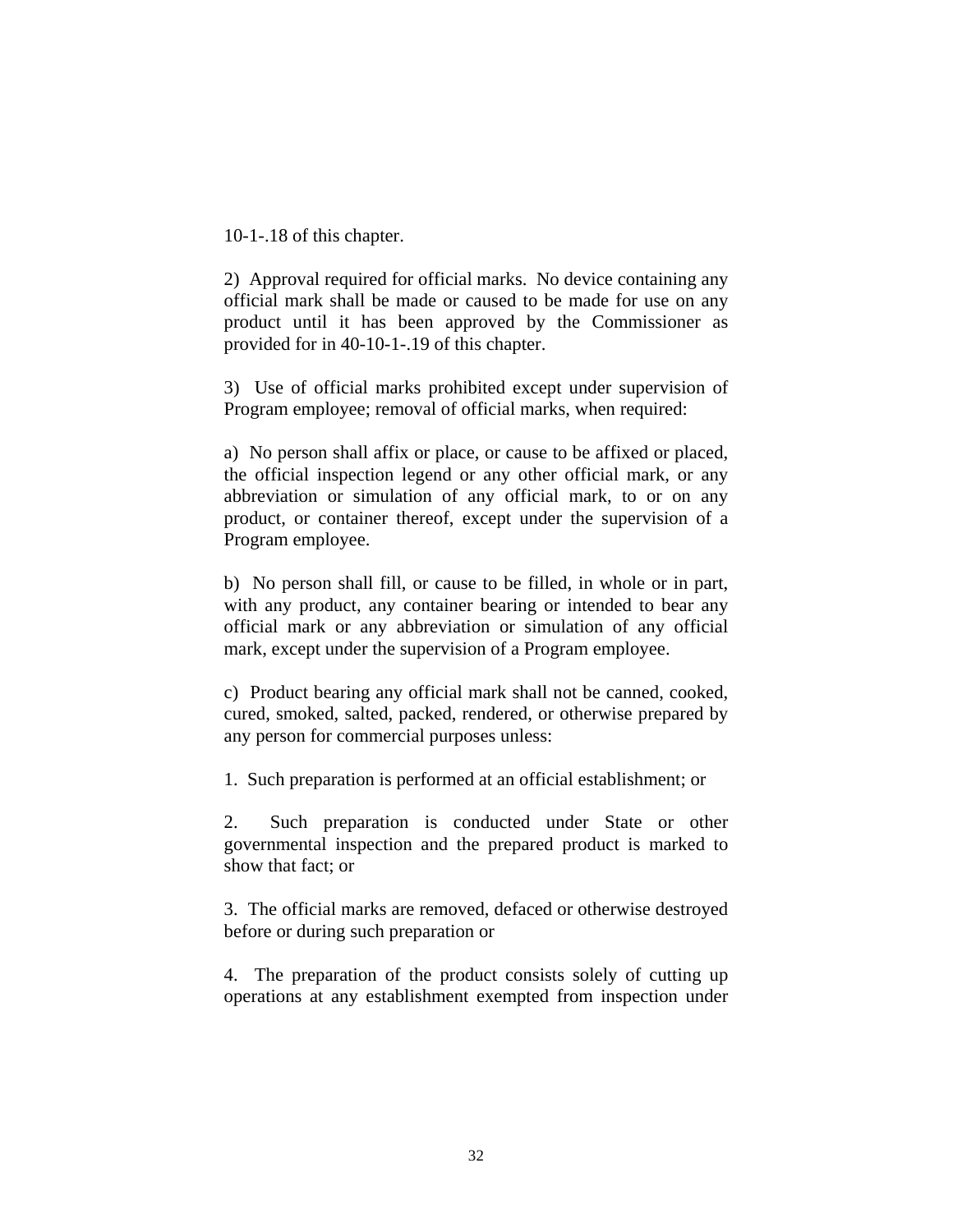10-1-.18 of this chapter.

2) Approval required for official marks. No device containing any official mark shall be made or caused to be made for use on any product until it has been approved by the Commissioner as provided for in 40-10-1-.19 of this chapter.

3) Use of official marks prohibited except under supervision of Program employee; removal of official marks, when required:

a) No person shall affix or place, or cause to be affixed or placed, the official inspection legend or any other official mark, or any abbreviation or simulation of any official mark, to or on any product, or container thereof, except under the supervision of a Program employee.

b) No person shall fill, or cause to be filled, in whole or in part, with any product, any container bearing or intended to bear any official mark or any abbreviation or simulation of any official mark, except under the supervision of a Program employee.

c) Product bearing any official mark shall not be canned, cooked, cured, smoked, salted, packed, rendered, or otherwise prepared by any person for commercial purposes unless:

1. Such preparation is performed at an official establishment; or

2. Such preparation is conducted under State or other governmental inspection and the prepared product is marked to show that fact; or

3. The official marks are removed, defaced or otherwise destroyed before or during such preparation or

4. The preparation of the product consists solely of cutting up operations at any establishment exempted from inspection under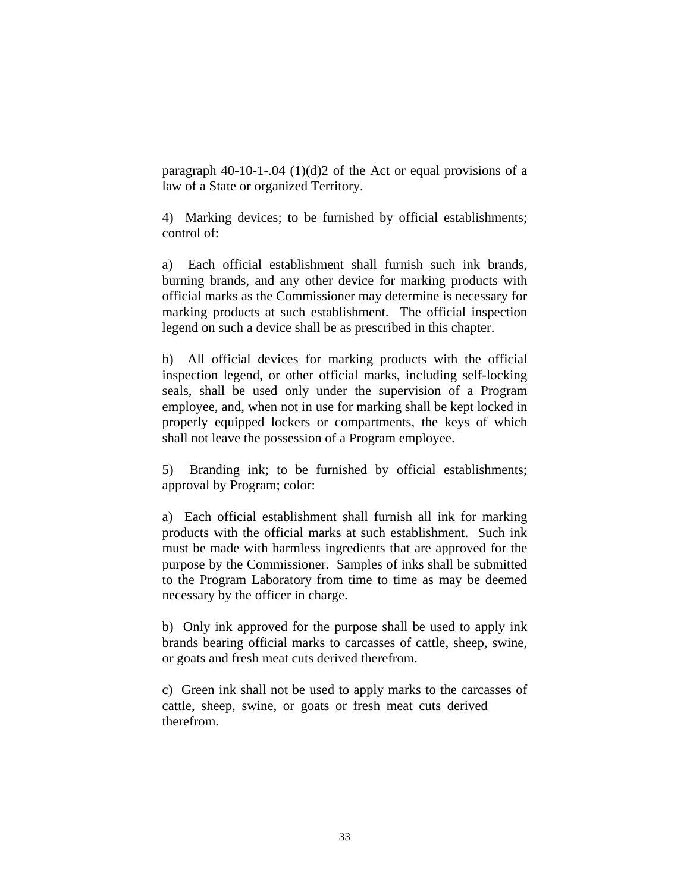paragraph 40-10-1-.04 (1)(d)2 of the Act or equal provisions of a law of a State or organized Territory.

4) Marking devices; to be furnished by official establishments; control of:

a) Each official establishment shall furnish such ink brands, burning brands, and any other device for marking products with official marks as the Commissioner may determine is necessary for marking products at such establishment. The official inspection legend on such a device shall be as prescribed in this chapter.

b) All official devices for marking products with the official inspection legend, or other official marks, including self-locking seals, shall be used only under the supervision of a Program employee, and, when not in use for marking shall be kept locked in properly equipped lockers or compartments, the keys of which shall not leave the possession of a Program employee.

5) Branding ink; to be furnished by official establishments; approval by Program; color:

a) Each official establishment shall furnish all ink for marking products with the official marks at such establishment. Such ink must be made with harmless ingredients that are approved for the purpose by the Commissioner. Samples of inks shall be submitted to the Program Laboratory from time to time as may be deemed necessary by the officer in charge.

b) Only ink approved for the purpose shall be used to apply ink brands bearing official marks to carcasses of cattle, sheep, swine, or goats and fresh meat cuts derived therefrom.

c) Green ink shall not be used to apply marks to the carcasses of cattle, sheep, swine, or goats or fresh meat cuts derived therefrom.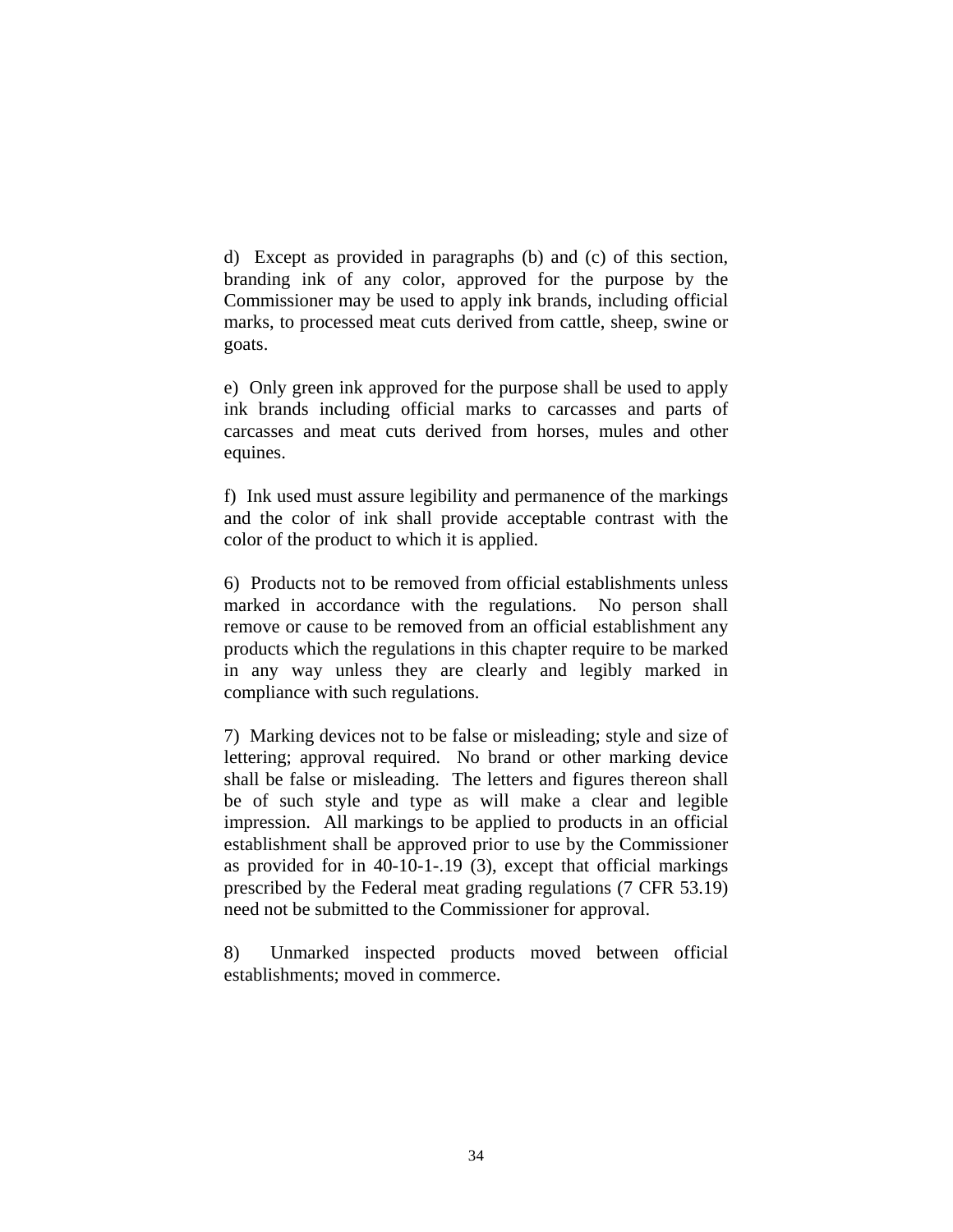d)  Except as provided in paragraphs (b) and (c) of this section, branding ink of any color, approved for the purpose by the Commissioner may be used to apply ink brands, including official marks, to processed meat cuts derived from cattle, sheep, swine or goats.

e)  Only green ink approved for the purpose shall be used to apply ink brands including official marks to carcasses and parts of carcasses and meat cuts derived from horses, mules and other equines.

f)  Ink used must assure legibility and permanence of the markings and the color of ink shall provide acceptable contrast with the color of the product to which it is applied.

6)  Products not to be removed from official establishments unless marked in accordance with the regulations.  No person shall remove or cause to be removed from an official establishment any products which the regulations in this chapter require to be marked in any way unless they are clearly and legibly marked in compliance with such regulations.

7)  Marking devices not to be false or misleading; style and size of lettering; approval required.  No brand or other marking device shall be false or misleading.  The letters and figures thereon shall be of such style and type as will make a clear and legible impression.  All markings to be applied to products in an official establishment shall be approved prior to use by the Commissioner as provided for in 40-10-1-.19 (3), except that official markings prescribed by the Federal meat grading regulations (7 CFR 53.19) need not be submitted to the Commissioner for approval.

8)  Unmarked inspected products moved between official establishments; moved in commerce.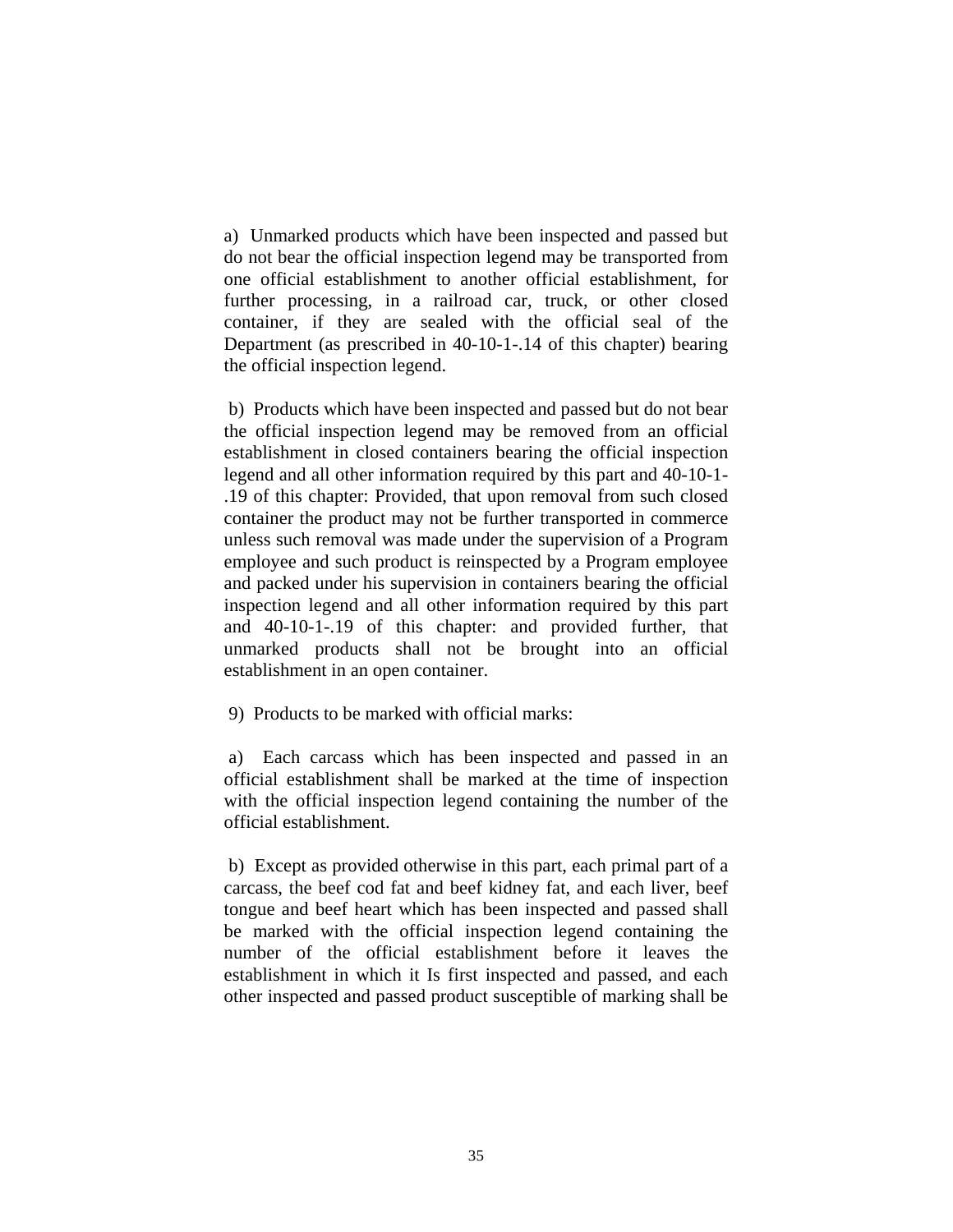a) Unmarked products which have been inspected and passed but do not bear the official inspection legend may be transported from one official establishment to another official establishment, for further processing, in a railroad car, truck, or other closed container, if they are sealed with the official seal of the Department (as prescribed in 40-10-1-.14 of this chapter) bearing the official inspection legend.

b) Products which have been inspected and passed but do not bear the official inspection legend may be removed from an official establishment in closed containers bearing the official inspection legend and all other information required by this part and 40-10-1-.19 of this chapter: Provided, that upon removal from such closed container the product may not be further transported in commerce unless such removal was made under the supervision of a Program employee and such product is reinspected by a Program employee and packed under his supervision in containers bearing the official inspection legend and all other information required by this part and 40-10-1-.19 of this chapter: and provided further, that unmarked products shall not be brought into an official establishment in an open container.

9) Products to be marked with official marks:

a) Each carcass which has been inspected and passed in an official establishment shall be marked at the time of inspection with the official inspection legend containing the number of the official establishment.

b) Except as provided otherwise in this part, each primal part of a carcass, the beef cod fat and beef kidney fat, and each liver, beef tongue and beef heart which has been inspected and passed shall be marked with the official inspection legend containing the number of the official establishment before it leaves the establishment in which it Is first inspected and passed, and each other inspected and passed product susceptible of marking shall be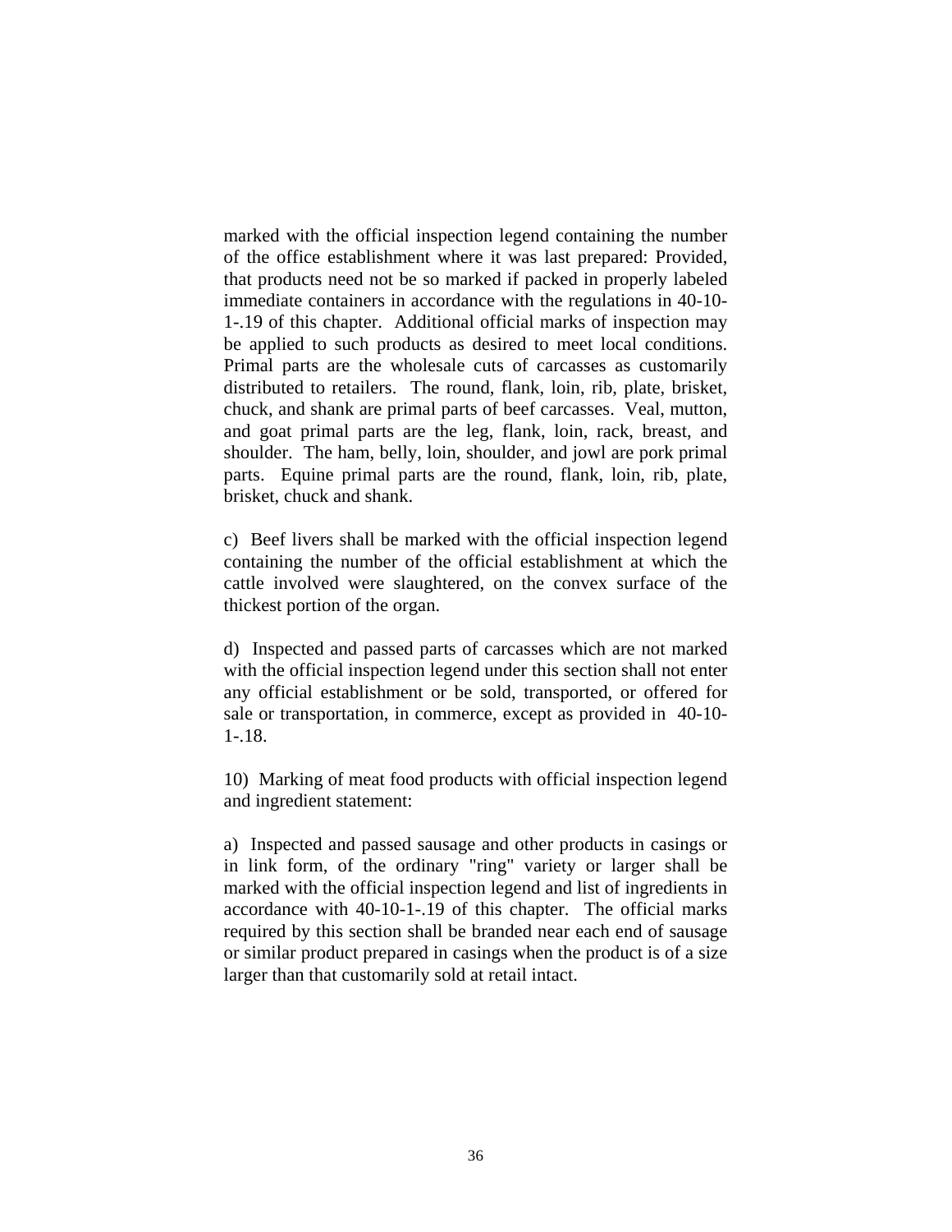marked with the official inspection legend containing the number of the office establishment where it was last prepared: Provided, that products need not be so marked if packed in properly labeled immediate containers in accordance with the regulations in 40-10-1-.19 of this chapter. Additional official marks of inspection may be applied to such products as desired to meet local conditions. Primal parts are the wholesale cuts of carcasses as customarily distributed to retailers. The round, flank, loin, rib, plate, brisket, chuck, and shank are primal parts of beef carcasses. Veal, mutton, and goat primal parts are the leg, flank, loin, rack, breast, and shoulder. The ham, belly, loin, shoulder, and jowl are pork primal parts. Equine primal parts are the round, flank, loin, rib, plate, brisket, chuck and shank.

c) Beef livers shall be marked with the official inspection legend containing the number of the official establishment at which the cattle involved were slaughtered, on the convex surface of the thickest portion of the organ.

d) Inspected and passed parts of carcasses which are not marked with the official inspection legend under this section shall not enter any official establishment or be sold, transported, or offered for sale or transportation, in commerce, except as provided in 40-10-1-.18.

10) Marking of meat food products with official inspection legend and ingredient statement:

a) Inspected and passed sausage and other products in casings or in link form, of the ordinary "ring" variety or larger shall be marked with the official inspection legend and list of ingredients in accordance with 40-10-1-.19 of this chapter. The official marks required by this section shall be branded near each end of sausage or similar product prepared in casings when the product is of a size larger than that customarily sold at retail intact.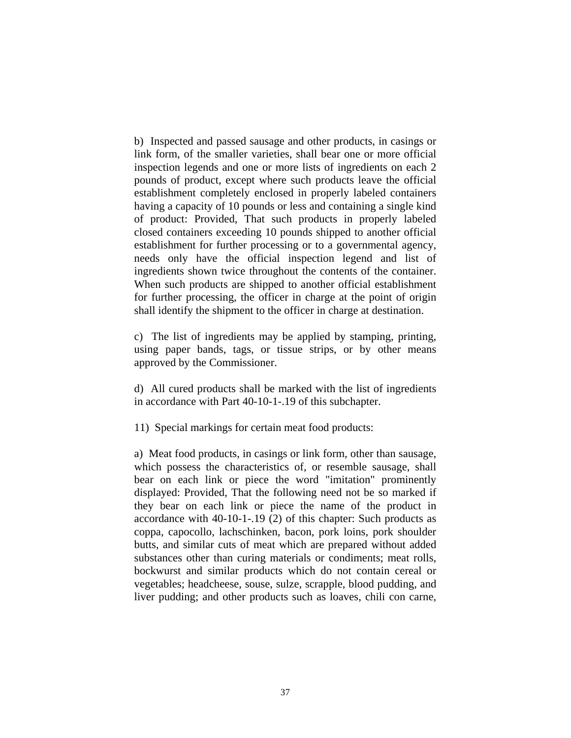b) Inspected and passed sausage and other products, in casings or link form, of the smaller varieties, shall bear one or more official inspection legends and one or more lists of ingredients on each 2 pounds of product, except where such products leave the official establishment completely enclosed in properly labeled containers having a capacity of 10 pounds or less and containing a single kind of product: Provided, That such products in properly labeled closed containers exceeding 10 pounds shipped to another official establishment for further processing or to a governmental agency, needs only have the official inspection legend and list of ingredients shown twice throughout the contents of the container. When such products are shipped to another official establishment for further processing, the officer in charge at the point of origin shall identify the shipment to the officer in charge at destination.

c) The list of ingredients may be applied by stamping, printing, using paper bands, tags, or tissue strips, or by other means approved by the Commissioner.

d) All cured products shall be marked with the list of ingredients in accordance with Part 40-10-1-.19 of this subchapter.

11) Special markings for certain meat food products:

a) Meat food products, in casings or link form, other than sausage, which possess the characteristics of, or resemble sausage, shall bear on each link or piece the word "imitation" prominently displayed: Provided, That the following need not be so marked if they bear on each link or piece the name of the product in accordance with 40-10-1-.19 (2) of this chapter: Such products as coppa, capocollo, lachschinken, bacon, pork loins, pork shoulder butts, and similar cuts of meat which are prepared without added substances other than curing materials or condiments; meat rolls, bockwurst and similar products which do not contain cereal or vegetables; headcheese, souse, sulze, scrapple, blood pudding, and liver pudding; and other products such as loaves, chili con carne,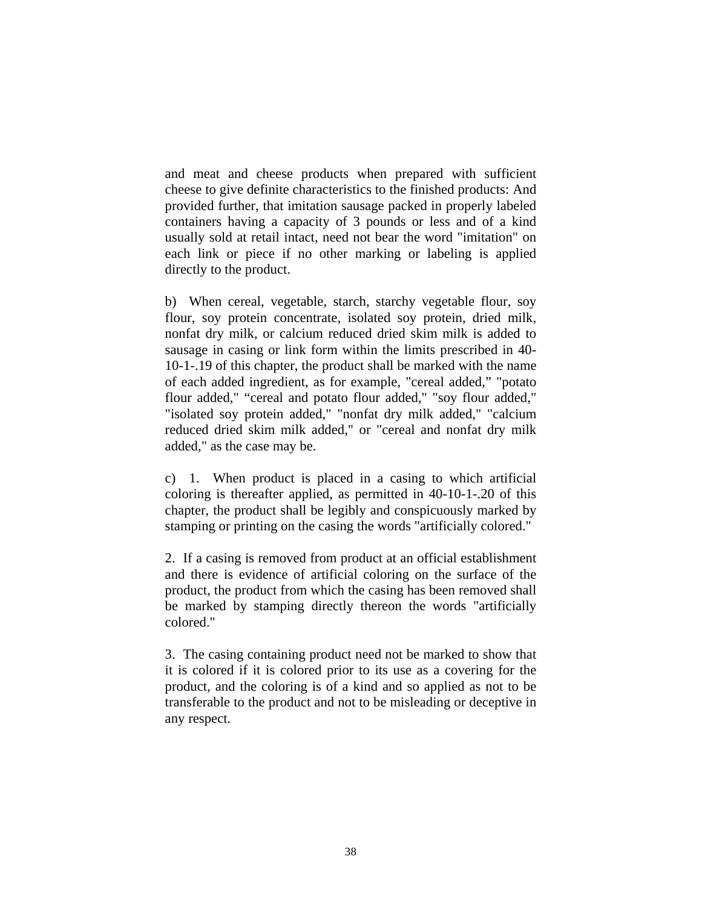and meat and cheese products when prepared with sufficient cheese to give definite characteristics to the finished products: And provided further, that imitation sausage packed in properly labeled containers having a capacity of 3 pounds or less and of a kind usually sold at retail intact, need not bear the word "imitation" on each link or piece if no other marking or labeling is applied directly to the product.

b) When cereal, vegetable, starch, starchy vegetable flour, soy flour, soy protein concentrate, isolated soy protein, dried milk, nonfat dry milk, or calcium reduced dried skim milk is added to sausage in casing or link form within the limits prescribed in 40-10-1-.19 of this chapter, the product shall be marked with the name of each added ingredient, as for example, "cereal added," "potato flour added," "cereal and potato flour added," "soy flour added," "isolated soy protein added," "nonfat dry milk added," "calcium reduced dried skim milk added," or "cereal and nonfat dry milk added," as the case may be.

c) 1. When product is placed in a casing to which artificial coloring is thereafter applied, as permitted in 40-10-1-.20 of this chapter, the product shall be legibly and conspicuously marked by stamping or printing on the casing the words "artificially colored."

2. If a casing is removed from product at an official establishment and there is evidence of artificial coloring on the surface of the product, the product from which the casing has been removed shall be marked by stamping directly thereon the words "artificially colored."

3. The casing containing product need not be marked to show that it is colored if it is colored prior to its use as a covering for the product, and the coloring is of a kind and so applied as not to be transferable to the product and not to be misleading or deceptive in any respect.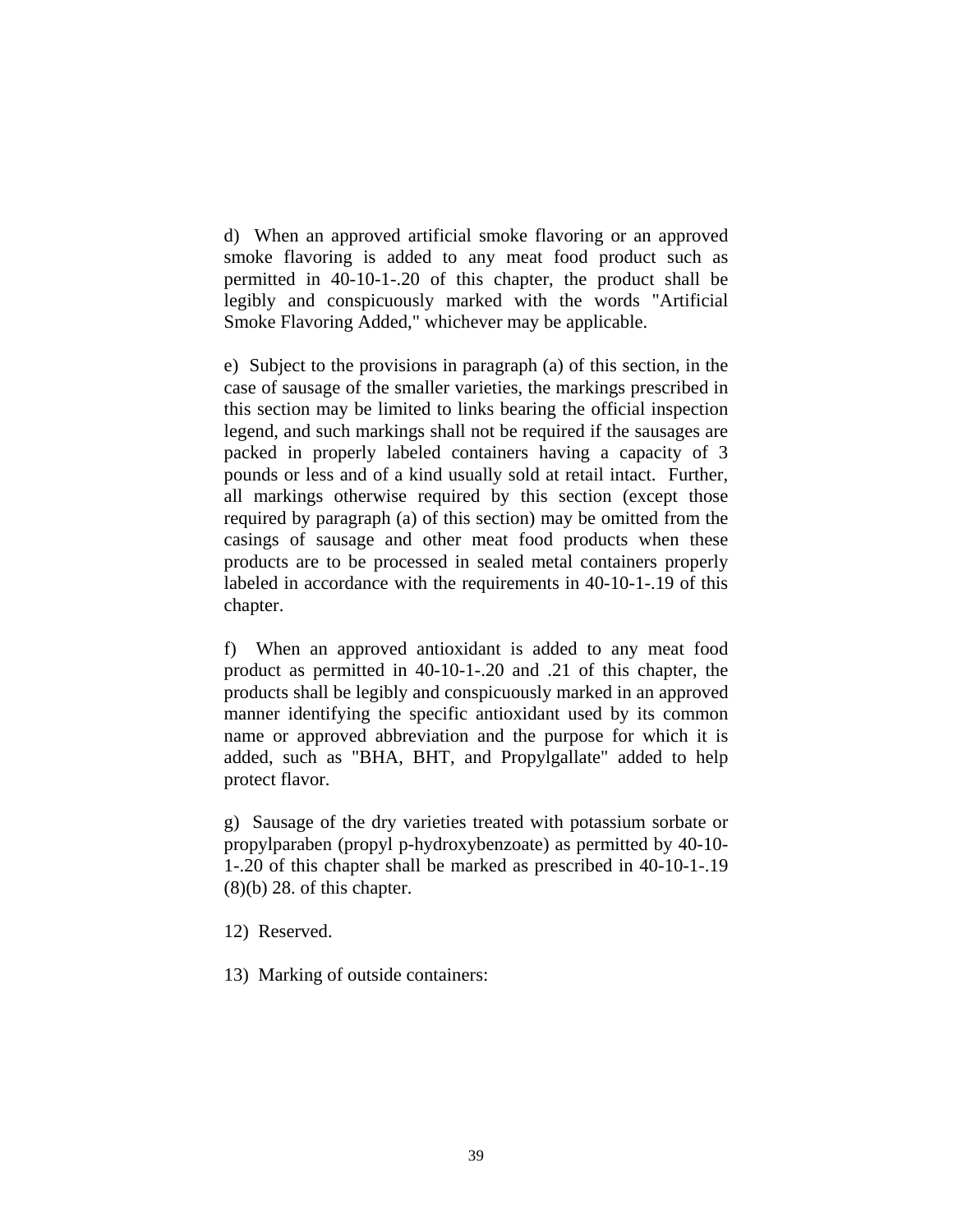d) When an approved artificial smoke flavoring or an approved smoke flavoring is added to any meat food product such as permitted in 40-10-1-.20 of this chapter, the product shall be legibly and conspicuously marked with the words "Artificial Smoke Flavoring Added," whichever may be applicable.

e) Subject to the provisions in paragraph (a) of this section, in the case of sausage of the smaller varieties, the markings prescribed in this section may be limited to links bearing the official inspection legend, and such markings shall not be required if the sausages are packed in properly labeled containers having a capacity of 3 pounds or less and of a kind usually sold at retail intact. Further, all markings otherwise required by this section (except those required by paragraph (a) of this section) may be omitted from the casings of sausage and other meat food products when these products are to be processed in sealed metal containers properly labeled in accordance with the requirements in 40-10-1-.19 of this chapter.

f) When an approved antioxidant is added to any meat food product as permitted in 40-10-1-.20 and .21 of this chapter, the products shall be legibly and conspicuously marked in an approved manner identifying the specific antioxidant used by its common name or approved abbreviation and the purpose for which it is added, such as "BHA, BHT, and Propylgallate" added to help protect flavor.

g) Sausage of the dry varieties treated with potassium sorbate or propylparaben (propyl p-hydroxybenzoate) as permitted by 40-10-1-.20 of this chapter shall be marked as prescribed in 40-10-1-.19 (8)(b) 28. of this chapter.

12) Reserved.

13) Marking of outside containers: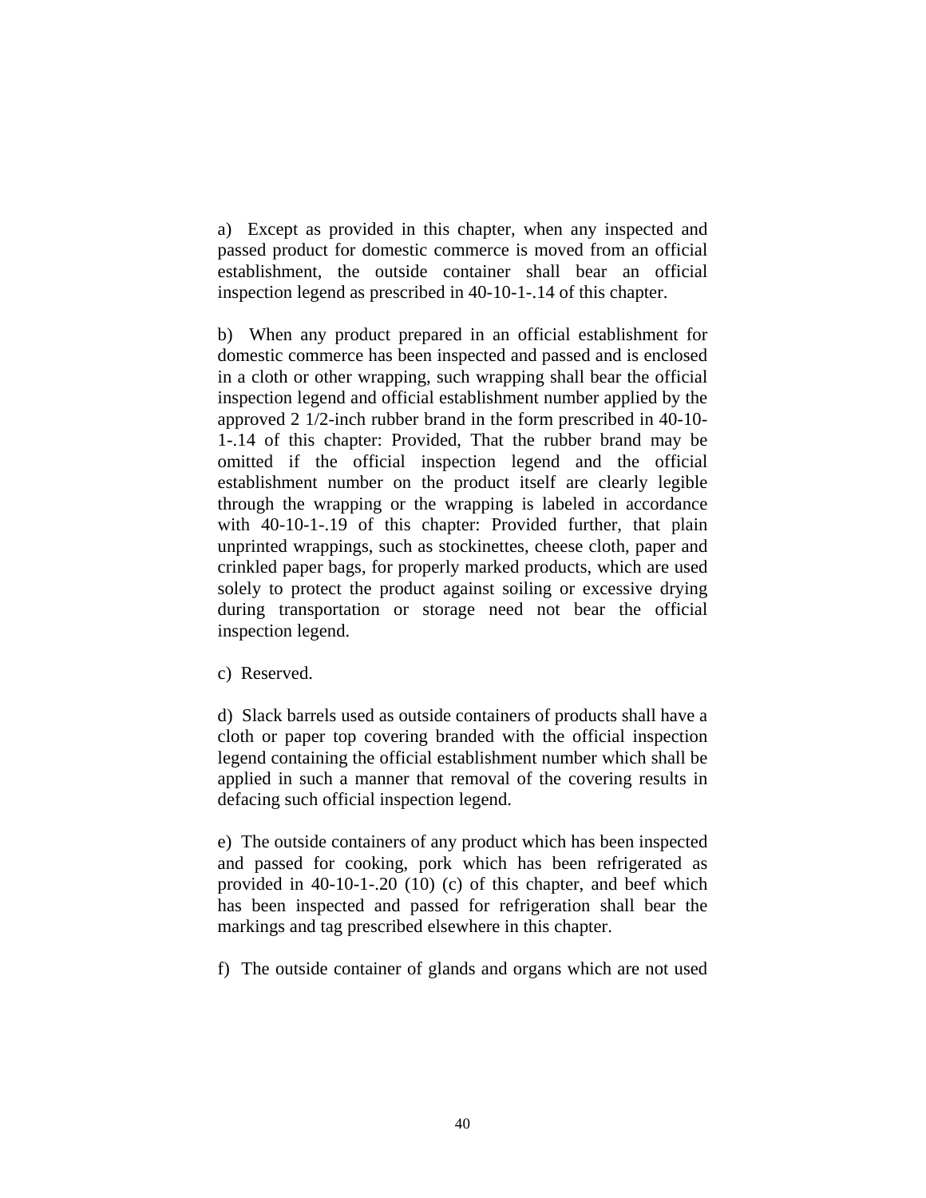a)  Except as provided in this chapter, when any inspected and passed product for domestic commerce is moved from an official establishment, the outside container shall bear an official inspection legend as prescribed in 40-10-1-.14 of this chapter.

b)  When any product prepared in an official establishment for domestic commerce has been inspected and passed and is enclosed in a cloth or other wrapping, such wrapping shall bear the official inspection legend and official establishment number applied by the approved 2 1/2-inch rubber brand in the form prescribed in 40-10-1-.14 of this chapter: Provided, That the rubber brand may be omitted if the official inspection legend and the official establishment number on the product itself are clearly legible through the wrapping or the wrapping is labeled in accordance with 40-10-1-.19 of this chapter: Provided further, that plain unprinted wrappings, such as stockinettes, cheese cloth, paper and crinkled paper bags, for properly marked products, which are used solely to protect the product against soiling or excessive drying during transportation or storage need not bear the official inspection legend.

c)  Reserved.

d)  Slack barrels used as outside containers of products shall have a cloth or paper top covering branded with the official inspection legend containing the official establishment number which shall be applied in such a manner that removal of the covering results in defacing such official inspection legend.

e)  The outside containers of any product which has been inspected and passed for cooking, pork which has been refrigerated as provided in 40-10-1-.20 (10) (c) of this chapter, and beef which has been inspected and passed for refrigeration shall bear the markings and tag prescribed elsewhere in this chapter.

f)  The outside container of glands and organs which are not used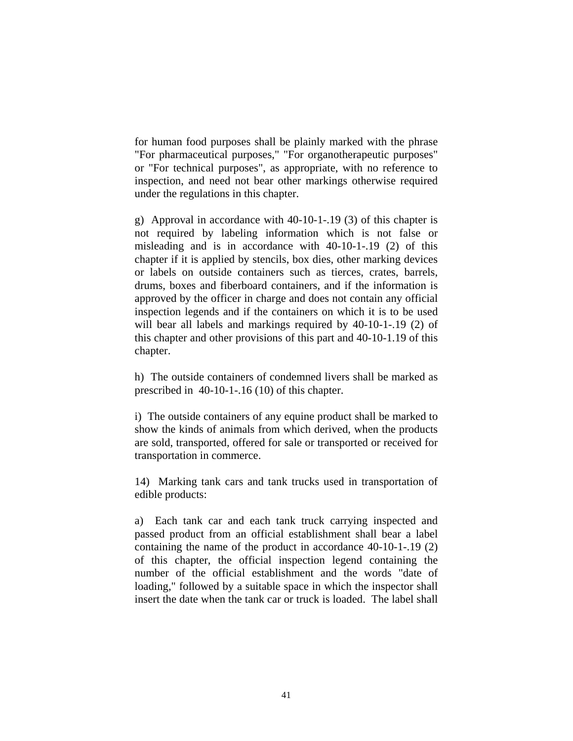for human food purposes shall be plainly marked with the phrase "For pharmaceutical purposes," "For organotherapeutic purposes" or "For technical purposes", as appropriate, with no reference to inspection, and need not bear other markings otherwise required under the regulations in this chapter.

g) Approval in accordance with 40-10-1-.19 (3) of this chapter is not required by labeling information which is not false or misleading and is in accordance with 40-10-1-.19 (2) of this chapter if it is applied by stencils, box dies, other marking devices or labels on outside containers such as tierces, crates, barrels, drums, boxes and fiberboard containers, and if the information is approved by the officer in charge and does not contain any official inspection legends and if the containers on which it is to be used will bear all labels and markings required by 40-10-1-.19 (2) of this chapter and other provisions of this part and 40-10-1.19 of this chapter.

h) The outside containers of condemned livers shall be marked as prescribed in 40-10-1-.16 (10) of this chapter.

i) The outside containers of any equine product shall be marked to show the kinds of animals from which derived, when the products are sold, transported, offered for sale or transported or received for transportation in commerce.

14) Marking tank cars and tank trucks used in transportation of edible products:

a) Each tank car and each tank truck carrying inspected and passed product from an official establishment shall bear a label containing the name of the product in accordance 40-10-1-.19 (2) of this chapter, the official inspection legend containing the number of the official establishment and the words "date of loading," followed by a suitable space in which the inspector shall insert the date when the tank car or truck is loaded. The label shall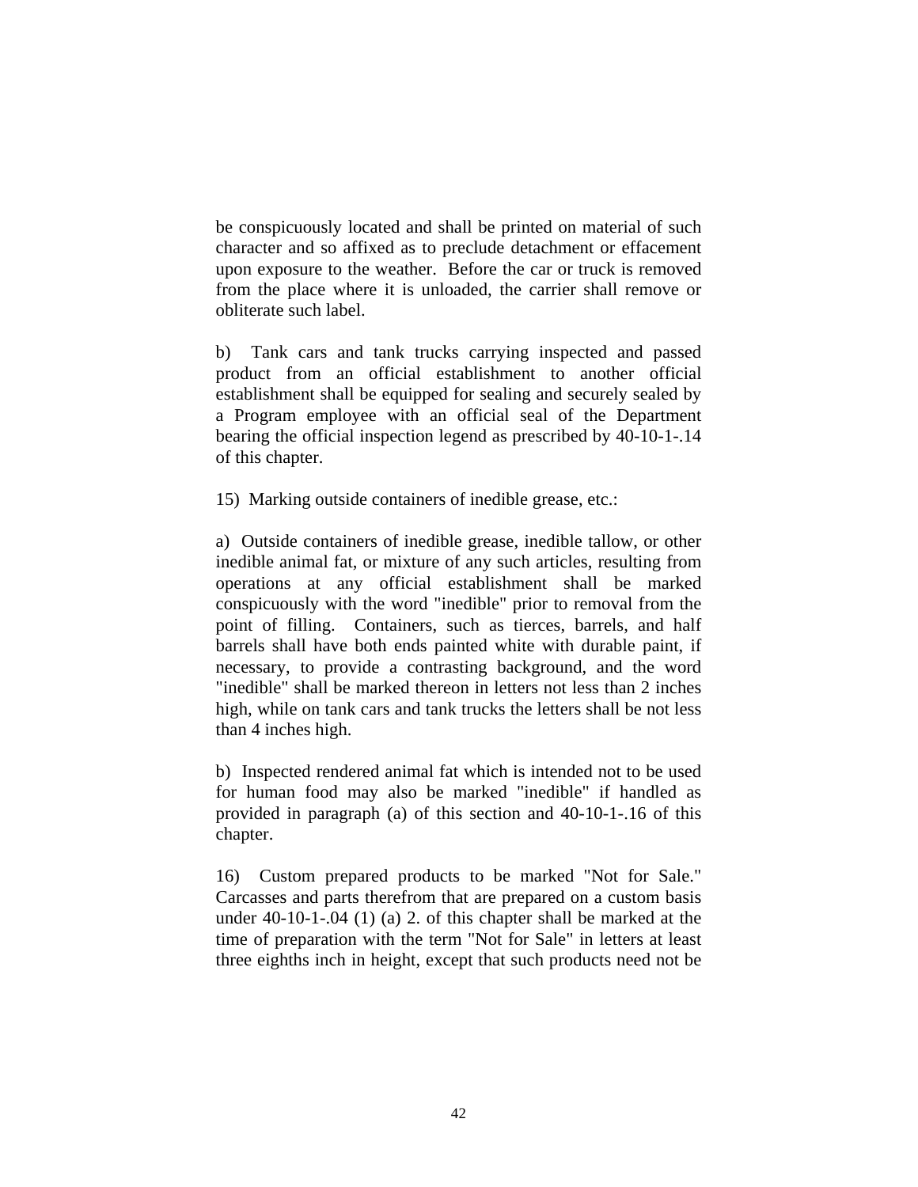be conspicuously located and shall be printed on material of such character and so affixed as to preclude detachment or effacement upon exposure to the weather. Before the car or truck is removed from the place where it is unloaded, the carrier shall remove or obliterate such label.

b) Tank cars and tank trucks carrying inspected and passed product from an official establishment to another official establishment shall be equipped for sealing and securely sealed by a Program employee with an official seal of the Department bearing the official inspection legend as prescribed by 40-10-1-.14 of this chapter.

15) Marking outside containers of inedible grease, etc.:

a) Outside containers of inedible grease, inedible tallow, or other inedible animal fat, or mixture of any such articles, resulting from operations at any official establishment shall be marked conspicuously with the word "inedible" prior to removal from the point of filling. Containers, such as tierces, barrels, and half barrels shall have both ends painted white with durable paint, if necessary, to provide a contrasting background, and the word "inedible" shall be marked thereon in letters not less than 2 inches high, while on tank cars and tank trucks the letters shall be not less than 4 inches high.

b) Inspected rendered animal fat which is intended not to be used for human food may also be marked "inedible" if handled as provided in paragraph (a) of this section and 40-10-1-.16 of this chapter.

16) Custom prepared products to be marked "Not for Sale." Carcasses and parts therefrom that are prepared on a custom basis under 40-10-1-.04 (1) (a) 2. of this chapter shall be marked at the time of preparation with the term "Not for Sale" in letters at least three eighths inch in height, except that such products need not be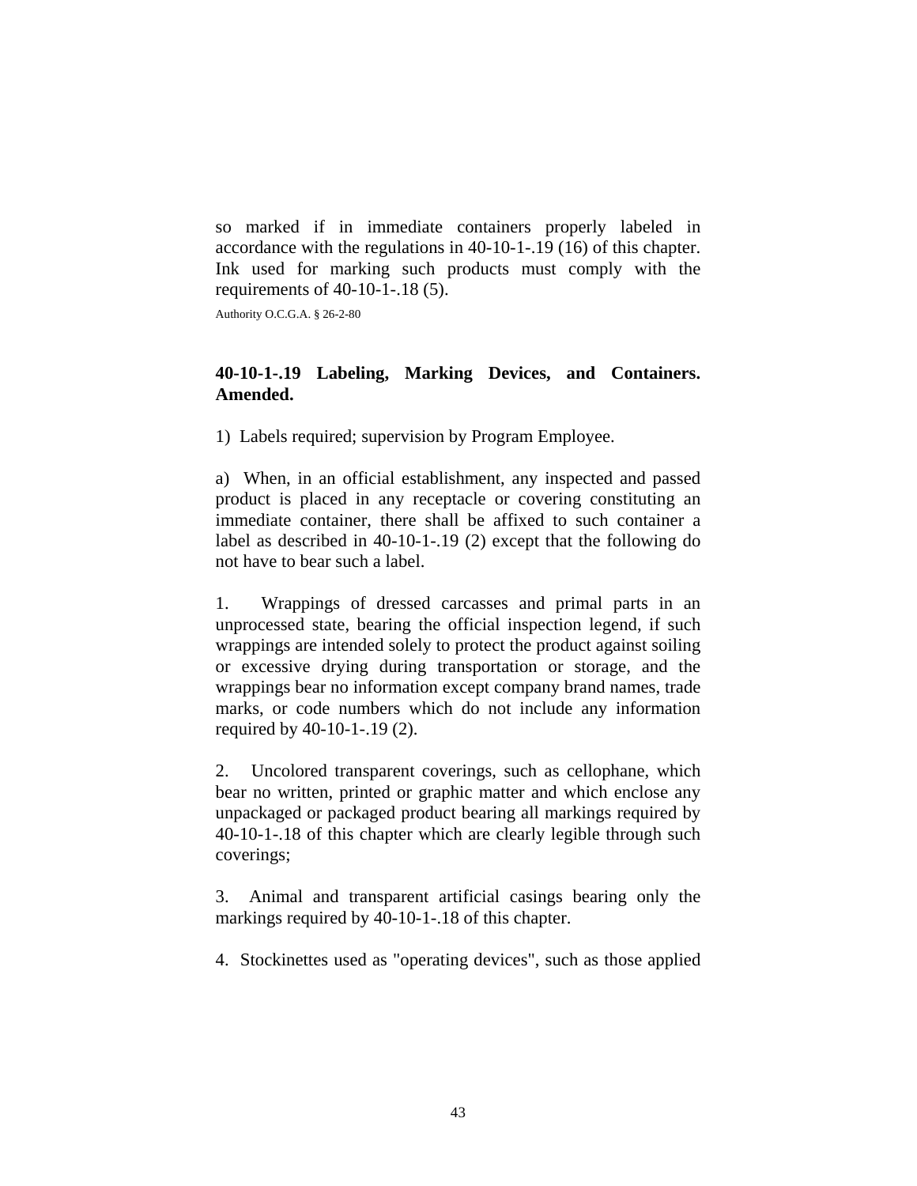so marked if in immediate containers properly labeled in accordance with the regulations in 40-10-1-.19 (16) of this chapter. Ink used for marking such products must comply with the requirements of 40-10-1-.18 (5).

Authority O.C.G.A. § 26-2-80

**40-10-1-.19 Labeling, Marking Devices, and Containers. Amended.**

1) Labels required; supervision by Program Employee.

a) When, in an official establishment, any inspected and passed product is placed in any receptacle or covering constituting an immediate container, there shall be affixed to such container a label as described in 40-10-1-.19 (2) except that the following do not have to bear such a label.

1. Wrappings of dressed carcasses and primal parts in an unprocessed state, bearing the official inspection legend, if such wrappings are intended solely to protect the product against soiling or excessive drying during transportation or storage, and the wrappings bear no information except company brand names, trade marks, or code numbers which do not include any information required by 40-10-1-.19 (2).

2. Uncolored transparent coverings, such as cellophane, which bear no written, printed or graphic matter and which enclose any unpackaged or packaged product bearing all markings required by 40-10-1-.18 of this chapter which are clearly legible through such coverings;

3. Animal and transparent artificial casings bearing only the markings required by 40-10-1-.18 of this chapter.

4. Stockinettes used as "operating devices", such as those applied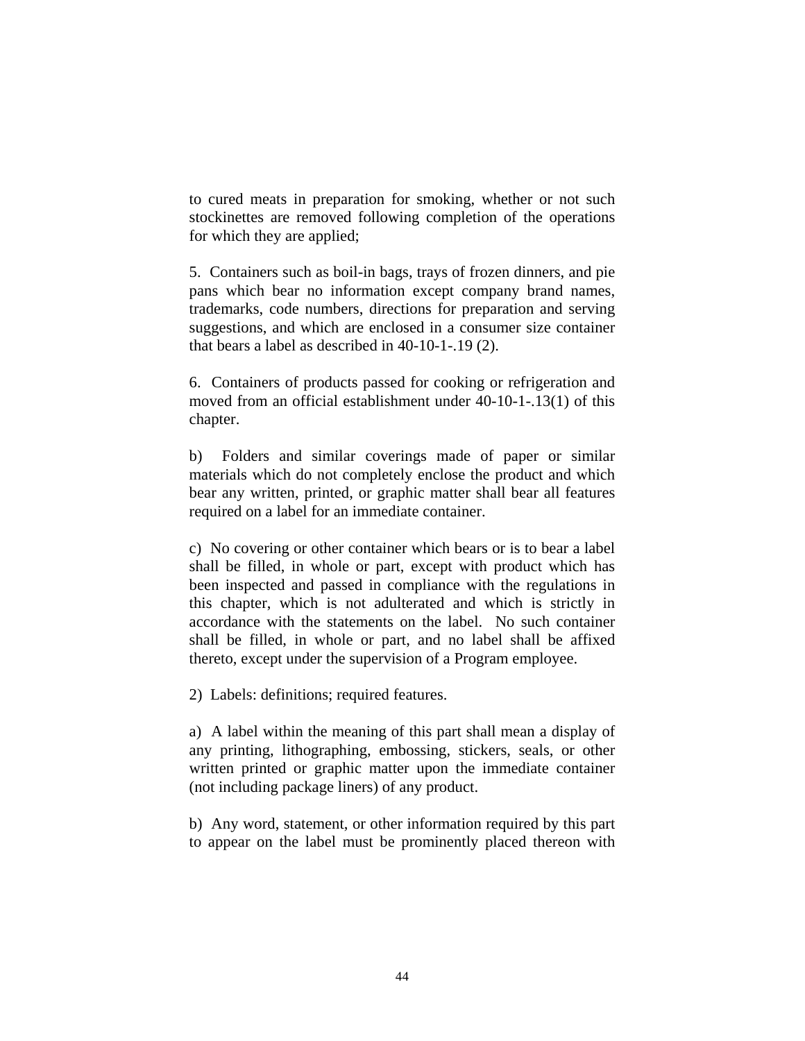to cured meats in preparation for smoking, whether or not such stockinettes are removed following completion of the operations for which they are applied;

5. Containers such as boil-in bags, trays of frozen dinners, and pie pans which bear no information except company brand names, trademarks, code numbers, directions for preparation and serving suggestions, and which are enclosed in a consumer size container that bears a label as described in 40-10-1-.19 (2).

6. Containers of products passed for cooking or refrigeration and moved from an official establishment under 40-10-1-.13(1) of this chapter.

b) Folders and similar coverings made of paper or similar materials which do not completely enclose the product and which bear any written, printed, or graphic matter shall bear all features required on a label for an immediate container.

c) No covering or other container which bears or is to bear a label shall be filled, in whole or part, except with product which has been inspected and passed in compliance with the regulations in this chapter, which is not adulterated and which is strictly in accordance with the statements on the label. No such container shall be filled, in whole or part, and no label shall be affixed thereto, except under the supervision of a Program employee.

2) Labels: definitions; required features.

a) A label within the meaning of this part shall mean a display of any printing, lithographing, embossing, stickers, seals, or other written printed or graphic matter upon the immediate container (not including package liners) of any product.

b) Any word, statement, or other information required by this part to appear on the label must be prominently placed thereon with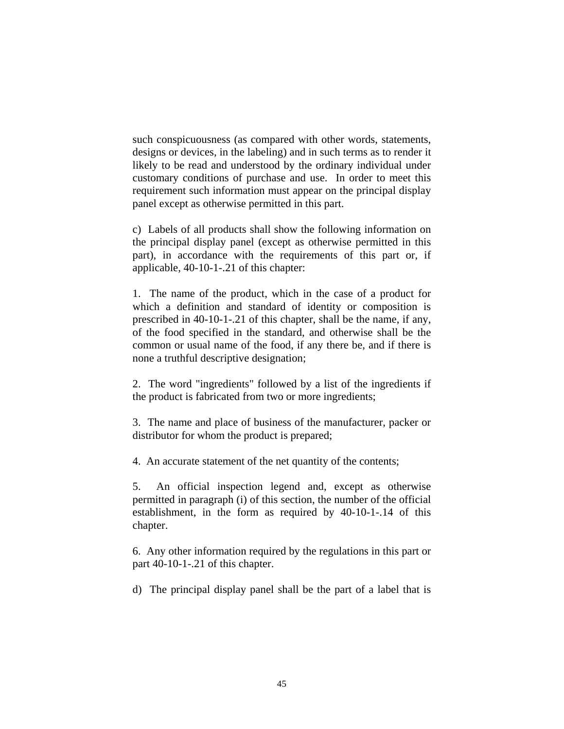such conspicuousness (as compared with other words, statements, designs or devices, in the labeling) and in such terms as to render it likely to be read and understood by the ordinary individual under customary conditions of purchase and use. In order to meet this requirement such information must appear on the principal display panel except as otherwise permitted in this part.

c) Labels of all products shall show the following information on the principal display panel (except as otherwise permitted in this part), in accordance with the requirements of this part or, if applicable, 40-10-1-.21 of this chapter:

1. The name of the product, which in the case of a product for which a definition and standard of identity or composition is prescribed in 40-10-1-.21 of this chapter, shall be the name, if any, of the food specified in the standard, and otherwise shall be the common or usual name of the food, if any there be, and if there is none a truthful descriptive designation;

2. The word "ingredients" followed by a list of the ingredients if the product is fabricated from two or more ingredients;

3. The name and place of business of the manufacturer, packer or distributor for whom the product is prepared;

4. An accurate statement of the net quantity of the contents;

5. An official inspection legend and, except as otherwise permitted in paragraph (i) of this section, the number of the official establishment, in the form as required by 40-10-1-.14 of this chapter.

6. Any other information required by the regulations in this part or part 40-10-1-.21 of this chapter.

d) The principal display panel shall be the part of a label that is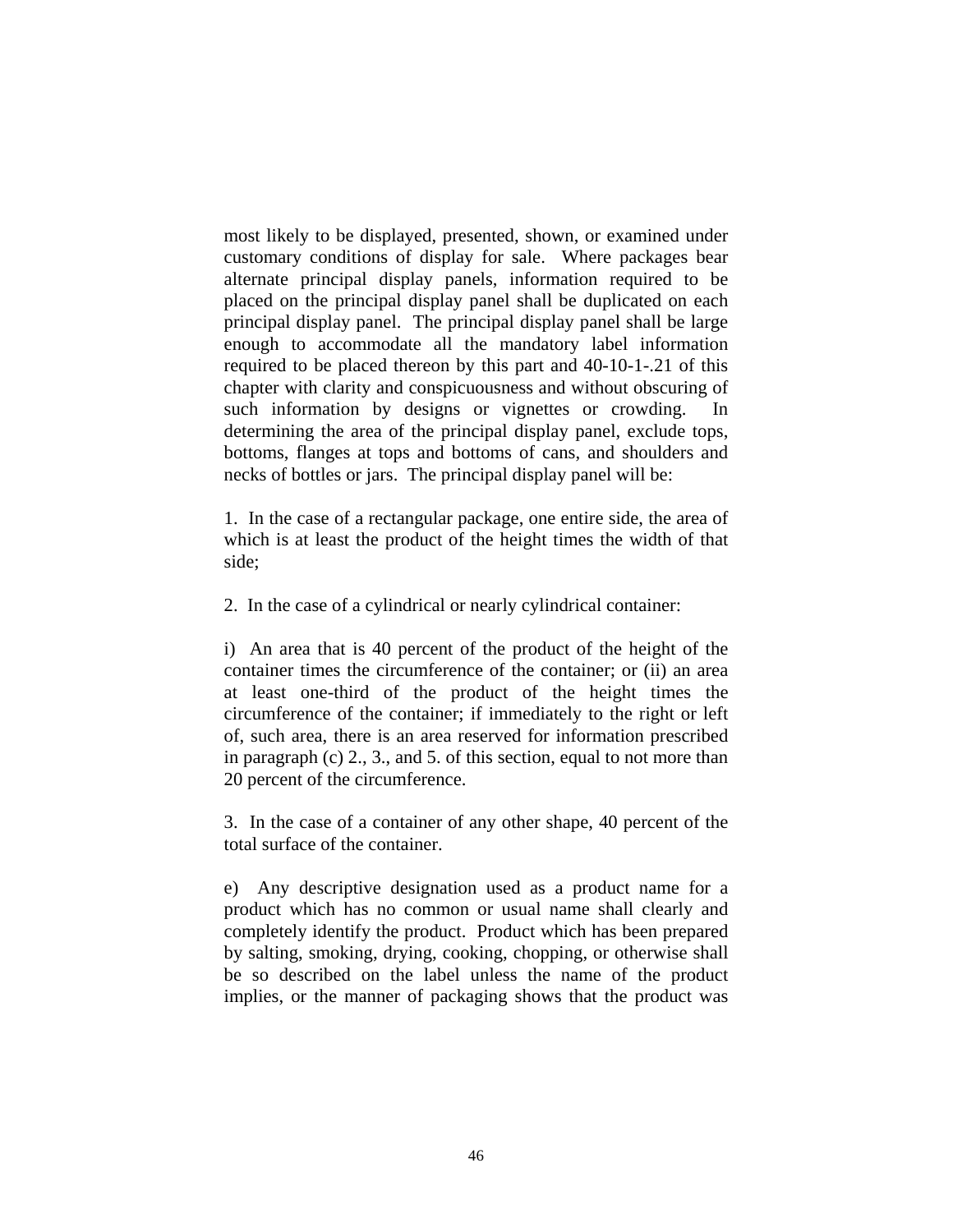most likely to be displayed, presented, shown, or examined under customary conditions of display for sale. Where packages bear alternate principal display panels, information required to be placed on the principal display panel shall be duplicated on each principal display panel. The principal display panel shall be large enough to accommodate all the mandatory label information required to be placed thereon by this part and 40-10-1-.21 of this chapter with clarity and conspicuousness and without obscuring of such information by designs or vignettes or crowding. In determining the area of the principal display panel, exclude tops, bottoms, flanges at tops and bottoms of cans, and shoulders and necks of bottles or jars. The principal display panel will be:

1. In the case of a rectangular package, one entire side, the area of which is at least the product of the height times the width of that side;

2. In the case of a cylindrical or nearly cylindrical container:

i) An area that is 40 percent of the product of the height of the container times the circumference of the container; or (ii) an area at least one-third of the product of the height times the circumference of the container; if immediately to the right or left of, such area, there is an area reserved for information prescribed in paragraph (c) 2., 3., and 5. of this section, equal to not more than 20 percent of the circumference.

3. In the case of a container of any other shape, 40 percent of the total surface of the container.

e) Any descriptive designation used as a product name for a product which has no common or usual name shall clearly and completely identify the product. Product which has been prepared by salting, smoking, drying, cooking, chopping, or otherwise shall be so described on the label unless the name of the product implies, or the manner of packaging shows that the product was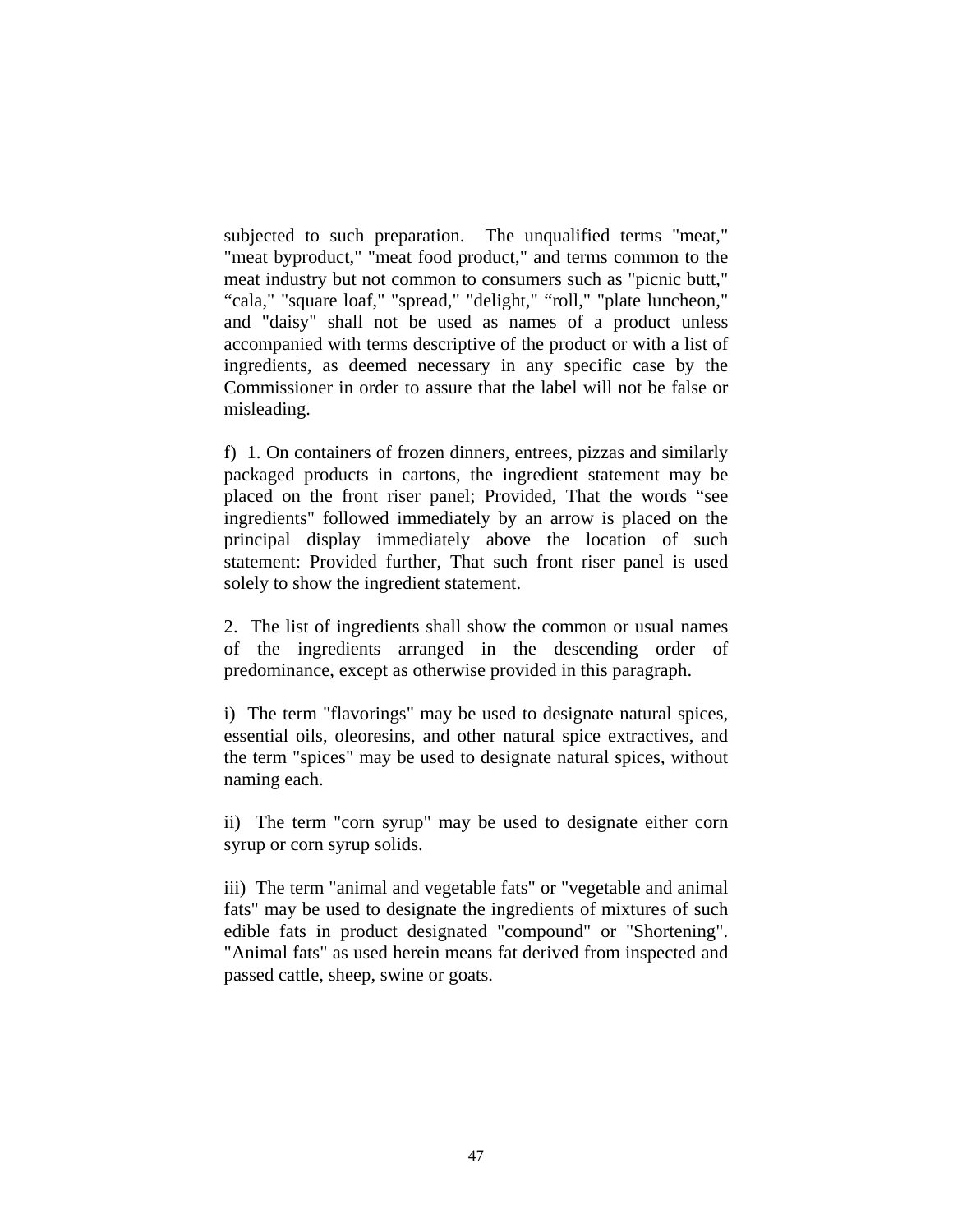subjected to such preparation. The unqualified terms "meat," "meat byproduct," "meat food product," and terms common to the meat industry but not common to consumers such as "picnic butt," “cala," "square loaf," "spread," "delight," “roll," "plate luncheon," and "daisy" shall not be used as names of a product unless accompanied with terms descriptive of the product or with a list of ingredients, as deemed necessary in any specific case by the Commissioner in order to assure that the label will not be false or misleading.

f) 1. On containers of frozen dinners, entrees, pizzas and similarly packaged products in cartons, the ingredient statement may be placed on the front riser panel; Provided, That the words “see ingredients" followed immediately by an arrow is placed on the principal display immediately above the location of such statement: Provided further, That such front riser panel is used solely to show the ingredient statement.

2. The list of ingredients shall show the common or usual names of the ingredients arranged in the descending order of predominance, except as otherwise provided in this paragraph.

i) The term "flavorings" may be used to designate natural spices, essential oils, oleoresins, and other natural spice extractives, and the term "spices" may be used to designate natural spices, without naming each.

ii) The term "corn syrup" may be used to designate either corn syrup or corn syrup solids.

iii) The term "animal and vegetable fats" or "vegetable and animal fats" may be used to designate the ingredients of mixtures of such edible fats in product designated "compound" or "Shortening". "Animal fats" as used herein means fat derived from inspected and passed cattle, sheep, swine or goats.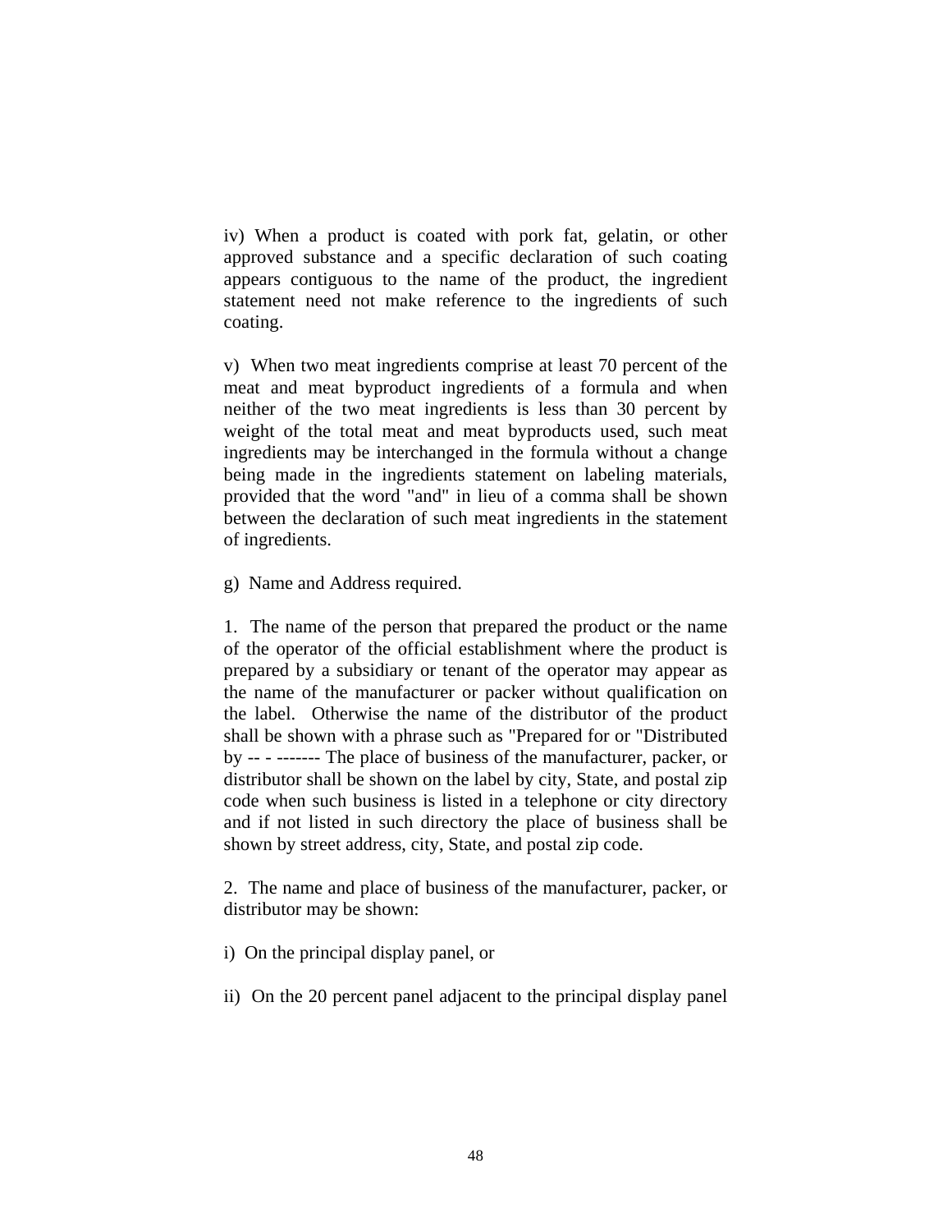iv) When a product is coated with pork fat, gelatin, or other approved substance and a specific declaration of such coating appears contiguous to the name of the product, the ingredient statement need not make reference to the ingredients of such coating.

v) When two meat ingredients comprise at least 70 percent of the meat and meat byproduct ingredients of a formula and when neither of the two meat ingredients is less than 30 percent by weight of the total meat and meat byproducts used, such meat ingredients may be interchanged in the formula without a change being made in the ingredients statement on labeling materials, provided that the word "and" in lieu of a comma shall be shown between the declaration of such meat ingredients in the statement of ingredients.

g) Name and Address required.

1. The name of the person that prepared the product or the name of the operator of the official establishment where the product is prepared by a subsidiary or tenant of the operator may appear as the name of the manufacturer or packer without qualification on the label. Otherwise the name of the distributor of the product shall be shown with a phrase such as "Prepared for or "Distributed by -- - ------- The place of business of the manufacturer, packer, or distributor shall be shown on the label by city, State, and postal zip code when such business is listed in a telephone or city directory and if not listed in such directory the place of business shall be shown by street address, city, State, and postal zip code.

2. The name and place of business of the manufacturer, packer, or distributor may be shown:

i) On the principal display panel, or

ii) On the 20 percent panel adjacent to the principal display panel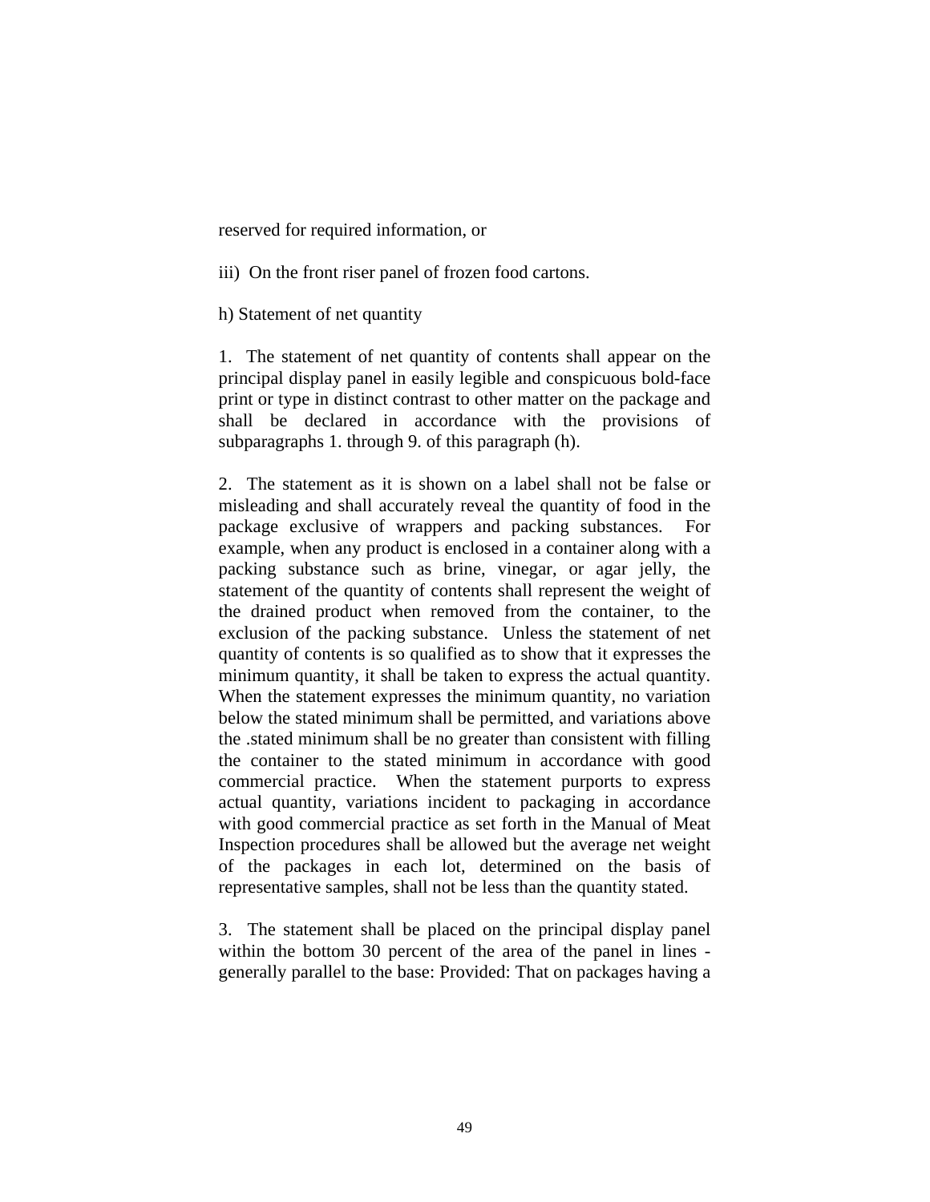reserved for required information, or

iii) On the front riser panel of frozen food cartons.

h) Statement of net quantity

1. The statement of net quantity of contents shall appear on the principal display panel in easily legible and conspicuous bold-face print or type in distinct contrast to other matter on the package and shall be declared in accordance with the provisions of subparagraphs 1. through 9. of this paragraph (h).

2. The statement as it is shown on a label shall not be false or misleading and shall accurately reveal the quantity of food in the package exclusive of wrappers and packing substances. For example, when any product is enclosed in a container along with a packing substance such as brine, vinegar, or agar jelly, the statement of the quantity of contents shall represent the weight of the drained product when removed from the container, to the exclusion of the packing substance. Unless the statement of net quantity of contents is so qualified as to show that it expresses the minimum quantity, it shall be taken to express the actual quantity. When the statement expresses the minimum quantity, no variation below the stated minimum shall be permitted, and variations above the .stated minimum shall be no greater than consistent with filling the container to the stated minimum in accordance with good commercial practice. When the statement purports to express actual quantity, variations incident to packaging in accordance with good commercial practice as set forth in the Manual of Meat Inspection procedures shall be allowed but the average net weight of the packages in each lot, determined on the basis of representative samples, shall not be less than the quantity stated.

3. The statement shall be placed on the principal display panel within the bottom 30 percent of the area of the panel in lines - generally parallel to the base: Provided: That on packages having a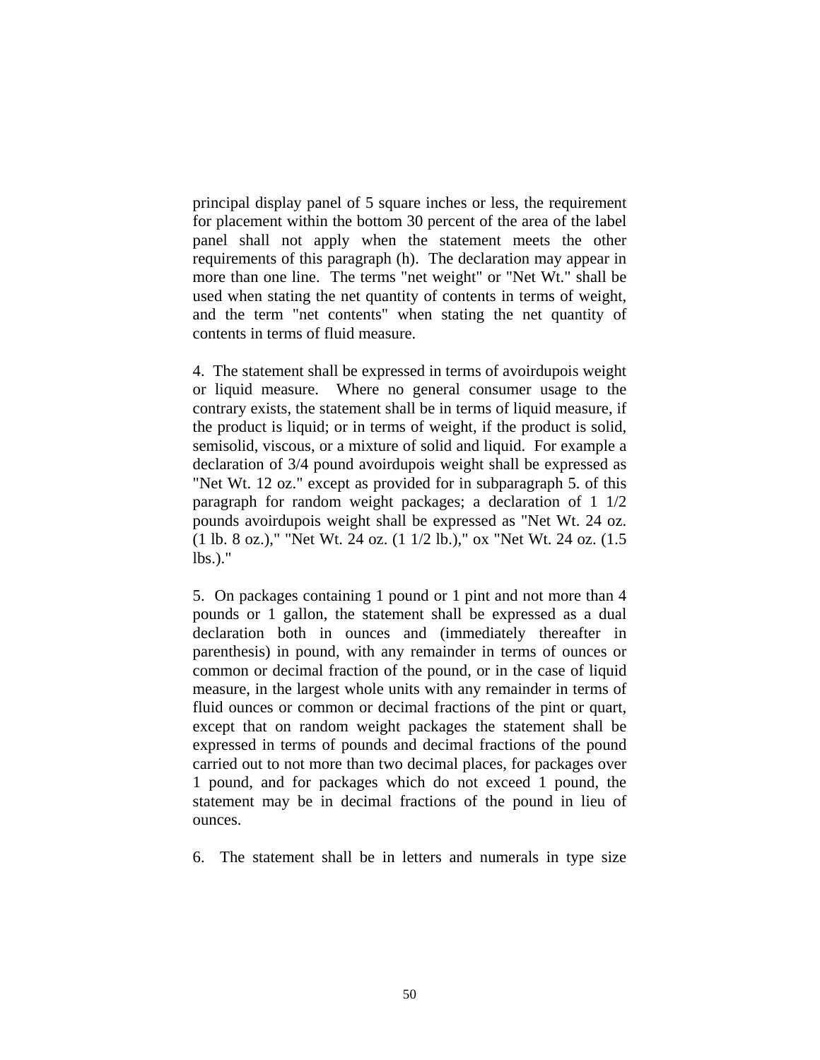principal display panel of 5 square inches or less, the requirement for placement within the bottom 30 percent of the area of the label panel shall not apply when the statement meets the other requirements of this paragraph (h). The declaration may appear in more than one line. The terms "net weight" or "Net Wt." shall be used when stating the net quantity of contents in terms of weight, and the term "net contents" when stating the net quantity of contents in terms of fluid measure.

4. The statement shall be expressed in terms of avoirdupois weight or liquid measure. Where no general consumer usage to the contrary exists, the statement shall be in terms of liquid measure, if the product is liquid; or in terms of weight, if the product is solid, semisolid, viscous, or a mixture of solid and liquid. For example a declaration of 3/4 pound avoirdupois weight shall be expressed as "Net Wt. 12 oz." except as provided for in subparagraph 5. of this paragraph for random weight packages; a declaration of 1 1/2 pounds avoirdupois weight shall be expressed as "Net Wt. 24 oz. (1 lb. 8 oz.)," "Net Wt. 24 oz. (1 1/2 lb.)," ox "Net Wt. 24 oz. (1.5 lbs.)."

5. On packages containing 1 pound or 1 pint and not more than 4 pounds or 1 gallon, the statement shall be expressed as a dual declaration both in ounces and (immediately thereafter in parenthesis) in pound, with any remainder in terms of ounces or common or decimal fraction of the pound, or in the case of liquid measure, in the largest whole units with any remainder in terms of fluid ounces or common or decimal fractions of the pint or quart, except that on random weight packages the statement shall be expressed in terms of pounds and decimal fractions of the pound carried out to not more than two decimal places, for packages over 1 pound, and for packages which do not exceed 1 pound, the statement may be in decimal fractions of the pound in lieu of ounces.

6. The statement shall be in letters and numerals in type size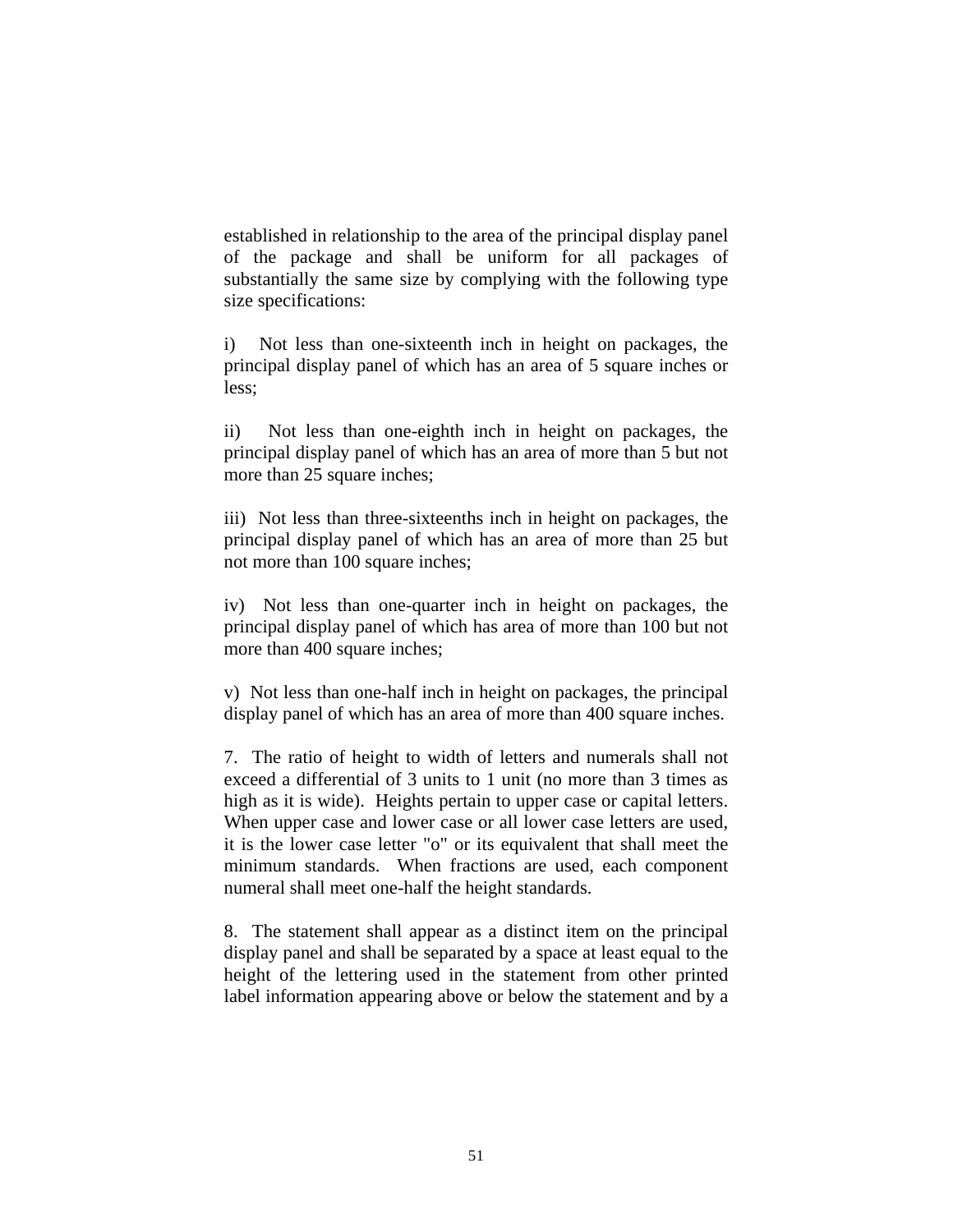established in relationship to the area of the principal display panel of the package and shall be uniform for all packages of substantially the same size by complying with the following type size specifications:

i) Not less than one-sixteenth inch in height on packages, the principal display panel of which has an area of 5 square inches or less;

ii) Not less than one-eighth inch in height on packages, the principal display panel of which has an area of more than 5 but not more than 25 square inches;

iii) Not less than three-sixteenths inch in height on packages, the principal display panel of which has an area of more than 25 but not more than 100 square inches;

iv) Not less than one-quarter inch in height on packages, the principal display panel of which has area of more than 100 but not more than 400 square inches;

v) Not less than one-half inch in height on packages, the principal display panel of which has an area of more than 400 square inches.

7. The ratio of height to width of letters and numerals shall not exceed a differential of 3 units to 1 unit (no more than 3 times as high as it is wide). Heights pertain to upper case or capital letters. When upper case and lower case or all lower case letters are used, it is the lower case letter "o" or its equivalent that shall meet the minimum standards. When fractions are used, each component numeral shall meet one-half the height standards.

8. The statement shall appear as a distinct item on the principal display panel and shall be separated by a space at least equal to the height of the lettering used in the statement from other printed label information appearing above or below the statement and by a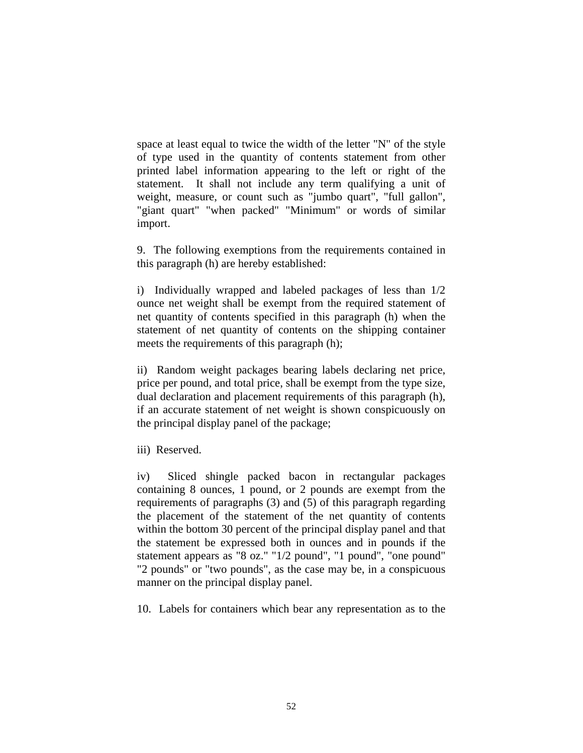space at least equal to twice the width of the letter "N" of the style of type used in the quantity of contents statement from other printed label information appearing to the left or right of the statement. It shall not include any term qualifying a unit of weight, measure, or count such as "jumbo quart", "full gallon", "giant quart" "when packed" "Minimum" or words of similar import.

9. The following exemptions from the requirements contained in this paragraph (h) are hereby established:

i) Individually wrapped and labeled packages of less than 1/2 ounce net weight shall be exempt from the required statement of net quantity of contents specified in this paragraph (h) when the statement of net quantity of contents on the shipping container meets the requirements of this paragraph (h);

ii) Random weight packages bearing labels declaring net price, price per pound, and total price, shall be exempt from the type size, dual declaration and placement requirements of this paragraph (h), if an accurate statement of net weight is shown conspicuously on the principal display panel of the package;

iii) Reserved.

iv) Sliced shingle packed bacon in rectangular packages containing 8 ounces, 1 pound, or 2 pounds are exempt from the requirements of paragraphs (3) and (5) of this paragraph regarding the placement of the statement of the net quantity of contents within the bottom 30 percent of the principal display panel and that the statement be expressed both in ounces and in pounds if the statement appears as "8 oz." "1/2 pound", "1 pound", "one pound" "2 pounds" or "two pounds", as the case may be, in a conspicuous manner on the principal display panel.

10. Labels for containers which bear any representation as to the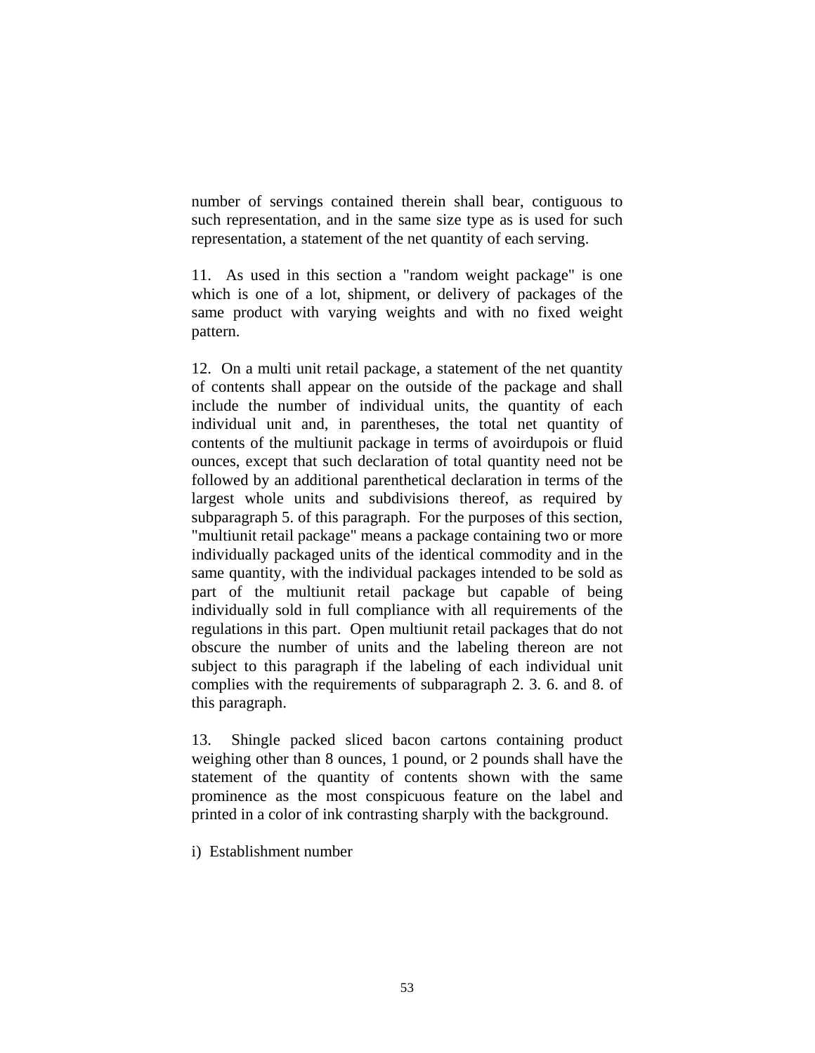number of servings contained therein shall bear, contiguous to such representation, and in the same size type as is used for such representation, a statement of the net quantity of each serving.

11. As used in this section a "random weight package" is one which is one of a lot, shipment, or delivery of packages of the same product with varying weights and with no fixed weight pattern.

12. On a multi unit retail package, a statement of the net quantity of contents shall appear on the outside of the package and shall include the number of individual units, the quantity of each individual unit and, in parentheses, the total net quantity of contents of the multiunit package in terms of avoirdupois or fluid ounces, except that such declaration of total quantity need not be followed by an additional parenthetical declaration in terms of the largest whole units and subdivisions thereof, as required by subparagraph 5. of this paragraph. For the purposes of this section, "multiunit retail package" means a package containing two or more individually packaged units of the identical commodity and in the same quantity, with the individual packages intended to be sold as part of the multiunit retail package but capable of being individually sold in full compliance with all requirements of the regulations in this part. Open multiunit retail packages that do not obscure the number of units and the labeling thereon are not subject to this paragraph if the labeling of each individual unit complies with the requirements of subparagraph 2. 3. 6. and 8. of this paragraph.

13. Shingle packed sliced bacon cartons containing product weighing other than 8 ounces, 1 pound, or 2 pounds shall have the statement of the quantity of contents shown with the same prominence as the most conspicuous feature on the label and printed in a color of ink contrasting sharply with the background.

i) Establishment number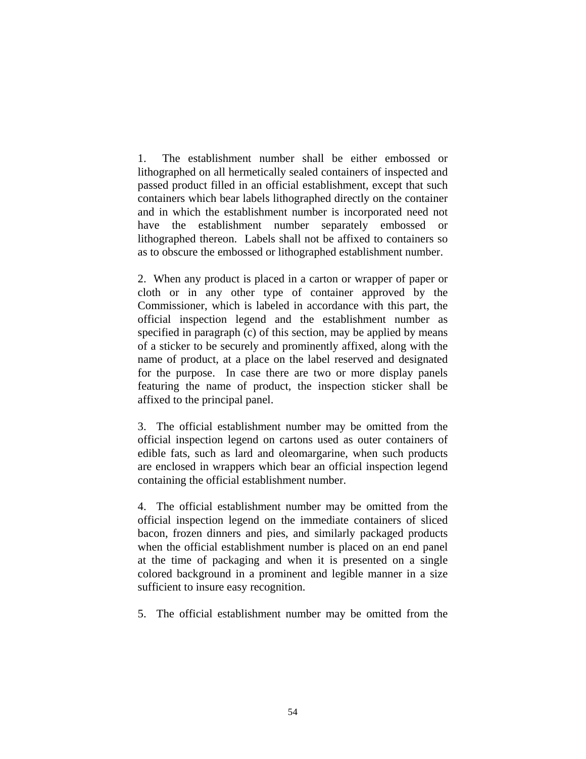1. The establishment number shall be either embossed or lithographed on all hermetically sealed containers of inspected and passed product filled in an official establishment, except that such containers which bear labels lithographed directly on the container and in which the establishment number is incorporated need not have the establishment number separately embossed or lithographed thereon. Labels shall not be affixed to containers so as to obscure the embossed or lithographed establishment number.

2. When any product is placed in a carton or wrapper of paper or cloth or in any other type of container approved by the Commissioner, which is labeled in accordance with this part, the official inspection legend and the establishment number as specified in paragraph (c) of this section, may be applied by means of a sticker to be securely and prominently affixed, along with the name of product, at a place on the label reserved and designated for the purpose. In case there are two or more display panels featuring the name of product, the inspection sticker shall be affixed to the principal panel.

3. The official establishment number may be omitted from the official inspection legend on cartons used as outer containers of edible fats, such as lard and oleomargarine, when such products are enclosed in wrappers which bear an official inspection legend containing the official establishment number.

4. The official establishment number may be omitted from the official inspection legend on the immediate containers of sliced bacon, frozen dinners and pies, and similarly packaged products when the official establishment number is placed on an end panel at the time of packaging and when it is presented on a single colored background in a prominent and legible manner in a size sufficient to insure easy recognition.

5. The official establishment number may be omitted from the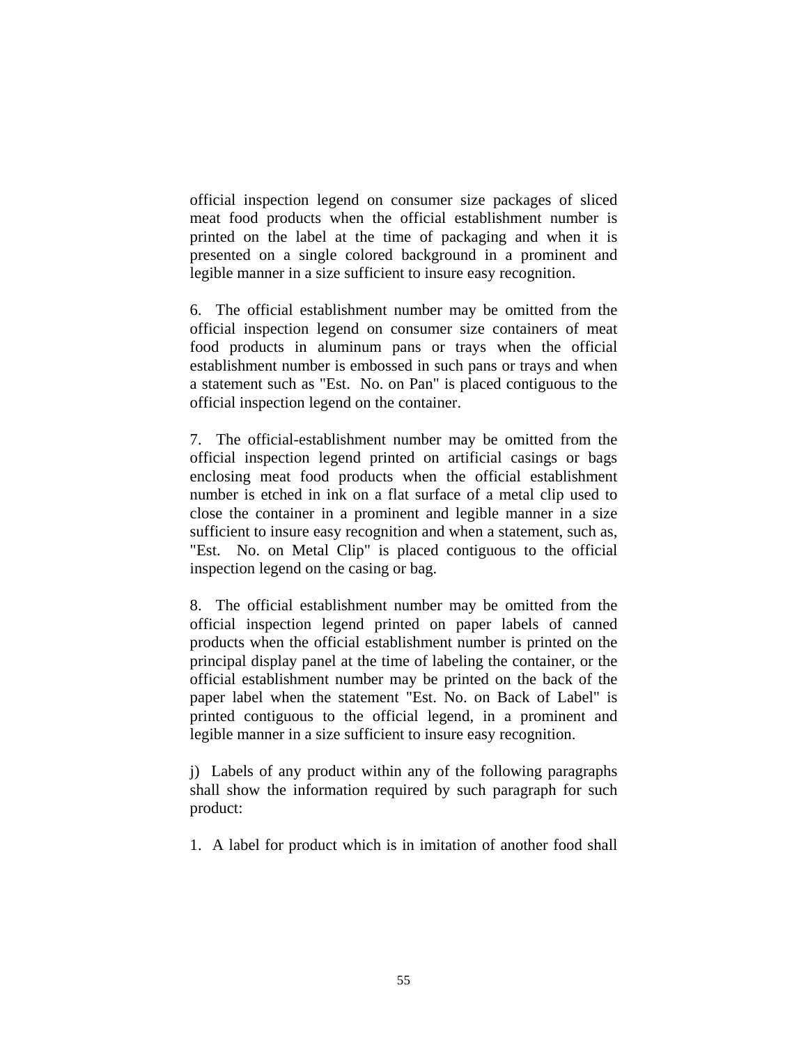official inspection legend on consumer size packages of sliced meat food products when the official establishment number is printed on the label at the time of packaging and when it is presented on a single colored background in a prominent and legible manner in a size sufficient to insure easy recognition.

6. The official establishment number may be omitted from the official inspection legend on consumer size containers of meat food products in aluminum pans or trays when the official establishment number is embossed in such pans or trays and when a statement such as "Est. No. on Pan" is placed contiguous to the official inspection legend on the container.

7. The official-establishment number may be omitted from the official inspection legend printed on artificial casings or bags enclosing meat food products when the official establishment number is etched in ink on a flat surface of a metal clip used to close the container in a prominent and legible manner in a size sufficient to insure easy recognition and when a statement, such as, "Est. No. on Metal Clip" is placed contiguous to the official inspection legend on the casing or bag.

8. The official establishment number may be omitted from the official inspection legend printed on paper labels of canned products when the official establishment number is printed on the principal display panel at the time of labeling the container, or the official establishment number may be printed on the back of the paper label when the statement "Est. No. on Back of Label" is printed contiguous to the official legend, in a prominent and legible manner in a size sufficient to insure easy recognition.

j) Labels of any product within any of the following paragraphs shall show the information required by such paragraph for such product:

1. A label for product which is in imitation of another food shall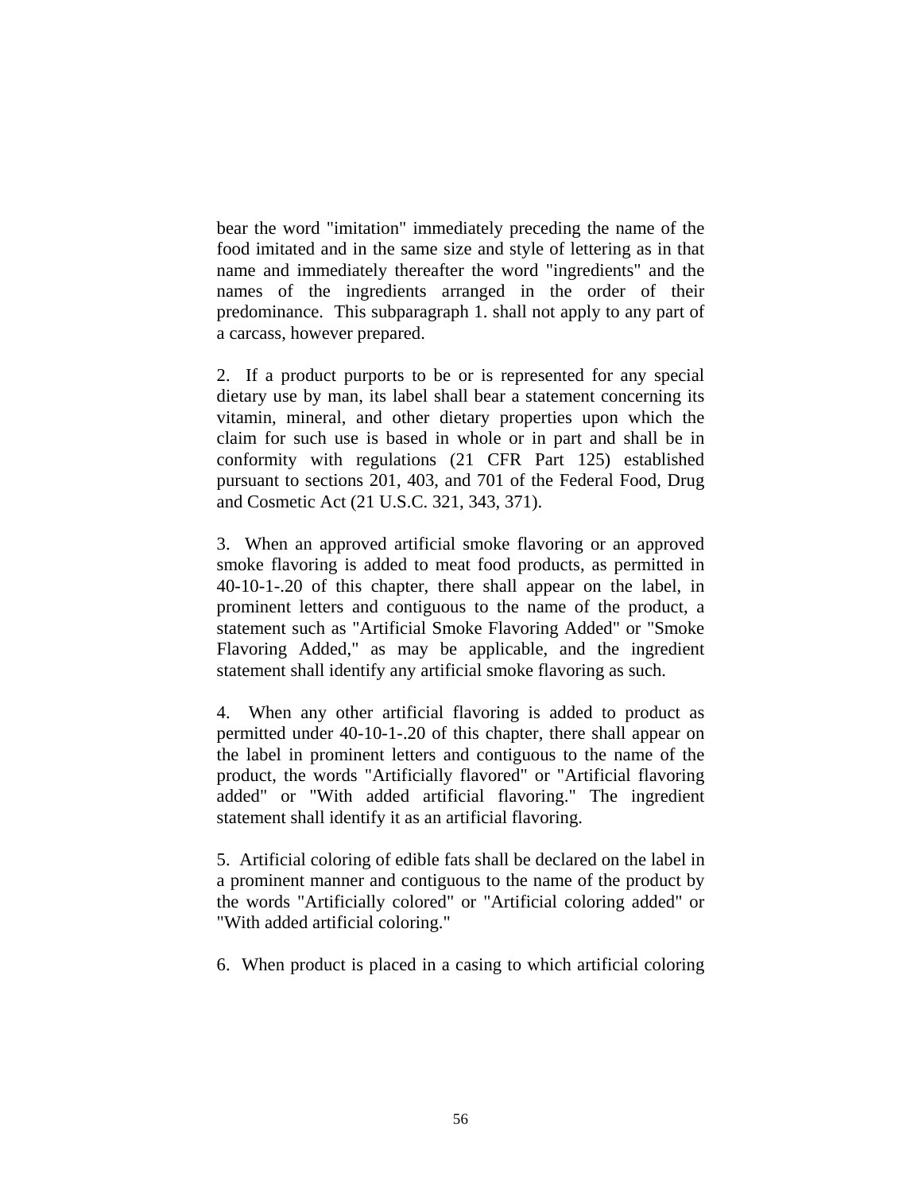bear the word "imitation" immediately preceding the name of the food imitated and in the same size and style of lettering as in that name and immediately thereafter the word "ingredients" and the names of the ingredients arranged in the order of their predominance. This subparagraph 1. shall not apply to any part of a carcass, however prepared.

2. If a product purports to be or is represented for any special dietary use by man, its label shall bear a statement concerning its vitamin, mineral, and other dietary properties upon which the claim for such use is based in whole or in part and shall be in conformity with regulations (21 CFR Part 125) established pursuant to sections 201, 403, and 701 of the Federal Food, Drug and Cosmetic Act (21 U.S.C. 321, 343, 371).

3. When an approved artificial smoke flavoring or an approved smoke flavoring is added to meat food products, as permitted in 40-10-1-.20 of this chapter, there shall appear on the label, in prominent letters and contiguous to the name of the product, a statement such as "Artificial Smoke Flavoring Added" or "Smoke Flavoring Added," as may be applicable, and the ingredient statement shall identify any artificial smoke flavoring as such.

4. When any other artificial flavoring is added to product as permitted under 40-10-1-.20 of this chapter, there shall appear on the label in prominent letters and contiguous to the name of the product, the words "Artificially flavored" or "Artificial flavoring added" or "With added artificial flavoring." The ingredient statement shall identify it as an artificial flavoring.

5. Artificial coloring of edible fats shall be declared on the label in a prominent manner and contiguous to the name of the product by the words "Artificially colored" or "Artificial coloring added" or "With added artificial coloring."

6. When product is placed in a casing to which artificial coloring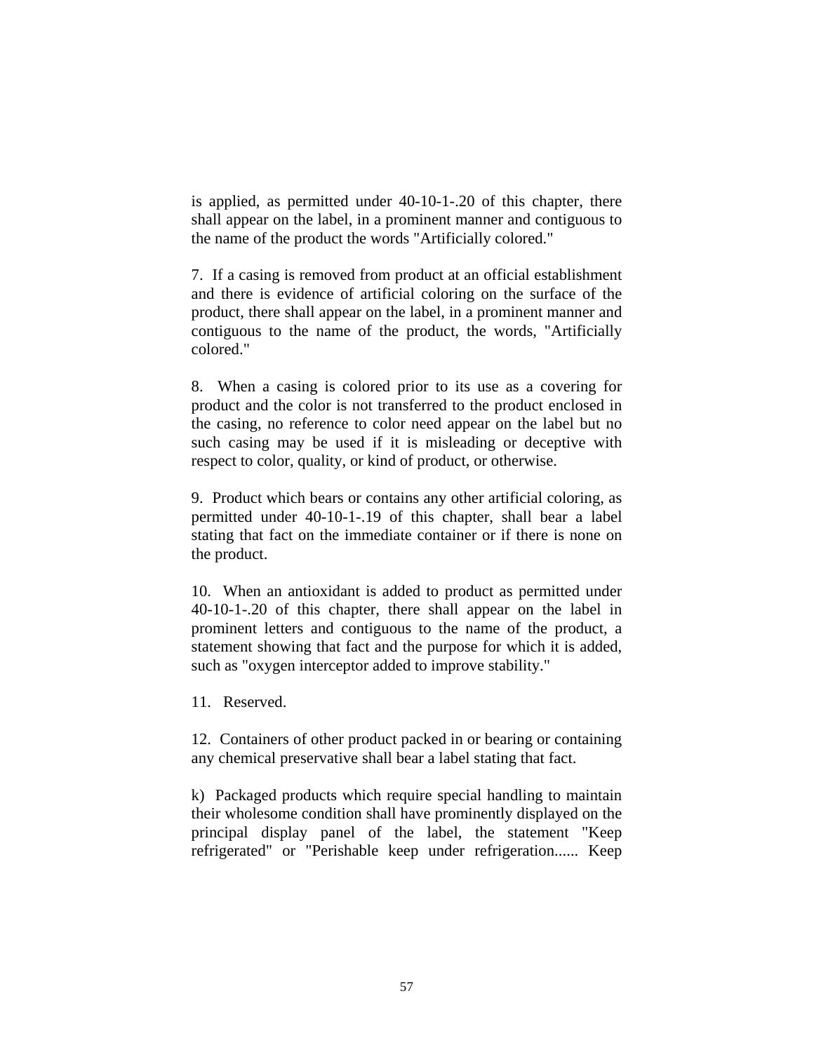is applied, as permitted under 40-10-1-.20 of this chapter, there shall appear on the label, in a prominent manner and contiguous to the name of the product the words "Artificially colored."

7. If a casing is removed from product at an official establishment and there is evidence of artificial coloring on the surface of the product, there shall appear on the label, in a prominent manner and contiguous to the name of the product, the words, "Artificially colored."

8. When a casing is colored prior to its use as a covering for product and the color is not transferred to the product enclosed in the casing, no reference to color need appear on the label but no such casing may be used if it is misleading or deceptive with respect to color, quality, or kind of product, or otherwise.

9. Product which bears or contains any other artificial coloring, as permitted under 40-10-1-.19 of this chapter, shall bear a label stating that fact on the immediate container or if there is none on the product.

10. When an antioxidant is added to product as permitted under 40-10-1-.20 of this chapter, there shall appear on the label in prominent letters and contiguous to the name of the product, a statement showing that fact and the purpose for which it is added, such as "oxygen interceptor added to improve stability."

11. Reserved.

12. Containers of other product packed in or bearing or containing any chemical preservative shall bear a label stating that fact.

k) Packaged products which require special handling to maintain their wholesome condition shall have prominently displayed on the principal display panel of the label, the statement "Keep refrigerated" or "Perishable keep under refrigeration...... Keep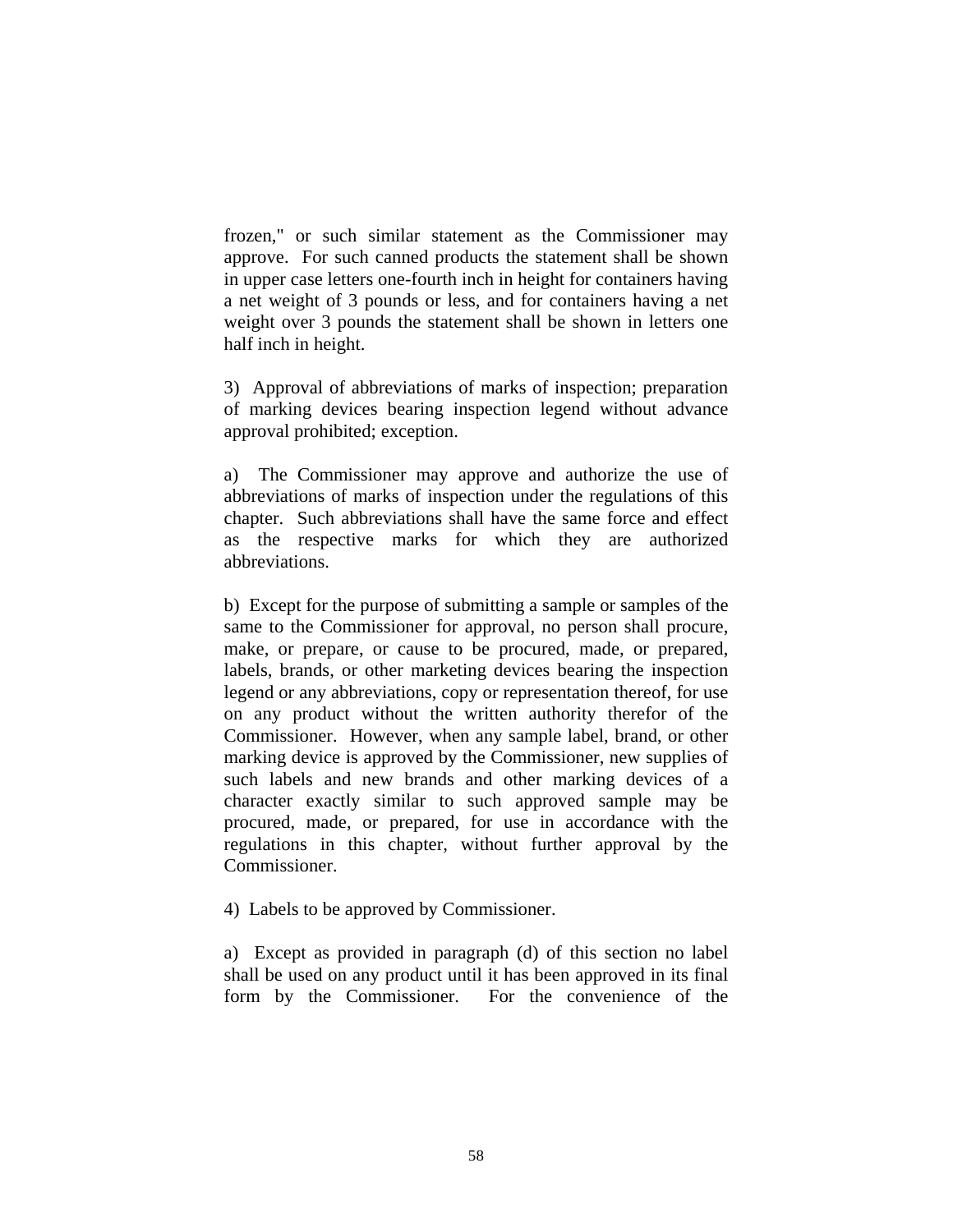frozen," or such similar statement as the Commissioner may approve. For such canned products the statement shall be shown in upper case letters one-fourth inch in height for containers having a net weight of 3 pounds or less, and for containers having a net weight over 3 pounds the statement shall be shown in letters one half inch in height.

3) Approval of abbreviations of marks of inspection; preparation of marking devices bearing inspection legend without advance approval prohibited; exception.

a) The Commissioner may approve and authorize the use of abbreviations of marks of inspection under the regulations of this chapter. Such abbreviations shall have the same force and effect as the respective marks for which they are authorized abbreviations.

b) Except for the purpose of submitting a sample or samples of the same to the Commissioner for approval, no person shall procure, make, or prepare, or cause to be procured, made, or prepared, labels, brands, or other marketing devices bearing the inspection legend or any abbreviations, copy or representation thereof, for use on any product without the written authority therefor of the Commissioner. However, when any sample label, brand, or other marking device is approved by the Commissioner, new supplies of such labels and new brands and other marking devices of a character exactly similar to such approved sample may be procured, made, or prepared, for use in accordance with the regulations in this chapter, without further approval by the Commissioner.

4) Labels to be approved by Commissioner.

a) Except as provided in paragraph (d) of this section no label shall be used on any product until it has been approved in its final form by the Commissioner. For the convenience of the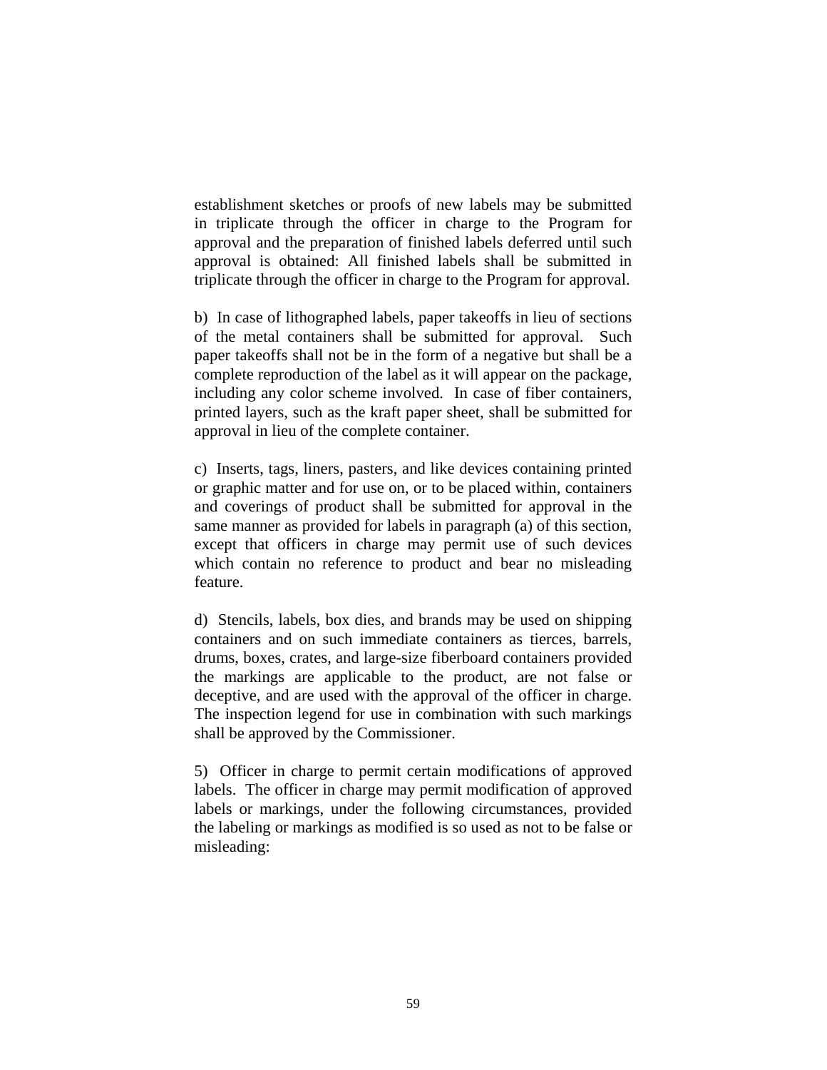establishment sketches or proofs of new labels may be submitted in triplicate through the officer in charge to the Program for approval and the preparation of finished labels deferred until such approval is obtained: All finished labels shall be submitted in triplicate through the officer in charge to the Program for approval.

b) In case of lithographed labels, paper takeoffs in lieu of sections of the metal containers shall be submitted for approval. Such paper takeoffs shall not be in the form of a negative but shall be a complete reproduction of the label as it will appear on the package, including any color scheme involved. In case of fiber containers, printed layers, such as the kraft paper sheet, shall be submitted for approval in lieu of the complete container.

c) Inserts, tags, liners, pasters, and like devices containing printed or graphic matter and for use on, or to be placed within, containers and coverings of product shall be submitted for approval in the same manner as provided for labels in paragraph (a) of this section, except that officers in charge may permit use of such devices which contain no reference to product and bear no misleading feature.

d) Stencils, labels, box dies, and brands may be used on shipping containers and on such immediate containers as tierces, barrels, drums, boxes, crates, and large-size fiberboard containers provided the markings are applicable to the product, are not false or deceptive, and are used with the approval of the officer in charge. The inspection legend for use in combination with such markings shall be approved by the Commissioner.

5) Officer in charge to permit certain modifications of approved labels. The officer in charge may permit modification of approved labels or markings, under the following circumstances, provided the labeling or markings as modified is so used as not to be false or misleading: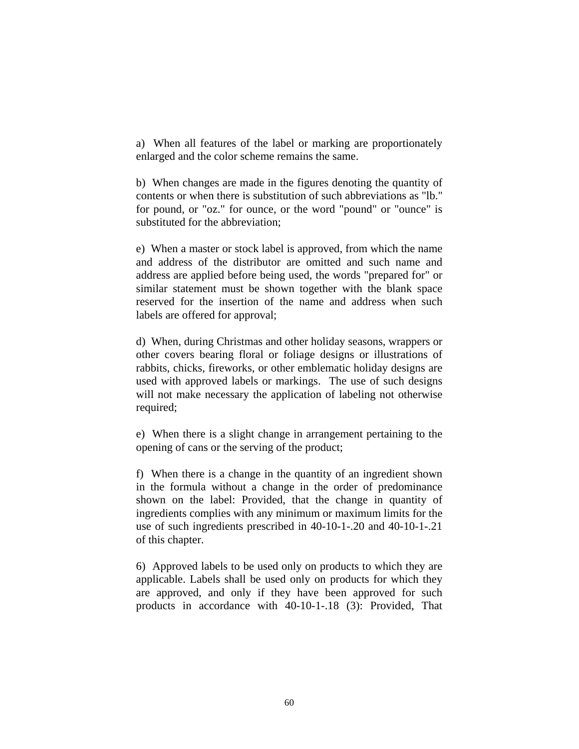a) When all features of the label or marking are proportionately enlarged and the color scheme remains the same.

b) When changes are made in the figures denoting the quantity of contents or when there is substitution of such abbreviations as "lb." for pound, or "oz." for ounce, or the word "pound" or "ounce" is substituted for the abbreviation;

e) When a master or stock label is approved, from which the name and address of the distributor are omitted and such name and address are applied before being used, the words "prepared for" or similar statement must be shown together with the blank space reserved for the insertion of the name and address when such labels are offered for approval;

d) When, during Christmas and other holiday seasons, wrappers or other covers bearing floral or foliage designs or illustrations of rabbits, chicks, fireworks, or other emblematic holiday designs are used with approved labels or markings. The use of such designs will not make necessary the application of labeling not otherwise required;

e) When there is a slight change in arrangement pertaining to the opening of cans or the serving of the product;

f) When there is a change in the quantity of an ingredient shown in the formula without a change in the order of predominance shown on the label: Provided, that the change in quantity of ingredients complies with any minimum or maximum limits for the use of such ingredients prescribed in 40-10-1-.20 and 40-10-1-.21 of this chapter.

6) Approved labels to be used only on products to which they are applicable. Labels shall be used only on products for which they are approved, and only if they have been approved for such products in accordance with 40-10-1-.18 (3): Provided, That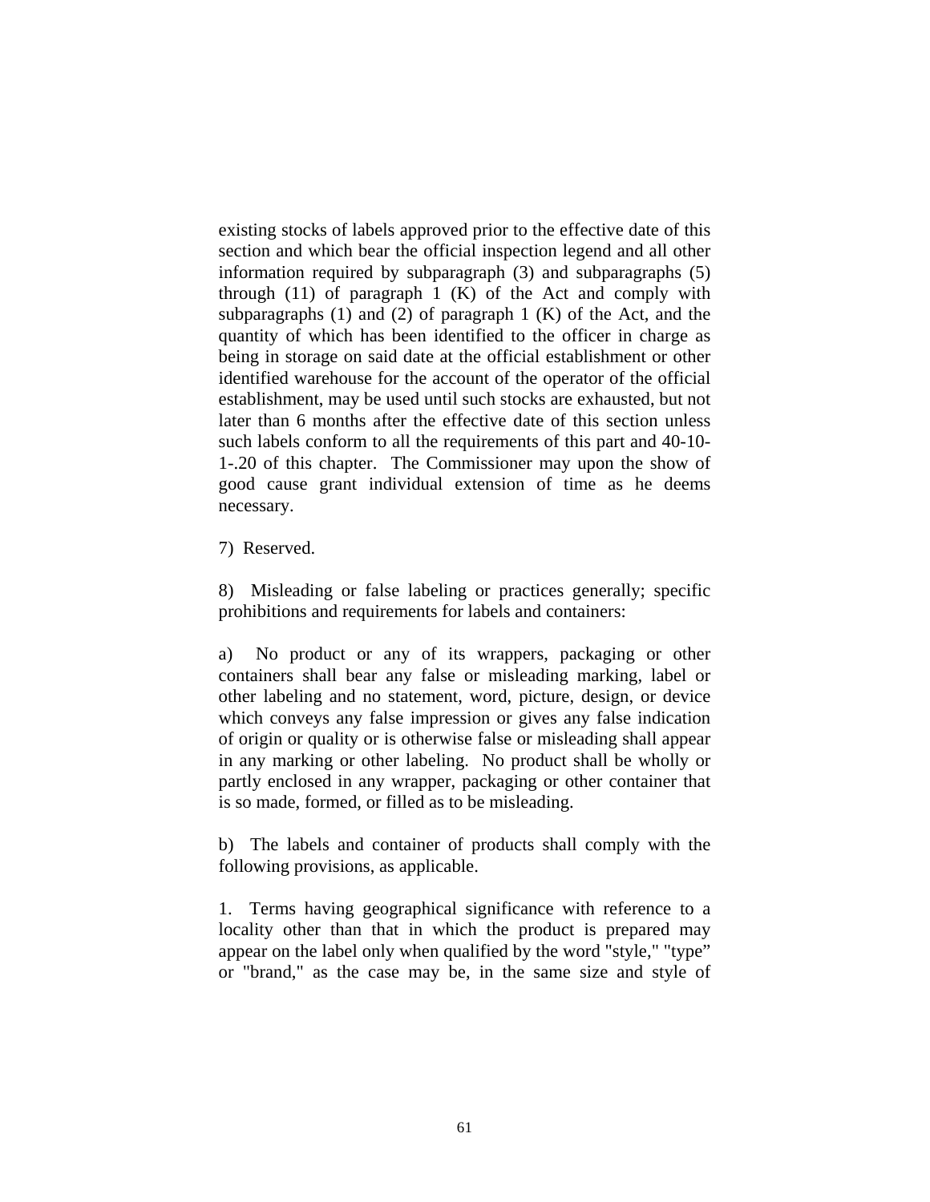existing stocks of labels approved prior to the effective date of this section and which bear the official inspection legend and all other information required by subparagraph (3) and subparagraphs (5) through (11) of paragraph 1 (K) of the Act and comply with subparagraphs (1) and (2) of paragraph 1 (K) of the Act, and the quantity of which has been identified to the officer in charge as being in storage on said date at the official establishment or other identified warehouse for the account of the operator of the official establishment, may be used until such stocks are exhausted, but not later than 6 months after the effective date of this section unless such labels conform to all the requirements of this part and 40-10-1-.20 of this chapter. The Commissioner may upon the show of good cause grant individual extension of time as he deems necessary.

7) Reserved.

8) Misleading or false labeling or practices generally; specific prohibitions and requirements for labels and containers:

a) No product or any of its wrappers, packaging or other containers shall bear any false or misleading marking, label or other labeling and no statement, word, picture, design, or device which conveys any false impression or gives any false indication of origin or quality or is otherwise false or misleading shall appear in any marking or other labeling. No product shall be wholly or partly enclosed in any wrapper, packaging or other container that is so made, formed, or filled as to be misleading.

b) The labels and container of products shall comply with the following provisions, as applicable.

1. Terms having geographical significance with reference to a locality other than that in which the product is prepared may appear on the label only when qualified by the word "style," "type" or "brand," as the case may be, in the same size and style of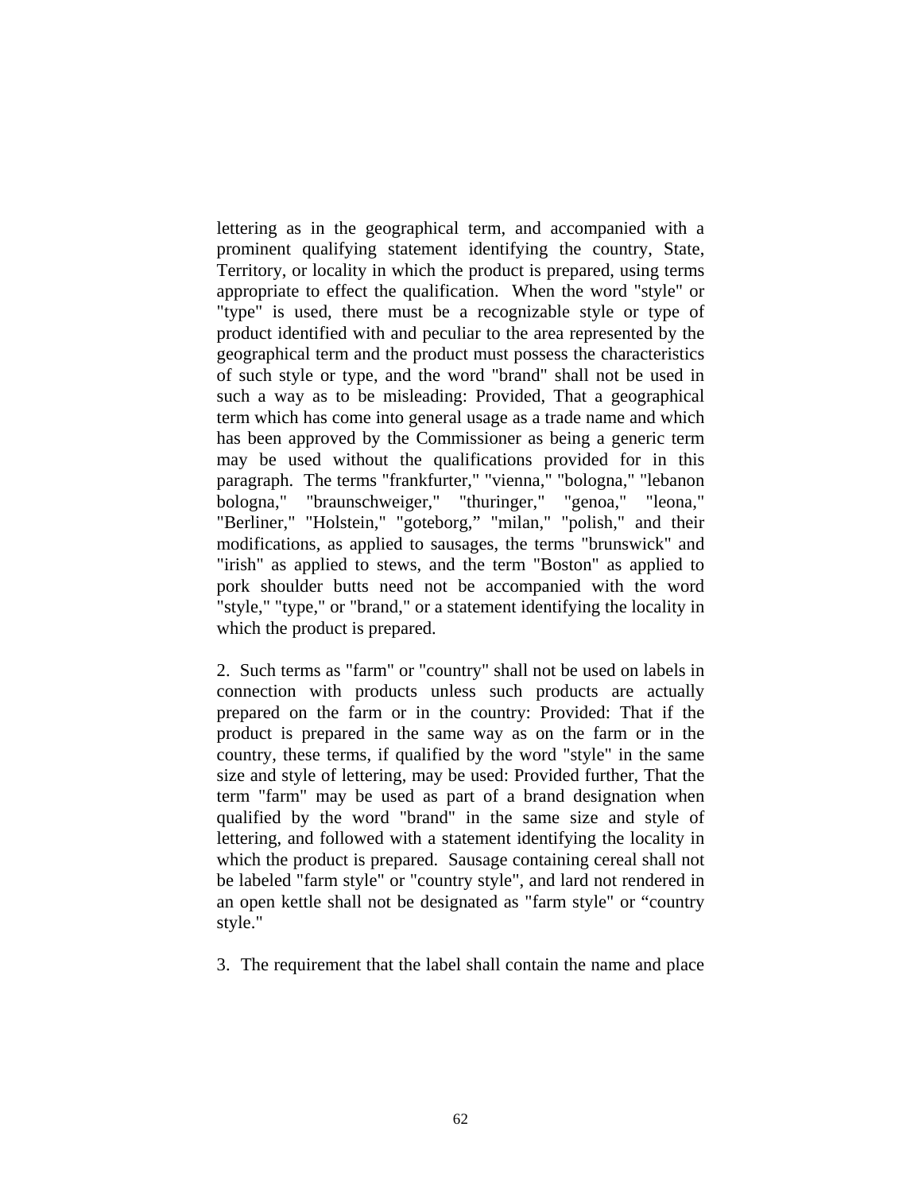lettering as in the geographical term, and accompanied with a prominent qualifying statement identifying the country, State, Territory, or locality in which the product is prepared, using terms appropriate to effect the qualification. When the word "style" or "type" is used, there must be a recognizable style or type of product identified with and peculiar to the area represented by the geographical term and the product must possess the characteristics of such style or type, and the word "brand" shall not be used in such a way as to be misleading: Provided, That a geographical term which has come into general usage as a trade name and which has been approved by the Commissioner as being a generic term may be used without the qualifications provided for in this paragraph. The terms "frankfurter," "vienna," "bologna," "lebanon bologna," "braunschweiger," "thuringer," "genoa," "leona," "Berliner," "Holstein," "goteborg," "milan," "polish," and their modifications, as applied to sausages, the terms "brunswick" and "irish" as applied to stews, and the term "Boston" as applied to pork shoulder butts need not be accompanied with the word "style," "type," or "brand," or a statement identifying the locality in which the product is prepared.

2. Such terms as "farm" or "country" shall not be used on labels in connection with products unless such products are actually prepared on the farm or in the country: Provided: That if the product is prepared in the same way as on the farm or in the country, these terms, if qualified by the word "style" in the same size and style of lettering, may be used: Provided further, That the term "farm" may be used as part of a brand designation when qualified by the word "brand" in the same size and style of lettering, and followed with a statement identifying the locality in which the product is prepared. Sausage containing cereal shall not be labeled "farm style" or "country style", and lard not rendered in an open kettle shall not be designated as "farm style" or "country style."

3. The requirement that the label shall contain the name and place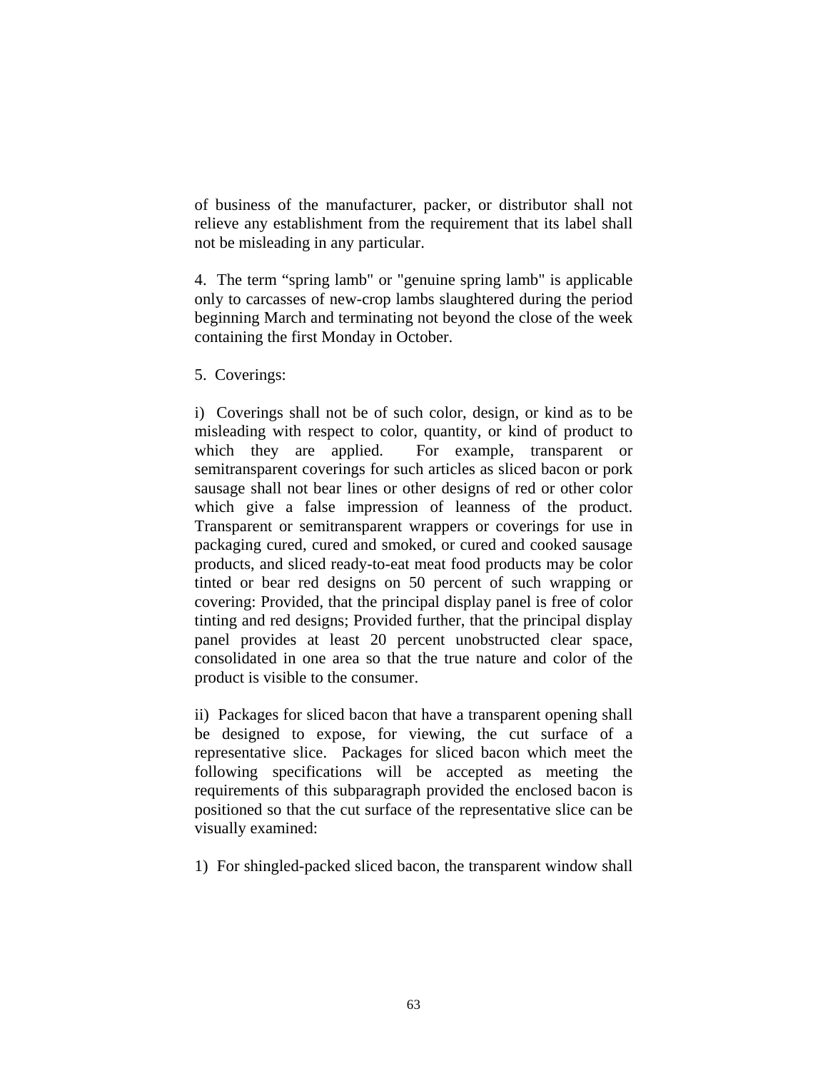of business of the manufacturer, packer, or distributor shall not relieve any establishment from the requirement that its label shall not be misleading in any particular.

4. The term “spring lamb" or "genuine spring lamb" is applicable only to carcasses of new-crop lambs slaughtered during the period beginning March and terminating not beyond the close of the week containing the first Monday in October.

5. Coverings:

i) Coverings shall not be of such color, design, or kind as to be misleading with respect to color, quantity, or kind of product to which they are applied. For example, transparent or semitransparent coverings for such articles as sliced bacon or pork sausage shall not bear lines or other designs of red or other color which give a false impression of leanness of the product. Transparent or semitransparent wrappers or coverings for use in packaging cured, cured and smoked, or cured and cooked sausage products, and sliced ready-to-eat meat food products may be color tinted or bear red designs on 50 percent of such wrapping or covering: Provided, that the principal display panel is free of color tinting and red designs; Provided further, that the principal display panel provides at least 20 percent unobstructed clear space, consolidated in one area so that the true nature and color of the product is visible to the consumer.

ii) Packages for sliced bacon that have a transparent opening shall be designed to expose, for viewing, the cut surface of a representative slice. Packages for sliced bacon which meet the following specifications will be accepted as meeting the requirements of this subparagraph provided the enclosed bacon is positioned so that the cut surface of the representative slice can be visually examined:

1) For shingled-packed sliced bacon, the transparent window shall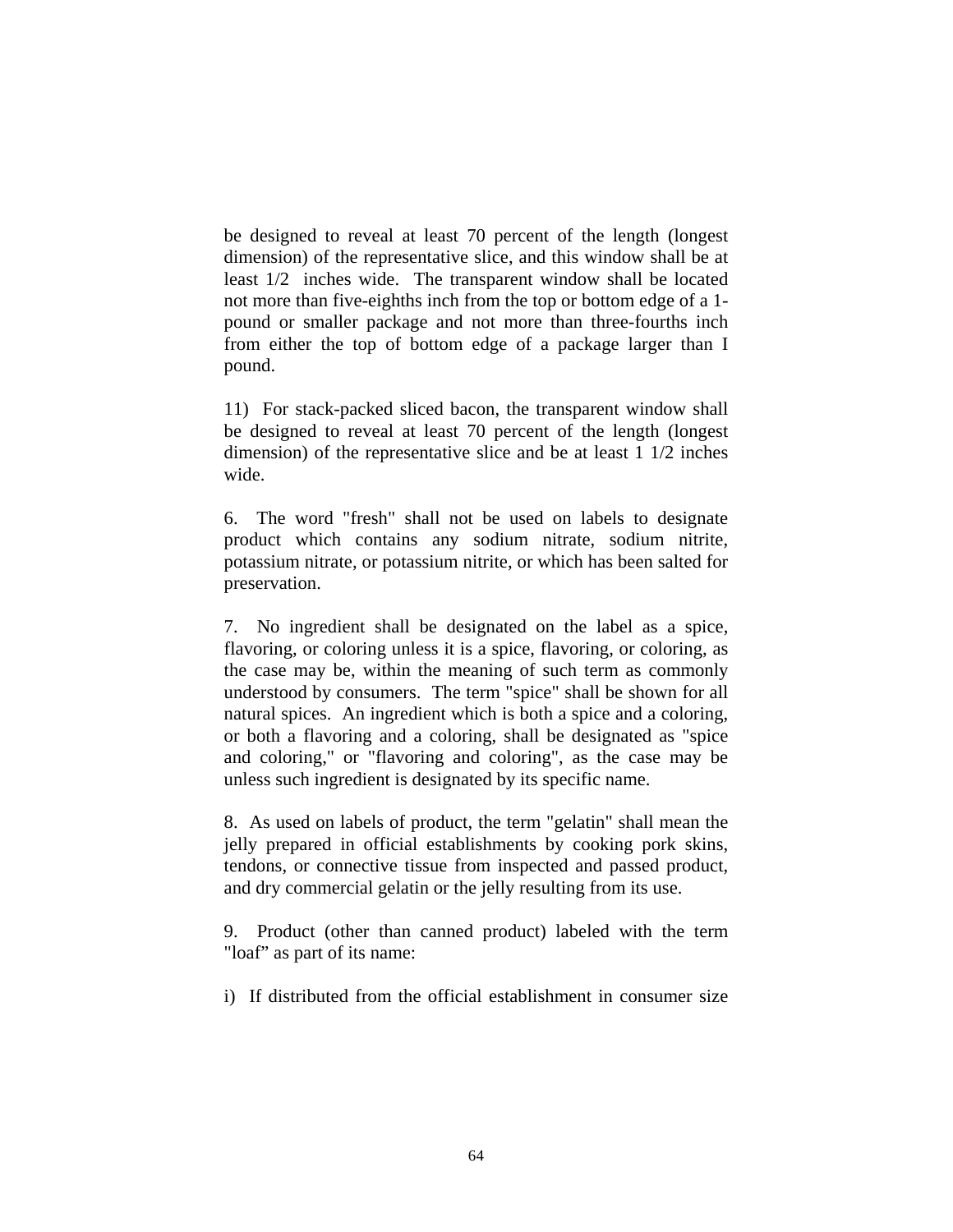be designed to reveal at least 70 percent of the length (longest dimension) of the representative slice, and this window shall be at least 1/2 inches wide. The transparent window shall be located not more than five-eighths inch from the top or bottom edge of a 1-pound or smaller package and not more than three-fourths inch from either the top of bottom edge of a package larger than I pound.

11) For stack-packed sliced bacon, the transparent window shall be designed to reveal at least 70 percent of the length (longest dimension) of the representative slice and be at least 1 1/2 inches wide.

6. The word "fresh" shall not be used on labels to designate product which contains any sodium nitrate, sodium nitrite, potassium nitrate, or potassium nitrite, or which has been salted for preservation.

7. No ingredient shall be designated on the label as a spice, flavoring, or coloring unless it is a spice, flavoring, or coloring, as the case may be, within the meaning of such term as commonly understood by consumers. The term "spice" shall be shown for all natural spices. An ingredient which is both a spice and a coloring, or both a flavoring and a coloring, shall be designated as "spice and coloring," or "flavoring and coloring", as the case may be unless such ingredient is designated by its specific name.

8. As used on labels of product, the term "gelatin" shall mean the jelly prepared in official establishments by cooking pork skins, tendons, or connective tissue from inspected and passed product, and dry commercial gelatin or the jelly resulting from its use.

9. Product (other than canned product) labeled with the term "loaf" as part of its name:

i) If distributed from the official establishment in consumer size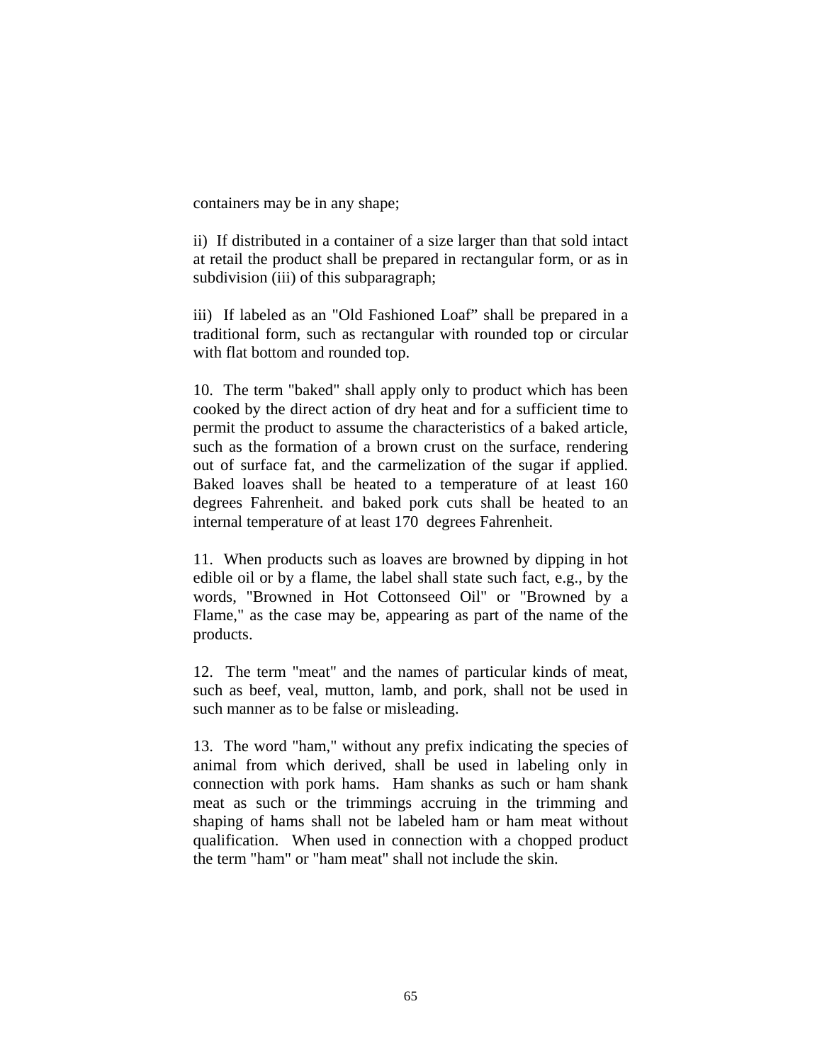containers may be in any shape;

ii) If distributed in a container of a size larger than that sold intact at retail the product shall be prepared in rectangular form, or as in subdivision (iii) of this subparagraph;

iii) If labeled as an "Old Fashioned Loaf" shall be prepared in a traditional form, such as rectangular with rounded top or circular with flat bottom and rounded top.

10. The term "baked" shall apply only to product which has been cooked by the direct action of dry heat and for a sufficient time to permit the product to assume the characteristics of a baked article, such as the formation of a brown crust on the surface, rendering out of surface fat, and the carmelization of the sugar if applied. Baked loaves shall be heated to a temperature of at least 160 degrees Fahrenheit. and baked pork cuts shall be heated to an internal temperature of at least 170 degrees Fahrenheit.

11. When products such as loaves are browned by dipping in hot edible oil or by a flame, the label shall state such fact, e.g., by the words, "Browned in Hot Cottonseed Oil" or "Browned by a Flame," as the case may be, appearing as part of the name of the products.

12. The term "meat" and the names of particular kinds of meat, such as beef, veal, mutton, lamb, and pork, shall not be used in such manner as to be false or misleading.

13. The word "ham," without any prefix indicating the species of animal from which derived, shall be used in labeling only in connection with pork hams. Ham shanks as such or ham shank meat as such or the trimmings accruing in the trimming and shaping of hams shall not be labeled ham or ham meat without qualification. When used in connection with a chopped product the term "ham" or "ham meat" shall not include the skin.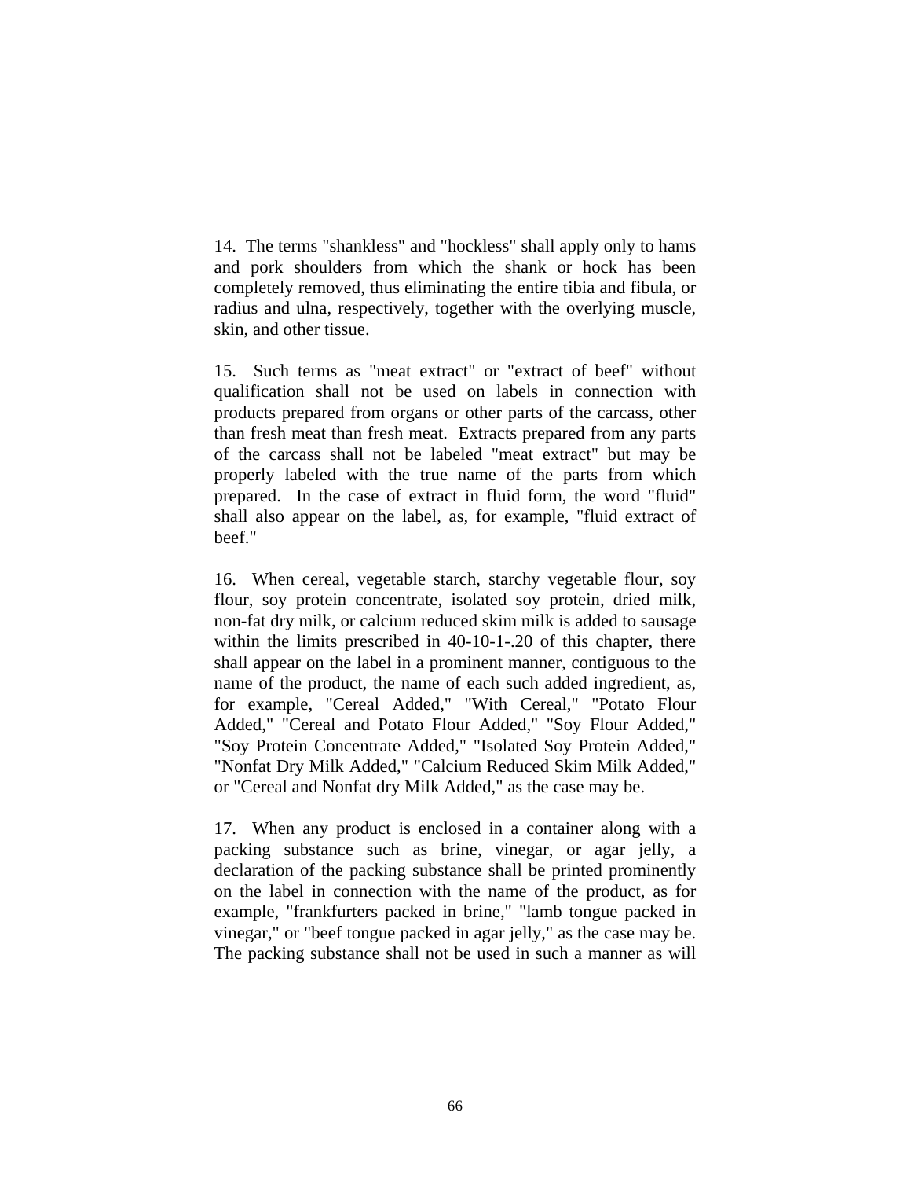14. The terms "shankless" and "hockless" shall apply only to hams and pork shoulders from which the shank or hock has been completely removed, thus eliminating the entire tibia and fibula, or radius and ulna, respectively, together with the overlying muscle, skin, and other tissue.

15. Such terms as "meat extract" or "extract of beef" without qualification shall not be used on labels in connection with products prepared from organs or other parts of the carcass, other than fresh meat than fresh meat. Extracts prepared from any parts of the carcass shall not be labeled "meat extract" but may be properly labeled with the true name of the parts from which prepared. In the case of extract in fluid form, the word "fluid" shall also appear on the label, as, for example, "fluid extract of beef."

16. When cereal, vegetable starch, starchy vegetable flour, soy flour, soy protein concentrate, isolated soy protein, dried milk, non-fat dry milk, or calcium reduced skim milk is added to sausage within the limits prescribed in 40-10-1-.20 of this chapter, there shall appear on the label in a prominent manner, contiguous to the name of the product, the name of each such added ingredient, as, for example, "Cereal Added," "With Cereal," "Potato Flour Added," "Cereal and Potato Flour Added," "Soy Flour Added," "Soy Protein Concentrate Added," "Isolated Soy Protein Added," "Nonfat Dry Milk Added," "Calcium Reduced Skim Milk Added," or "Cereal and Nonfat dry Milk Added," as the case may be.

17. When any product is enclosed in a container along with a packing substance such as brine, vinegar, or agar jelly, a declaration of the packing substance shall be printed prominently on the label in connection with the name of the product, as for example, "frankfurters packed in brine," "lamb tongue packed in vinegar," or "beef tongue packed in agar jelly," as the case may be. The packing substance shall not be used in such a manner as will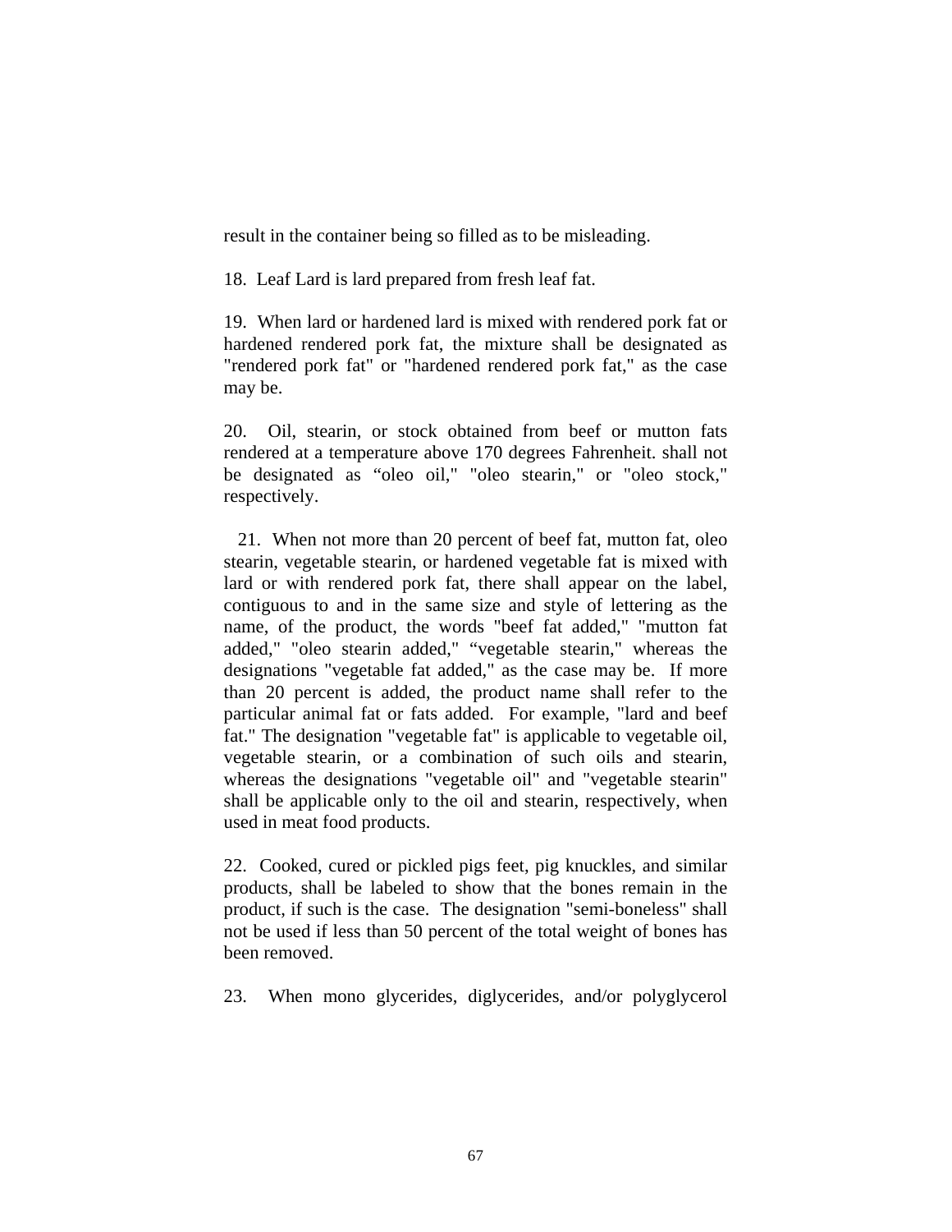result in the container being so filled as to be misleading.

18. Leaf Lard is lard prepared from fresh leaf fat.

19. When lard or hardened lard is mixed with rendered pork fat or hardened rendered pork fat, the mixture shall be designated as "rendered pork fat" or "hardened rendered pork fat," as the case may be.

20. Oil, stearin, or stock obtained from beef or mutton fats rendered at a temperature above 170 degrees Fahrenheit. shall not be designated as “oleo oil," "oleo stearin," or "oleo stock," respectively.

21. When not more than 20 percent of beef fat, mutton fat, oleo stearin, vegetable stearin, or hardened vegetable fat is mixed with lard or with rendered pork fat, there shall appear on the label, contiguous to and in the same size and style of lettering as the name, of the product, the words "beef fat added," "mutton fat added," "oleo stearin added," “vegetable stearin," whereas the designations "vegetable fat added," as the case may be. If more than 20 percent is added, the product name shall refer to the particular animal fat or fats added. For example, "lard and beef fat." The designation "vegetable fat" is applicable to vegetable oil, vegetable stearin, or a combination of such oils and stearin, whereas the designations "vegetable oil" and "vegetable stearin" shall be applicable only to the oil and stearin, respectively, when used in meat food products.

22. Cooked, cured or pickled pigs feet, pig knuckles, and similar products, shall be labeled to show that the bones remain in the product, if such is the case. The designation "semi-boneless" shall not be used if less than 50 percent of the total weight of bones has been removed.

23. When mono glycerides, diglycerides, and/or polyglycerol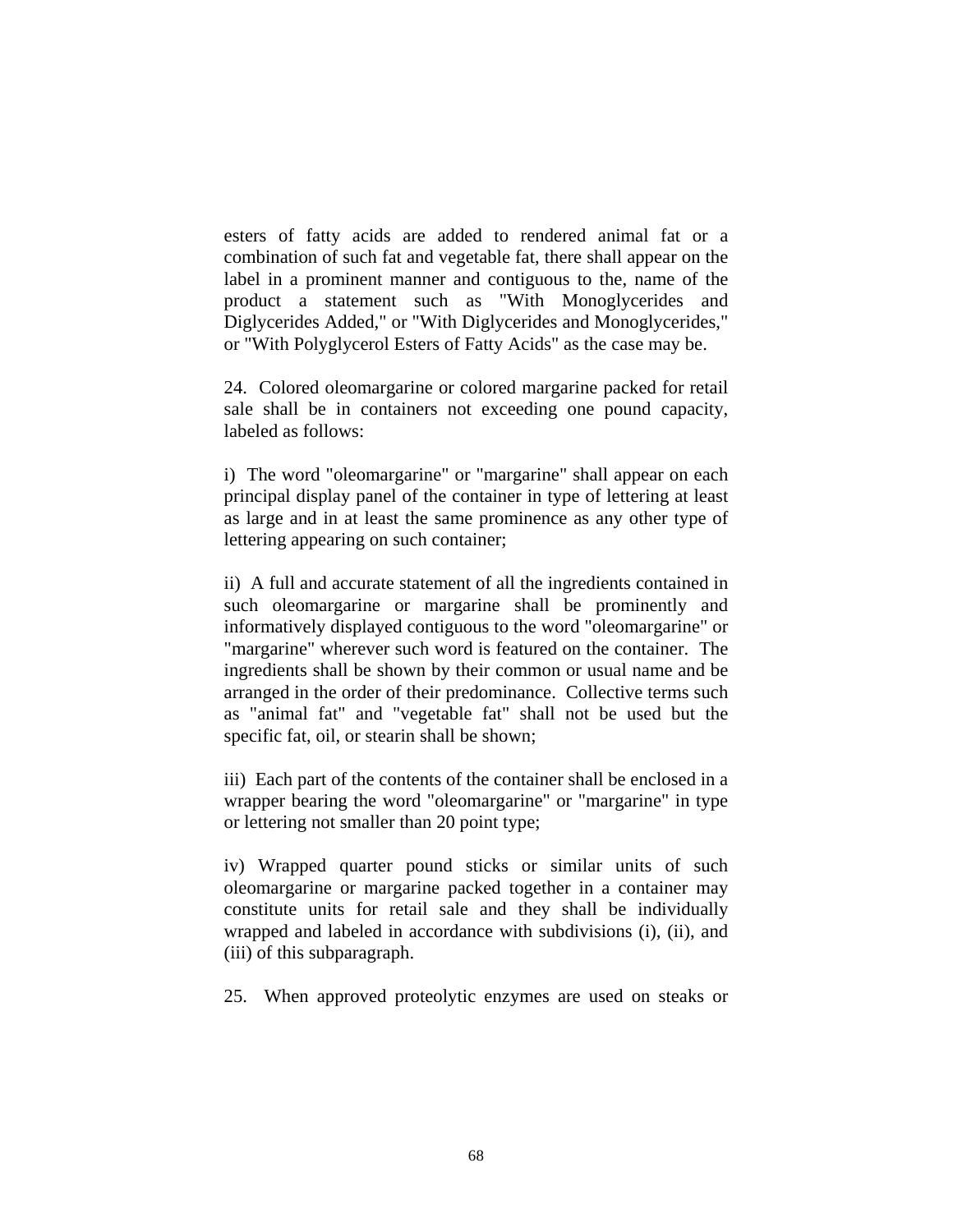esters of fatty acids are added to rendered animal fat or a combination of such fat and vegetable fat, there shall appear on the label in a prominent manner and contiguous to the, name of the product a statement such as "With Monoglycerides and Diglycerides Added," or "With Diglycerides and Monoglycerides," or "With Polyglycerol Esters of Fatty Acids" as the case may be.

24. Colored oleomargarine or colored margarine packed for retail sale shall be in containers not exceeding one pound capacity, labeled as follows:

i) The word "oleomargarine" or "margarine" shall appear on each principal display panel of the container in type of lettering at least as large and in at least the same prominence as any other type of lettering appearing on such container;

ii) A full and accurate statement of all the ingredients contained in such oleomargarine or margarine shall be prominently and informatively displayed contiguous to the word "oleomargarine" or "margarine" wherever such word is featured on the container. The ingredients shall be shown by their common or usual name and be arranged in the order of their predominance. Collective terms such as "animal fat" and "vegetable fat" shall not be used but the specific fat, oil, or stearin shall be shown;

iii) Each part of the contents of the container shall be enclosed in a wrapper bearing the word "oleomargarine" or "margarine" in type or lettering not smaller than 20 point type;

iv) Wrapped quarter pound sticks or similar units of such oleomargarine or margarine packed together in a container may constitute units for retail sale and they shall be individually wrapped and labeled in accordance with subdivisions (i), (ii), and (iii) of this subparagraph.

25. When approved proteolytic enzymes are used on steaks or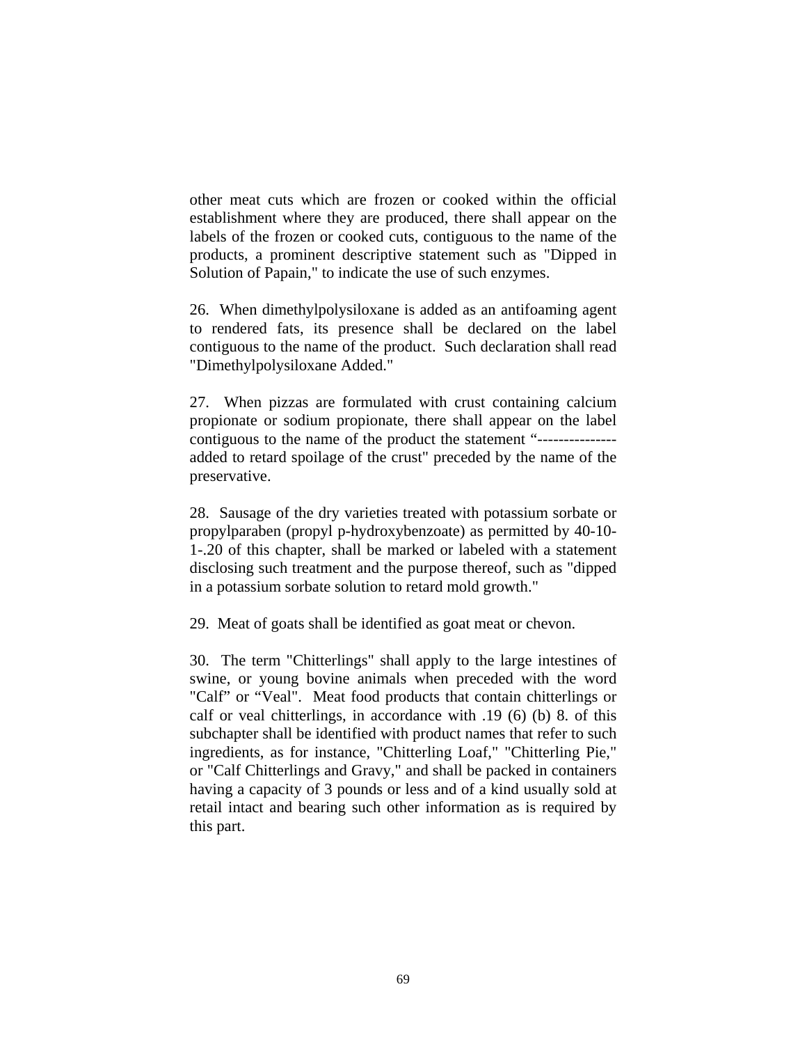other meat cuts which are frozen or cooked within the official establishment where they are produced, there shall appear on the labels of the frozen or cooked cuts, contiguous to the name of the products, a prominent descriptive statement such as "Dipped in Solution of Papain," to indicate the use of such enzymes.

26. When dimethylpolysiloxane is added as an antifoaming agent to rendered fats, its presence shall be declared on the label contiguous to the name of the product. Such declaration shall read "Dimethylpolysiloxane Added."

27. When pizzas are formulated with crust containing calcium propionate or sodium propionate, there shall appear on the label contiguous to the name of the product the statement "--------------- added to retard spoilage of the crust" preceded by the name of the preservative.

28. Sausage of the dry varieties treated with potassium sorbate or propylparaben (propyl p-hydroxybenzoate) as permitted by 40-10-1-.20 of this chapter, shall be marked or labeled with a statement disclosing such treatment and the purpose thereof, such as "dipped in a potassium sorbate solution to retard mold growth."

29. Meat of goats shall be identified as goat meat or chevon.

30. The term "Chitterlings" shall apply to the large intestines of swine, or young bovine animals when preceded with the word "Calf" or "Veal". Meat food products that contain chitterlings or calf or veal chitterlings, in accordance with .19 (6) (b) 8. of this subchapter shall be identified with product names that refer to such ingredients, as for instance, "Chitterling Loaf," "Chitterling Pie," or "Calf Chitterlings and Gravy," and shall be packed in containers having a capacity of 3 pounds or less and of a kind usually sold at retail intact and bearing such other information as is required by this part.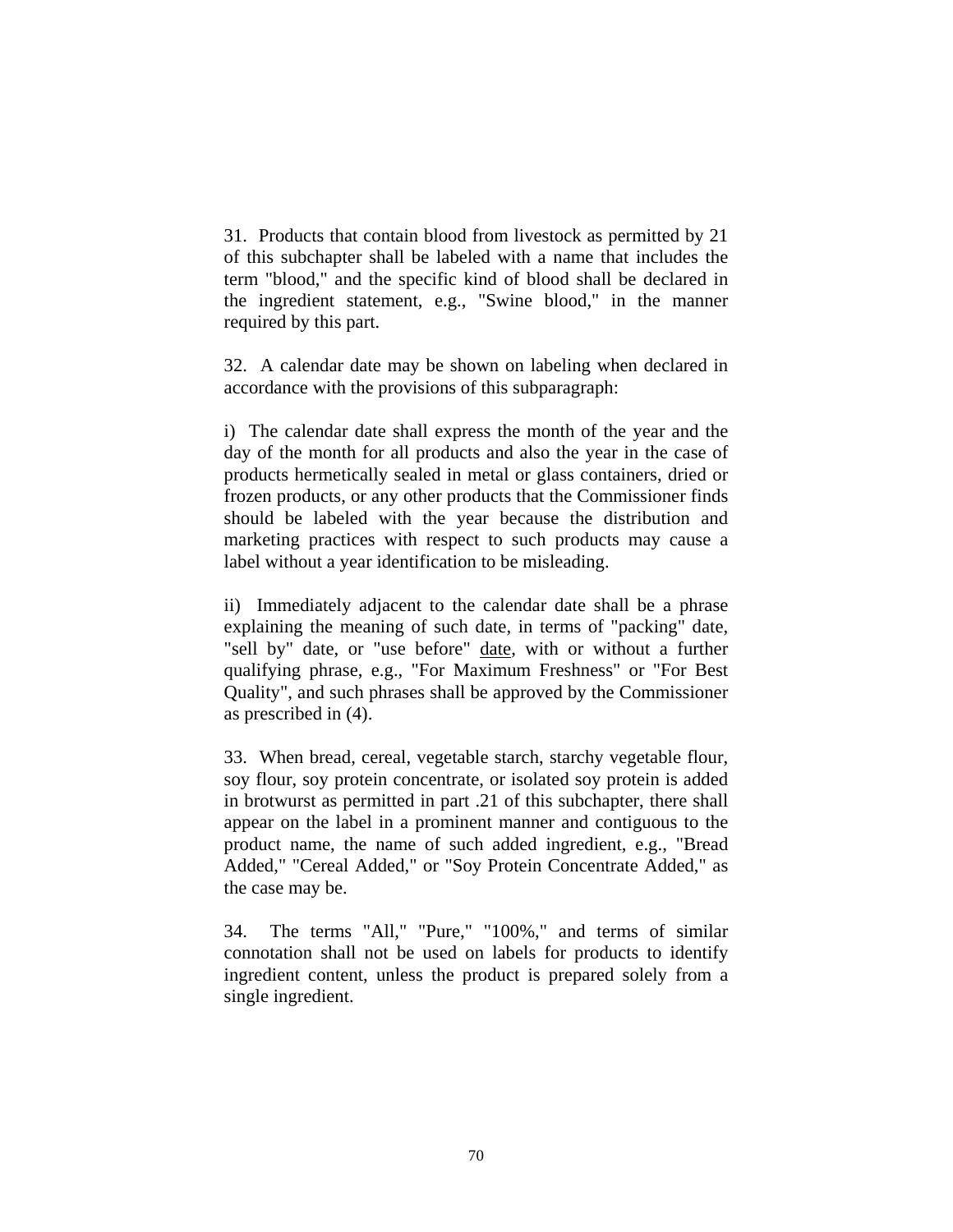31. Products that contain blood from livestock as permitted by 21 of this subchapter shall be labeled with a name that includes the term "blood," and the specific kind of blood shall be declared in the ingredient statement, e.g., "Swine blood," in the manner required by this part.

32. A calendar date may be shown on labeling when declared in accordance with the provisions of this subparagraph:

i) The calendar date shall express the month of the year and the day of the month for all products and also the year in the case of products hermetically sealed in metal or glass containers, dried or frozen products, or any other products that the Commissioner finds should be labeled with the year because the distribution and marketing practices with respect to such products may cause a label without a year identification to be misleading.

ii) Immediately adjacent to the calendar date shall be a phrase explaining the meaning of such date, in terms of "packing" date, "sell by" date, or "use before" date, with or without a further qualifying phrase, e.g., "For Maximum Freshness" or "For Best Quality", and such phrases shall be approved by the Commissioner as prescribed in (4).

33. When bread, cereal, vegetable starch, starchy vegetable flour, soy flour, soy protein concentrate, or isolated soy protein is added in brotwurst as permitted in part .21 of this subchapter, there shall appear on the label in a prominent manner and contiguous to the product name, the name of such added ingredient, e.g., "Bread Added," "Cereal Added," or "Soy Protein Concentrate Added," as the case may be.

34. The terms "All," "Pure," "100%," and terms of similar connotation shall not be used on labels for products to identify ingredient content, unless the product is prepared solely from a single ingredient.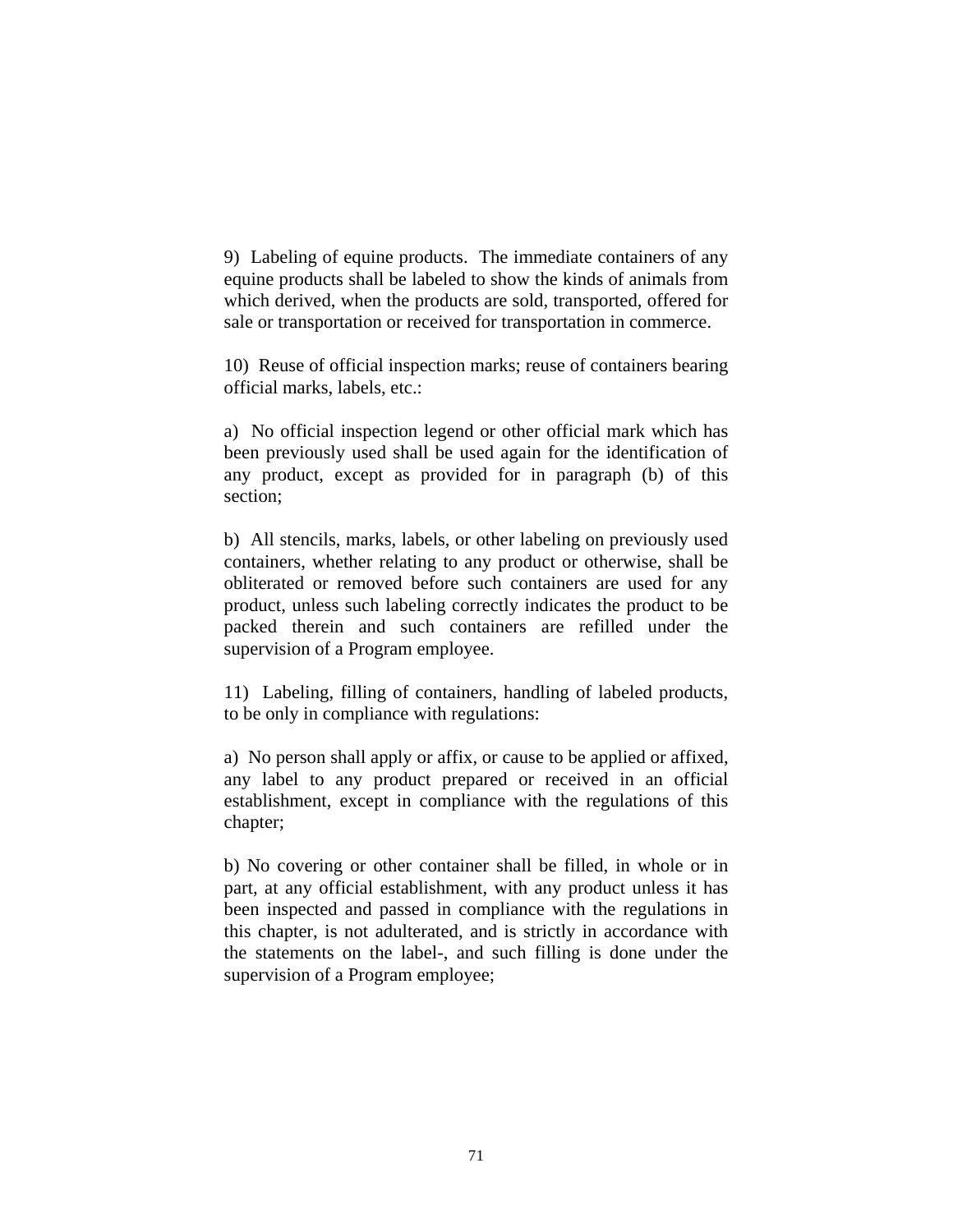9) Labeling of equine products. The immediate containers of any equine products shall be labeled to show the kinds of animals from which derived, when the products are sold, transported, offered for sale or transportation or received for transportation in commerce.

10) Reuse of official inspection marks; reuse of containers bearing official marks, labels, etc.:

a) No official inspection legend or other official mark which has been previously used shall be used again for the identification of any product, except as provided for in paragraph (b) of this section;

b) All stencils, marks, labels, or other labeling on previously used containers, whether relating to any product or otherwise, shall be obliterated or removed before such containers are used for any product, unless such labeling correctly indicates the product to be packed therein and such containers are refilled under the supervision of a Program employee.

11) Labeling, filling of containers, handling of labeled products, to be only in compliance with regulations:

a) No person shall apply or affix, or cause to be applied or affixed, any label to any product prepared or received in an official establishment, except in compliance with the regulations of this chapter;

b) No covering or other container shall be filled, in whole or in part, at any official establishment, with any product unless it has been inspected and passed in compliance with the regulations in this chapter, is not adulterated, and is strictly in accordance with the statements on the label-, and such filling is done under the supervision of a Program employee;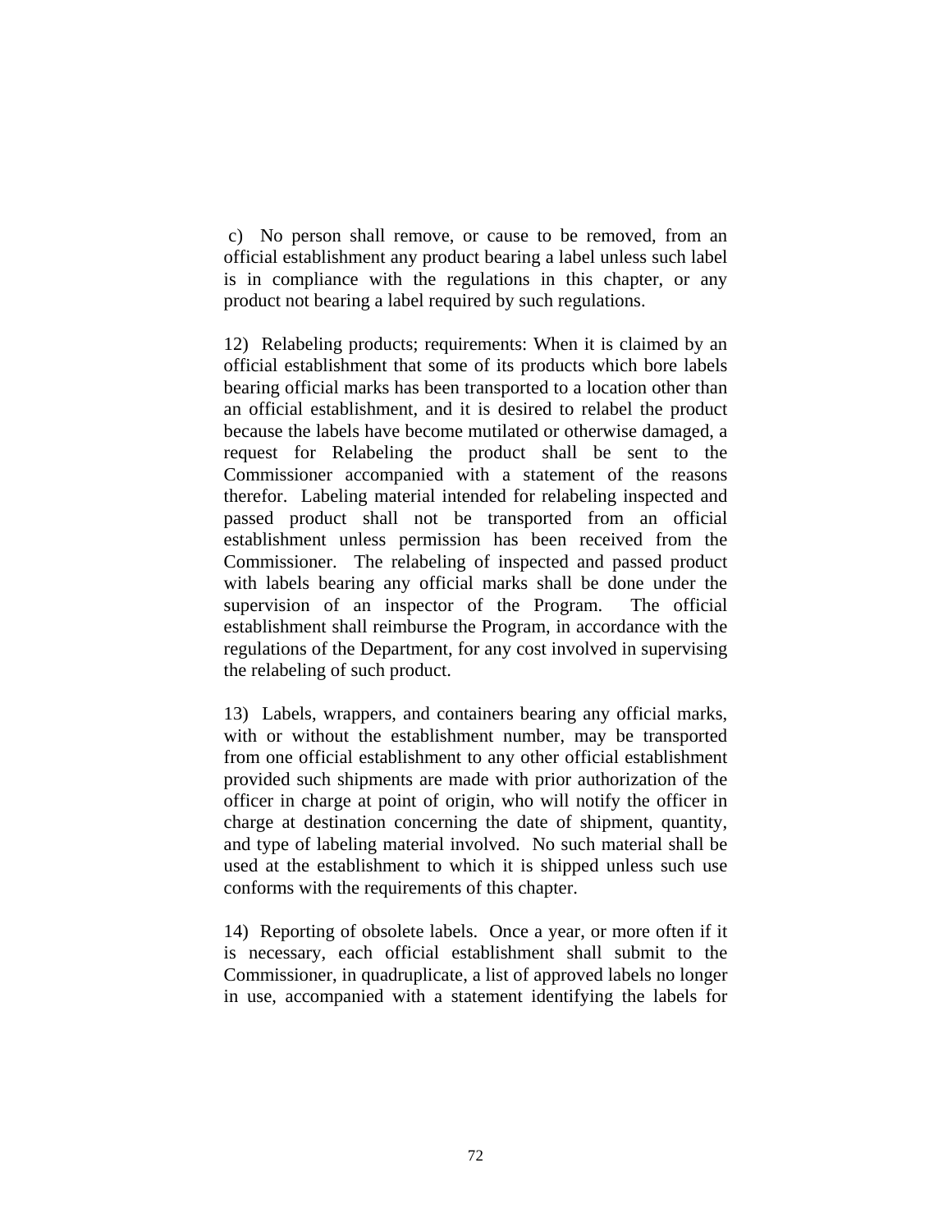c) No person shall remove, or cause to be removed, from an official establishment any product bearing a label unless such label is in compliance with the regulations in this chapter, or any product not bearing a label required by such regulations.

12) Relabeling products; requirements: When it is claimed by an official establishment that some of its products which bore labels bearing official marks has been transported to a location other than an official establishment, and it is desired to relabel the product because the labels have become mutilated or otherwise damaged, a request for Relabeling the product shall be sent to the Commissioner accompanied with a statement of the reasons therefor. Labeling material intended for relabeling inspected and passed product shall not be transported from an official establishment unless permission has been received from the Commissioner. The relabeling of inspected and passed product with labels bearing any official marks shall be done under the supervision of an inspector of the Program. The official establishment shall reimburse the Program, in accordance with the regulations of the Department, for any cost involved in supervising the relabeling of such product.

13) Labels, wrappers, and containers bearing any official marks, with or without the establishment number, may be transported from one official establishment to any other official establishment provided such shipments are made with prior authorization of the officer in charge at point of origin, who will notify the officer in charge at destination concerning the date of shipment, quantity, and type of labeling material involved. No such material shall be used at the establishment to which it is shipped unless such use conforms with the requirements of this chapter.

14) Reporting of obsolete labels. Once a year, or more often if it is necessary, each official establishment shall submit to the Commissioner, in quadruplicate, a list of approved labels no longer in use, accompanied with a statement identifying the labels for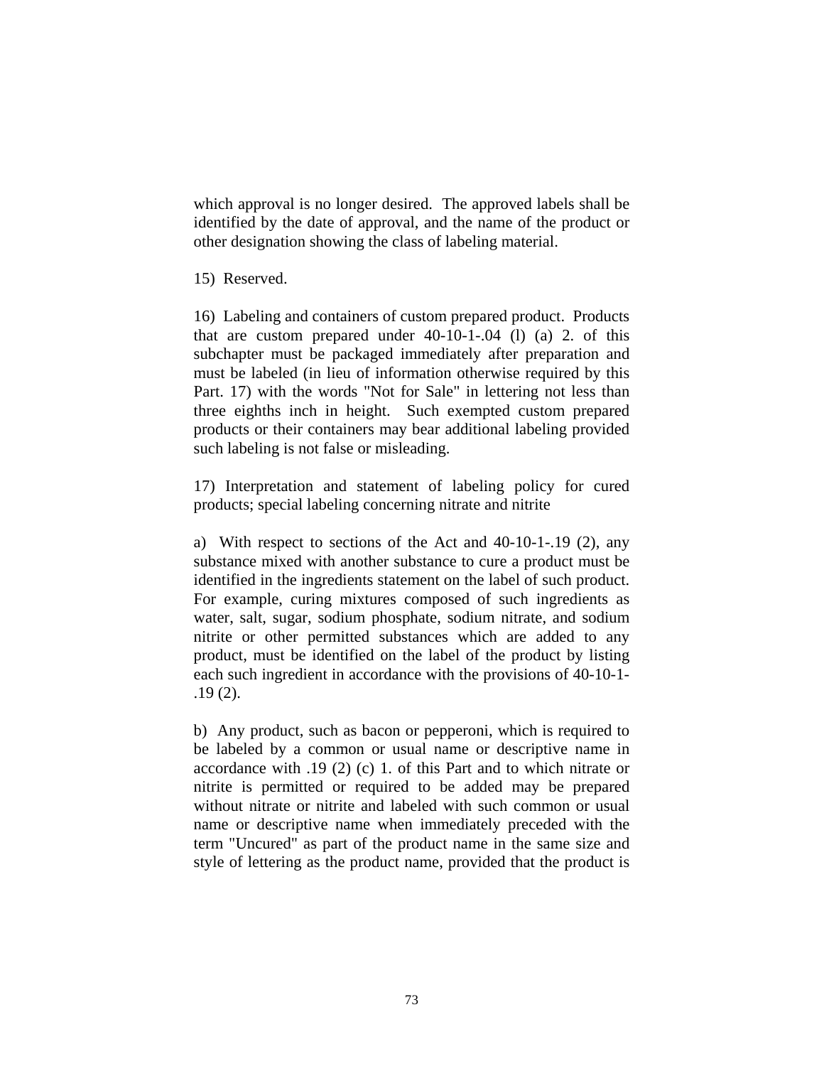which approval is no longer desired. The approved labels shall be identified by the date of approval, and the name of the product or other designation showing the class of labeling material.

15) Reserved.

16) Labeling and containers of custom prepared product. Products that are custom prepared under 40-10-1-.04 (l) (a) 2. of this subchapter must be packaged immediately after preparation and must be labeled (in lieu of information otherwise required by this Part. 17) with the words "Not for Sale" in lettering not less than three eighths inch in height. Such exempted custom prepared products or their containers may bear additional labeling provided such labeling is not false or misleading.

17) Interpretation and statement of labeling policy for cured products; special labeling concerning nitrate and nitrite

a) With respect to sections of the Act and 40-10-1-.19 (2), any substance mixed with another substance to cure a product must be identified in the ingredients statement on the label of such product. For example, curing mixtures composed of such ingredients as water, salt, sugar, sodium phosphate, sodium nitrate, and sodium nitrite or other permitted substances which are added to any product, must be identified on the label of the product by listing each such ingredient in accordance with the provisions of 40-10-1-.19 (2).

b) Any product, such as bacon or pepperoni, which is required to be labeled by a common or usual name or descriptive name in accordance with .19 (2) (c) 1. of this Part and to which nitrate or nitrite is permitted or required to be added may be prepared without nitrate or nitrite and labeled with such common or usual name or descriptive name when immediately preceded with the term "Uncured" as part of the product name in the same size and style of lettering as the product name, provided that the product is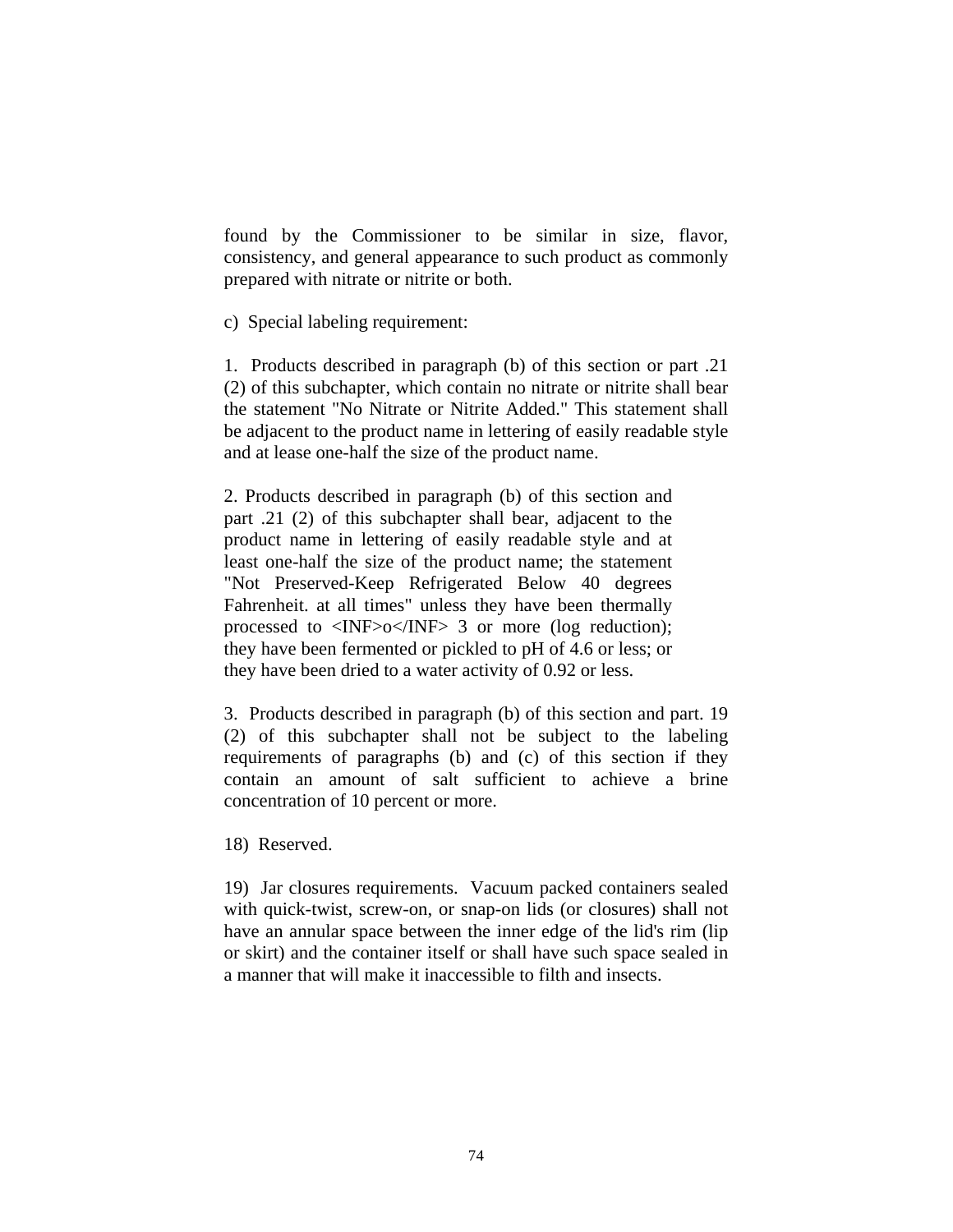found by the Commissioner to be similar in size, flavor, consistency, and general appearance to such product as commonly prepared with nitrate or nitrite or both.

c) Special labeling requirement:

1. Products described in paragraph (b) of this section or part .21 (2) of this subchapter, which contain no nitrate or nitrite shall bear the statement "No Nitrate or Nitrite Added." This statement shall be adjacent to the product name in lettering of easily readable style and at lease one-half the size of the product name.

2. Products described in paragraph (b) of this section and part .21 (2) of this subchapter shall bear, adjacent to the product name in lettering of easily readable style and at least one-half the size of the product name; the statement "Not Preserved-Keep Refrigerated Below 40 degrees Fahrenheit. at all times" unless they have been thermally processed to <INF>o</INF> 3 or more (log reduction); they have been fermented or pickled to pH of 4.6 or less; or they have been dried to a water activity of 0.92 or less.

3. Products described in paragraph (b) of this section and part. 19 (2) of this subchapter shall not be subject to the labeling requirements of paragraphs (b) and (c) of this section if they contain an amount of salt sufficient to achieve a brine concentration of 10 percent or more.

18) Reserved.

19) Jar closures requirements. Vacuum packed containers sealed with quick-twist, screw-on, or snap-on lids (or closures) shall not have an annular space between the inner edge of the lid's rim (lip or skirt) and the container itself or shall have such space sealed in a manner that will make it inaccessible to filth and insects.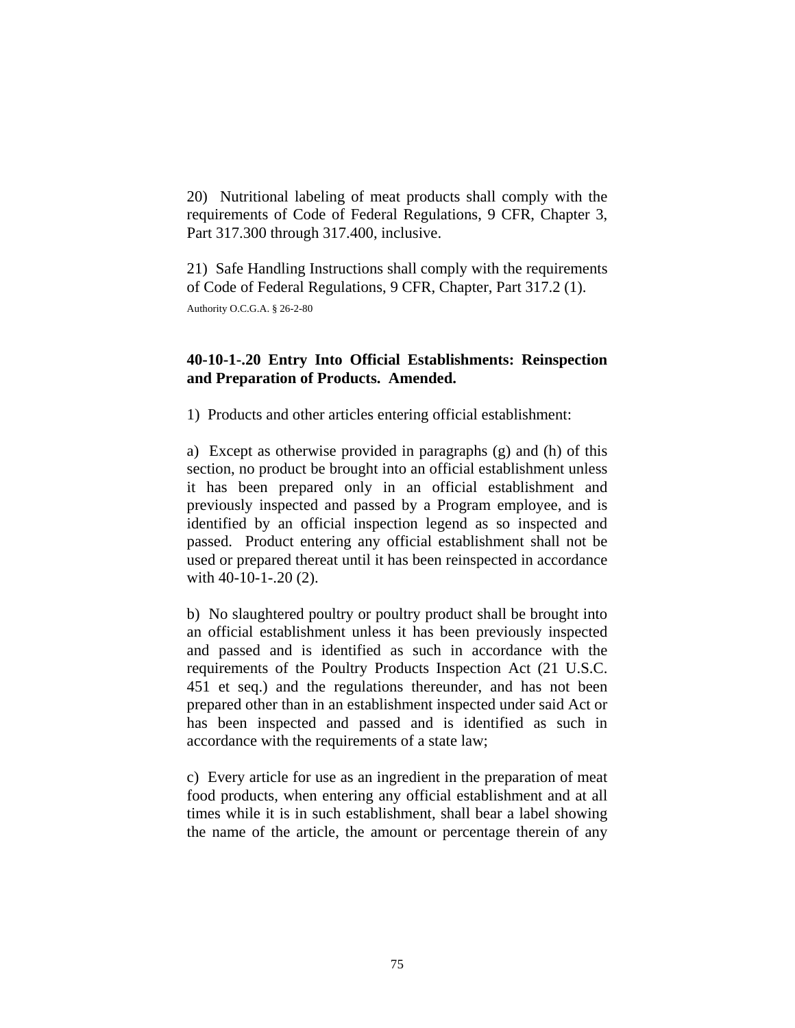20) Nutritional labeling of meat products shall comply with the requirements of Code of Federal Regulations, 9 CFR, Chapter 3, Part 317.300 through 317.400, inclusive.

21) Safe Handling Instructions shall comply with the requirements of Code of Federal Regulations, 9 CFR, Chapter, Part 317.2 (1).

Authority O.C.G.A. § 26-2-80

**40-10-1-.20 Entry Into Official Establishments: Reinspection and Preparation of Products. Amended.**

1) Products and other articles entering official establishment:

a) Except as otherwise provided in paragraphs (g) and (h) of this section, no product be brought into an official establishment unless it has been prepared only in an official establishment and previously inspected and passed by a Program employee, and is identified by an official inspection legend as so inspected and passed. Product entering any official establishment shall not be used or prepared thereat until it has been reinspected in accordance with 40-10-1-.20 (2).

b) No slaughtered poultry or poultry product shall be brought into an official establishment unless it has been previously inspected and passed and is identified as such in accordance with the requirements of the Poultry Products Inspection Act (21 U.S.C. 451 et seq.) and the regulations thereunder, and has not been prepared other than in an establishment inspected under said Act or has been inspected and passed and is identified as such in accordance with the requirements of a state law;

c) Every article for use as an ingredient in the preparation of meat food products, when entering any official establishment and at all times while it is in such establishment, shall bear a label showing the name of the article, the amount or percentage therein of any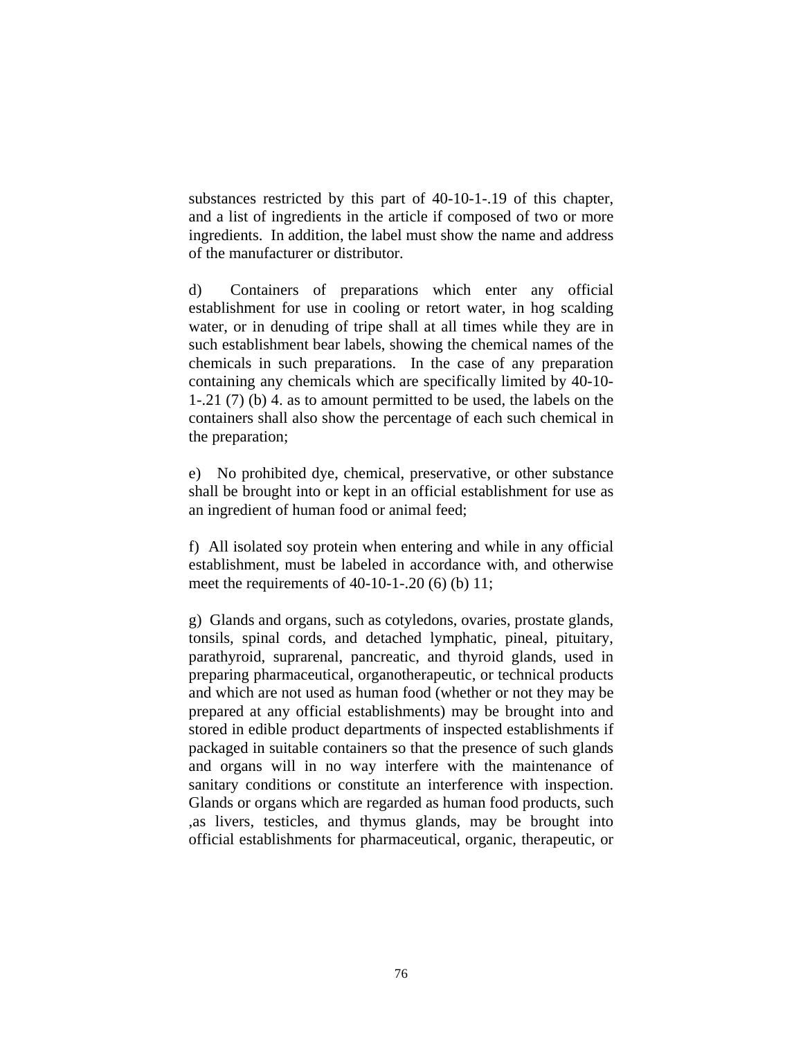substances restricted by this part of 40-10-1-.19 of this chapter, and a list of ingredients in the article if composed of two or more ingredients. In addition, the label must show the name and address of the manufacturer or distributor.

d) Containers of preparations which enter any official establishment for use in cooling or retort water, in hog scalding water, or in denuding of tripe shall at all times while they are in such establishment bear labels, showing the chemical names of the chemicals in such preparations. In the case of any preparation containing any chemicals which are specifically limited by 40-10-1-.21 (7) (b) 4. as to amount permitted to be used, the labels on the containers shall also show the percentage of each such chemical in the preparation;

e) No prohibited dye, chemical, preservative, or other substance shall be brought into or kept in an official establishment for use as an ingredient of human food or animal feed;

f) All isolated soy protein when entering and while in any official establishment, must be labeled in accordance with, and otherwise meet the requirements of 40-10-1-.20 (6) (b) 11;

g) Glands and organs, such as cotyledons, ovaries, prostate glands, tonsils, spinal cords, and detached lymphatic, pineal, pituitary, parathyroid, suprarenal, pancreatic, and thyroid glands, used in preparing pharmaceutical, organotherapeutic, or technical products and which are not used as human food (whether or not they may be prepared at any official establishments) may be brought into and stored in edible product departments of inspected establishments if packaged in suitable containers so that the presence of such glands and organs will in no way interfere with the maintenance of sanitary conditions or constitute an interference with inspection. Glands or organs which are regarded as human food products, such ,as livers, testicles, and thymus glands, may be brought into official establishments for pharmaceutical, organic, therapeutic, or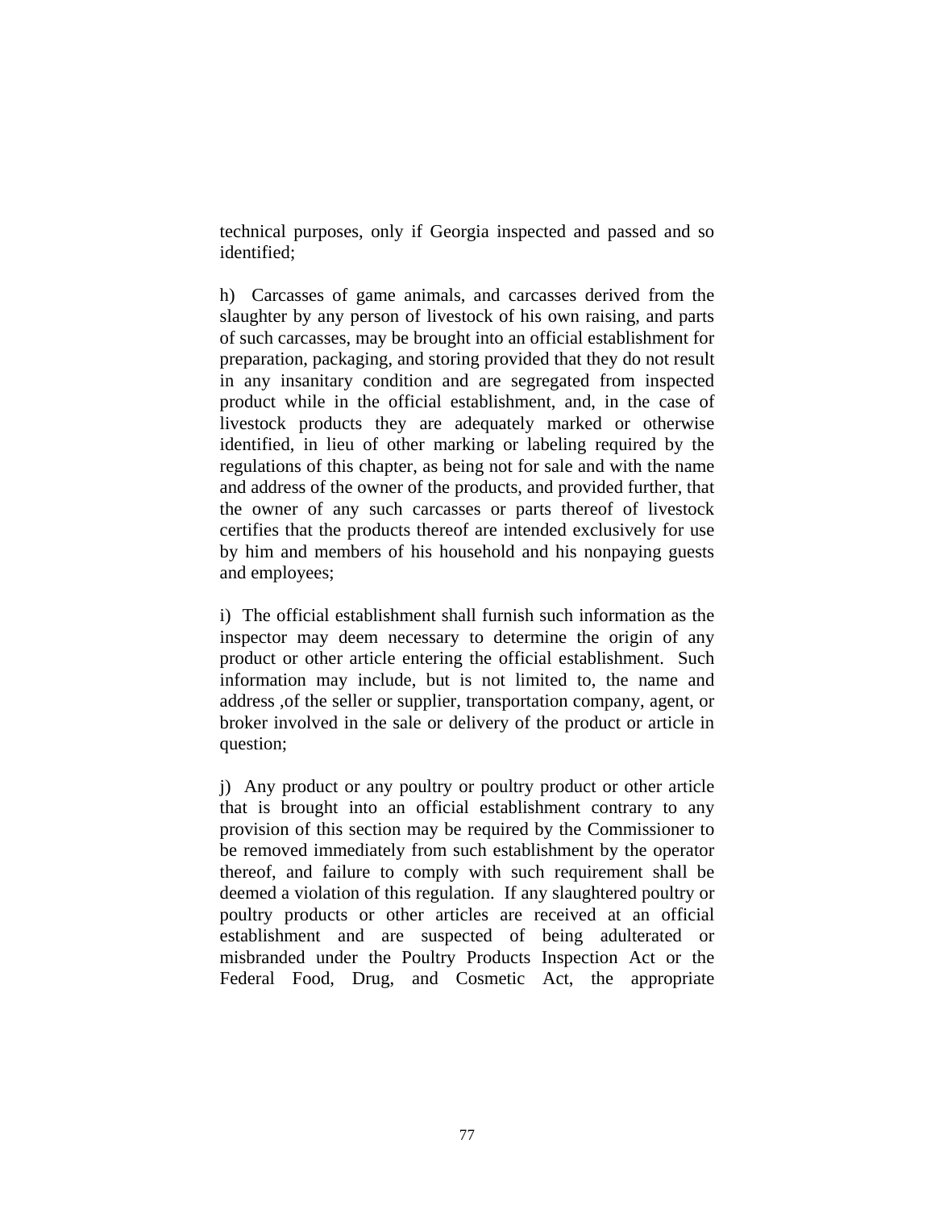technical purposes, only if Georgia inspected and passed and so identified;

h) Carcasses of game animals, and carcasses derived from the slaughter by any person of livestock of his own raising, and parts of such carcasses, may be brought into an official establishment for preparation, packaging, and storing provided that they do not result in any insanitary condition and are segregated from inspected product while in the official establishment, and, in the case of livestock products they are adequately marked or otherwise identified, in lieu of other marking or labeling required by the regulations of this chapter, as being not for sale and with the name and address of the owner of the products, and provided further, that the owner of any such carcasses or parts thereof of livestock certifies that the products thereof are intended exclusively for use by him and members of his household and his nonpaying guests and employees;

i) The official establishment shall furnish such information as the inspector may deem necessary to determine the origin of any product or other article entering the official establishment. Such information may include, but is not limited to, the name and address ,of the seller or supplier, transportation company, agent, or broker involved in the sale or delivery of the product or article in question;

j) Any product or any poultry or poultry product or other article that is brought into an official establishment contrary to any provision of this section may be required by the Commissioner to be removed immediately from such establishment by the operator thereof, and failure to comply with such requirement shall be deemed a violation of this regulation. If any slaughtered poultry or poultry products or other articles are received at an official establishment and are suspected of being adulterated or misbranded under the Poultry Products Inspection Act or the Federal Food, Drug, and Cosmetic Act, the appropriate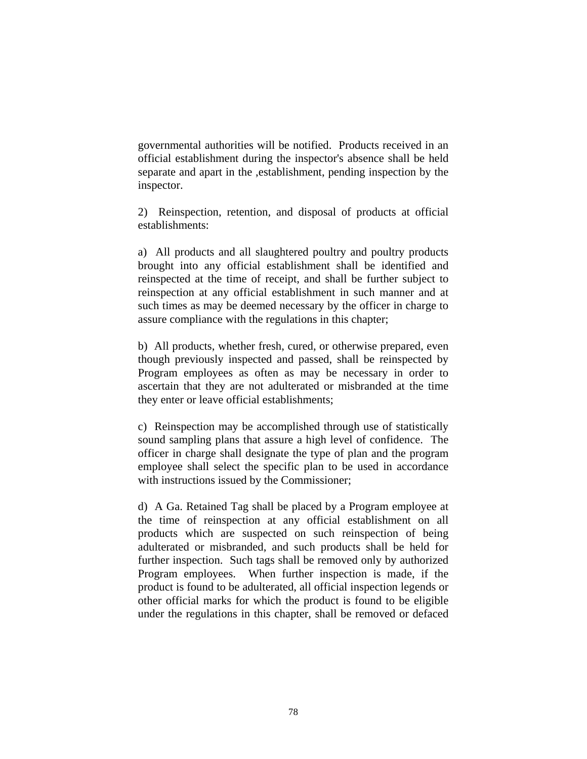governmental authorities will be notified. Products received in an official establishment during the inspector's absence shall be held separate and apart in the ,establishment, pending inspection by the inspector.

2) Reinspection, retention, and disposal of products at official establishments:

a) All products and all slaughtered poultry and poultry products brought into any official establishment shall be identified and reinspected at the time of receipt, and shall be further subject to reinspection at any official establishment in such manner and at such times as may be deemed necessary by the officer in charge to assure compliance with the regulations in this chapter;

b) All products, whether fresh, cured, or otherwise prepared, even though previously inspected and passed, shall be reinspected by Program employees as often as may be necessary in order to ascertain that they are not adulterated or misbranded at the time they enter or leave official establishments;

c) Reinspection may be accomplished through use of statistically sound sampling plans that assure a high level of confidence. The officer in charge shall designate the type of plan and the program employee shall select the specific plan to be used in accordance with instructions issued by the Commissioner;

d) A Ga. Retained Tag shall be placed by a Program employee at the time of reinspection at any official establishment on all products which are suspected on such reinspection of being adulterated or misbranded, and such products shall be held for further inspection. Such tags shall be removed only by authorized Program employees. When further inspection is made, if the product is found to be adulterated, all official inspection legends or other official marks for which the product is found to be eligible under the regulations in this chapter, shall be removed or defaced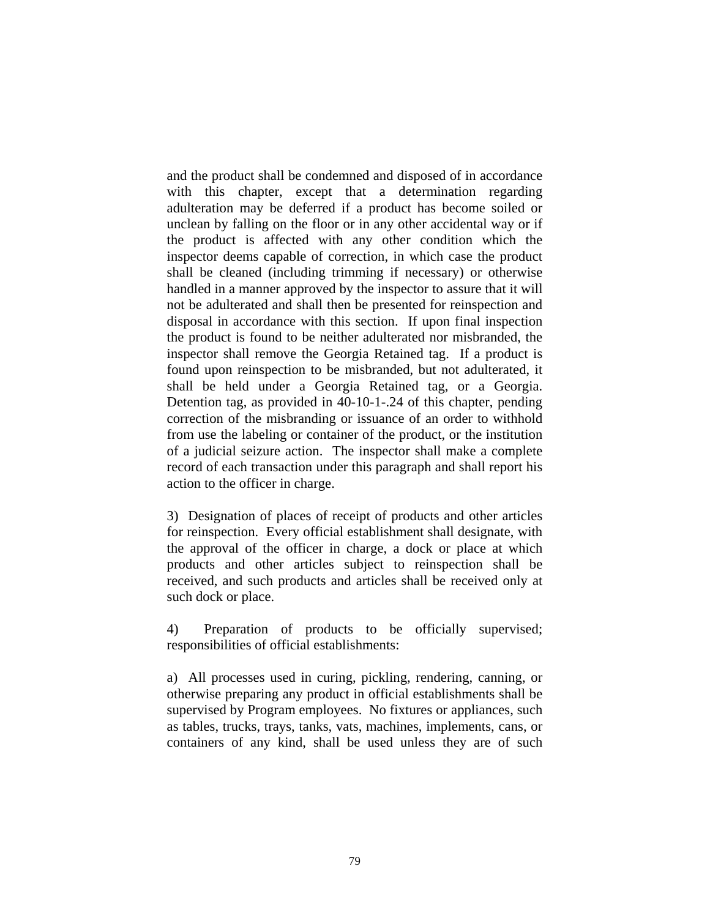and the product shall be condemned and disposed of in accordance with this chapter, except that a determination regarding adulteration may be deferred if a product has become soiled or unclean by falling on the floor or in any other accidental way or if the product is affected with any other condition which the inspector deems capable of correction, in which case the product shall be cleaned (including trimming if necessary) or otherwise handled in a manner approved by the inspector to assure that it will not be adulterated and shall then be presented for reinspection and disposal in accordance with this section. If upon final inspection the product is found to be neither adulterated nor misbranded, the inspector shall remove the Georgia Retained tag. If a product is found upon reinspection to be misbranded, but not adulterated, it shall be held under a Georgia Retained tag, or a Georgia. Detention tag, as provided in 40-10-1-.24 of this chapter, pending correction of the misbranding or issuance of an order to withhold from use the labeling or container of the product, or the institution of a judicial seizure action. The inspector shall make a complete record of each transaction under this paragraph and shall report his action to the officer in charge.

3) Designation of places of receipt of products and other articles for reinspection. Every official establishment shall designate, with the approval of the officer in charge, a dock or place at which products and other articles subject to reinspection shall be received, and such products and articles shall be received only at such dock or place.

4) Preparation of products to be officially supervised; responsibilities of official establishments:

a) All processes used in curing, pickling, rendering, canning, or otherwise preparing any product in official establishments shall be supervised by Program employees. No fixtures or appliances, such as tables, trucks, trays, tanks, vats, machines, implements, cans, or containers of any kind, shall be used unless they are of such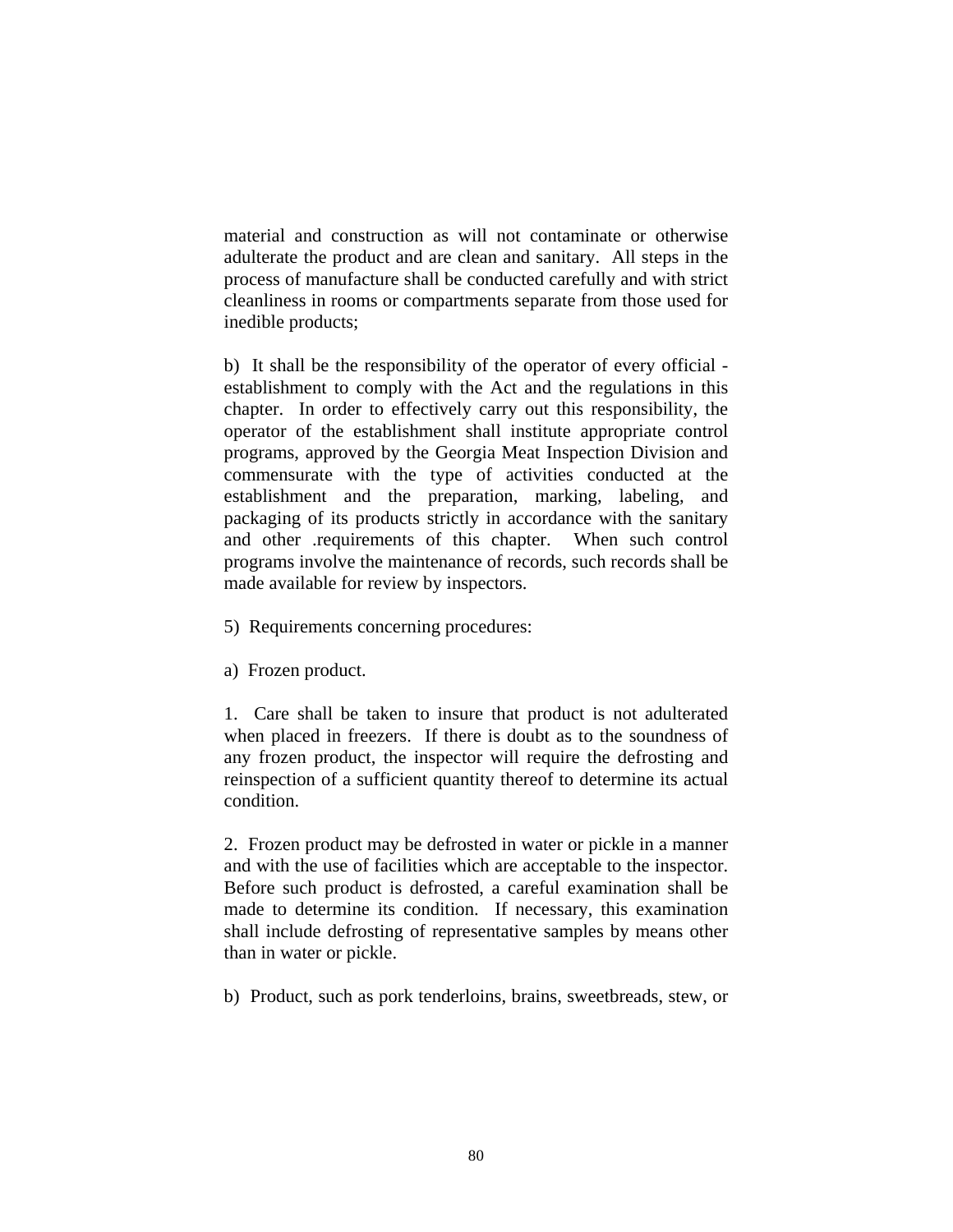material and construction as will not contaminate or otherwise adulterate the product and are clean and sanitary. All steps in the process of manufacture shall be conducted carefully and with strict cleanliness in rooms or compartments separate from those used for inedible products;

b) It shall be the responsibility of the operator of every official - establishment to comply with the Act and the regulations in this chapter. In order to effectively carry out this responsibility, the operator of the establishment shall institute appropriate control programs, approved by the Georgia Meat Inspection Division and commensurate with the type of activities conducted at the establishment and the preparation, marking, labeling, and packaging of its products strictly in accordance with the sanitary and other .requirements of this chapter. When such control programs involve the maintenance of records, such records shall be made available for review by inspectors.

5) Requirements concerning procedures:

a) Frozen product.

1. Care shall be taken to insure that product is not adulterated when placed in freezers. If there is doubt as to the soundness of any frozen product, the inspector will require the defrosting and reinspection of a sufficient quantity thereof to determine its actual condition.

2. Frozen product may be defrosted in water or pickle in a manner and with the use of facilities which are acceptable to the inspector. Before such product is defrosted, a careful examination shall be made to determine its condition. If necessary, this examination shall include defrosting of representative samples by means other than in water or pickle.

b) Product, such as pork tenderloins, brains, sweetbreads, stew, or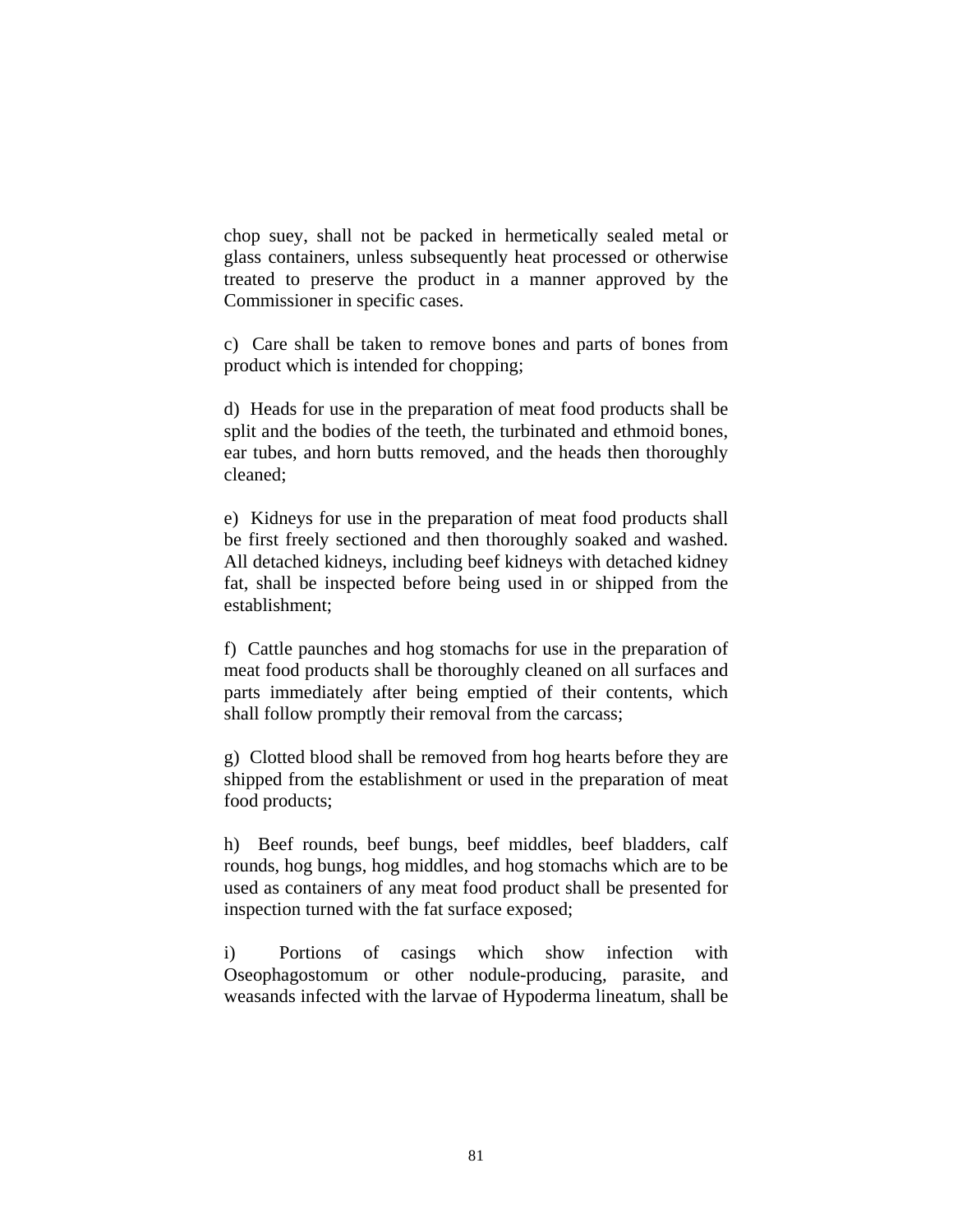chop suey, shall not be packed in hermetically sealed metal or glass containers, unless subsequently heat processed or otherwise treated to preserve the product in a manner approved by the Commissioner in specific cases.

c) Care shall be taken to remove bones and parts of bones from product which is intended for chopping;

d) Heads for use in the preparation of meat food products shall be split and the bodies of the teeth, the turbinated and ethmoid bones, ear tubes, and horn butts removed, and the heads then thoroughly cleaned;

e) Kidneys for use in the preparation of meat food products shall be first freely sectioned and then thoroughly soaked and washed. All detached kidneys, including beef kidneys with detached kidney fat, shall be inspected before being used in or shipped from the establishment;

f) Cattle paunches and hog stomachs for use in the preparation of meat food products shall be thoroughly cleaned on all surfaces and parts immediately after being emptied of their contents, which shall follow promptly their removal from the carcass;

g) Clotted blood shall be removed from hog hearts before they are shipped from the establishment or used in the preparation of meat food products;

h) Beef rounds, beef bungs, beef middles, beef bladders, calf rounds, hog bungs, hog middles, and hog stomachs which are to be used as containers of any meat food product shall be presented for inspection turned with the fat surface exposed;

i) Portions of casings which show infection with Oseophagostomum or other nodule-producing, parasite, and weasands infected with the larvae of Hypoderma lineatum, shall be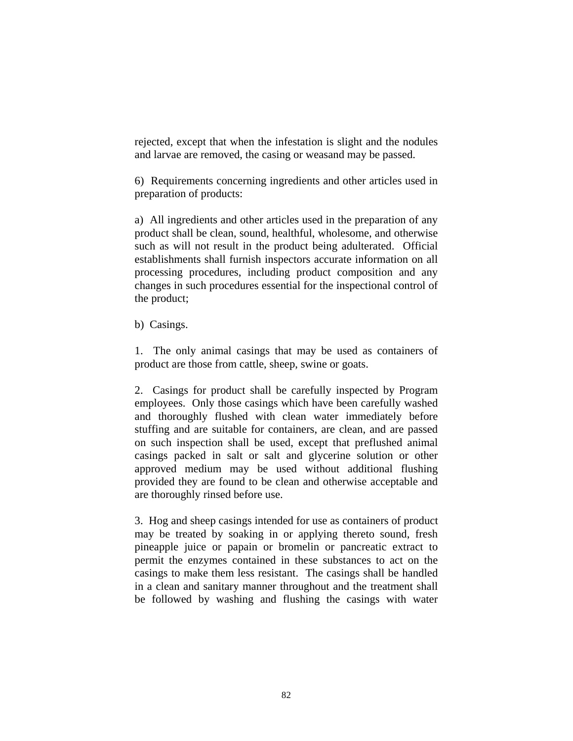rejected, except that when the infestation is slight and the nodules and larvae are removed, the casing or weasand may be passed.

6) Requirements concerning ingredients and other articles used in preparation of products:

a) All ingredients and other articles used in the preparation of any product shall be clean, sound, healthful, wholesome, and otherwise such as will not result in the product being adulterated. Official establishments shall furnish inspectors accurate information on all processing procedures, including product composition and any changes in such procedures essential for the inspectional control of the product;

b) Casings.

1. The only animal casings that may be used as containers of product are those from cattle, sheep, swine or goats.

2. Casings for product shall be carefully inspected by Program employees. Only those casings which have been carefully washed and thoroughly flushed with clean water immediately before stuffing and are suitable for containers, are clean, and are passed on such inspection shall be used, except that preflushed animal casings packed in salt or salt and glycerine solution or other approved medium may be used without additional flushing provided they are found to be clean and otherwise acceptable and are thoroughly rinsed before use.

3. Hog and sheep casings intended for use as containers of product may be treated by soaking in or applying thereto sound, fresh pineapple juice or papain or bromelin or pancreatic extract to permit the enzymes contained in these substances to act on the casings to make them less resistant. The casings shall be handled in a clean and sanitary manner throughout and the treatment shall be followed by washing and flushing the casings with water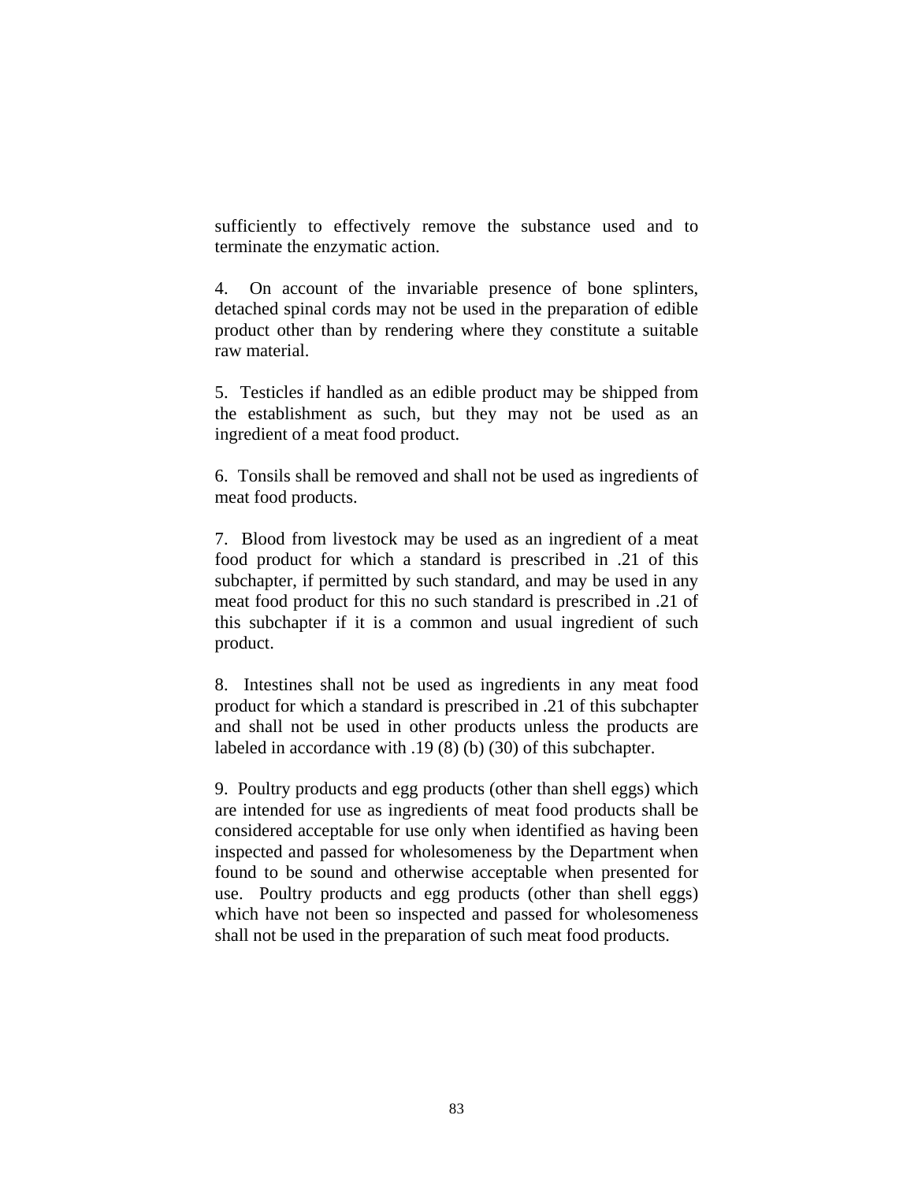sufficiently to effectively remove the substance used and to terminate the enzymatic action.

4. On account of the invariable presence of bone splinters, detached spinal cords may not be used in the preparation of edible product other than by rendering where they constitute a suitable raw material.

5. Testicles if handled as an edible product may be shipped from the establishment as such, but they may not be used as an ingredient of a meat food product.

6. Tonsils shall be removed and shall not be used as ingredients of meat food products.

7. Blood from livestock may be used as an ingredient of a meat food product for which a standard is prescribed in .21 of this subchapter, if permitted by such standard, and may be used in any meat food product for this no such standard is prescribed in .21 of this subchapter if it is a common and usual ingredient of such product.

8. Intestines shall not be used as ingredients in any meat food product for which a standard is prescribed in .21 of this subchapter and shall not be used in other products unless the products are labeled in accordance with .19 (8) (b) (30) of this subchapter.

9. Poultry products and egg products (other than shell eggs) which are intended for use as ingredients of meat food products shall be considered acceptable for use only when identified as having been inspected and passed for wholesomeness by the Department when found to be sound and otherwise acceptable when presented for use. Poultry products and egg products (other than shell eggs) which have not been so inspected and passed for wholesomeness shall not be used in the preparation of such meat food products.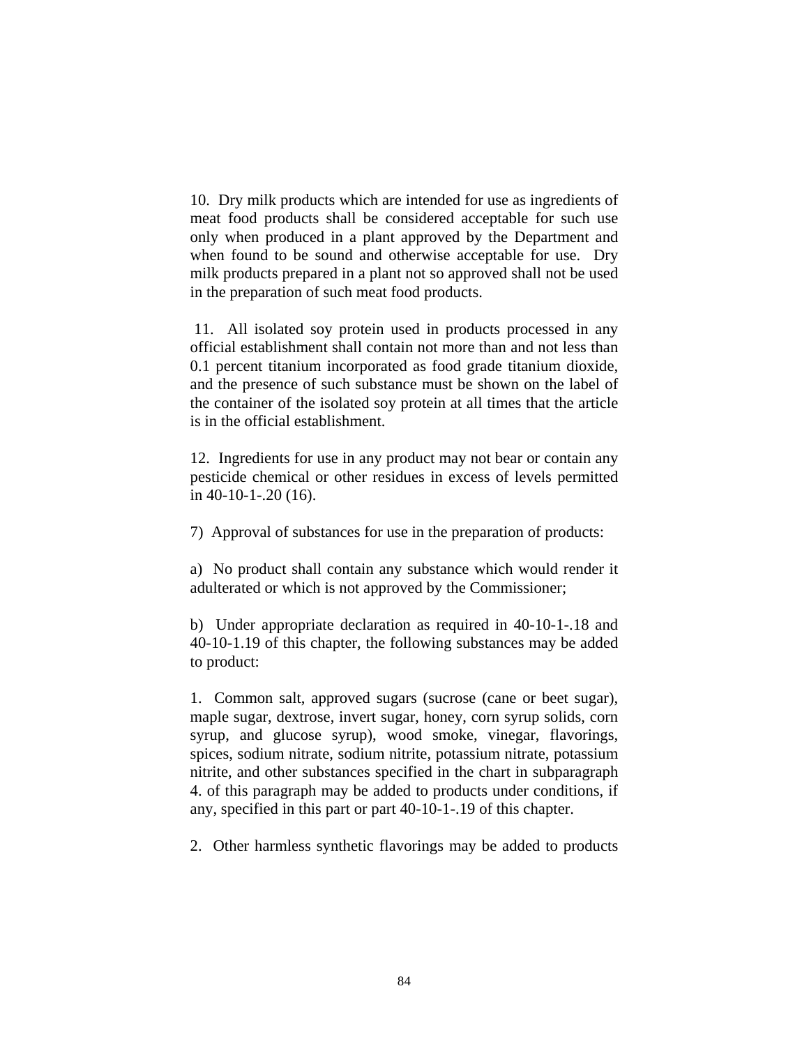10. Dry milk products which are intended for use as ingredients of meat food products shall be considered acceptable for such use only when produced in a plant approved by the Department and when found to be sound and otherwise acceptable for use. Dry milk products prepared in a plant not so approved shall not be used in the preparation of such meat food products.

11. All isolated soy protein used in products processed in any official establishment shall contain not more than and not less than 0.1 percent titanium incorporated as food grade titanium dioxide, and the presence of such substance must be shown on the label of the container of the isolated soy protein at all times that the article is in the official establishment.

12. Ingredients for use in any product may not bear or contain any pesticide chemical or other residues in excess of levels permitted in 40-10-1-.20 (16).

7) Approval of substances for use in the preparation of products:

a) No product shall contain any substance which would render it adulterated or which is not approved by the Commissioner;

b) Under appropriate declaration as required in 40-10-1-.18 and 40-10-1.19 of this chapter, the following substances may be added to product:

1. Common salt, approved sugars (sucrose (cane or beet sugar), maple sugar, dextrose, invert sugar, honey, corn syrup solids, corn syrup, and glucose syrup), wood smoke, vinegar, flavorings, spices, sodium nitrate, sodium nitrite, potassium nitrate, potassium nitrite, and other substances specified in the chart in subparagraph 4. of this paragraph may be added to products under conditions, if any, specified in this part or part 40-10-1-.19 of this chapter.

2. Other harmless synthetic flavorings may be added to products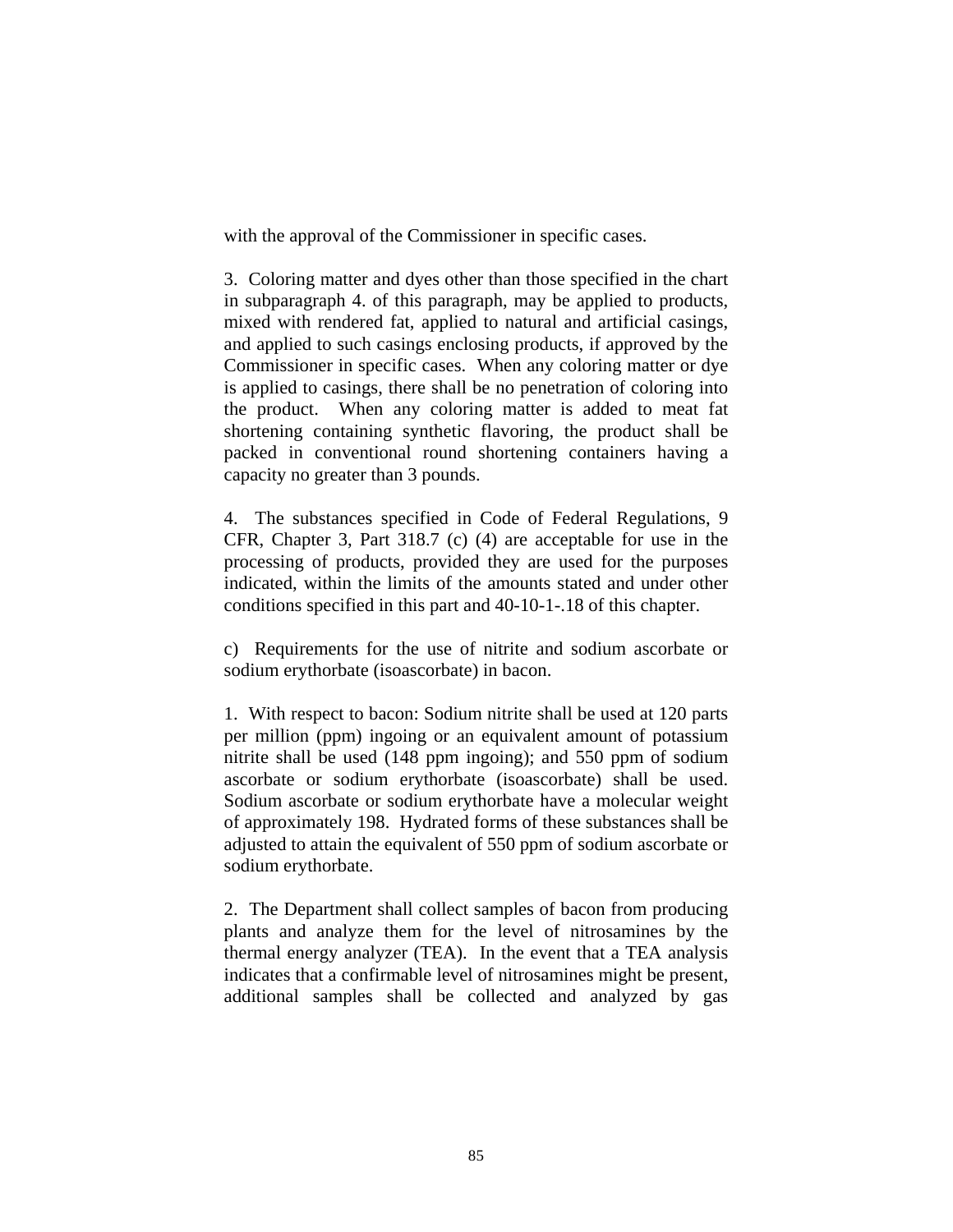with the approval of the Commissioner in specific cases.

3. Coloring matter and dyes other than those specified in the chart in subparagraph 4. of this paragraph, may be applied to products, mixed with rendered fat, applied to natural and artificial casings, and applied to such casings enclosing products, if approved by the Commissioner in specific cases. When any coloring matter or dye is applied to casings, there shall be no penetration of coloring into the product. When any coloring matter is added to meat fat shortening containing synthetic flavoring, the product shall be packed in conventional round shortening containers having a capacity no greater than 3 pounds.

4. The substances specified in Code of Federal Regulations, 9 CFR, Chapter 3, Part 318.7 (c) (4) are acceptable for use in the processing of products, provided they are used for the purposes indicated, within the limits of the amounts stated and under other conditions specified in this part and 40-10-1-.18 of this chapter.

c) Requirements for the use of nitrite and sodium ascorbate or sodium erythorbate (isoascorbate) in bacon.

1. With respect to bacon: Sodium nitrite shall be used at 120 parts per million (ppm) ingoing or an equivalent amount of potassium nitrite shall be used (148 ppm ingoing); and 550 ppm of sodium ascorbate or sodium erythorbate (isoascorbate) shall be used. Sodium ascorbate or sodium erythorbate have a molecular weight of approximately 198. Hydrated forms of these substances shall be adjusted to attain the equivalent of 550 ppm of sodium ascorbate or sodium erythorbate.

2. The Department shall collect samples of bacon from producing plants and analyze them for the level of nitrosamines by the thermal energy analyzer (TEA). In the event that a TEA analysis indicates that a confirmable level of nitrosamines might be present, additional samples shall be collected and analyzed by gas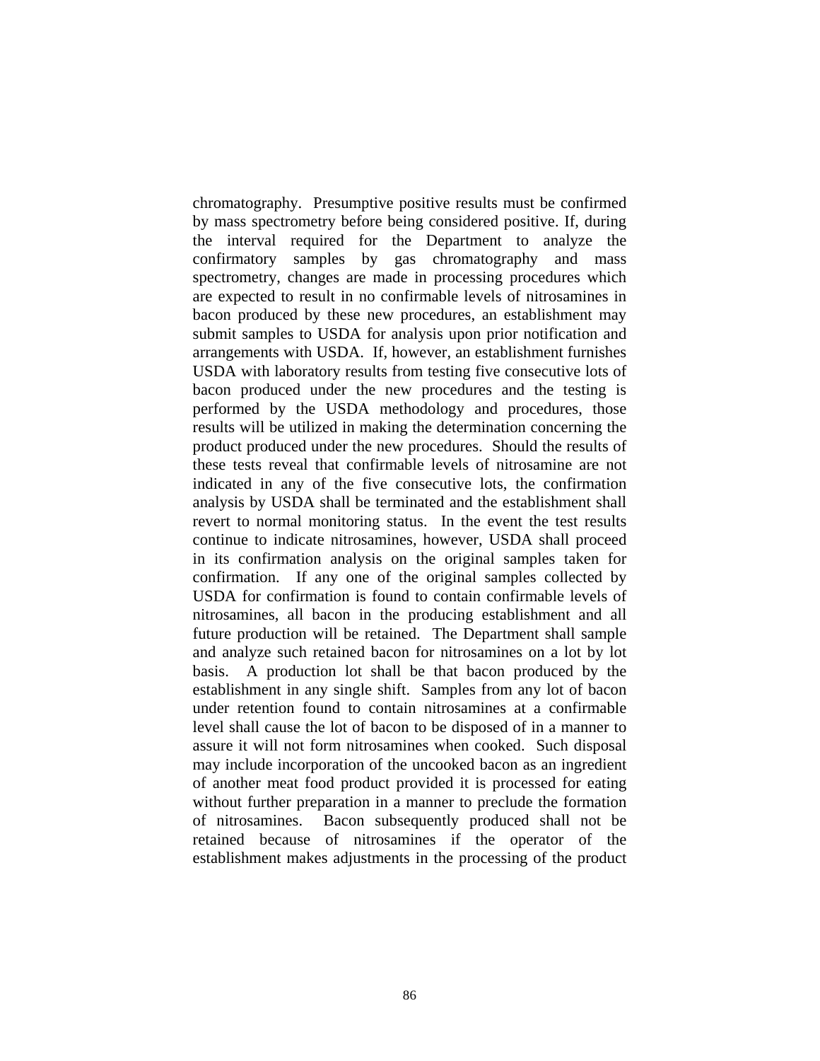chromatography. Presumptive positive results must be confirmed by mass spectrometry before being considered positive. If, during the interval required for the Department to analyze the confirmatory samples by gas chromatography and mass spectrometry, changes are made in processing procedures which are expected to result in no confirmable levels of nitrosamines in bacon produced by these new procedures, an establishment may submit samples to USDA for analysis upon prior notification and arrangements with USDA. If, however, an establishment furnishes USDA with laboratory results from testing five consecutive lots of bacon produced under the new procedures and the testing is performed by the USDA methodology and procedures, those results will be utilized in making the determination concerning the product produced under the new procedures. Should the results of these tests reveal that confirmable levels of nitrosamine are not indicated in any of the five consecutive lots, the confirmation analysis by USDA shall be terminated and the establishment shall revert to normal monitoring status. In the event the test results continue to indicate nitrosamines, however, USDA shall proceed in its confirmation analysis on the original samples taken for confirmation. If any one of the original samples collected by USDA for confirmation is found to contain confirmable levels of nitrosamines, all bacon in the producing establishment and all future production will be retained. The Department shall sample and analyze such retained bacon for nitrosamines on a lot by lot basis. A production lot shall be that bacon produced by the establishment in any single shift. Samples from any lot of bacon under retention found to contain nitrosamines at a confirmable level shall cause the lot of bacon to be disposed of in a manner to assure it will not form nitrosamines when cooked. Such disposal may include incorporation of the uncooked bacon as an ingredient of another meat food product provided it is processed for eating without further preparation in a manner to preclude the formation of nitrosamines. Bacon subsequently produced shall not be retained because of nitrosamines if the operator of the establishment makes adjustments in the processing of the product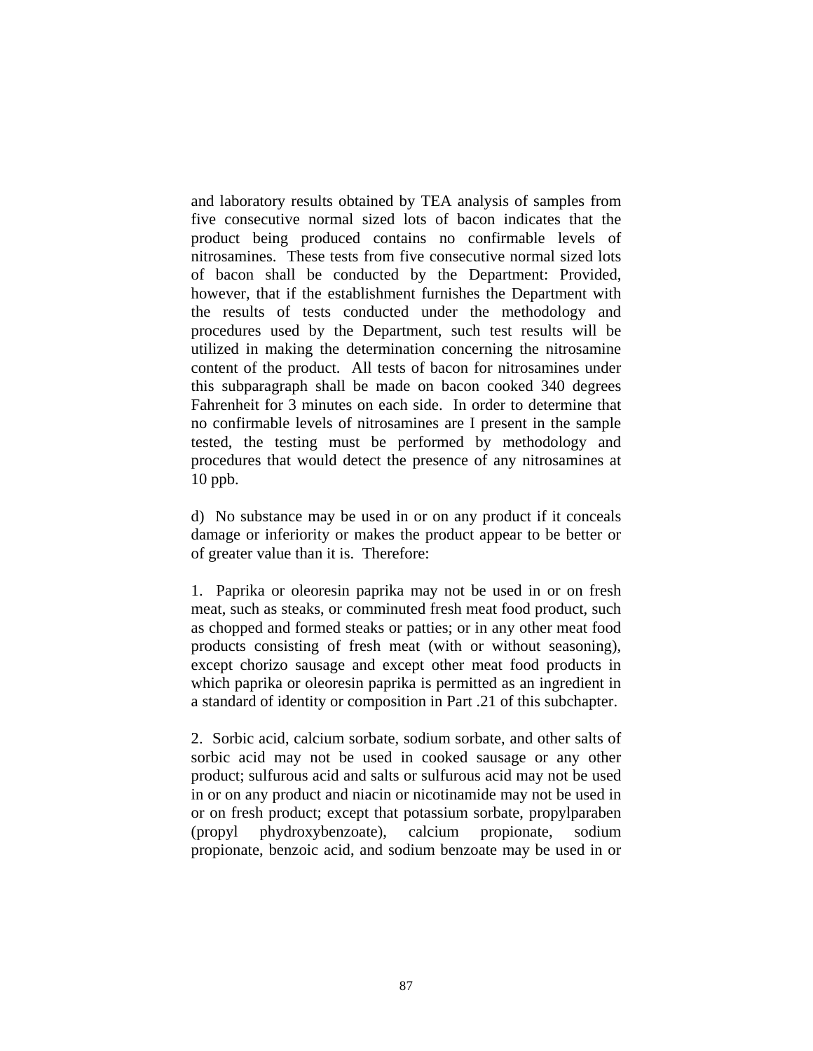and laboratory results obtained by TEA analysis of samples from five consecutive normal sized lots of bacon indicates that the product being produced contains no confirmable levels of nitrosamines. These tests from five consecutive normal sized lots of bacon shall be conducted by the Department: Provided, however, that if the establishment furnishes the Department with the results of tests conducted under the methodology and procedures used by the Department, such test results will be utilized in making the determination concerning the nitrosamine content of the product. All tests of bacon for nitrosamines under this subparagraph shall be made on bacon cooked 340 degrees Fahrenheit for 3 minutes on each side. In order to determine that no confirmable levels of nitrosamines are I present in the sample tested, the testing must be performed by methodology and procedures that would detect the presence of any nitrosamines at 10 ppb.

d) No substance may be used in or on any product if it conceals damage or inferiority or makes the product appear to be better or of greater value than it is. Therefore:

1. Paprika or oleoresin paprika may not be used in or on fresh meat, such as steaks, or comminuted fresh meat food product, such as chopped and formed steaks or patties; or in any other meat food products consisting of fresh meat (with or without seasoning), except chorizo sausage and except other meat food products in which paprika or oleoresin paprika is permitted as an ingredient in a standard of identity or composition in Part .21 of this subchapter.

2. Sorbic acid, calcium sorbate, sodium sorbate, and other salts of sorbic acid may not be used in cooked sausage or any other product; sulfurous acid and salts or sulfurous acid may not be used in or on any product and niacin or nicotinamide may not be used in or on fresh product; except that potassium sorbate, propylparaben (propyl phydroxybenzoate), calcium propionate, sodium propionate, benzoic acid, and sodium benzoate may be used in or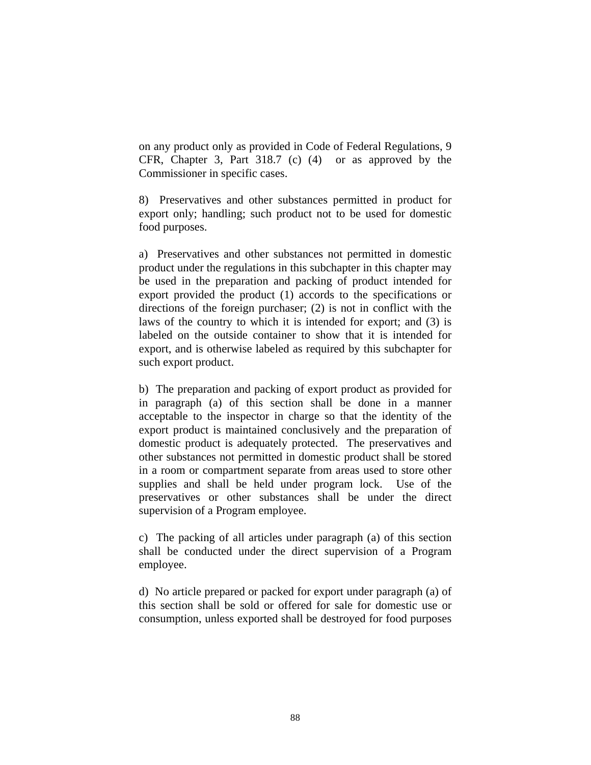on any product only as provided in Code of Federal Regulations, 9 CFR, Chapter 3, Part 318.7 (c) (4) or as approved by the Commissioner in specific cases.

8) Preservatives and other substances permitted in product for export only; handling; such product not to be used for domestic food purposes.

a) Preservatives and other substances not permitted in domestic product under the regulations in this subchapter in this chapter may be used in the preparation and packing of product intended for export provided the product (1) accords to the specifications or directions of the foreign purchaser; (2) is not in conflict with the laws of the country to which it is intended for export; and (3) is labeled on the outside container to show that it is intended for export, and is otherwise labeled as required by this subchapter for such export product.

b) The preparation and packing of export product as provided for in paragraph (a) of this section shall be done in a manner acceptable to the inspector in charge so that the identity of the export product is maintained conclusively and the preparation of domestic product is adequately protected. The preservatives and other substances not permitted in domestic product shall be stored in a room or compartment separate from areas used to store other supplies and shall be held under program lock. Use of the preservatives or other substances shall be under the direct supervision of a Program employee.

c) The packing of all articles under paragraph (a) of this section shall be conducted under the direct supervision of a Program employee.

d) No article prepared or packed for export under paragraph (a) of this section shall be sold or offered for sale for domestic use or consumption, unless exported shall be destroyed for food purposes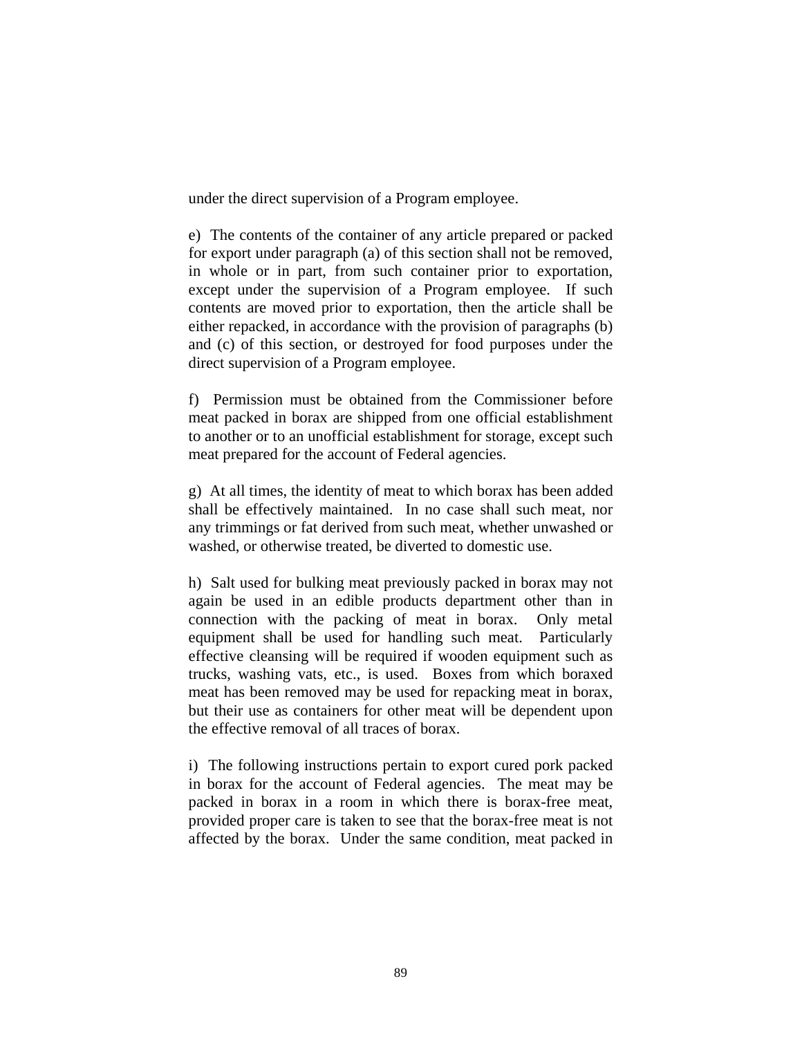under the direct supervision of a Program employee.

e) The contents of the container of any article prepared or packed for export under paragraph (a) of this section shall not be removed, in whole or in part, from such container prior to exportation, except under the supervision of a Program employee. If such contents are moved prior to exportation, then the article shall be either repacked, in accordance with the provision of paragraphs (b) and (c) of this section, or destroyed for food purposes under the direct supervision of a Program employee.

f) Permission must be obtained from the Commissioner before meat packed in borax are shipped from one official establishment to another or to an unofficial establishment for storage, except such meat prepared for the account of Federal agencies.

g) At all times, the identity of meat to which borax has been added shall be effectively maintained. In no case shall such meat, nor any trimmings or fat derived from such meat, whether unwashed or washed, or otherwise treated, be diverted to domestic use.

h) Salt used for bulking meat previously packed in borax may not again be used in an edible products department other than in connection with the packing of meat in borax. Only metal equipment shall be used for handling such meat. Particularly effective cleansing will be required if wooden equipment such as trucks, washing vats, etc., is used. Boxes from which boraxed meat has been removed may be used for repacking meat in borax, but their use as containers for other meat will be dependent upon the effective removal of all traces of borax.

i) The following instructions pertain to export cured pork packed in borax for the account of Federal agencies. The meat may be packed in borax in a room in which there is borax-free meat, provided proper care is taken to see that the borax-free meat is not affected by the borax. Under the same condition, meat packed in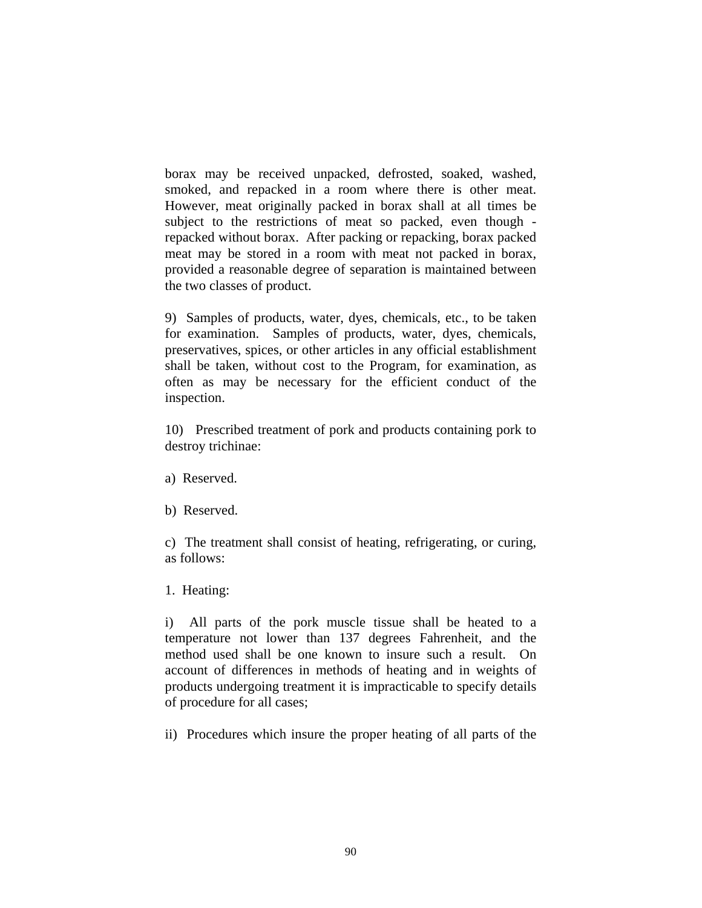borax may be received unpacked, defrosted, soaked, washed, smoked, and repacked in a room where there is other meat. However, meat originally packed in borax shall at all times be subject to the restrictions of meat so packed, even though - repacked without borax. After packing or repacking, borax packed meat may be stored in a room with meat not packed in borax, provided a reasonable degree of separation is maintained between the two classes of product.

9) Samples of products, water, dyes, chemicals, etc., to be taken for examination. Samples of products, water, dyes, chemicals, preservatives, spices, or other articles in any official establishment shall be taken, without cost to the Program, for examination, as often as may be necessary for the efficient conduct of the inspection.

10) Prescribed treatment of pork and products containing pork to destroy trichinae:

a) Reserved.

b) Reserved.

c) The treatment shall consist of heating, refrigerating, or curing, as follows:

1. Heating:

i) All parts of the pork muscle tissue shall be heated to a temperature not lower than 137 degrees Fahrenheit, and the method used shall be one known to insure such a result. On account of differences in methods of heating and in weights of products undergoing treatment it is impracticable to specify details of procedure for all cases;

ii) Procedures which insure the proper heating of all parts of the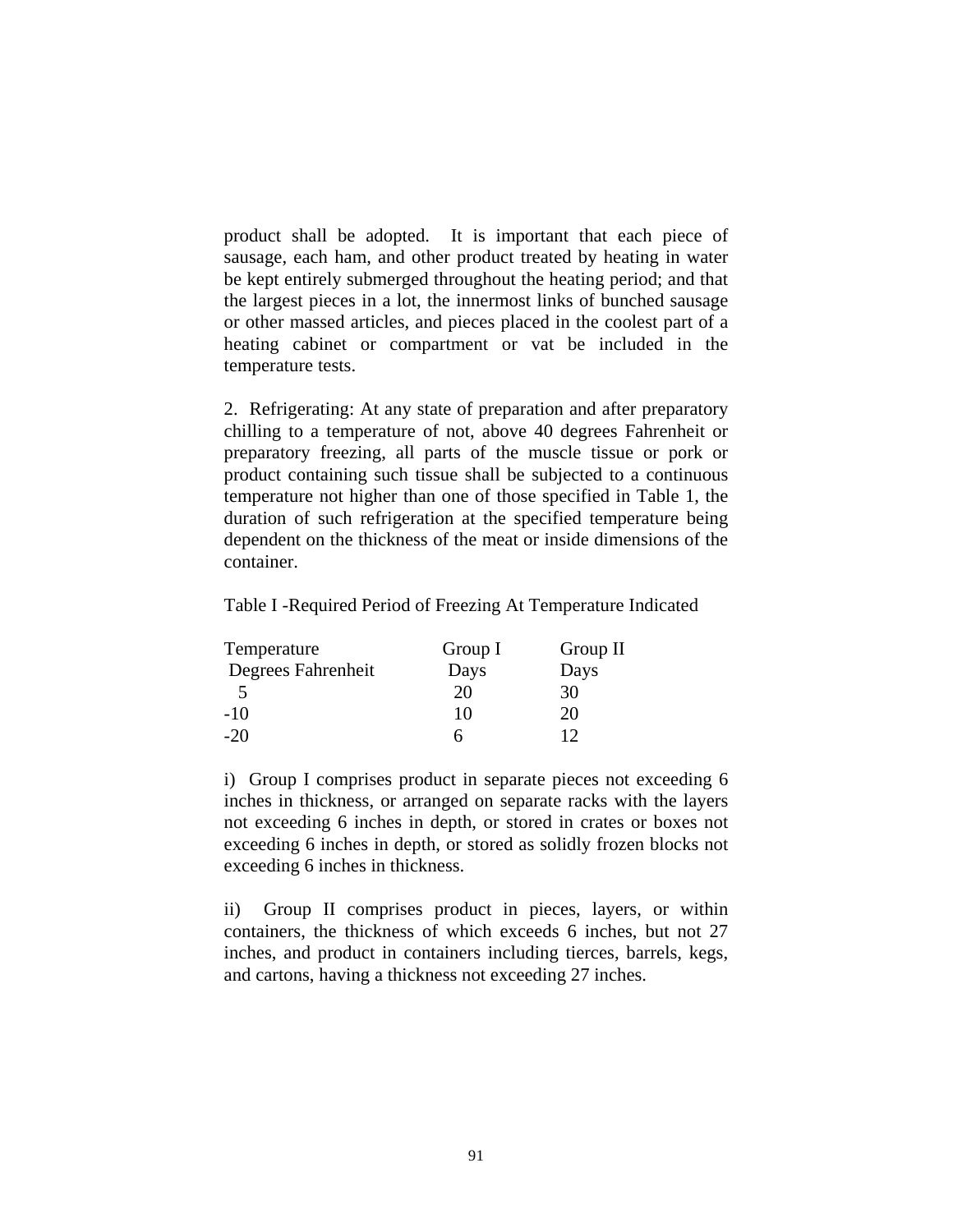product shall be adopted. It is important that each piece of sausage, each ham, and other product treated by heating in water be kept entirely submerged throughout the heating period; and that the largest pieces in a lot, the innermost links of bunched sausage or other massed articles, and pieces placed in the coolest part of a heating cabinet or compartment or vat be included in the temperature tests.

2. Refrigerating: At any state of preparation and after preparatory chilling to a temperature of not, above 40 degrees Fahrenheit or preparatory freezing, all parts of the muscle tissue or pork or product containing such tissue shall be subjected to a continuous temperature not higher than one of those specified in Table 1, the duration of such refrigeration at the specified temperature being dependent on the thickness of the meat or inside dimensions of the container.

Table I -Required Period of Freezing At Temperature Indicated

| Temperature Degrees Fahrenheit | Group I Days | Group II Days |
|---|---|---|
| 5 | 20 | 30 |
| -10 | 10 | 20 |
| -20 | 6 | 12 |

i) Group I comprises product in separate pieces not exceeding 6 inches in thickness, or arranged on separate racks with the layers not exceeding 6 inches in depth, or stored in crates or boxes not exceeding 6 inches in depth, or stored as solidly frozen blocks not exceeding 6 inches in thickness.

ii) Group II comprises product in pieces, layers, or within containers, the thickness of which exceeds 6 inches, but not 27 inches, and product in containers including tierces, barrels, kegs, and cartons, having a thickness not exceeding 27 inches.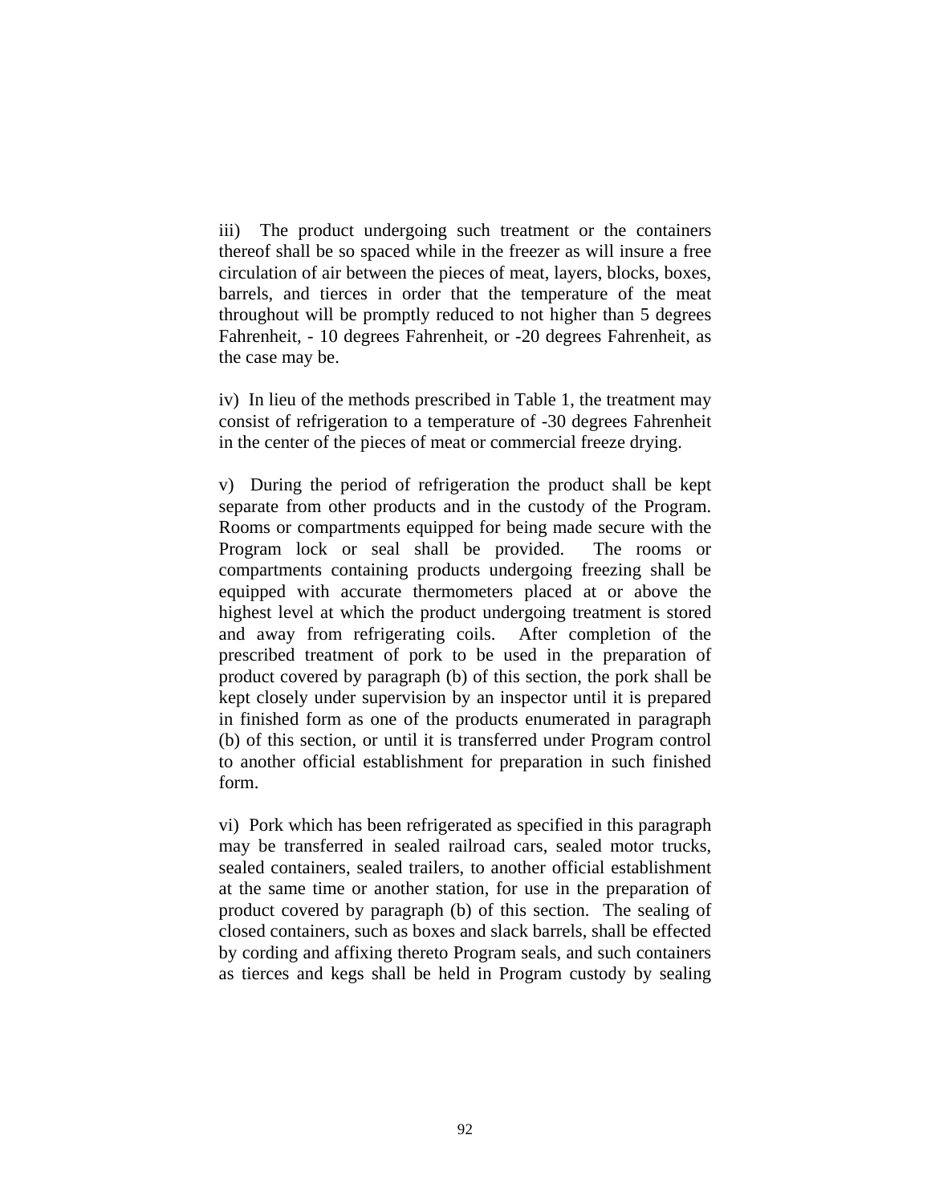iii) The product undergoing such treatment or the containers thereof shall be so spaced while in the freezer as will insure a free circulation of air between the pieces of meat, layers, blocks, boxes, barrels, and tierces in order that the temperature of the meat throughout will be promptly reduced to not higher than 5 degrees Fahrenheit, - 10 degrees Fahrenheit, or -20 degrees Fahrenheit, as the case may be.

iv) In lieu of the methods prescribed in Table 1, the treatment may consist of refrigeration to a temperature of -30 degrees Fahrenheit in the center of the pieces of meat or commercial freeze drying.

v) During the period of refrigeration the product shall be kept separate from other products and in the custody of the Program. Rooms or compartments equipped for being made secure with the Program lock or seal shall be provided. The rooms or compartments containing products undergoing freezing shall be equipped with accurate thermometers placed at or above the highest level at which the product undergoing treatment is stored and away from refrigerating coils. After completion of the prescribed treatment of pork to be used in the preparation of product covered by paragraph (b) of this section, the pork shall be kept closely under supervision by an inspector until it is prepared in finished form as one of the products enumerated in paragraph (b) of this section, or until it is transferred under Program control to another official establishment for preparation in such finished form.

vi) Pork which has been refrigerated as specified in this paragraph may be transferred in sealed railroad cars, sealed motor trucks, sealed containers, sealed trailers, to another official establishment at the same time or another station, for use in the preparation of product covered by paragraph (b) of this section. The sealing of closed containers, such as boxes and slack barrels, shall be effected by cording and affixing thereto Program seals, and such containers as tierces and kegs shall be held in Program custody by sealing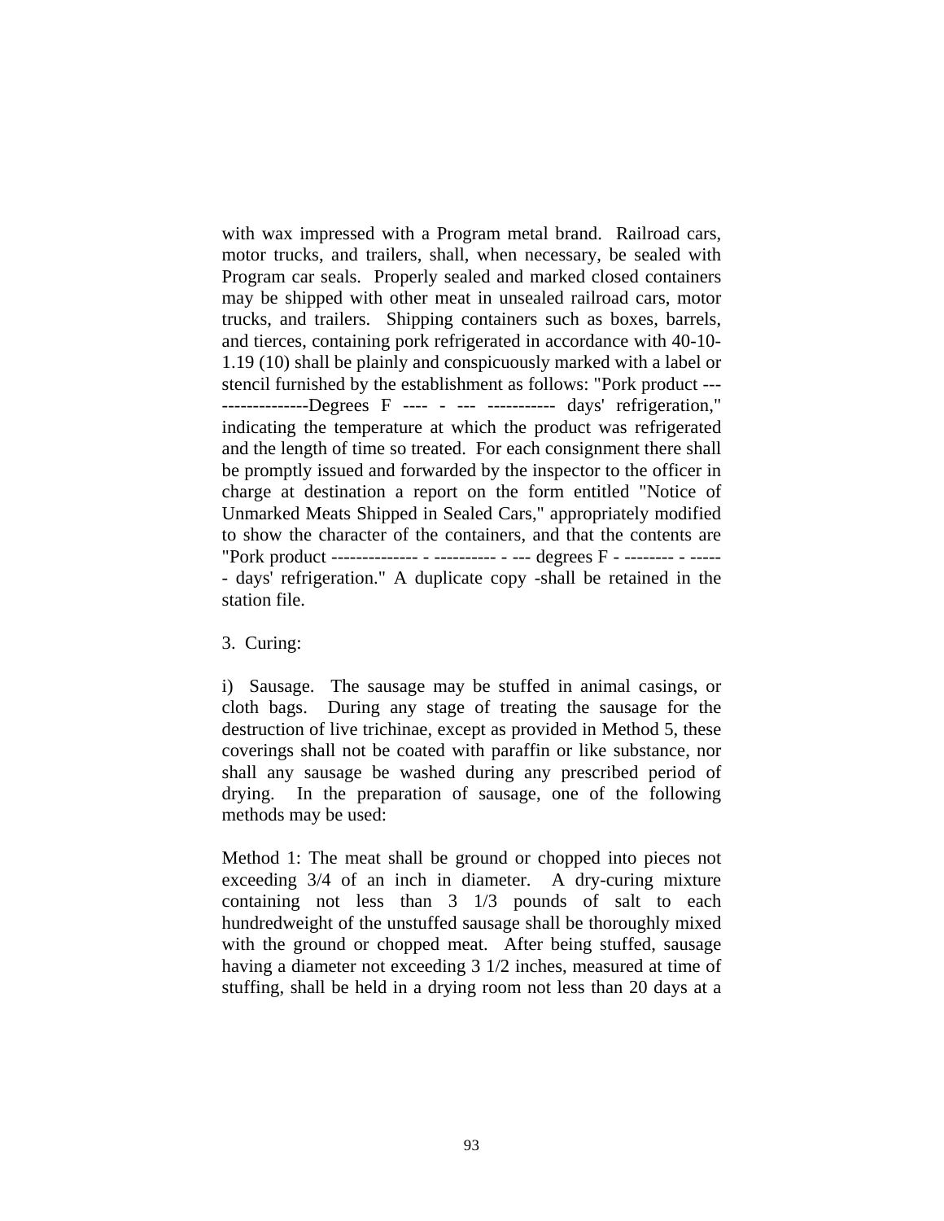with wax impressed with a Program metal brand. Railroad cars, motor trucks, and trailers, shall, when necessary, be sealed with Program car seals. Properly sealed and marked closed containers may be shipped with other meat in unsealed railroad cars, motor trucks, and trailers. Shipping containers such as boxes, barrels, and tierces, containing pork refrigerated in accordance with 40-10-1.19 (10) shall be plainly and conspicuously marked with a label or stencil furnished by the establishment as follows: "Pork product -----------------Degrees F ---- - --- ----------- days' refrigeration," indicating the temperature at which the product was refrigerated and the length of time so treated. For each consignment there shall be promptly issued and forwarded by the inspector to the officer in charge at destination a report on the form entitled "Notice of Unmarked Meats Shipped in Sealed Cars," appropriately modified to show the character of the containers, and that the contents are "Pork product -------------- - ---------- - --- degrees F - -------- - ------ days' refrigeration." A duplicate copy -shall be retained in the station file.

3. Curing:

i) Sausage. The sausage may be stuffed in animal casings, or cloth bags. During any stage of treating the sausage for the destruction of live trichinae, except as provided in Method 5, these coverings shall not be coated with paraffin or like substance, nor shall any sausage be washed during any prescribed period of drying. In the preparation of sausage, one of the following methods may be used:

Method 1: The meat shall be ground or chopped into pieces not exceeding 3/4 of an inch in diameter. A dry-curing mixture containing not less than 3 1/3 pounds of salt to each hundredweight of the unstuffed sausage shall be thoroughly mixed with the ground or chopped meat. After being stuffed, sausage having a diameter not exceeding 3 1/2 inches, measured at time of stuffing, shall be held in a drying room not less than 20 days at a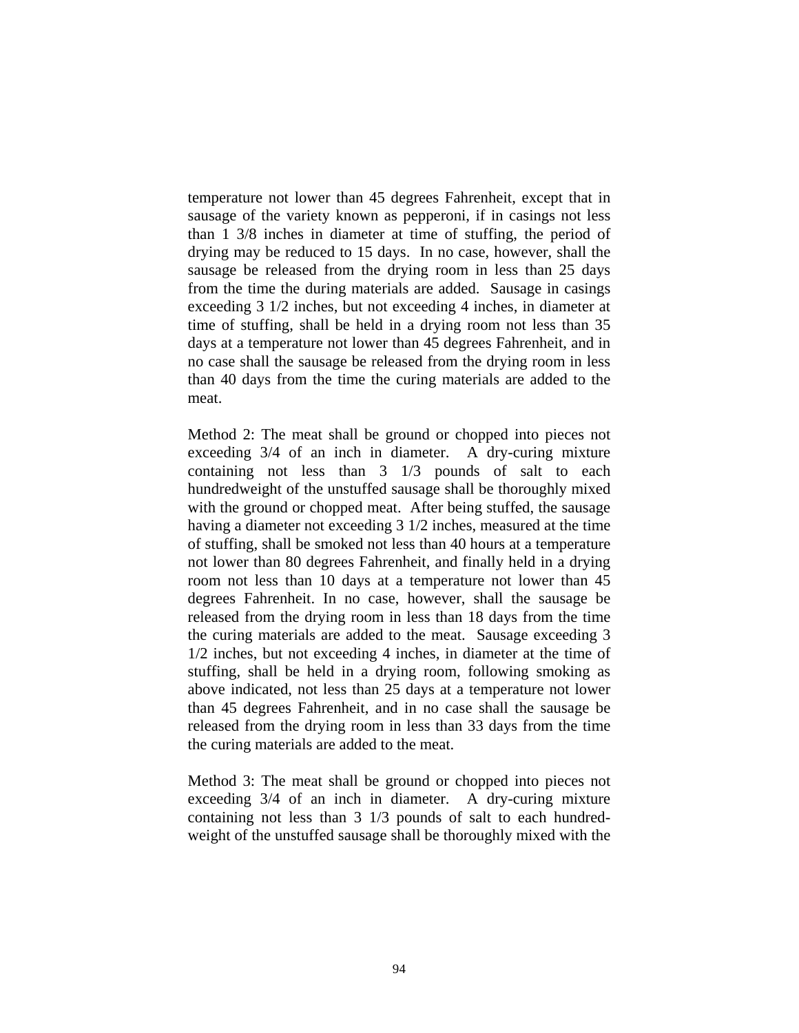temperature not lower than 45 degrees Fahrenheit, except that in sausage of the variety known as pepperoni, if in casings not less than 1 3/8 inches in diameter at time of stuffing, the period of drying may be reduced to 15 days. In no case, however, shall the sausage be released from the drying room in less than 25 days from the time the during materials are added. Sausage in casings exceeding 3 1/2 inches, but not exceeding 4 inches, in diameter at time of stuffing, shall be held in a drying room not less than 35 days at a temperature not lower than 45 degrees Fahrenheit, and in no case shall the sausage be released from the drying room in less than 40 days from the time the curing materials are added to the meat.

Method 2: The meat shall be ground or chopped into pieces not exceeding 3/4 of an inch in diameter. A dry-curing mixture containing not less than 3 1/3 pounds of salt to each hundredweight of the unstuffed sausage shall be thoroughly mixed with the ground or chopped meat. After being stuffed, the sausage having a diameter not exceeding 3 1/2 inches, measured at the time of stuffing, shall be smoked not less than 40 hours at a temperature not lower than 80 degrees Fahrenheit, and finally held in a drying room not less than 10 days at a temperature not lower than 45 degrees Fahrenheit. In no case, however, shall the sausage be released from the drying room in less than 18 days from the time the curing materials are added to the meat. Sausage exceeding 3 1/2 inches, but not exceeding 4 inches, in diameter at the time of stuffing, shall be held in a drying room, following smoking as above indicated, not less than 25 days at a temperature not lower than 45 degrees Fahrenheit, and in no case shall the sausage be released from the drying room in less than 33 days from the time the curing materials are added to the meat.

Method 3: The meat shall be ground or chopped into pieces not exceeding 3/4 of an inch in diameter. A dry-curing mixture containing not less than 3 1/3 pounds of salt to each hundred-weight of the unstuffed sausage shall be thoroughly mixed with the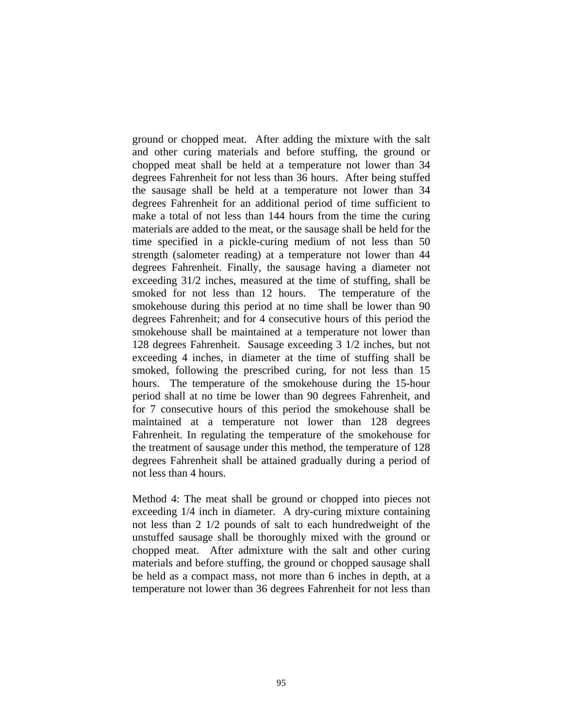ground or chopped meat. After adding the mixture with the salt and other curing materials and before stuffing, the ground or chopped meat shall be held at a temperature not lower than 34 degrees Fahrenheit for not less than 36 hours. After being stuffed the sausage shall be held at a temperature not lower than 34 degrees Fahrenheit for an additional period of time sufficient to make a total of not less than 144 hours from the time the curing materials are added to the meat, or the sausage shall be held for the time specified in a pickle-curing medium of not less than 50 strength (salometer reading) at a temperature not lower than 44 degrees Fahrenheit. Finally, the sausage having a diameter not exceeding 31/2 inches, measured at the time of stuffing, shall be smoked for not less than 12 hours. The temperature of the smokehouse during this period at no time shall be lower than 90 degrees Fahrenheit; and for 4 consecutive hours of this period the smokehouse shall be maintained at a temperature not lower than 128 degrees Fahrenheit. Sausage exceeding 3 1/2 inches, but not exceeding 4 inches, in diameter at the time of stuffing shall be smoked, following the prescribed curing, for not less than 15 hours. The temperature of the smokehouse during the 15-hour period shall at no time be lower than 90 degrees Fahrenheit, and for 7 consecutive hours of this period the smokehouse shall be maintained at a temperature not lower than 128 degrees Fahrenheit. In regulating the temperature of the smokehouse for the treatment of sausage under this method, the temperature of 128 degrees Fahrenheit shall be attained gradually during a period of not less than 4 hours.

Method 4: The meat shall be ground or chopped into pieces not exceeding 1/4 inch in diameter. A dry-curing mixture containing not less than 2 1/2 pounds of salt to each hundredweight of the unstuffed sausage shall be thoroughly mixed with the ground or chopped meat. After admixture with the salt and other curing materials and before stuffing, the ground or chopped sausage shall be held as a compact mass, not more than 6 inches in depth, at a temperature not lower than 36 degrees Fahrenheit for not less than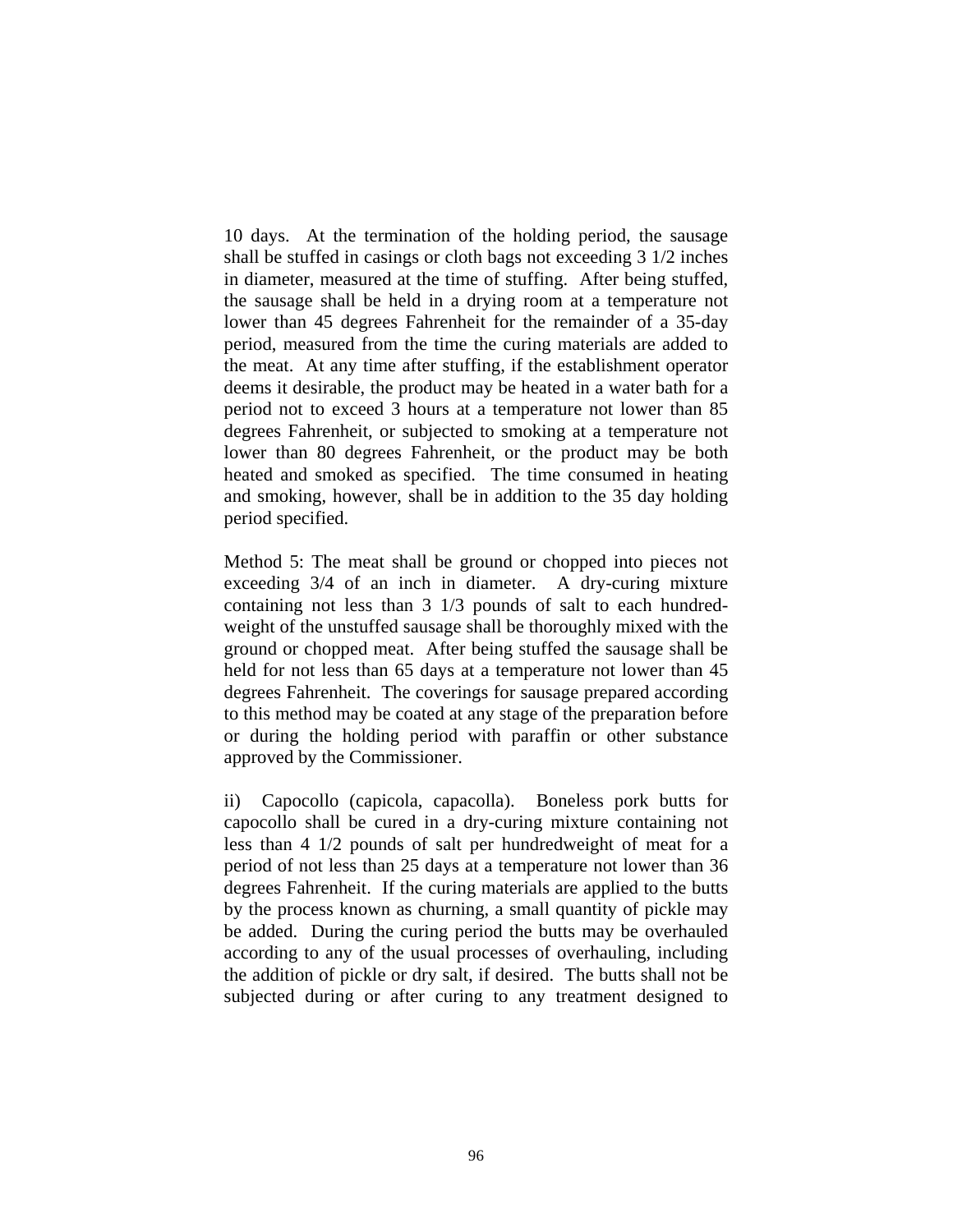10 days. At the termination of the holding period, the sausage shall be stuffed in casings or cloth bags not exceeding 3 1/2 inches in diameter, measured at the time of stuffing. After being stuffed, the sausage shall be held in a drying room at a temperature not lower than 45 degrees Fahrenheit for the remainder of a 35-day period, measured from the time the curing materials are added to the meat. At any time after stuffing, if the establishment operator deems it desirable, the product may be heated in a water bath for a period not to exceed 3 hours at a temperature not lower than 85 degrees Fahrenheit, or subjected to smoking at a temperature not lower than 80 degrees Fahrenheit, or the product may be both heated and smoked as specified. The time consumed in heating and smoking, however, shall be in addition to the 35 day holding period specified.

Method 5: The meat shall be ground or chopped into pieces not exceeding 3/4 of an inch in diameter. A dry-curing mixture containing not less than 3 1/3 pounds of salt to each hundred-weight of the unstuffed sausage shall be thoroughly mixed with the ground or chopped meat. After being stuffed the sausage shall be held for not less than 65 days at a temperature not lower than 45 degrees Fahrenheit. The coverings for sausage prepared according to this method may be coated at any stage of the preparation before or during the holding period with paraffin or other substance approved by the Commissioner.

ii) Capocollo (capicola, capacolla). Boneless pork butts for capocollo shall be cured in a dry-curing mixture containing not less than 4 1/2 pounds of salt per hundredweight of meat for a period of not less than 25 days at a temperature not lower than 36 degrees Fahrenheit. If the curing materials are applied to the butts by the process known as churning, a small quantity of pickle may be added. During the curing period the butts may be overhauled according to any of the usual processes of overhauling, including the addition of pickle or dry salt, if desired. The butts shall not be subjected during or after curing to any treatment designed to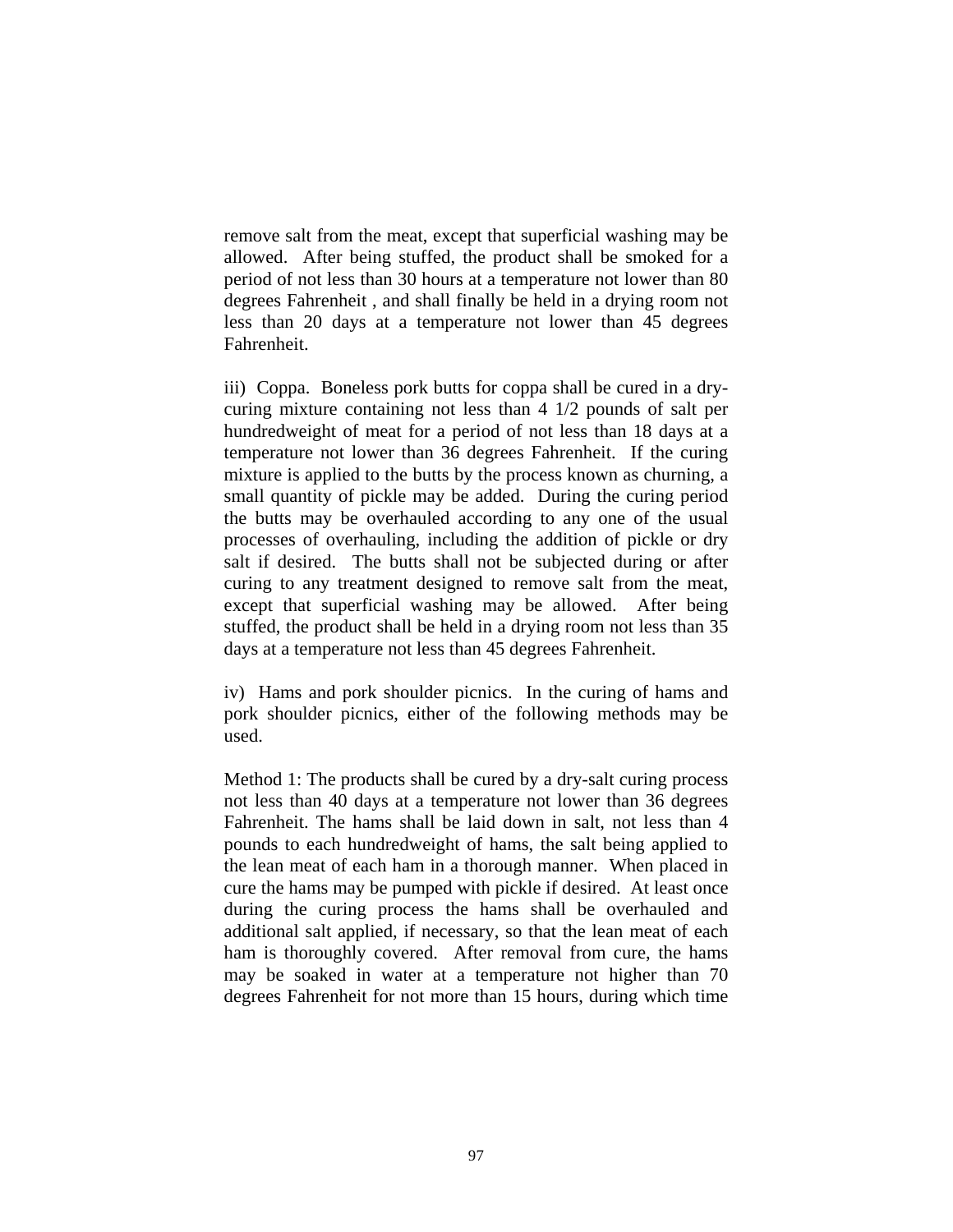remove salt from the meat, except that superficial washing may be allowed. After being stuffed, the product shall be smoked for a period of not less than 30 hours at a temperature not lower than 80 degrees Fahrenheit , and shall finally be held in a drying room not less than 20 days at a temperature not lower than 45 degrees Fahrenheit.

iii) Coppa. Boneless pork butts for coppa shall be cured in a dry-curing mixture containing not less than 4 1/2 pounds of salt per hundredweight of meat for a period of not less than 18 days at a temperature not lower than 36 degrees Fahrenheit. If the curing mixture is applied to the butts by the process known as churning, a small quantity of pickle may be added. During the curing period the butts may be overhauled according to any one of the usual processes of overhauling, including the addition of pickle or dry salt if desired. The butts shall not be subjected during or after curing to any treatment designed to remove salt from the meat, except that superficial washing may be allowed. After being stuffed, the product shall be held in a drying room not less than 35 days at a temperature not less than 45 degrees Fahrenheit.

iv) Hams and pork shoulder picnics. In the curing of hams and pork shoulder picnics, either of the following methods may be used.

Method 1: The products shall be cured by a dry-salt curing process not less than 40 days at a temperature not lower than 36 degrees Fahrenheit. The hams shall be laid down in salt, not less than 4 pounds to each hundredweight of hams, the salt being applied to the lean meat of each ham in a thorough manner. When placed in cure the hams may be pumped with pickle if desired. At least once during the curing process the hams shall be overhauled and additional salt applied, if necessary, so that the lean meat of each ham is thoroughly covered. After removal from cure, the hams may be soaked in water at a temperature not higher than 70 degrees Fahrenheit for not more than 15 hours, during which time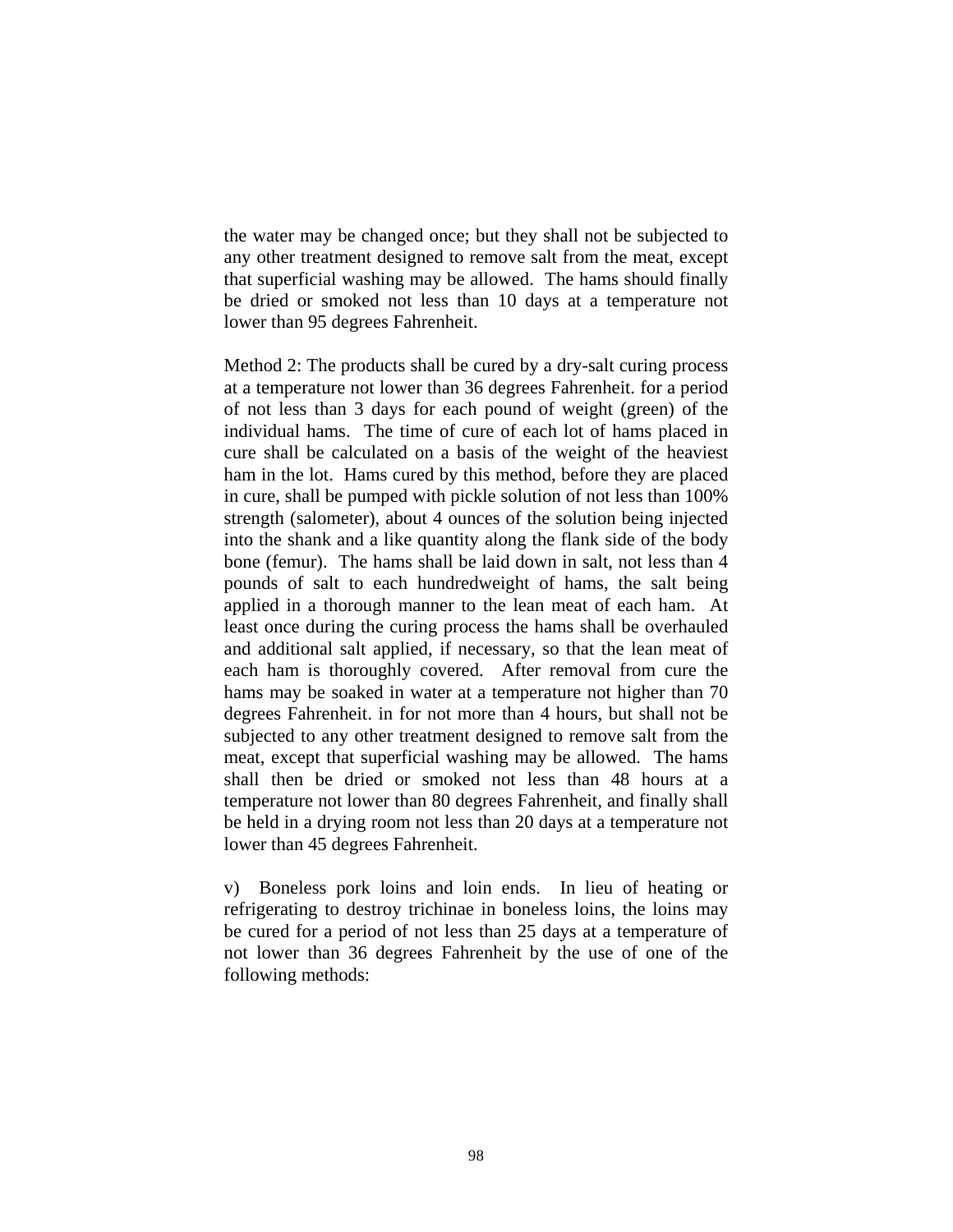the water may be changed once; but they shall not be subjected to any other treatment designed to remove salt from the meat, except that superficial washing may be allowed. The hams should finally be dried or smoked not less than 10 days at a temperature not lower than 95 degrees Fahrenheit.

Method 2: The products shall be cured by a dry-salt curing process at a temperature not lower than 36 degrees Fahrenheit. for a period of not less than 3 days for each pound of weight (green) of the individual hams. The time of cure of each lot of hams placed in cure shall be calculated on a basis of the weight of the heaviest ham in the lot. Hams cured by this method, before they are placed in cure, shall be pumped with pickle solution of not less than 100% strength (salometer), about 4 ounces of the solution being injected into the shank and a like quantity along the flank side of the body bone (femur). The hams shall be laid down in salt, not less than 4 pounds of salt to each hundredweight of hams, the salt being applied in a thorough manner to the lean meat of each ham. At least once during the curing process the hams shall be overhauled and additional salt applied, if necessary, so that the lean meat of each ham is thoroughly covered. After removal from cure the hams may be soaked in water at a temperature not higher than 70 degrees Fahrenheit. in for not more than 4 hours, but shall not be subjected to any other treatment designed to remove salt from the meat, except that superficial washing may be allowed. The hams shall then be dried or smoked not less than 48 hours at a temperature not lower than 80 degrees Fahrenheit, and finally shall be held in a drying room not less than 20 days at a temperature not lower than 45 degrees Fahrenheit.

v) Boneless pork loins and loin ends. In lieu of heating or refrigerating to destroy trichinae in boneless loins, the loins may be cured for a period of not less than 25 days at a temperature of not lower than 36 degrees Fahrenheit by the use of one of the following methods: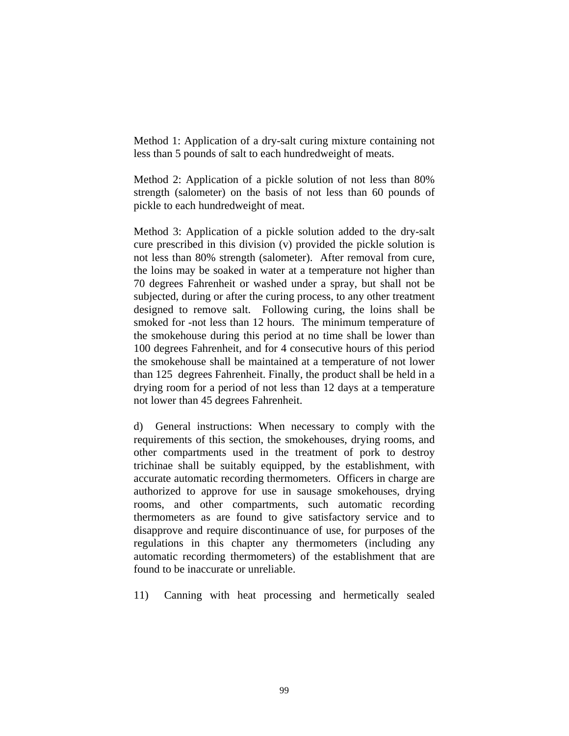Method 1: Application of a dry-salt curing mixture containing not less than 5 pounds of salt to each hundredweight of meats.

Method 2: Application of a pickle solution of not less than 80% strength (salometer) on the basis of not less than 60 pounds of pickle to each hundredweight of meat.

Method 3: Application of a pickle solution added to the dry-salt cure prescribed in this division (v) provided the pickle solution is not less than 80% strength (salometer). After removal from cure, the loins may be soaked in water at a temperature not higher than 70 degrees Fahrenheit or washed under a spray, but shall not be subjected, during or after the curing process, to any other treatment designed to remove salt. Following curing, the loins shall be smoked for -not less than 12 hours. The minimum temperature of the smokehouse during this period at no time shall be lower than 100 degrees Fahrenheit, and for 4 consecutive hours of this period the smokehouse shall be maintained at a temperature of not lower than 125 degrees Fahrenheit. Finally, the product shall be held in a drying room for a period of not less than 12 days at a temperature not lower than 45 degrees Fahrenheit.

d) General instructions: When necessary to comply with the requirements of this section, the smokehouses, drying rooms, and other compartments used in the treatment of pork to destroy trichinae shall be suitably equipped, by the establishment, with accurate automatic recording thermometers. Officers in charge are authorized to approve for use in sausage smokehouses, drying rooms, and other compartments, such automatic recording thermometers as are found to give satisfactory service and to disapprove and require discontinuance of use, for purposes of the regulations in this chapter any thermometers (including any automatic recording thermometers) of the establishment that are found to be inaccurate or unreliable.

11) Canning with heat processing and hermetically sealed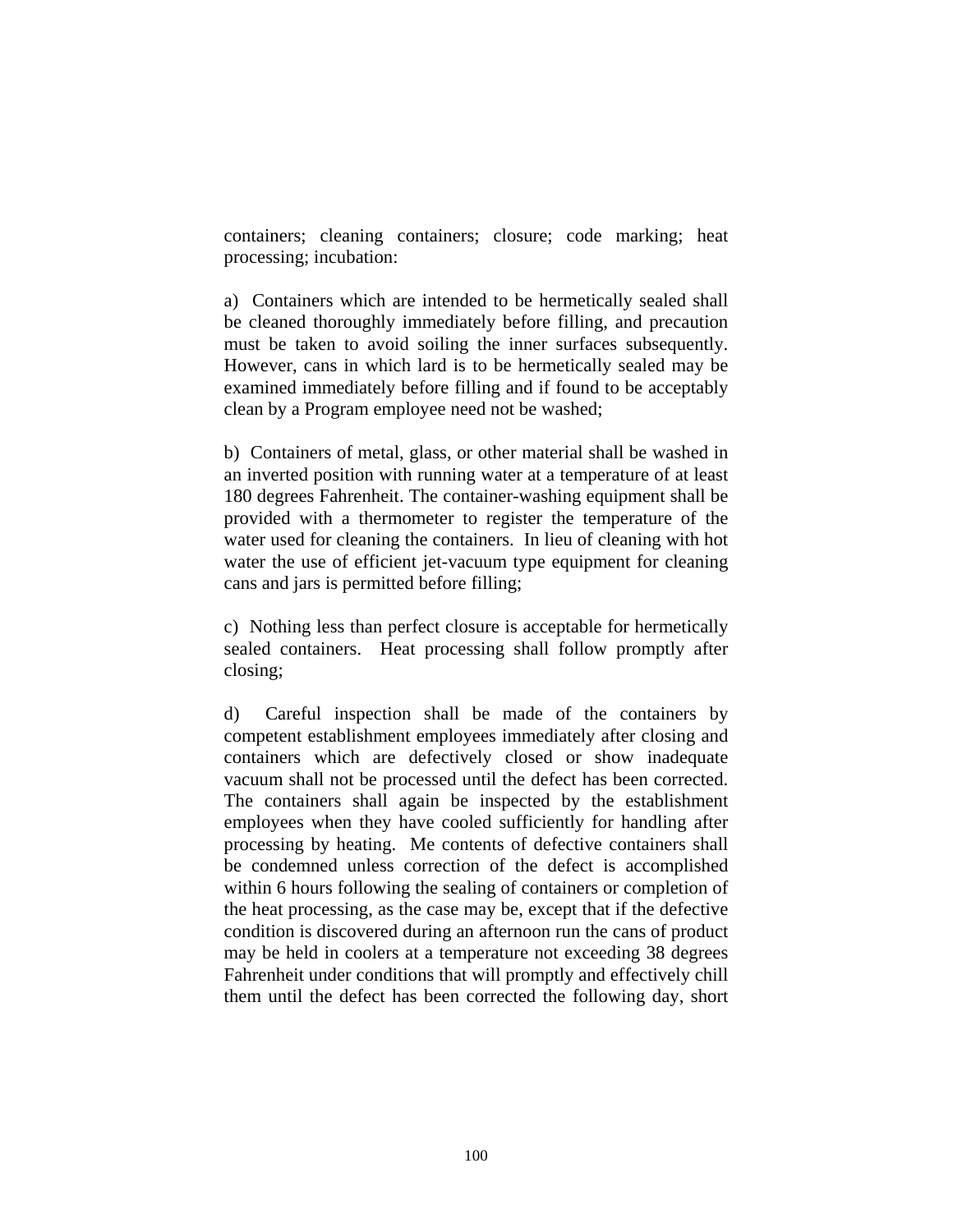containers; cleaning containers; closure; code marking; heat processing; incubation:

a) Containers which are intended to be hermetically sealed shall be cleaned thoroughly immediately before filling, and precaution must be taken to avoid soiling the inner surfaces subsequently. However, cans in which lard is to be hermetically sealed may be examined immediately before filling and if found to be acceptably clean by a Program employee need not be washed;

b) Containers of metal, glass, or other material shall be washed in an inverted position with running water at a temperature of at least 180 degrees Fahrenheit. The container-washing equipment shall be provided with a thermometer to register the temperature of the water used for cleaning the containers. In lieu of cleaning with hot water the use of efficient jet-vacuum type equipment for cleaning cans and jars is permitted before filling;

c) Nothing less than perfect closure is acceptable for hermetically sealed containers. Heat processing shall follow promptly after closing;

d) Careful inspection shall be made of the containers by competent establishment employees immediately after closing and containers which are defectively closed or show inadequate vacuum shall not be processed until the defect has been corrected. The containers shall again be inspected by the establishment employees when they have cooled sufficiently for handling after processing by heating. Me contents of defective containers shall be condemned unless correction of the defect is accomplished within 6 hours following the sealing of containers or completion of the heat processing, as the case may be, except that if the defective condition is discovered during an afternoon run the cans of product may be held in coolers at a temperature not exceeding 38 degrees Fahrenheit under conditions that will promptly and effectively chill them until the defect has been corrected the following day, short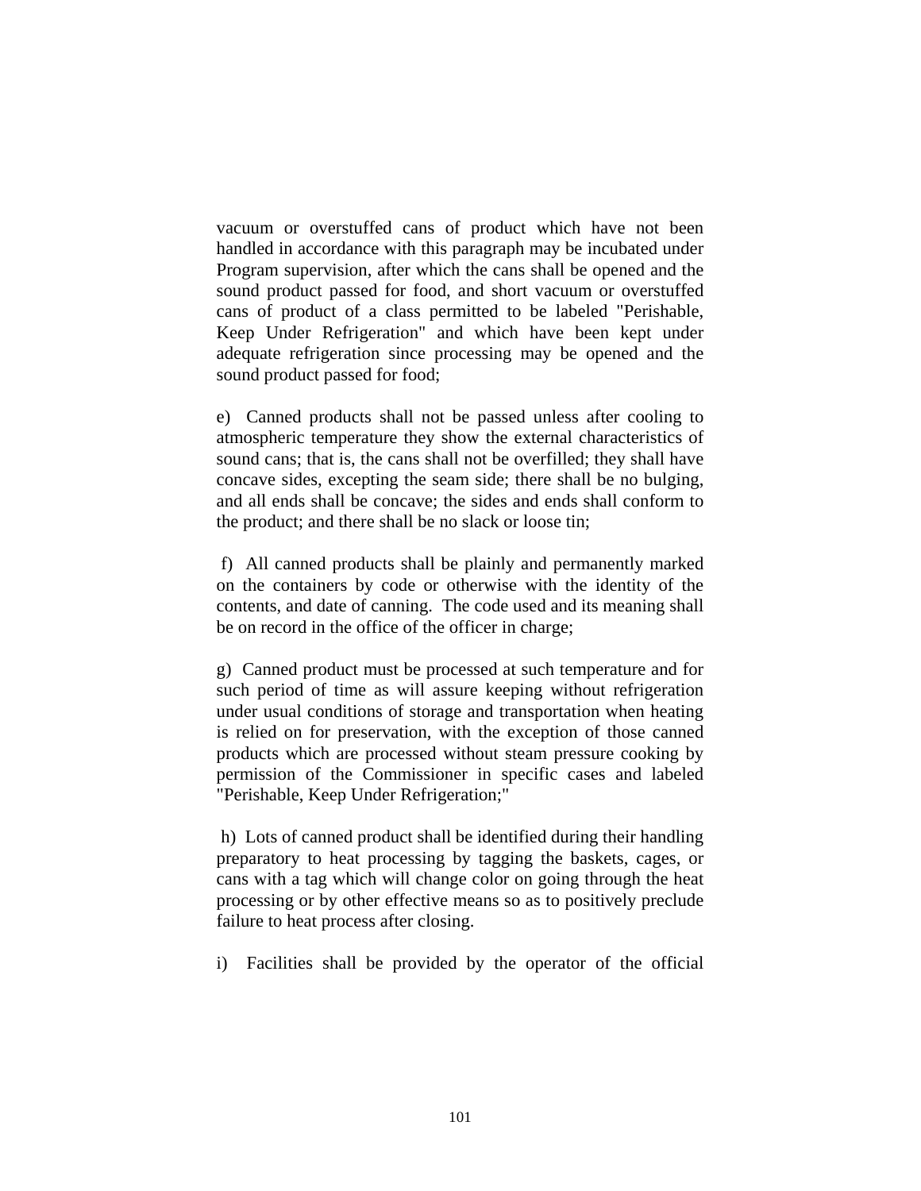vacuum or overstuffed cans of product which have not been handled in accordance with this paragraph may be incubated under Program supervision, after which the cans shall be opened and the sound product passed for food, and short vacuum or overstuffed cans of product of a class permitted to be labeled "Perishable, Keep Under Refrigeration" and which have been kept under adequate refrigeration since processing may be opened and the sound product passed for food;

e) Canned products shall not be passed unless after cooling to atmospheric temperature they show the external characteristics of sound cans; that is, the cans shall not be overfilled; they shall have concave sides, excepting the seam side; there shall be no bulging, and all ends shall be concave; the sides and ends shall conform to the product; and there shall be no slack or loose tin;

f) All canned products shall be plainly and permanently marked on the containers by code or otherwise with the identity of the contents, and date of canning. The code used and its meaning shall be on record in the office of the officer in charge;

g) Canned product must be processed at such temperature and for such period of time as will assure keeping without refrigeration under usual conditions of storage and transportation when heating is relied on for preservation, with the exception of those canned products which are processed without steam pressure cooking by permission of the Commissioner in specific cases and labeled "Perishable, Keep Under Refrigeration;"

h) Lots of canned product shall be identified during their handling preparatory to heat processing by tagging the baskets, cages, or cans with a tag which will change color on going through the heat processing or by other effective means so as to positively preclude failure to heat process after closing.

i) Facilities shall be provided by the operator of the official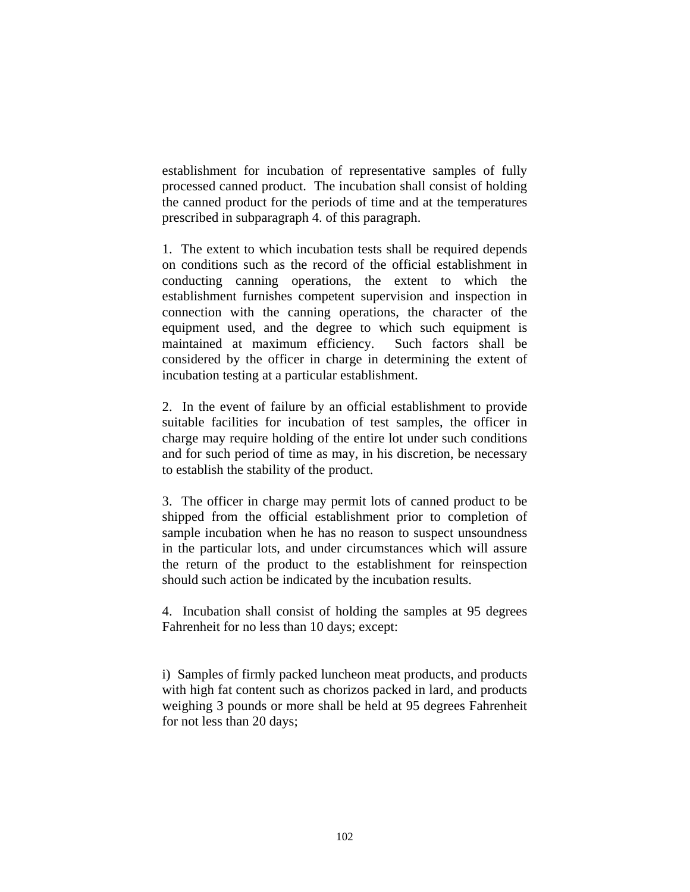establishment for incubation of representative samples of fully processed canned product. The incubation shall consist of holding the canned product for the periods of time and at the temperatures prescribed in subparagraph 4. of this paragraph.

1. The extent to which incubation tests shall be required depends on conditions such as the record of the official establishment in conducting canning operations, the extent to which the establishment furnishes competent supervision and inspection in connection with the canning operations, the character of the equipment used, and the degree to which such equipment is maintained at maximum efficiency. Such factors shall be considered by the officer in charge in determining the extent of incubation testing at a particular establishment.

2. In the event of failure by an official establishment to provide suitable facilities for incubation of test samples, the officer in charge may require holding of the entire lot under such conditions and for such period of time as may, in his discretion, be necessary to establish the stability of the product.

3. The officer in charge may permit lots of canned product to be shipped from the official establishment prior to completion of sample incubation when he has no reason to suspect unsoundness in the particular lots, and under circumstances which will assure the return of the product to the establishment for reinspection should such action be indicated by the incubation results.

4. Incubation shall consist of holding the samples at 95 degrees Fahrenheit for no less than 10 days; except:

i) Samples of firmly packed luncheon meat products, and products with high fat content such as chorizos packed in lard, and products weighing 3 pounds or more shall be held at 95 degrees Fahrenheit for not less than 20 days;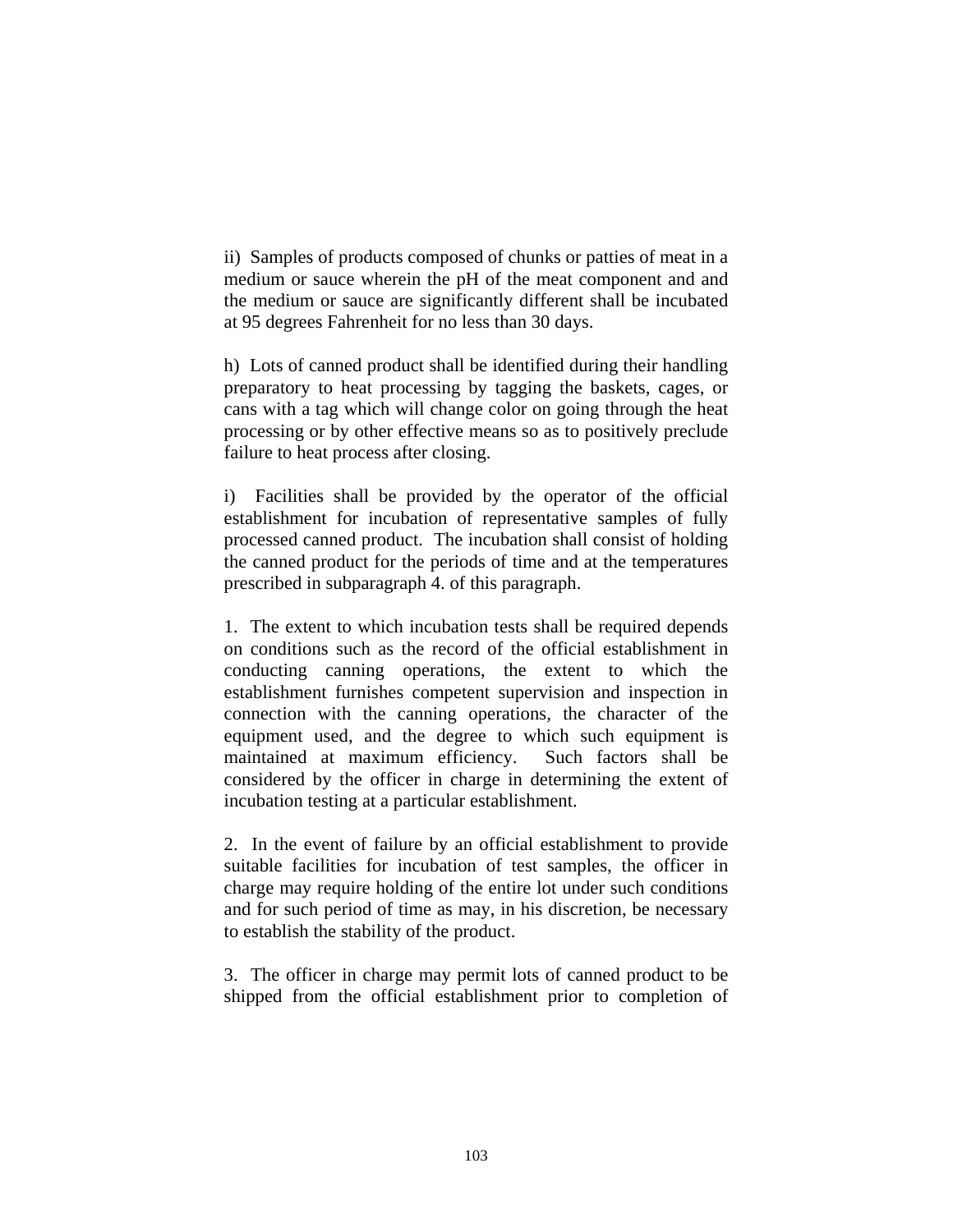ii)  Samples of products composed of chunks or patties of meat in a medium or sauce wherein the pH of the meat component and and the medium or sauce are significantly different shall be incubated at 95 degrees Fahrenheit for no less than 30 days.

h)  Lots of canned product shall be identified during their handling preparatory to heat processing by tagging the baskets, cages, or cans with a tag which will change color on going through the heat processing or by other effective means so as to positively preclude failure to heat process after closing.

i)  Facilities shall be provided by the operator of the official establishment for incubation of representative samples of fully processed canned product.  The incubation shall consist of holding the canned product for the periods of time and at the temperatures prescribed in subparagraph 4. of this paragraph.

1.  The extent to which incubation tests shall be required depends on conditions such as the record of the official establishment in conducting canning operations, the extent to which the establishment furnishes competent supervision and inspection in connection with the canning operations, the character of the equipment used, and the degree to which such equipment is maintained at maximum efficiency.  Such factors shall be considered by the officer in charge in determining the extent of incubation testing at a particular establishment.

2.  In the event of failure by an official establishment to provide suitable facilities for incubation of test samples, the officer in charge may require holding of the entire lot under such conditions and for such period of time as may, in his discretion, be necessary to establish the stability of the product.

3.  The officer in charge may permit lots of canned product to be shipped from the official establishment prior to completion of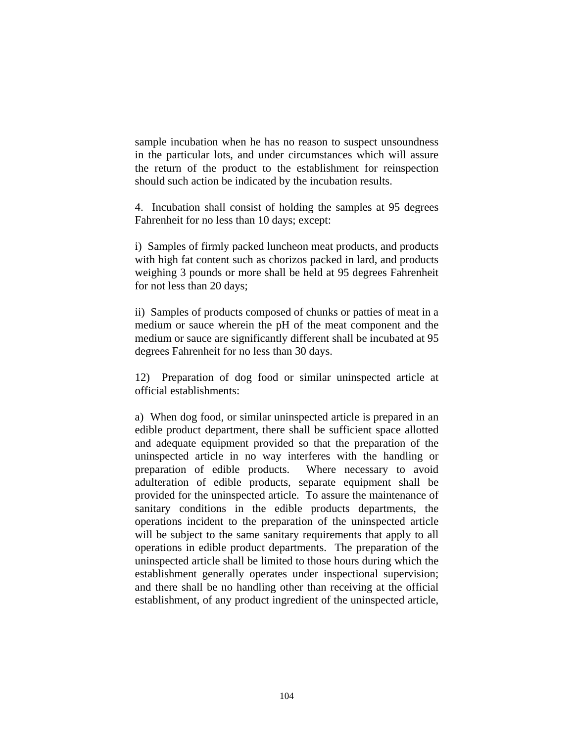sample incubation when he has no reason to suspect unsoundness in the particular lots, and under circumstances which will assure the return of the product to the establishment for reinspection should such action be indicated by the incubation results.

4. Incubation shall consist of holding the samples at 95 degrees Fahrenheit for no less than 10 days; except:

i) Samples of firmly packed luncheon meat products, and products with high fat content such as chorizos packed in lard, and products weighing 3 pounds or more shall be held at 95 degrees Fahrenheit for not less than 20 days;

ii) Samples of products composed of chunks or patties of meat in a medium or sauce wherein the pH of the meat component and the medium or sauce are significantly different shall be incubated at 95 degrees Fahrenheit for no less than 30 days.

12) Preparation of dog food or similar uninspected article at official establishments:

a) When dog food, or similar uninspected article is prepared in an edible product department, there shall be sufficient space allotted and adequate equipment provided so that the preparation of the uninspected article in no way interferes with the handling or preparation of edible products. Where necessary to avoid adulteration of edible products, separate equipment shall be provided for the uninspected article. To assure the maintenance of sanitary conditions in the edible products departments, the operations incident to the preparation of the uninspected article will be subject to the same sanitary requirements that apply to all operations in edible product departments. The preparation of the uninspected article shall be limited to those hours during which the establishment generally operates under inspectional supervision; and there shall be no handling other than receiving at the official establishment, of any product ingredient of the uninspected article,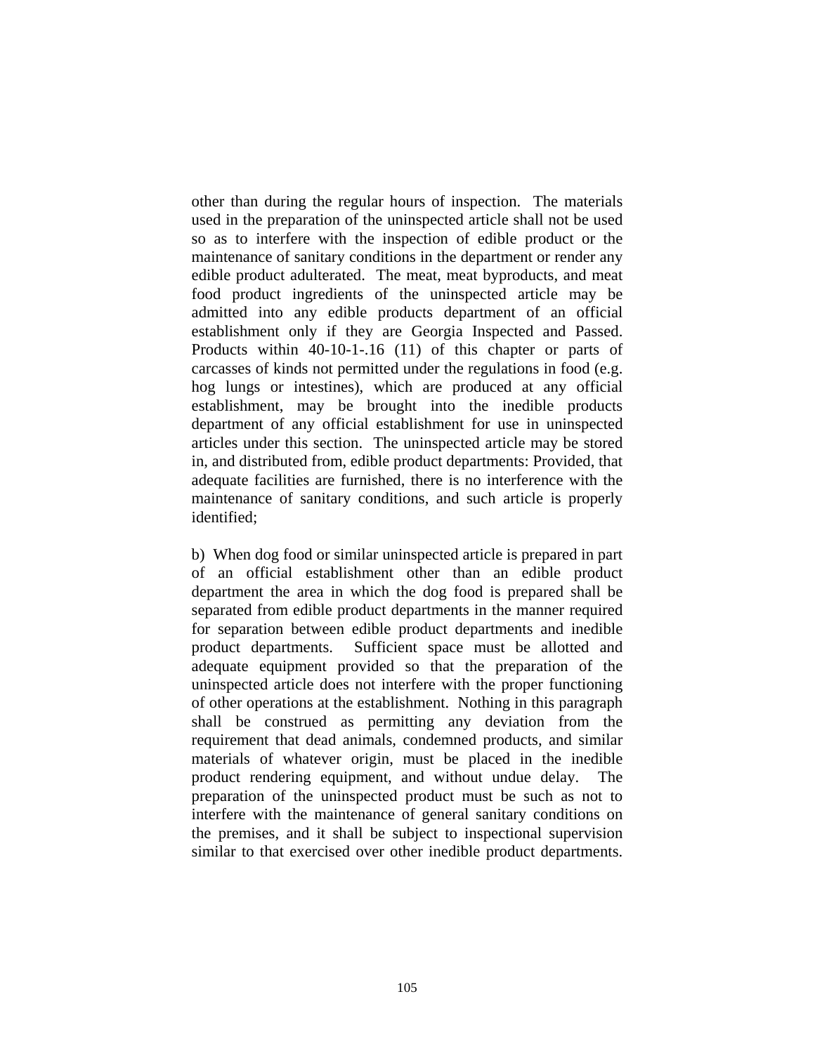other than during the regular hours of inspection. The materials used in the preparation of the uninspected article shall not be used so as to interfere with the inspection of edible product or the maintenance of sanitary conditions in the department or render any edible product adulterated. The meat, meat byproducts, and meat food product ingredients of the uninspected article may be admitted into any edible products department of an official establishment only if they are Georgia Inspected and Passed. Products within 40-10-1-.16 (11) of this chapter or parts of carcasses of kinds not permitted under the regulations in food (e.g. hog lungs or intestines), which are produced at any official establishment, may be brought into the inedible products department of any official establishment for use in uninspected articles under this section. The uninspected article may be stored in, and distributed from, edible product departments: Provided, that adequate facilities are furnished, there is no interference with the maintenance of sanitary conditions, and such article is properly identified;

b) When dog food or similar uninspected article is prepared in part of an official establishment other than an edible product department the area in which the dog food is prepared shall be separated from edible product departments in the manner required for separation between edible product departments and inedible product departments. Sufficient space must be allotted and adequate equipment provided so that the preparation of the uninspected article does not interfere with the proper functioning of other operations at the establishment. Nothing in this paragraph shall be construed as permitting any deviation from the requirement that dead animals, condemned products, and similar materials of whatever origin, must be placed in the inedible product rendering equipment, and without undue delay. The preparation of the uninspected product must be such as not to interfere with the maintenance of general sanitary conditions on the premises, and it shall be subject to inspectional supervision similar to that exercised over other inedible product departments.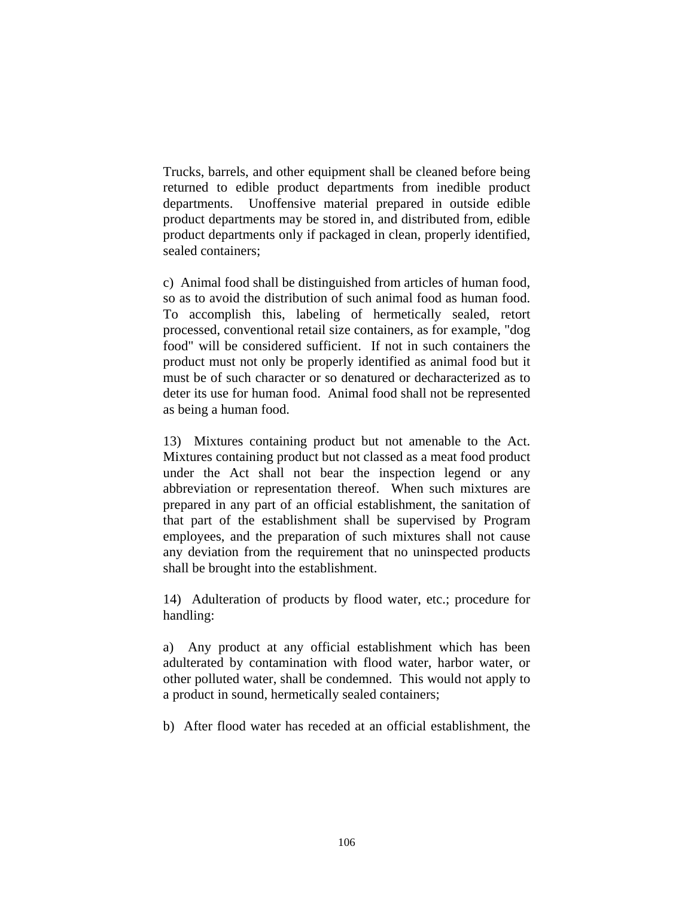Trucks, barrels, and other equipment shall be cleaned before being returned to edible product departments from inedible product departments. Unoffensive material prepared in outside edible product departments may be stored in, and distributed from, edible product departments only if packaged in clean, properly identified, sealed containers;

c) Animal food shall be distinguished from articles of human food, so as to avoid the distribution of such animal food as human food. To accomplish this, labeling of hermetically sealed, retort processed, conventional retail size containers, as for example, "dog food" will be considered sufficient. If not in such containers the product must not only be properly identified as animal food but it must be of such character or so denatured or decharacterized as to deter its use for human food. Animal food shall not be represented as being a human food.

13) Mixtures containing product but not amenable to the Act. Mixtures containing product but not classed as a meat food product under the Act shall not bear the inspection legend or any abbreviation or representation thereof. When such mixtures are prepared in any part of an official establishment, the sanitation of that part of the establishment shall be supervised by Program employees, and the preparation of such mixtures shall not cause any deviation from the requirement that no uninspected products shall be brought into the establishment.

14) Adulteration of products by flood water, etc.; procedure for handling:

a) Any product at any official establishment which has been adulterated by contamination with flood water, harbor water, or other polluted water, shall be condemned. This would not apply to a product in sound, hermetically sealed containers;

b) After flood water has receded at an official establishment, the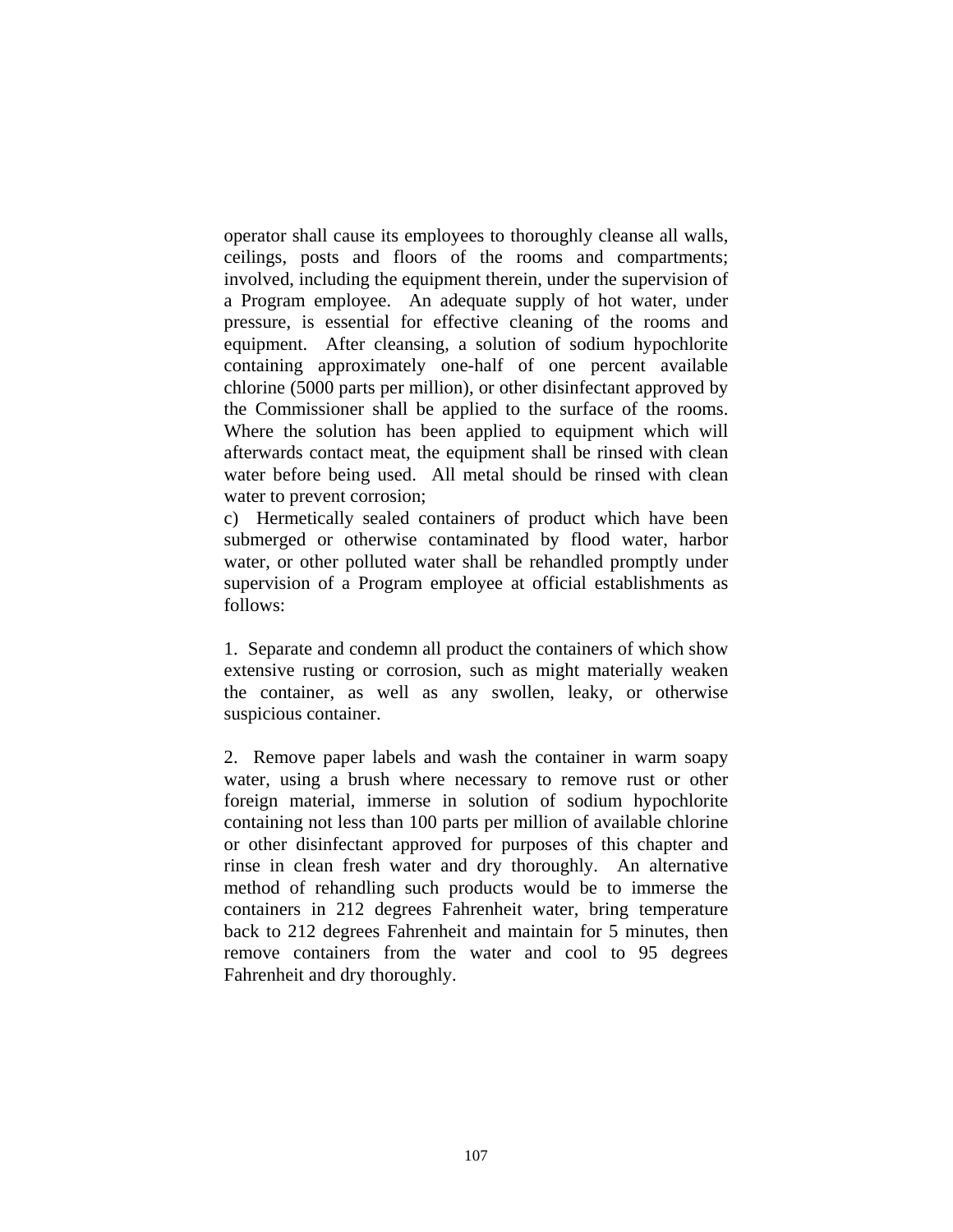operator shall cause its employees to thoroughly cleanse all walls, ceilings, posts and floors of the rooms and compartments; involved, including the equipment therein, under the supervision of a Program employee. An adequate supply of hot water, under pressure, is essential for effective cleaning of the rooms and equipment. After cleansing, a solution of sodium hypochlorite containing approximately one-half of one percent available chlorine (5000 parts per million), or other disinfectant approved by the Commissioner shall be applied to the surface of the rooms. Where the solution has been applied to equipment which will afterwards contact meat, the equipment shall be rinsed with clean water before being used. All metal should be rinsed with clean water to prevent corrosion;

c) Hermetically sealed containers of product which have been submerged or otherwise contaminated by flood water, harbor water, or other polluted water shall be rehandled promptly under supervision of a Program employee at official establishments as follows:

1. Separate and condemn all product the containers of which show extensive rusting or corrosion, such as might materially weaken the container, as well as any swollen, leaky, or otherwise suspicious container.

2. Remove paper labels and wash the container in warm soapy water, using a brush where necessary to remove rust or other foreign material, immerse in solution of sodium hypochlorite containing not less than 100 parts per million of available chlorine or other disinfectant approved for purposes of this chapter and rinse in clean fresh water and dry thoroughly. An alternative method of rehandling such products would be to immerse the containers in 212 degrees Fahrenheit water, bring temperature back to 212 degrees Fahrenheit and maintain for 5 minutes, then remove containers from the water and cool to 95 degrees Fahrenheit and dry thoroughly.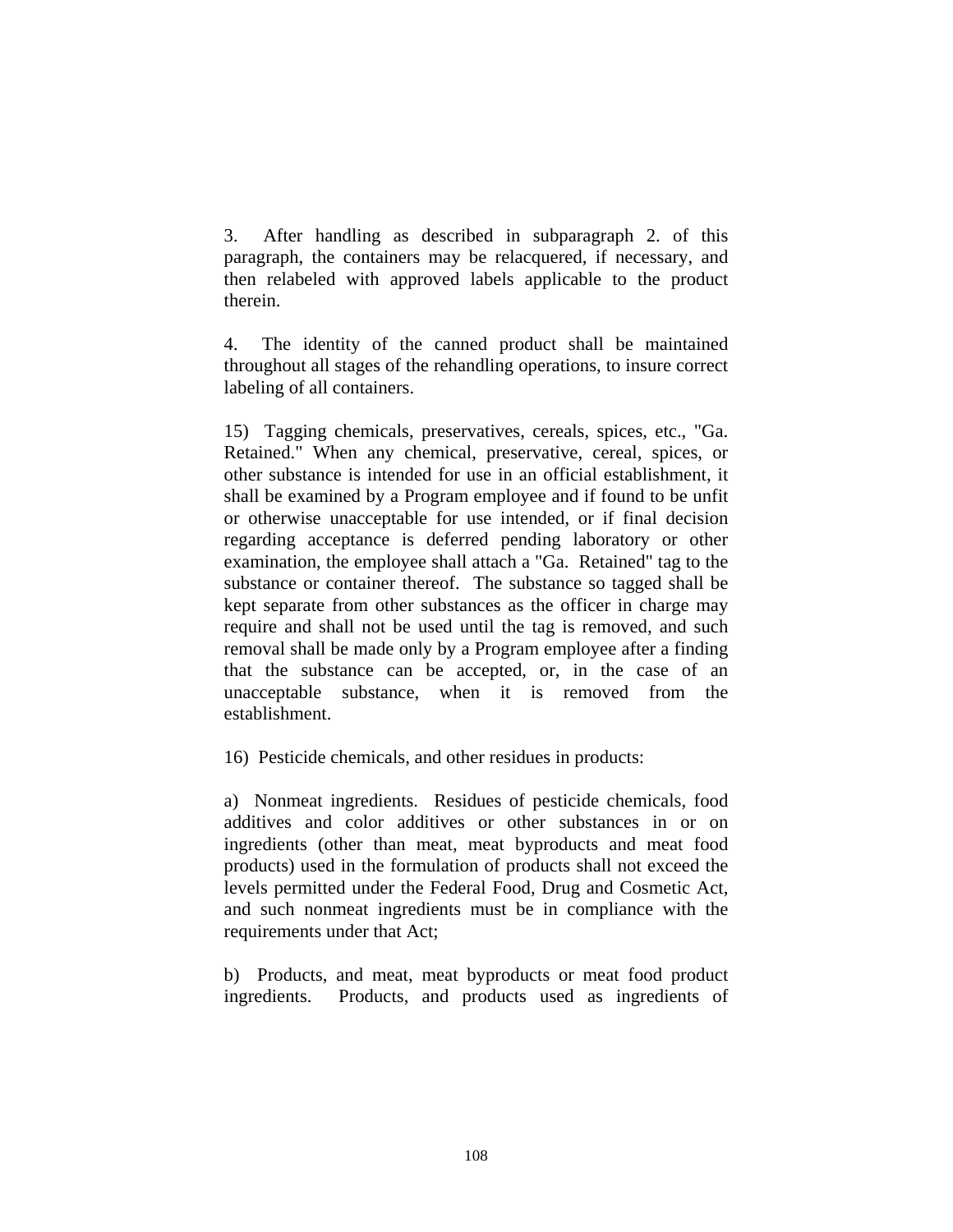3. After handling as described in subparagraph 2. of this paragraph, the containers may be relacquered, if necessary, and then relabeled with approved labels applicable to the product therein.

4. The identity of the canned product shall be maintained throughout all stages of the rehandling operations, to insure correct labeling of all containers.

15) Tagging chemicals, preservatives, cereals, spices, etc., "Ga. Retained." When any chemical, preservative, cereal, spices, or other substance is intended for use in an official establishment, it shall be examined by a Program employee and if found to be unfit or otherwise unacceptable for use intended, or if final decision regarding acceptance is deferred pending laboratory or other examination, the employee shall attach a "Ga. Retained" tag to the substance or container thereof. The substance so tagged shall be kept separate from other substances as the officer in charge may require and shall not be used until the tag is removed, and such removal shall be made only by a Program employee after a finding that the substance can be accepted, or, in the case of an unacceptable substance, when it is removed from the establishment.

16) Pesticide chemicals, and other residues in products:

a) Nonmeat ingredients. Residues of pesticide chemicals, food additives and color additives or other substances in or on ingredients (other than meat, meat byproducts and meat food products) used in the formulation of products shall not exceed the levels permitted under the Federal Food, Drug and Cosmetic Act, and such nonmeat ingredients must be in compliance with the requirements under that Act;

b) Products, and meat, meat byproducts or meat food product ingredients. Products, and products used as ingredients of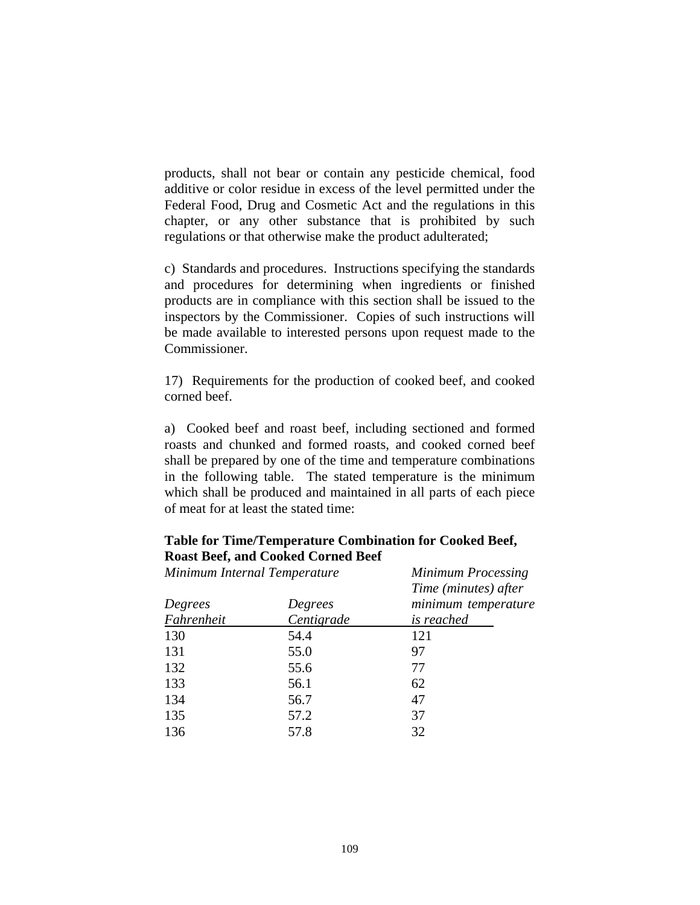products, shall not bear or contain any pesticide chemical, food additive or color residue in excess of the level permitted under the Federal Food, Drug and Cosmetic Act and the regulations in this chapter, or any other substance that is prohibited by such regulations or that otherwise make the product adulterated;

c) Standards and procedures. Instructions specifying the standards and procedures for determining when ingredients or finished products are in compliance with this section shall be issued to the inspectors by the Commissioner. Copies of such instructions will be made available to interested persons upon request made to the Commissioner.

17) Requirements for the production of cooked beef, and cooked corned beef.

a) Cooked beef and roast beef, including sectioned and formed roasts and chunked and formed roasts, and cooked corned beef shall be prepared by one of the time and temperature combinations in the following table. The stated temperature is the minimum which shall be produced and maintained in all parts of each piece of meat for at least the stated time:

**Table for Time/Temperature Combination for Cooked Beef, Roast Beef, and Cooked Corned Beef**

| *Minimum Internal Temperature* | | *Minimum Processing Time (minutes) after minimum temperature is reached* |
|---|---|---|
| *Degrees Fahrenheit* | *Degrees Centigrade* | |
| 130 | 54.4 | 121 |
| 131 | 55.0 | 97 |
| 132 | 55.6 | 77 |
| 133 | 56.1 | 62 |
| 134 | 56.7 | 47 |
| 135 | 57.2 | 37 |
| 136 | 57.8 | 32 |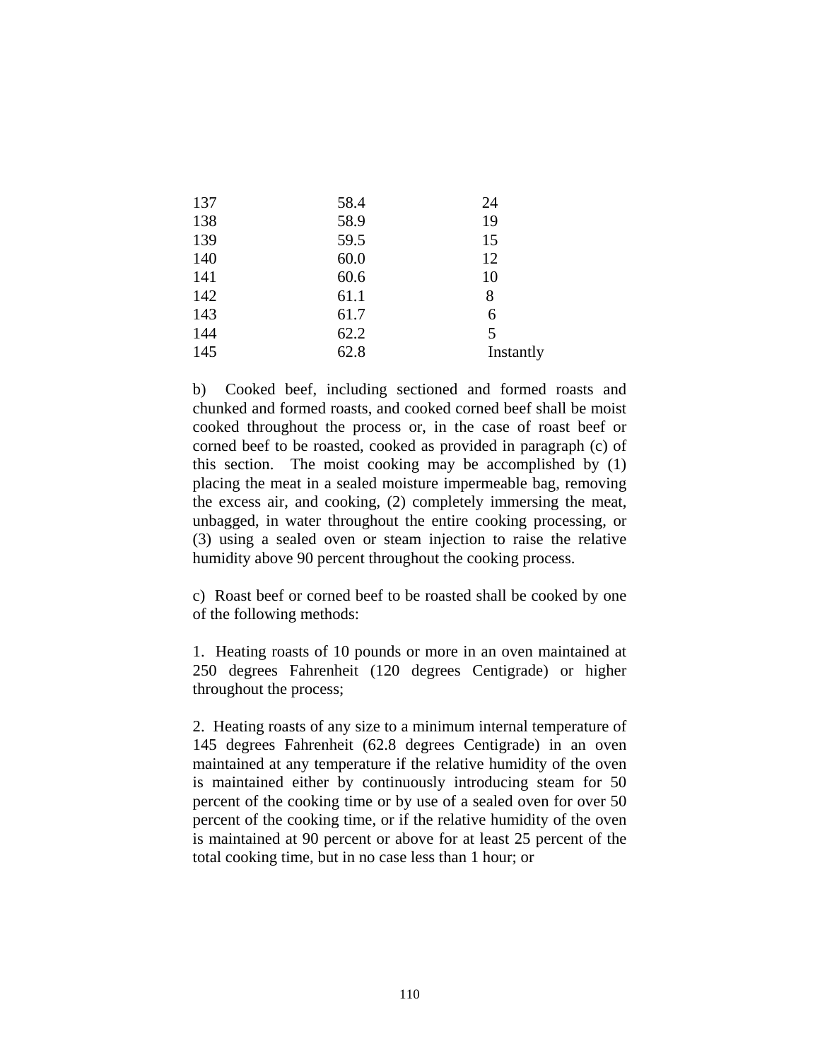| | | |
|---|---|---|
| 137 | 58.4 | 24 |
| 138 | 58.9 | 19 |
| 139 | 59.5 | 15 |
| 140 | 60.0 | 12 |
| 141 | 60.6 | 10 |
| 142 | 61.1 | 8 |
| 143 | 61.7 | 6 |
| 144 | 62.2 | 5 |
| 145 | 62.8 | Instantly |

b) Cooked beef, including sectioned and formed roasts and chunked and formed roasts, and cooked corned beef shall be moist cooked throughout the process or, in the case of roast beef or corned beef to be roasted, cooked as provided in paragraph (c) of this section. The moist cooking may be accomplished by (1) placing the meat in a sealed moisture impermeable bag, removing the excess air, and cooking, (2) completely immersing the meat, unbagged, in water throughout the entire cooking processing, or (3) using a sealed oven or steam injection to raise the relative humidity above 90 percent throughout the cooking process.

c) Roast beef or corned beef to be roasted shall be cooked by one of the following methods:

1. Heating roasts of 10 pounds or more in an oven maintained at 250 degrees Fahrenheit (120 degrees Centigrade) or higher throughout the process;

2. Heating roasts of any size to a minimum internal temperature of 145 degrees Fahrenheit (62.8 degrees Centigrade) in an oven maintained at any temperature if the relative humidity of the oven is maintained either by continuously introducing steam for 50 percent of the cooking time or by use of a sealed oven for over 50 percent of the cooking time, or if the relative humidity of the oven is maintained at 90 percent or above for at least 25 percent of the total cooking time, but in no case less than 1 hour; or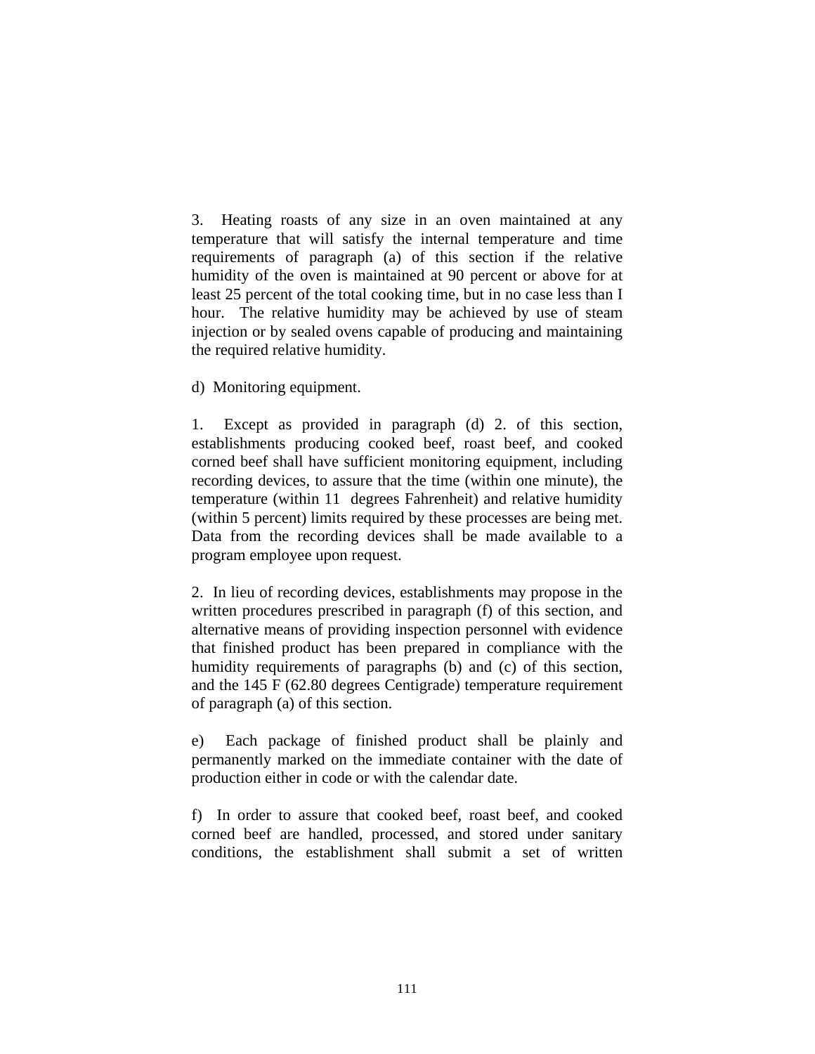3. Heating roasts of any size in an oven maintained at any temperature that will satisfy the internal temperature and time requirements of paragraph (a) of this section if the relative humidity of the oven is maintained at 90 percent or above for at least 25 percent of the total cooking time, but in no case less than I hour. The relative humidity may be achieved by use of steam injection or by sealed ovens capable of producing and maintaining the required relative humidity.

d) Monitoring equipment.

1. Except as provided in paragraph (d) 2. of this section, establishments producing cooked beef, roast beef, and cooked corned beef shall have sufficient monitoring equipment, including recording devices, to assure that the time (within one minute), the temperature (within 11 degrees Fahrenheit) and relative humidity (within 5 percent) limits required by these processes are being met. Data from the recording devices shall be made available to a program employee upon request.

2. In lieu of recording devices, establishments may propose in the written procedures prescribed in paragraph (f) of this section, and alternative means of providing inspection personnel with evidence that finished product has been prepared in compliance with the humidity requirements of paragraphs (b) and (c) of this section, and the 145 F (62.80 degrees Centigrade) temperature requirement of paragraph (a) of this section.

e) Each package of finished product shall be plainly and permanently marked on the immediate container with the date of production either in code or with the calendar date.

f) In order to assure that cooked beef, roast beef, and cooked corned beef are handled, processed, and stored under sanitary conditions, the establishment shall submit a set of written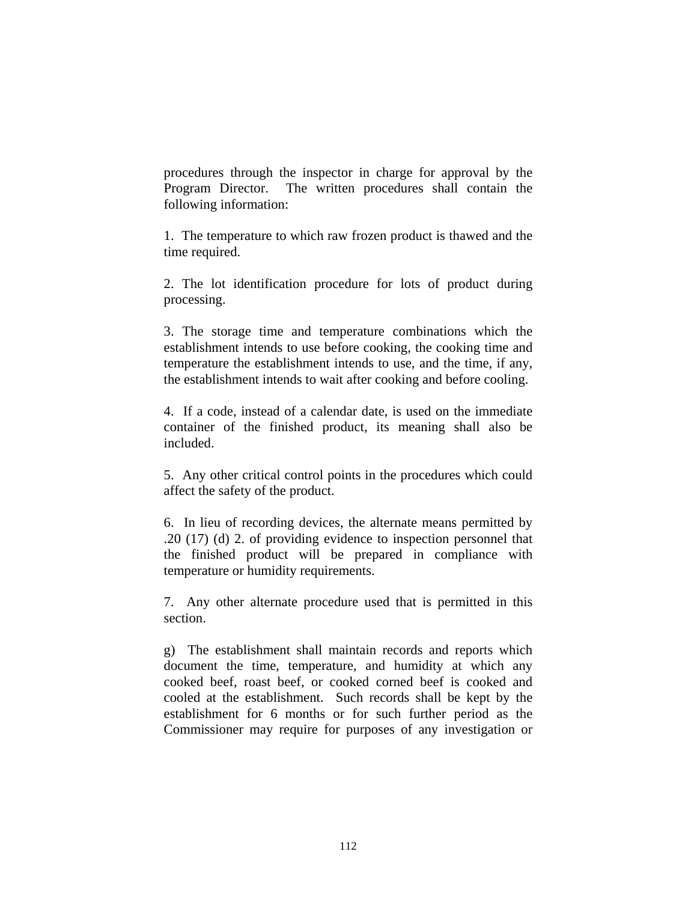procedures through the inspector in charge for approval by the Program Director. The written procedures shall contain the following information:

1. The temperature to which raw frozen product is thawed and the time required.

2. The lot identification procedure for lots of product during processing.

3. The storage time and temperature combinations which the establishment intends to use before cooking, the cooking time and temperature the establishment intends to use, and the time, if any, the establishment intends to wait after cooking and before cooling.

4. If a code, instead of a calendar date, is used on the immediate container of the finished product, its meaning shall also be included.

5. Any other critical control points in the procedures which could affect the safety of the product.

6. In lieu of recording devices, the alternate means permitted by .20 (17) (d) 2. of providing evidence to inspection personnel that the finished product will be prepared in compliance with temperature or humidity requirements.

7. Any other alternate procedure used that is permitted in this section.

g) The establishment shall maintain records and reports which document the time, temperature, and humidity at which any cooked beef, roast beef, or cooked corned beef is cooked and cooled at the establishment. Such records shall be kept by the establishment for 6 months or for such further period as the Commissioner may require for purposes of any investigation or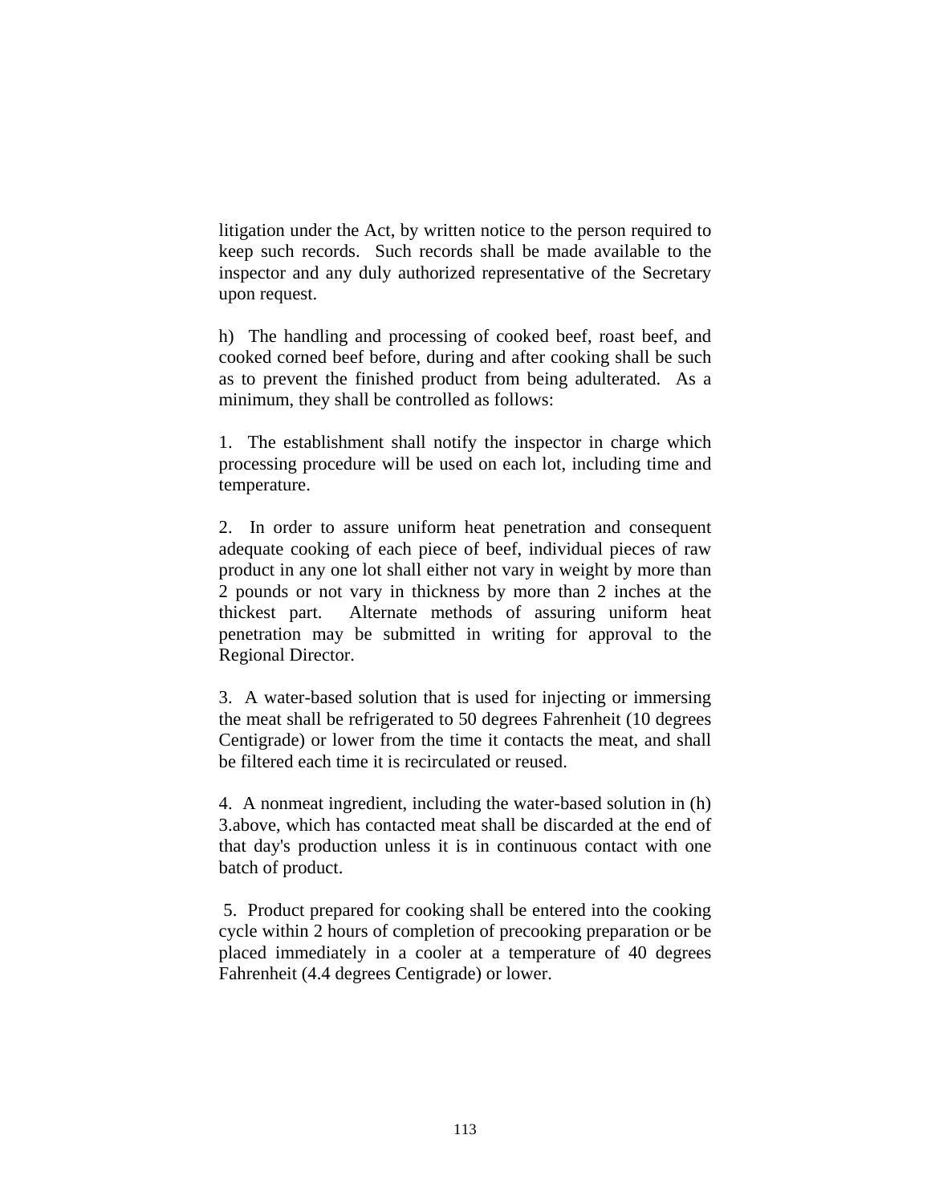litigation under the Act, by written notice to the person required to keep such records. Such records shall be made available to the inspector and any duly authorized representative of the Secretary upon request.

h) The handling and processing of cooked beef, roast beef, and cooked corned beef before, during and after cooking shall be such as to prevent the finished product from being adulterated. As a minimum, they shall be controlled as follows:

1. The establishment shall notify the inspector in charge which processing procedure will be used on each lot, including time and temperature.

2. In order to assure uniform heat penetration and consequent adequate cooking of each piece of beef, individual pieces of raw product in any one lot shall either not vary in weight by more than 2 pounds or not vary in thickness by more than 2 inches at the thickest part. Alternate methods of assuring uniform heat penetration may be submitted in writing for approval to the Regional Director.

3. A water-based solution that is used for injecting or immersing the meat shall be refrigerated to 50 degrees Fahrenheit (10 degrees Centigrade) or lower from the time it contacts the meat, and shall be filtered each time it is recirculated or reused.

4. A nonmeat ingredient, including the water-based solution in (h) 3.above, which has contacted meat shall be discarded at the end of that day's production unless it is in continuous contact with one batch of product.

5. Product prepared for cooking shall be entered into the cooking cycle within 2 hours of completion of precooking preparation or be placed immediately in a cooler at a temperature of 40 degrees Fahrenheit (4.4 degrees Centigrade) or lower.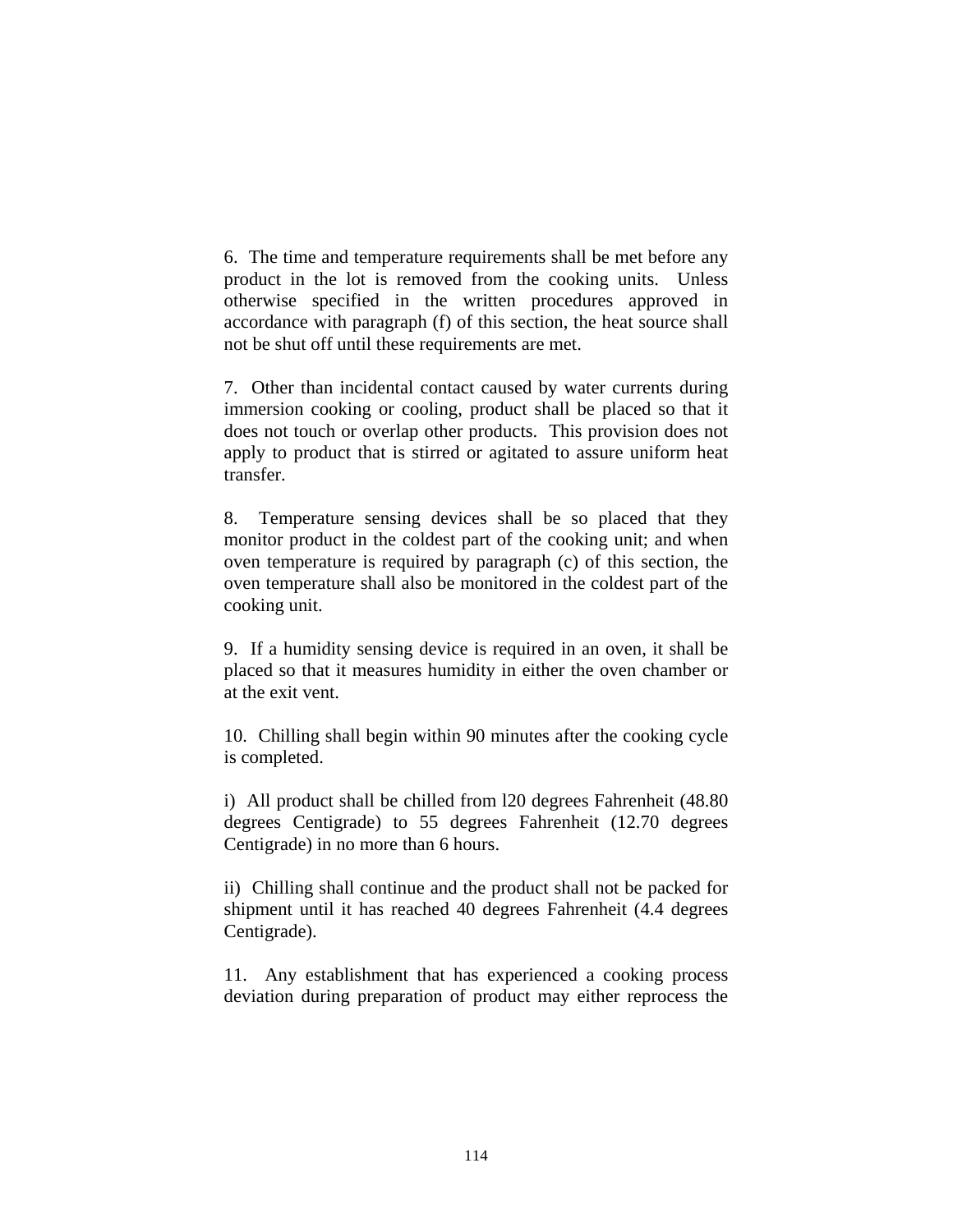6. The time and temperature requirements shall be met before any product in the lot is removed from the cooking units. Unless otherwise specified in the written procedures approved in accordance with paragraph (f) of this section, the heat source shall not be shut off until these requirements are met.

7. Other than incidental contact caused by water currents during immersion cooking or cooling, product shall be placed so that it does not touch or overlap other products. This provision does not apply to product that is stirred or agitated to assure uniform heat transfer.

8. Temperature sensing devices shall be so placed that they monitor product in the coldest part of the cooking unit; and when oven temperature is required by paragraph (c) of this section, the oven temperature shall also be monitored in the coldest part of the cooking unit.

9. If a humidity sensing device is required in an oven, it shall be placed so that it measures humidity in either the oven chamber or at the exit vent.

10. Chilling shall begin within 90 minutes after the cooking cycle is completed.

i) All product shall be chilled from l20 degrees Fahrenheit (48.80 degrees Centigrade) to 55 degrees Fahrenheit (12.70 degrees Centigrade) in no more than 6 hours.

ii) Chilling shall continue and the product shall not be packed for shipment until it has reached 40 degrees Fahrenheit (4.4 degrees Centigrade).

11. Any establishment that has experienced a cooking process deviation during preparation of product may either reprocess the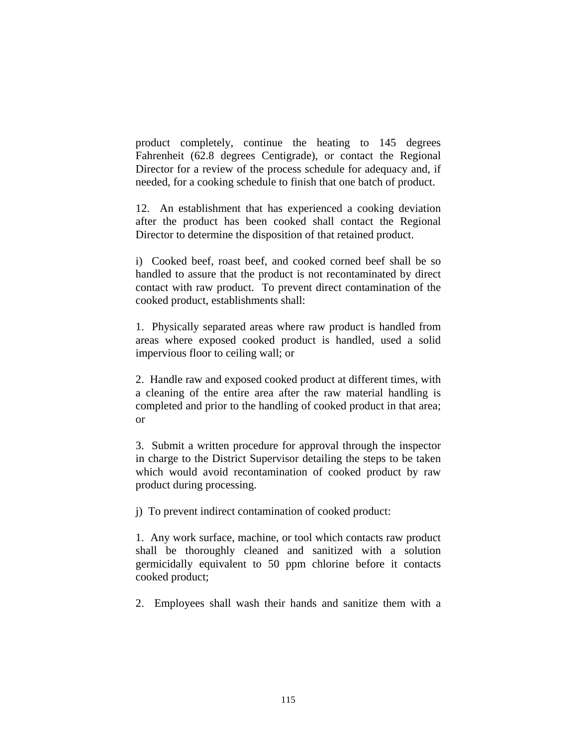product completely, continue the heating to 145 degrees Fahrenheit (62.8 degrees Centigrade), or contact the Regional Director for a review of the process schedule for adequacy and, if needed, for a cooking schedule to finish that one batch of product.

12. An establishment that has experienced a cooking deviation after the product has been cooked shall contact the Regional Director to determine the disposition of that retained product.

i) Cooked beef, roast beef, and cooked corned beef shall be so handled to assure that the product is not recontaminated by direct contact with raw product. To prevent direct contamination of the cooked product, establishments shall:

1. Physically separated areas where raw product is handled from areas where exposed cooked product is handled, used a solid impervious floor to ceiling wall; or

2. Handle raw and exposed cooked product at different times, with a cleaning of the entire area after the raw material handling is completed and prior to the handling of cooked product in that area; or

3. Submit a written procedure for approval through the inspector in charge to the District Supervisor detailing the steps to be taken which would avoid recontamination of cooked product by raw product during processing.

j) To prevent indirect contamination of cooked product:

1. Any work surface, machine, or tool which contacts raw product shall be thoroughly cleaned and sanitized with a solution germicidally equivalent to 50 ppm chlorine before it contacts cooked product;

2. Employees shall wash their hands and sanitize them with a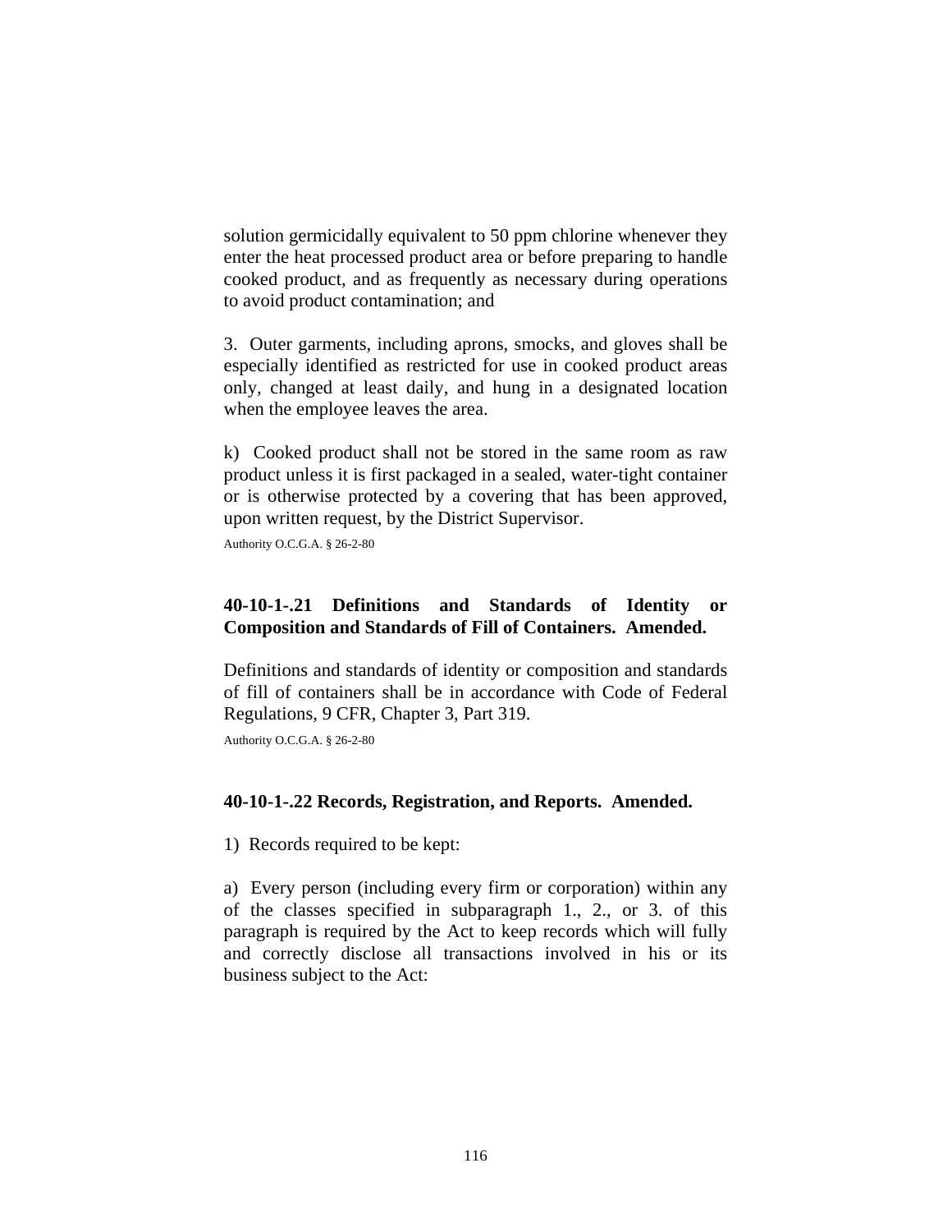solution germicidally equivalent to 50 ppm chlorine whenever they enter the heat processed product area or before preparing to handle cooked product, and as frequently as necessary during operations to avoid product contamination; and

3. Outer garments, including aprons, smocks, and gloves shall be especially identified as restricted for use in cooked product areas only, changed at least daily, and hung in a designated location when the employee leaves the area.

k) Cooked product shall not be stored in the same room as raw product unless it is first packaged in a sealed, water-tight container or is otherwise protected by a covering that has been approved, upon written request, by the District Supervisor.

Authority O.C.G.A. § 26-2-80

### 40-10-1-.21 Definitions and Standards of Identity or Composition and Standards of Fill of Containers. Amended.

Definitions and standards of identity or composition and standards of fill of containers shall be in accordance with Code of Federal Regulations, 9 CFR, Chapter 3, Part 319.

Authority O.C.G.A. § 26-2-80

### 40-10-1-.22 Records, Registration, and Reports. Amended.

1) Records required to be kept:

a) Every person (including every firm or corporation) within any of the classes specified in subparagraph 1., 2., or 3. of this paragraph is required by the Act to keep records which will fully and correctly disclose all transactions involved in his or its business subject to the Act: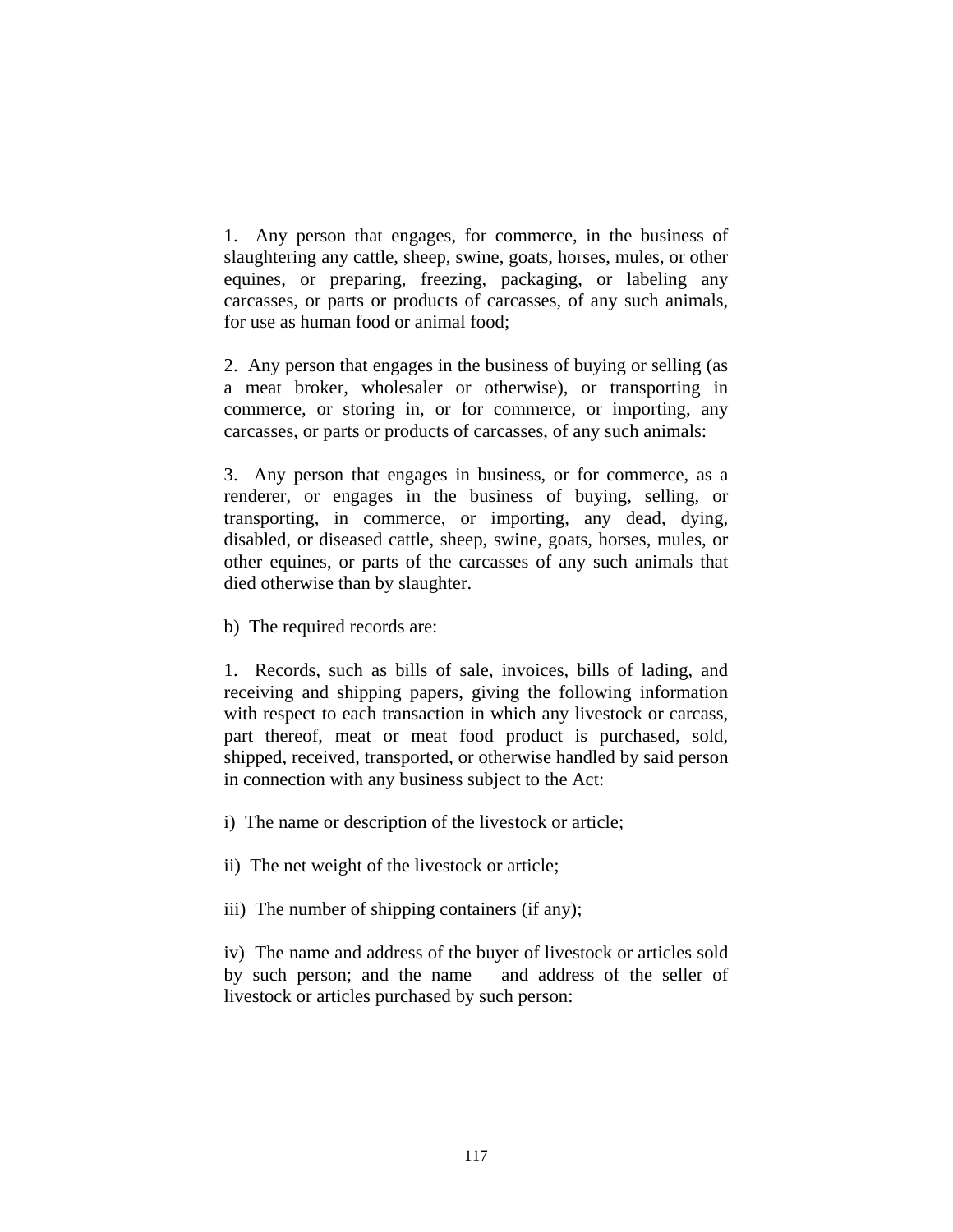1. Any person that engages, for commerce, in the business of slaughtering any cattle, sheep, swine, goats, horses, mules, or other equines, or preparing, freezing, packaging, or labeling any carcasses, or parts or products of carcasses, of any such animals, for use as human food or animal food;

2. Any person that engages in the business of buying or selling (as a meat broker, wholesaler or otherwise), or transporting in commerce, or storing in, or for commerce, or importing, any carcasses, or parts or products of carcasses, of any such animals:

3. Any person that engages in business, or for commerce, as a renderer, or engages in the business of buying, selling, or transporting, in commerce, or importing, any dead, dying, disabled, or diseased cattle, sheep, swine, goats, horses, mules, or other equines, or parts of the carcasses of any such animals that died otherwise than by slaughter.

b) The required records are:

1. Records, such as bills of sale, invoices, bills of lading, and receiving and shipping papers, giving the following information with respect to each transaction in which any livestock or carcass, part thereof, meat or meat food product is purchased, sold, shipped, received, transported, or otherwise handled by said person in connection with any business subject to the Act:

i) The name or description of the livestock or article;

ii) The net weight of the livestock or article;

iii) The number of shipping containers (if any);

iv) The name and address of the buyer of livestock or articles sold by such person; and the name and address of the seller of livestock or articles purchased by such person: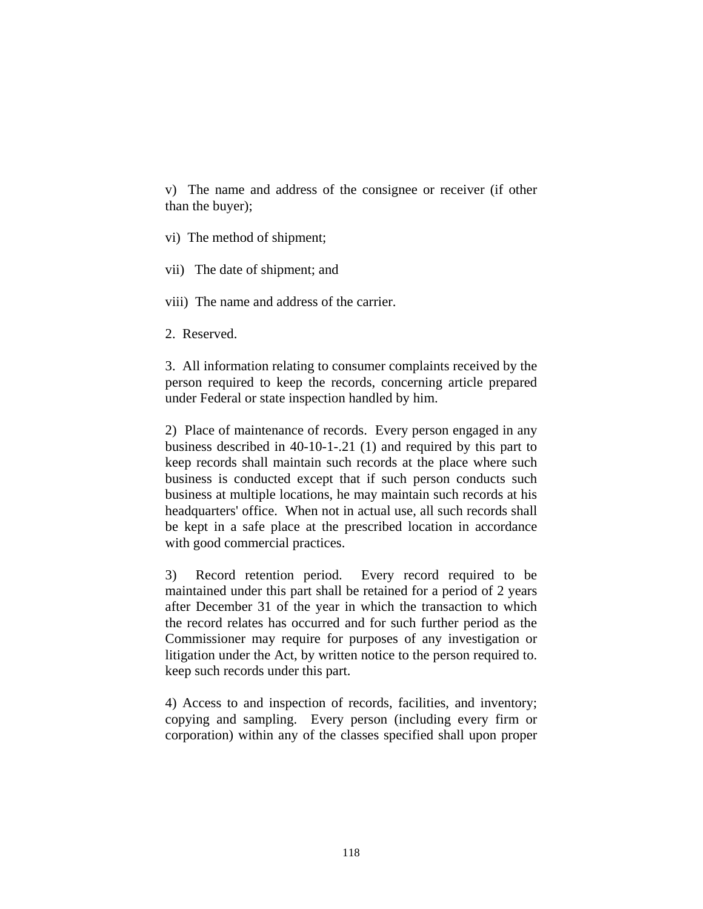v) The name and address of the consignee or receiver (if other than the buyer);

vi) The method of shipment;

vii) The date of shipment; and

viii) The name and address of the carrier.

2. Reserved.

3. All information relating to consumer complaints received by the person required to keep the records, concerning article prepared under Federal or state inspection handled by him.

2) Place of maintenance of records. Every person engaged in any business described in 40-10-1-.21 (1) and required by this part to keep records shall maintain such records at the place where such business is conducted except that if such person conducts such business at multiple locations, he may maintain such records at his headquarters' office. When not in actual use, all such records shall be kept in a safe place at the prescribed location in accordance with good commercial practices.

3) Record retention period. Every record required to be maintained under this part shall be retained for a period of 2 years after December 31 of the year in which the transaction to which the record relates has occurred and for such further period as the Commissioner may require for purposes of any investigation or litigation under the Act, by written notice to the person required to. keep such records under this part.

4) Access to and inspection of records, facilities, and inventory; copying and sampling. Every person (including every firm or corporation) within any of the classes specified shall upon proper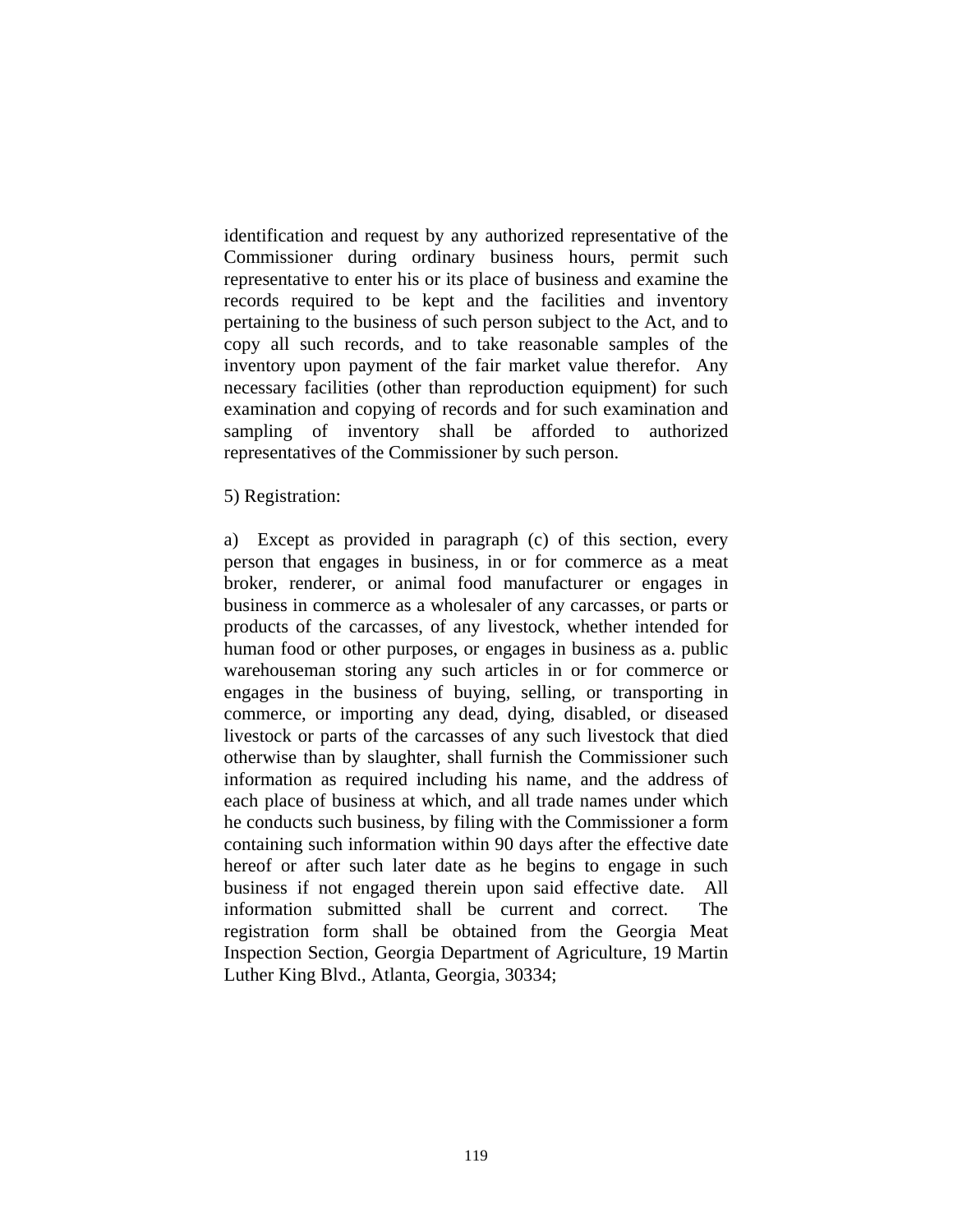identification and request by any authorized representative of the Commissioner during ordinary business hours, permit such representative to enter his or its place of business and examine the records required to be kept and the facilities and inventory pertaining to the business of such person subject to the Act, and to copy all such records, and to take reasonable samples of the inventory upon payment of the fair market value therefor. Any necessary facilities (other than reproduction equipment) for such examination and copying of records and for such examination and sampling of inventory shall be afforded to authorized representatives of the Commissioner by such person.

5) Registration:

a) Except as provided in paragraph (c) of this section, every person that engages in business, in or for commerce as a meat broker, renderer, or animal food manufacturer or engages in business in commerce as a wholesaler of any carcasses, or parts or products of the carcasses, of any livestock, whether intended for human food or other purposes, or engages in business as a. public warehouseman storing any such articles in or for commerce or engages in the business of buying, selling, or transporting in commerce, or importing any dead, dying, disabled, or diseased livestock or parts of the carcasses of any such livestock that died otherwise than by slaughter, shall furnish the Commissioner such information as required including his name, and the address of each place of business at which, and all trade names under which he conducts such business, by filing with the Commissioner a form containing such information within 90 days after the effective date hereof or after such later date as he begins to engage in such business if not engaged therein upon said effective date. All information submitted shall be current and correct. The registration form shall be obtained from the Georgia Meat Inspection Section, Georgia Department of Agriculture, 19 Martin Luther King Blvd., Atlanta, Georgia, 30334;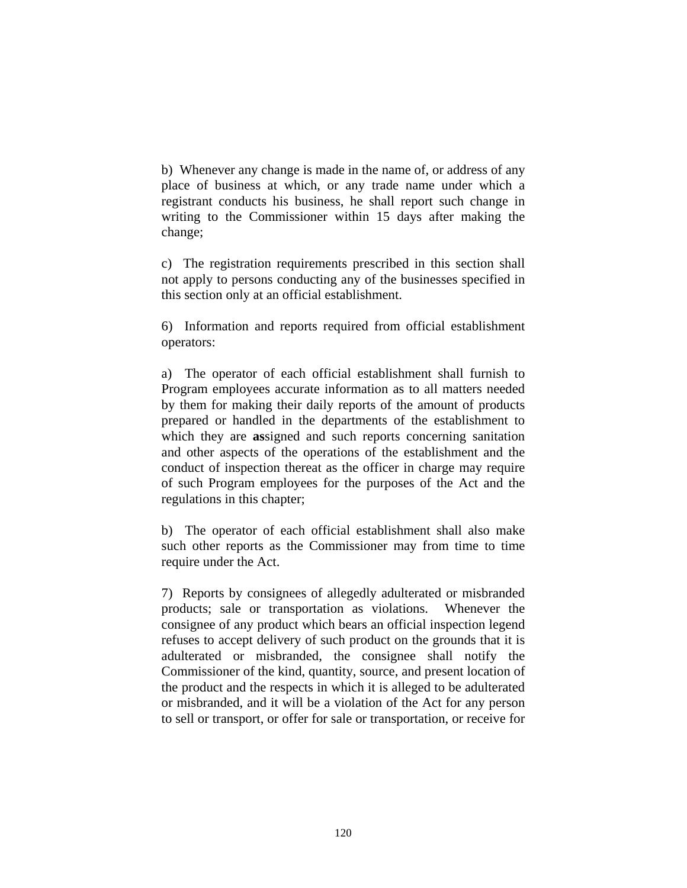b) Whenever any change is made in the name of, or address of any place of business at which, or any trade name under which a registrant conducts his business, he shall report such change in writing to the Commissioner within 15 days after making the change;

c) The registration requirements prescribed in this section shall not apply to persons conducting any of the businesses specified in this section only at an official establishment.

6) Information and reports required from official establishment operators:

a) The operator of each official establishment shall furnish to Program employees accurate information as to all matters needed by them for making their daily reports of the amount of products prepared or handled in the departments of the establishment to which they are **as**signed and such reports concerning sanitation and other aspects of the operations of the establishment and the conduct of inspection thereat as the officer in charge may require of such Program employees for the purposes of the Act and the regulations in this chapter;

b) The operator of each official establishment shall also make such other reports as the Commissioner may from time to time require under the Act.

7) Reports by consignees of allegedly adulterated or misbranded products; sale or transportation as violations. Whenever the consignee of any product which bears an official inspection legend refuses to accept delivery of such product on the grounds that it is adulterated or misbranded, the consignee shall notify the Commissioner of the kind, quantity, source, and present location of the product and the respects in which it is alleged to be adulterated or misbranded, and it will be a violation of the Act for any person to sell or transport, or offer for sale or transportation, or receive for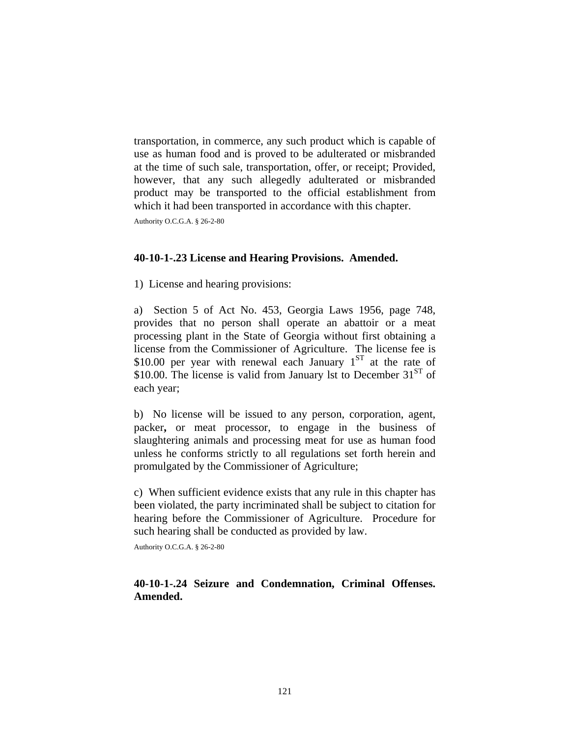transportation, in commerce, any such product which is capable of use as human food and is proved to be adulterated or misbranded at the time of such sale, transportation, offer, or receipt; Provided, however, that any such allegedly adulterated or misbranded product may be transported to the official establishment from which it had been transported in accordance with this chapter.

Authority O.C.G.A. § 26-2-80

**40-10-1-.23 License and Hearing Provisions. Amended.**

1) License and hearing provisions:

a) Section 5 of Act No. 453, Georgia Laws 1956, page 748, provides that no person shall operate an abattoir or a meat processing plant in the State of Georgia without first obtaining a license from the Commissioner of Agriculture. The license fee is \$10.00 per year with renewal each January 1[ST] at the rate of \$10.00. The license is valid from January lst to December 31[ST] of each year;

b) No license will be issued to any person, corporation, agent, packer**,** or meat processor, to engage in the business of slaughtering animals and processing meat for use as human food unless he conforms strictly to all regulations set forth herein and promulgated by the Commissioner of Agriculture;

c) When sufficient evidence exists that any rule in this chapter has been violated, the party incriminated shall be subject to citation for hearing before the Commissioner of Agriculture. Procedure for such hearing shall be conducted as provided by law.

Authority O.C.G.A. § 26-2-80

**40-10-1-.24 Seizure and Condemnation, Criminal Offenses. Amended.**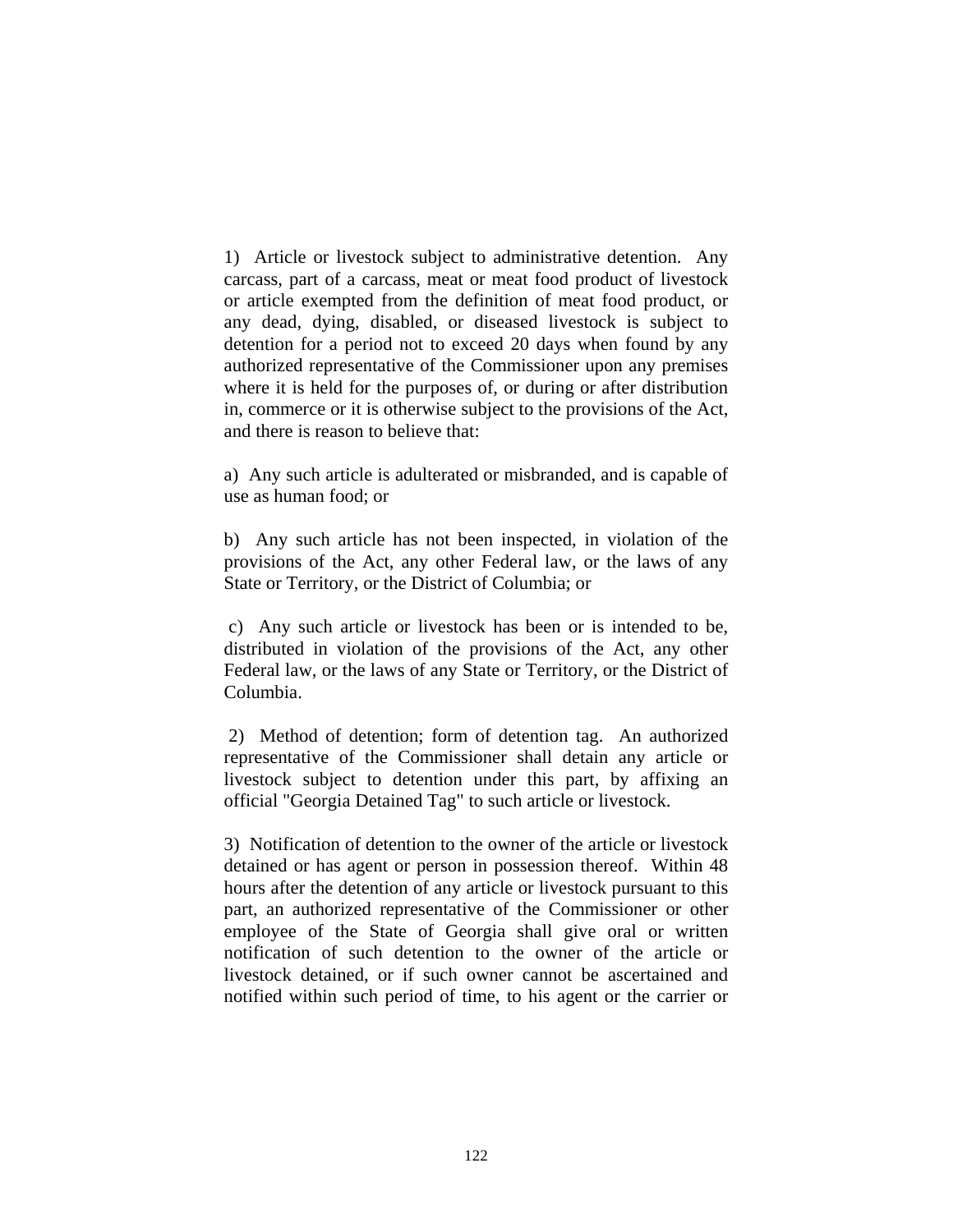1) Article or livestock subject to administrative detention. Any carcass, part of a carcass, meat or meat food product of livestock or article exempted from the definition of meat food product, or any dead, dying, disabled, or diseased livestock is subject to detention for a period not to exceed 20 days when found by any authorized representative of the Commissioner upon any premises where it is held for the purposes of, or during or after distribution in, commerce or it is otherwise subject to the provisions of the Act, and there is reason to believe that:

a) Any such article is adulterated or misbranded, and is capable of use as human food; or

b) Any such article has not been inspected, in violation of the provisions of the Act, any other Federal law, or the laws of any State or Territory, or the District of Columbia; or

c) Any such article or livestock has been or is intended to be, distributed in violation of the provisions of the Act, any other Federal law, or the laws of any State or Territory, or the District of Columbia.

2) Method of detention; form of detention tag. An authorized representative of the Commissioner shall detain any article or livestock subject to detention under this part, by affixing an official "Georgia Detained Tag" to such article or livestock.

3) Notification of detention to the owner of the article or livestock detained or has agent or person in possession thereof. Within 48 hours after the detention of any article or livestock pursuant to this part, an authorized representative of the Commissioner or other employee of the State of Georgia shall give oral or written notification of such detention to the owner of the article or livestock detained, or if such owner cannot be ascertained and notified within such period of time, to his agent or the carrier or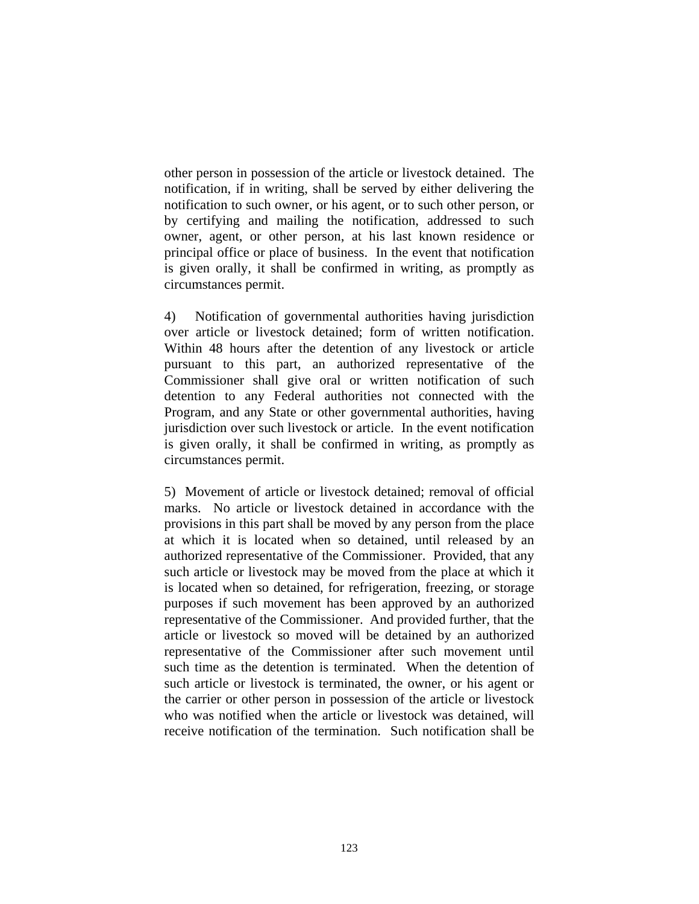other person in possession of the article or livestock detained. The notification, if in writing, shall be served by either delivering the notification to such owner, or his agent, or to such other person, or by certifying and mailing the notification, addressed to such owner, agent, or other person, at his last known residence or principal office or place of business. In the event that notification is given orally, it shall be confirmed in writing, as promptly as circumstances permit.

4) Notification of governmental authorities having jurisdiction over article or livestock detained; form of written notification. Within 48 hours after the detention of any livestock or article pursuant to this part, an authorized representative of the Commissioner shall give oral or written notification of such detention to any Federal authorities not connected with the Program, and any State or other governmental authorities, having jurisdiction over such livestock or article. In the event notification is given orally, it shall be confirmed in writing, as promptly as circumstances permit.

5) Movement of article or livestock detained; removal of official marks. No article or livestock detained in accordance with the provisions in this part shall be moved by any person from the place at which it is located when so detained, until released by an authorized representative of the Commissioner. Provided, that any such article or livestock may be moved from the place at which it is located when so detained, for refrigeration, freezing, or storage purposes if such movement has been approved by an authorized representative of the Commissioner. And provided further, that the article or livestock so moved will be detained by an authorized representative of the Commissioner after such movement until such time as the detention is terminated. When the detention of such article or livestock is terminated, the owner, or his agent or the carrier or other person in possession of the article or livestock who was notified when the article or livestock was detained, will receive notification of the termination. Such notification shall be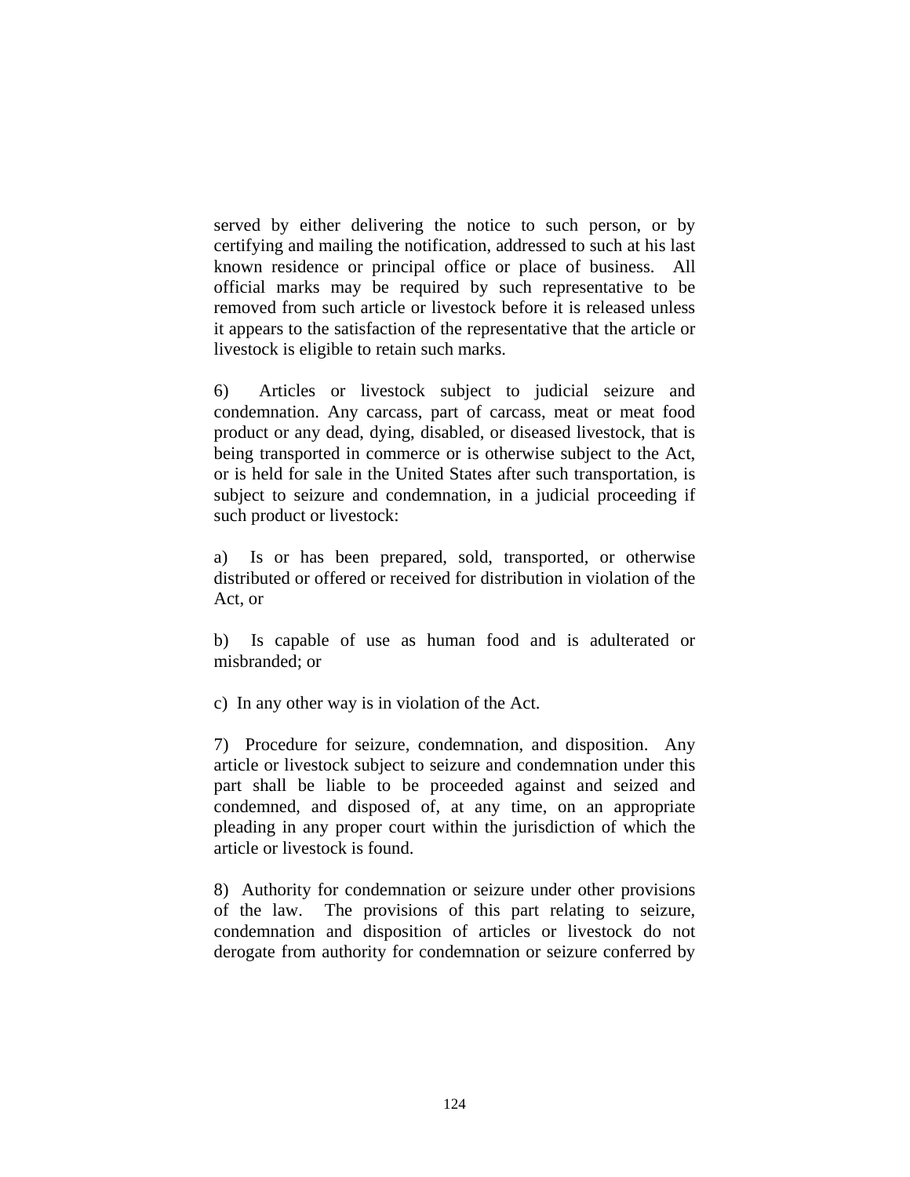served by either delivering the notice to such person, or by certifying and mailing the notification, addressed to such at his last known residence or principal office or place of business. All official marks may be required by such representative to be removed from such article or livestock before it is released unless it appears to the satisfaction of the representative that the article or livestock is eligible to retain such marks.

6) Articles or livestock subject to judicial seizure and condemnation. Any carcass, part of carcass, meat or meat food product or any dead, dying, disabled, or diseased livestock, that is being transported in commerce or is otherwise subject to the Act, or is held for sale in the United States after such transportation, is subject to seizure and condemnation, in a judicial proceeding if such product or livestock:

a) Is or has been prepared, sold, transported, or otherwise distributed or offered or received for distribution in violation of the Act, or

b) Is capable of use as human food and is adulterated or misbranded; or

c) In any other way is in violation of the Act.

7) Procedure for seizure, condemnation, and disposition. Any article or livestock subject to seizure and condemnation under this part shall be liable to be proceeded against and seized and condemned, and disposed of, at any time, on an appropriate pleading in any proper court within the jurisdiction of which the article or livestock is found.

8) Authority for condemnation or seizure under other provisions of the law. The provisions of this part relating to seizure, condemnation and disposition of articles or livestock do not derogate from authority for condemnation or seizure conferred by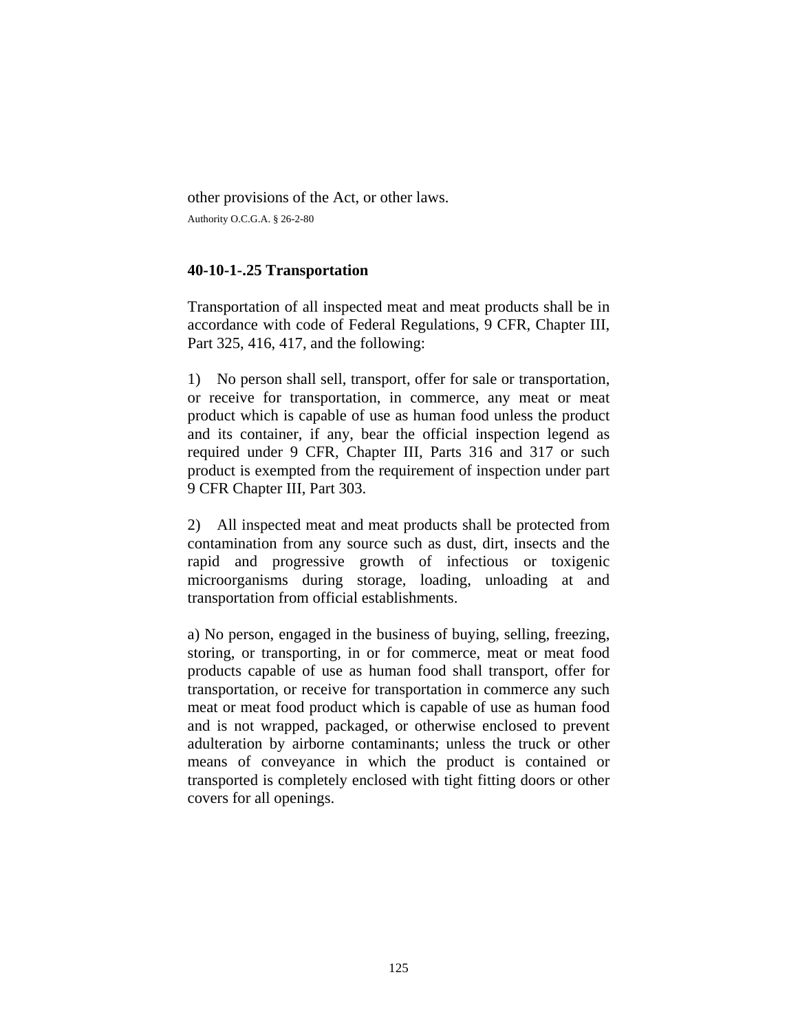other provisions of the Act, or other laws.

Authority O.C.G.A. § 26-2-80

### 40-10-1-.25 Transportation

Transportation of all inspected meat and meat products shall be in accordance with code of Federal Regulations, 9 CFR, Chapter III, Part 325, 416, 417, and the following:

1) No person shall sell, transport, offer for sale or transportation, or receive for transportation, in commerce, any meat or meat product which is capable of use as human food unless the product and its container, if any, bear the official inspection legend as required under 9 CFR, Chapter III, Parts 316 and 317 or such product is exempted from the requirement of inspection under part 9 CFR Chapter III, Part 303.

2) All inspected meat and meat products shall be protected from contamination from any source such as dust, dirt, insects and the rapid and progressive growth of infectious or toxigenic microorganisms during storage, loading, unloading at and transportation from official establishments.

a) No person, engaged in the business of buying, selling, freezing, storing, or transporting, in or for commerce, meat or meat food products capable of use as human food shall transport, offer for transportation, or receive for transportation in commerce any such meat or meat food product which is capable of use as human food and is not wrapped, packaged, or otherwise enclosed to prevent adulteration by airborne contaminants; unless the truck or other means of conveyance in which the product is contained or transported is completely enclosed with tight fitting doors or other covers for all openings.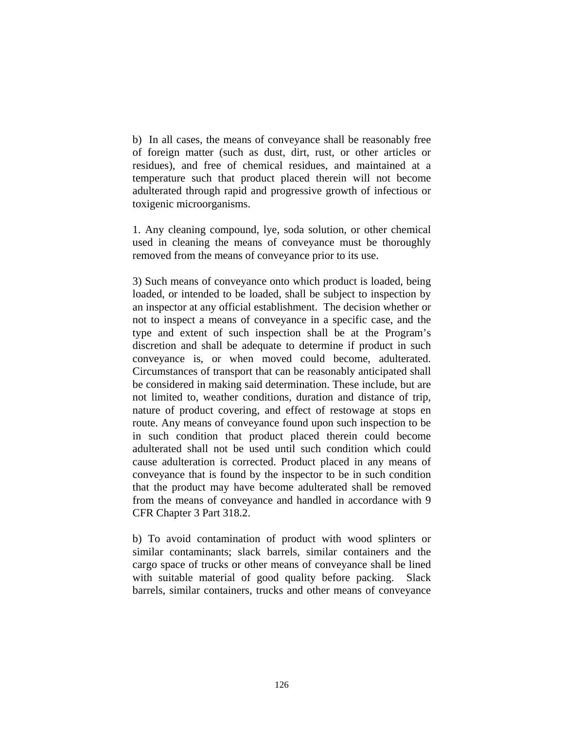b)  In all cases, the means of conveyance shall be reasonably free of foreign matter (such as dust, dirt, rust, or other articles or residues), and free of chemical residues, and maintained at a temperature such that product placed therein will not become adulterated through rapid and progressive growth of infectious or toxigenic microorganisms.

1. Any cleaning compound, lye, soda solution, or other chemical used in cleaning the means of conveyance must be thoroughly removed from the means of conveyance prior to its use.

3) Such means of conveyance onto which product is loaded, being loaded, or intended to be loaded, shall be subject to inspection by an inspector at any official establishment.  The decision whether or not to inspect a means of conveyance in a specific case, and the type and extent of such inspection shall be at the Program's discretion and shall be adequate to determine if product in such conveyance is, or when moved could become, adulterated. Circumstances of transport that can be reasonably anticipated shall be considered in making said determination. These include, but are not limited to, weather conditions, duration and distance of trip, nature of product covering, and effect of restowage at stops en route. Any means of conveyance found upon such inspection to be in such condition that product placed therein could become adulterated shall not be used until such condition which could cause adulteration is corrected. Product placed in any means of conveyance that is found by the inspector to be in such condition that the product may have become adulterated shall be removed from the means of conveyance and handled in accordance with 9 CFR Chapter 3 Part 318.2.

b) To avoid contamination of product with wood splinters or similar contaminants; slack barrels, similar containers and the cargo space of trucks or other means of conveyance shall be lined with suitable material of good quality before packing.  Slack barrels, similar containers, trucks and other means of conveyance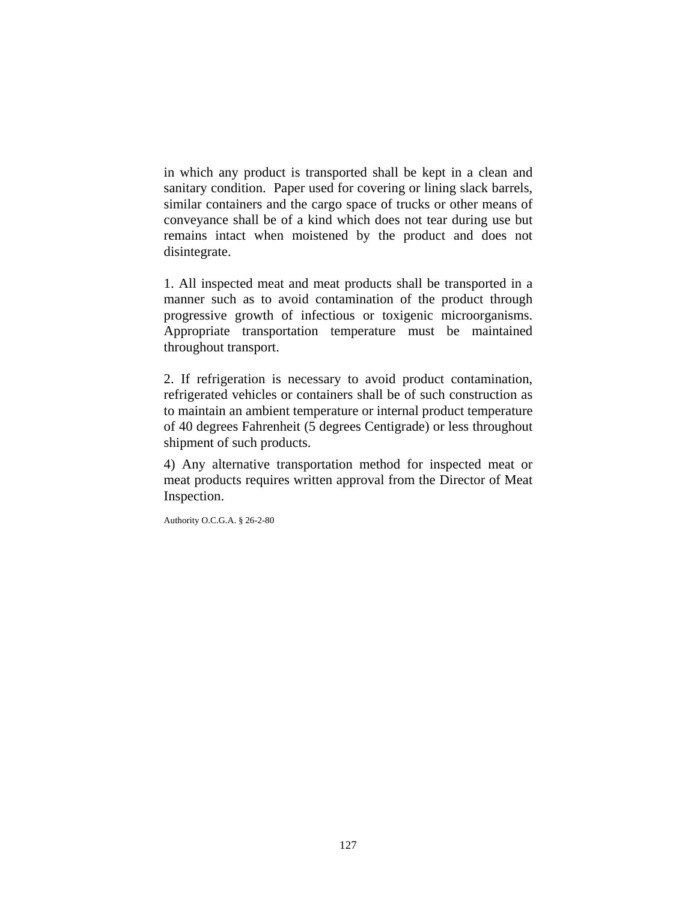in which any product is transported shall be kept in a clean and sanitary condition. Paper used for covering or lining slack barrels, similar containers and the cargo space of trucks or other means of conveyance shall be of a kind which does not tear during use but remains intact when moistened by the product and does not disintegrate.

1. All inspected meat and meat products shall be transported in a manner such as to avoid contamination of the product through progressive growth of infectious or toxigenic microorganisms. Appropriate transportation temperature must be maintained throughout transport.

2. If refrigeration is necessary to avoid product contamination, refrigerated vehicles or containers shall be of such construction as to maintain an ambient temperature or internal product temperature of 40 degrees Fahrenheit (5 degrees Centigrade) or less throughout shipment of such products.

4) Any alternative transportation method for inspected meat or meat products requires written approval from the Director of Meat Inspection.

Authority O.C.G.A. § 26-2-80